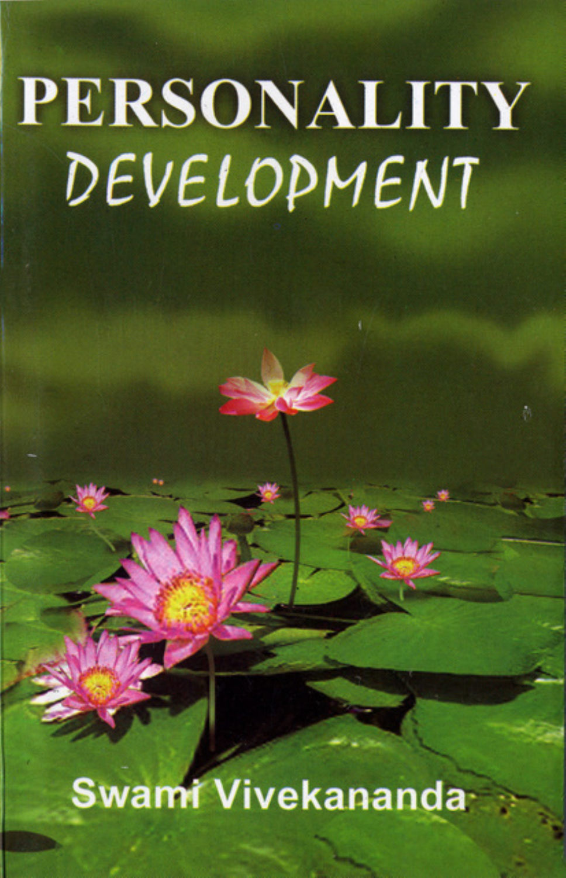# PERSONALITY DEVELOPMENT

Swami Vivekananda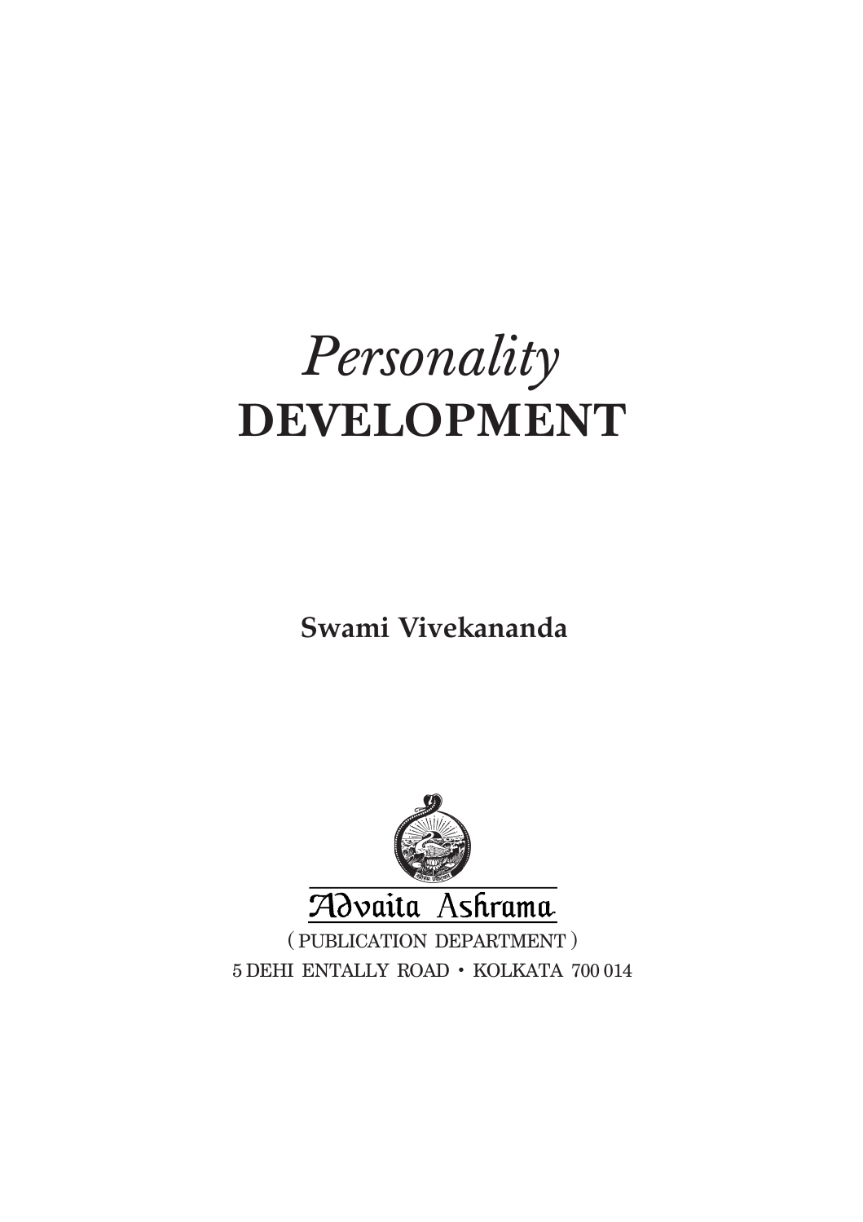# *Personality* DEVELOPMENT

**Swami Vivekananda**

Advaita Ashrama

( PUBLICATION DEPARTMENT )

5 DEHI ENTALLY ROAD • KOLKATA 700 014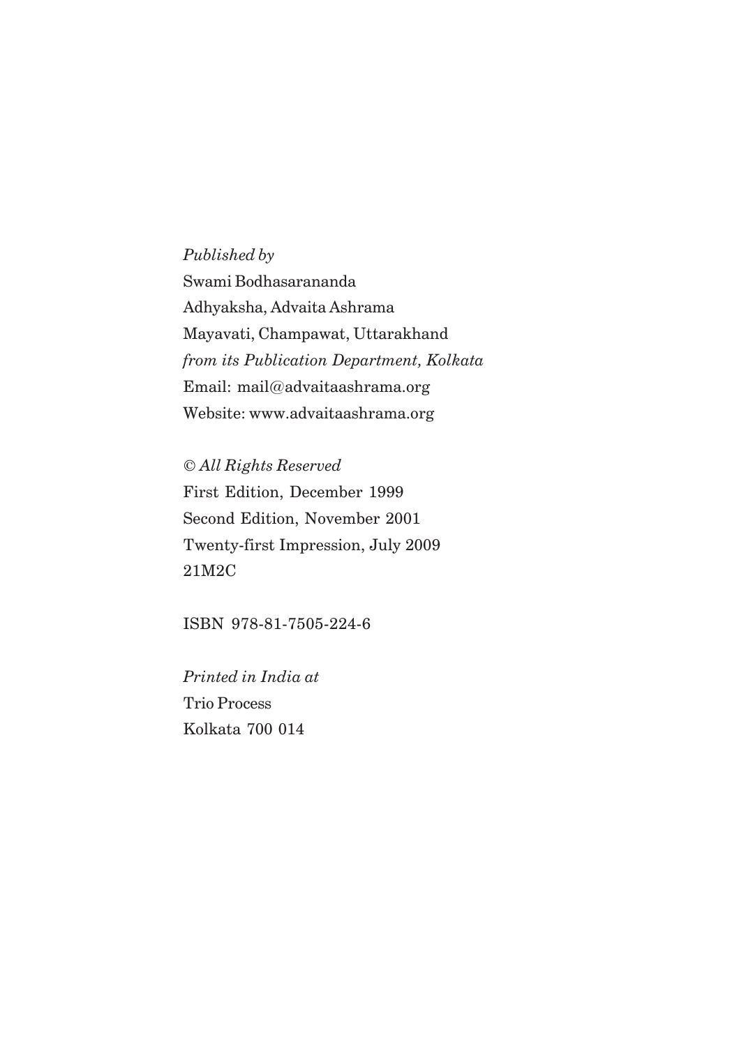*Published by*
Swami Bodhasarananda
Adhyaksha, Advaita Ashrama
Mayavati, Champawat, Uttarakhand
*from its Publication Department, Kolkata*
Email: mail@advaitaashrama.org
Website: www.advaitaashrama.org

© *All Rights Reserved*
First Edition, December 1999
Second Edition, November 2001
Twenty-first Impression, July 2009
21M2C

ISBN 978-81-7505-224-6

*Printed in India at*
Trio Process
Kolkata 700 014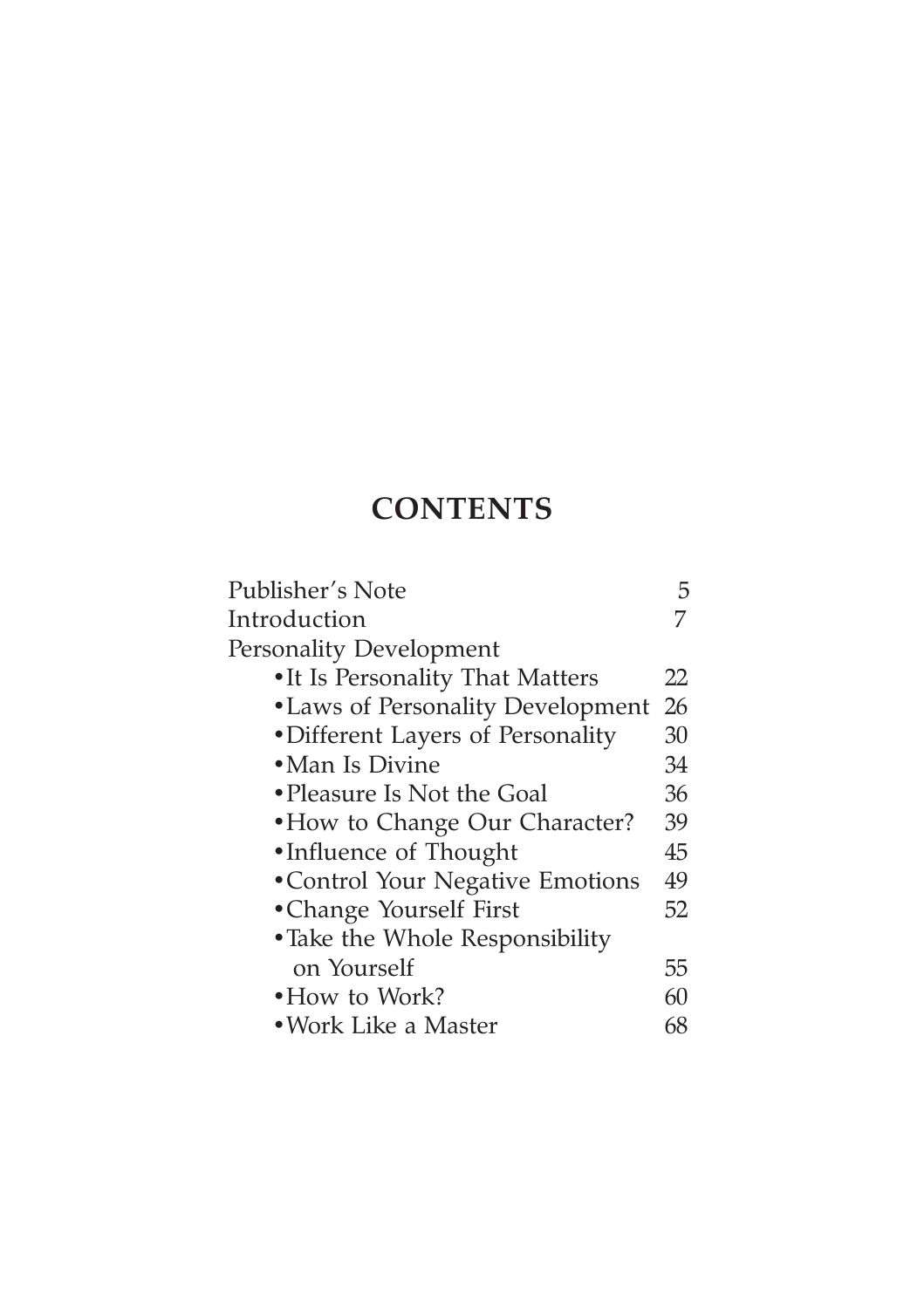# CONTENTS

| | |
|---|---|
| Publisher's Note | 5 |
| Introduction | 7 |
| Personality Development | |
| • It Is Personality That Matters | 22 |
| • Laws of Personality Development | 26 |
| • Different Layers of Personality | 30 |
| • Man Is Divine | 34 |
| • Pleasure Is Not the Goal | 36 |
| • How to Change Our Character? | 39 |
| • Influence of Thought | 45 |
| • Control Your Negative Emotions | 49 |
| • Change Yourself First | 52 |
| • Take the Whole Responsibility on Yourself | 55 |
| • How to Work? | 60 |
| • Work Like a Master | 68 |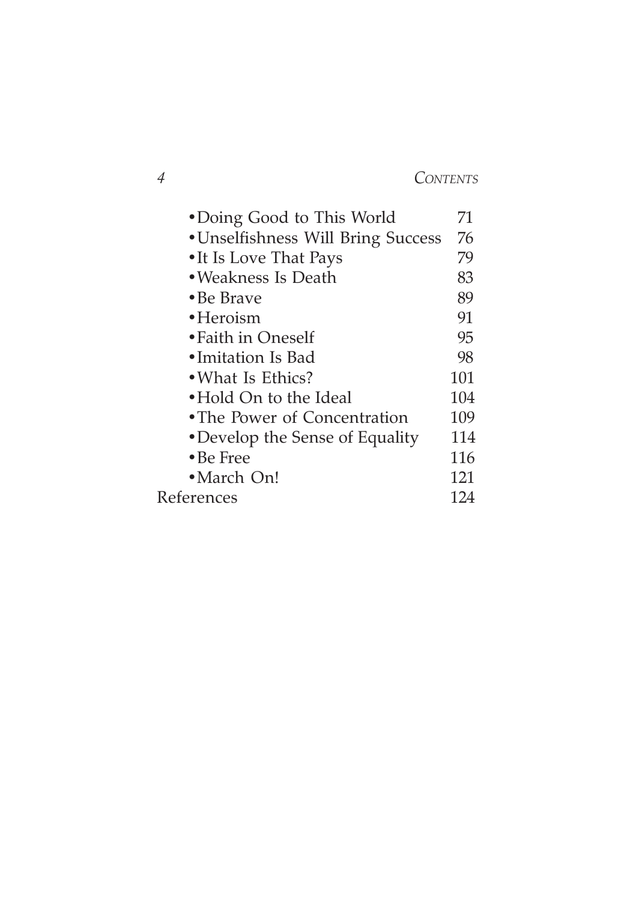- Doing Good to This World 71
- Unselfishness Will Bring Success 76
- It Is Love That Pays 79
- Weakness Is Death 83
- Be Brave 89
- Heroism 91
- Faith in Oneself 95
- Imitation Is Bad 98
- What Is Ethics? 101
- Hold On to the Ideal 104
- The Power of Concentration 109
- Develop the Sense of Equality 114
- Be Free 116
- March On! 121

References 124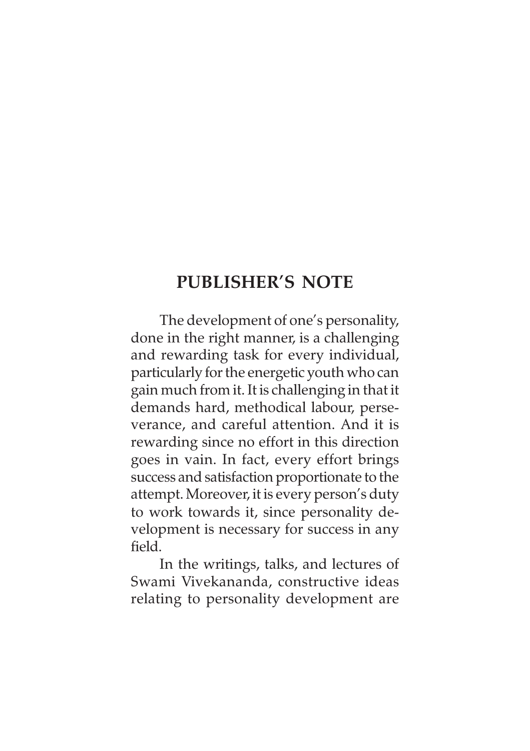## PUBLISHER'S NOTE

The development of one's personality, done in the right manner, is a challenging and rewarding task for every individual, particularly for the energetic youth who can gain much from it. It is challenging in that it demands hard, methodical labour, perseverance, and careful attention. And it is rewarding since no effort in this direction goes in vain. In fact, every effort brings success and satisfaction proportionate to the attempt. Moreover, it is every person's duty to work towards it, since personality development is necessary for success in any field.

In the writings, talks, and lectures of Swami Vivekananda, constructive ideas relating to personality development are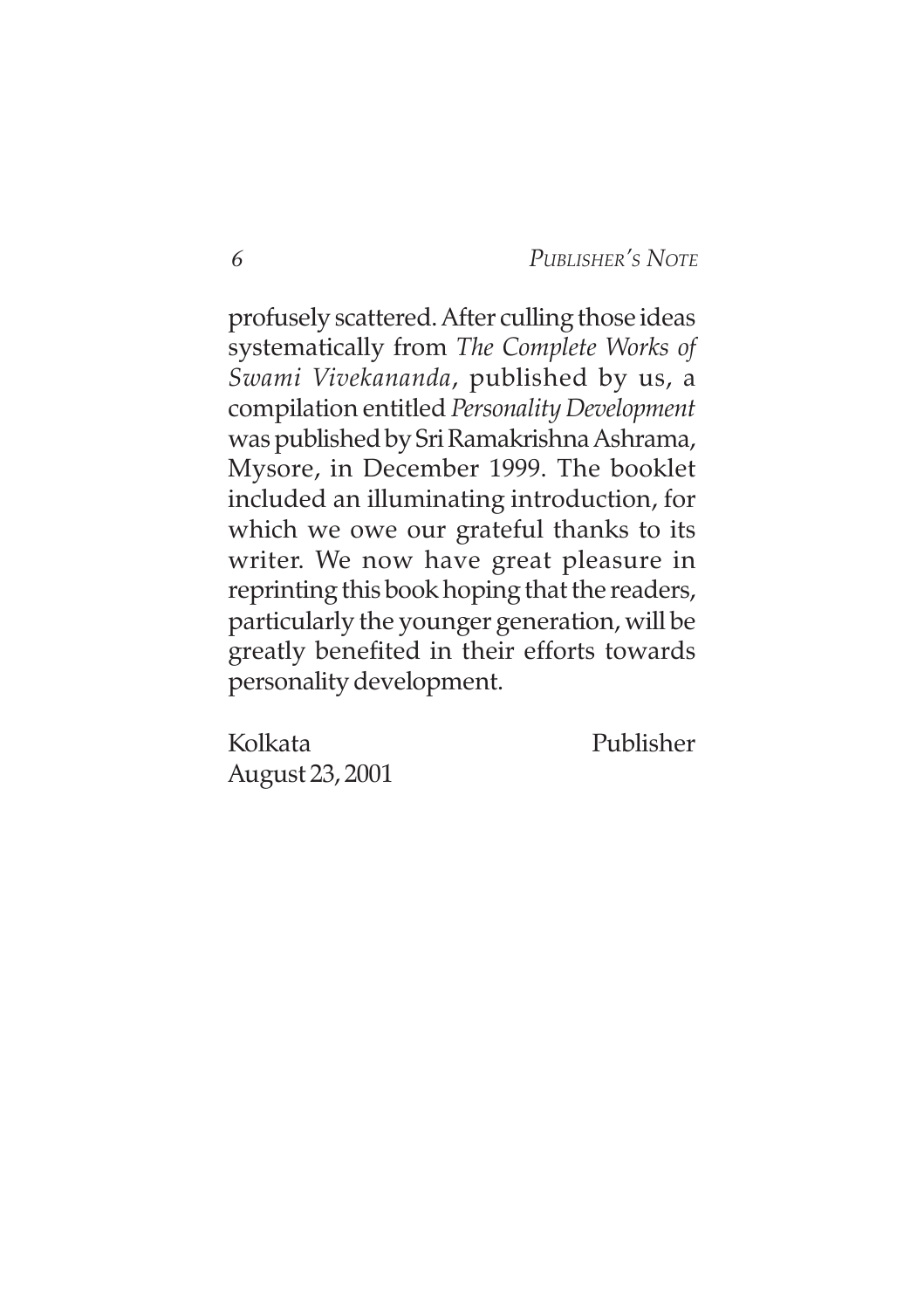profusely scattered. After culling those ideas systematically from *The Complete Works of Swami Vivekananda*, published by us, a compilation entitled *Personality Development* was published by Sri Ramakrishna Ashrama, Mysore, in December 1999. The booklet included an illuminating introduction, for which we owe our grateful thanks to its writer. We now have great pleasure in reprinting this book hoping that the readers, particularly the younger generation, will be greatly benefited in their efforts towards personality development.

Kolkata
August 23, 2001

Publisher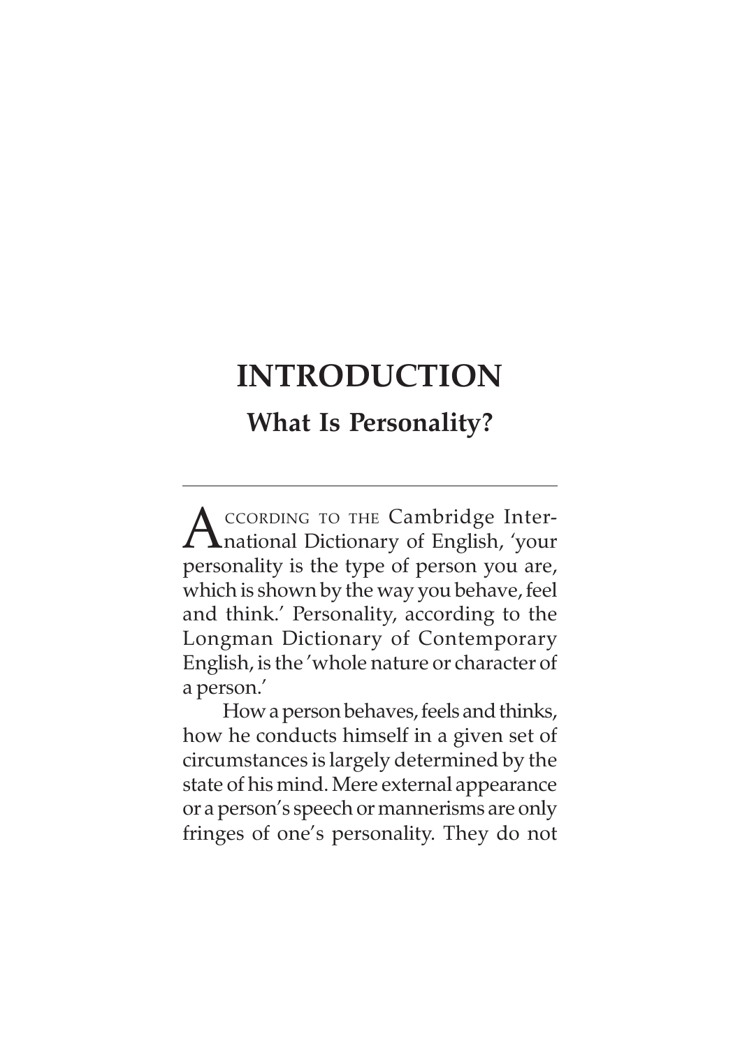# INTRODUCTION

## What Is Personality?

According to the Cambridge International Dictionary of English, 'your personality is the type of person you are, which is shown by the way you behave, feel and think.' Personality, according to the Longman Dictionary of Contemporary English, is the 'whole nature or character of a person.'

How a person behaves, feels and thinks, how he conducts himself in a given set of circumstances is largely determined by the state of his mind. Mere external appearance or a person's speech or mannerisms are only fringes of one's personality. They do not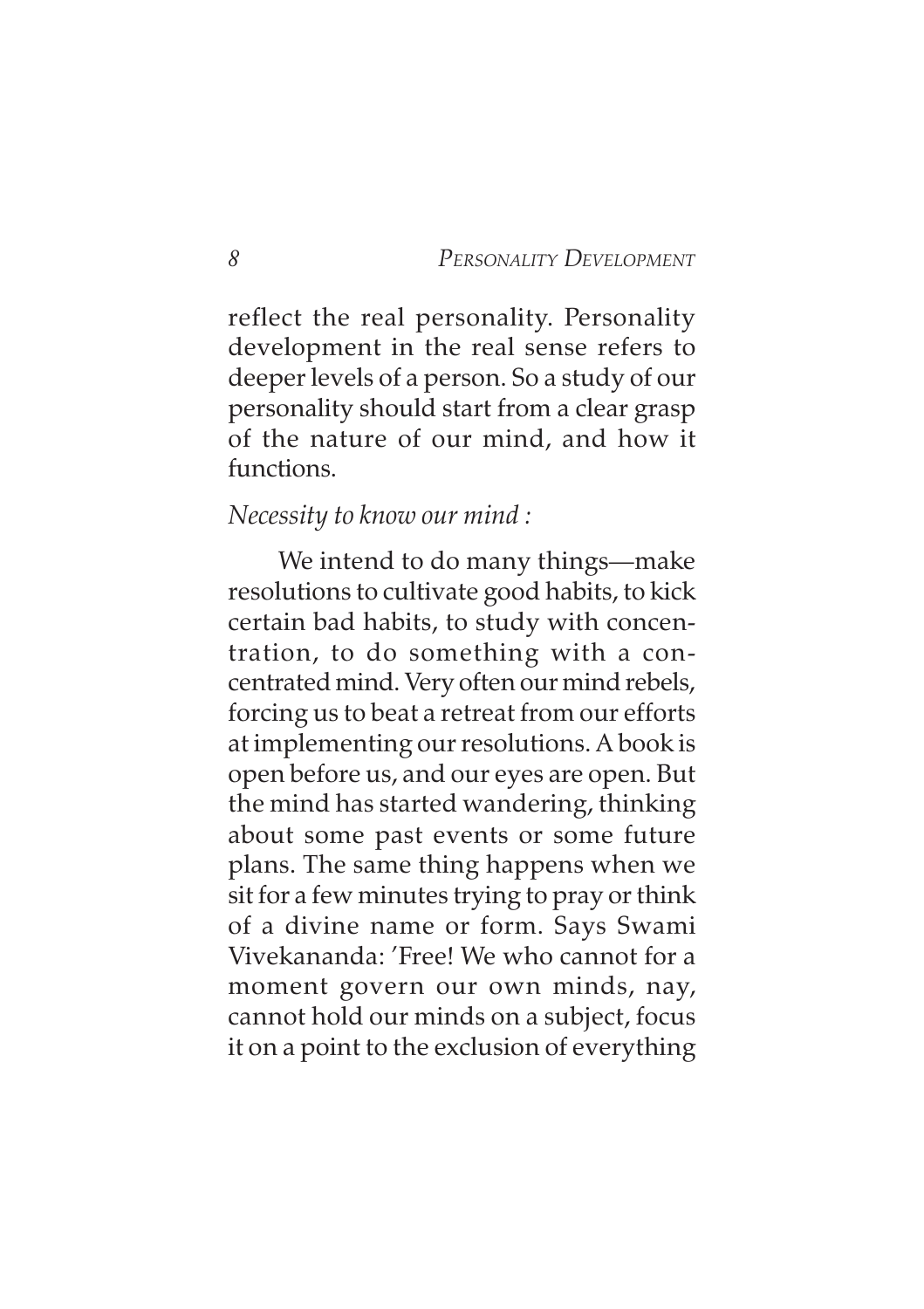reflect the real personality. Personality development in the real sense refers to deeper levels of a person. So a study of our personality should start from a clear grasp of the nature of our mind, and how it functions.

*Necessity to know our mind :*

We intend to do many things—make resolutions to cultivate good habits, to kick certain bad habits, to study with concentration, to do something with a concentrated mind. Very often our mind rebels, forcing us to beat a retreat from our efforts at implementing our resolutions. A book is open before us, and our eyes are open. But the mind has started wandering, thinking about some past events or some future plans. The same thing happens when we sit for a few minutes trying to pray or think of a divine name or form. Says Swami Vivekananda: 'Free! We who cannot for a moment govern our own minds, nay, cannot hold our minds on a subject, focus it on a point to the exclusion of everything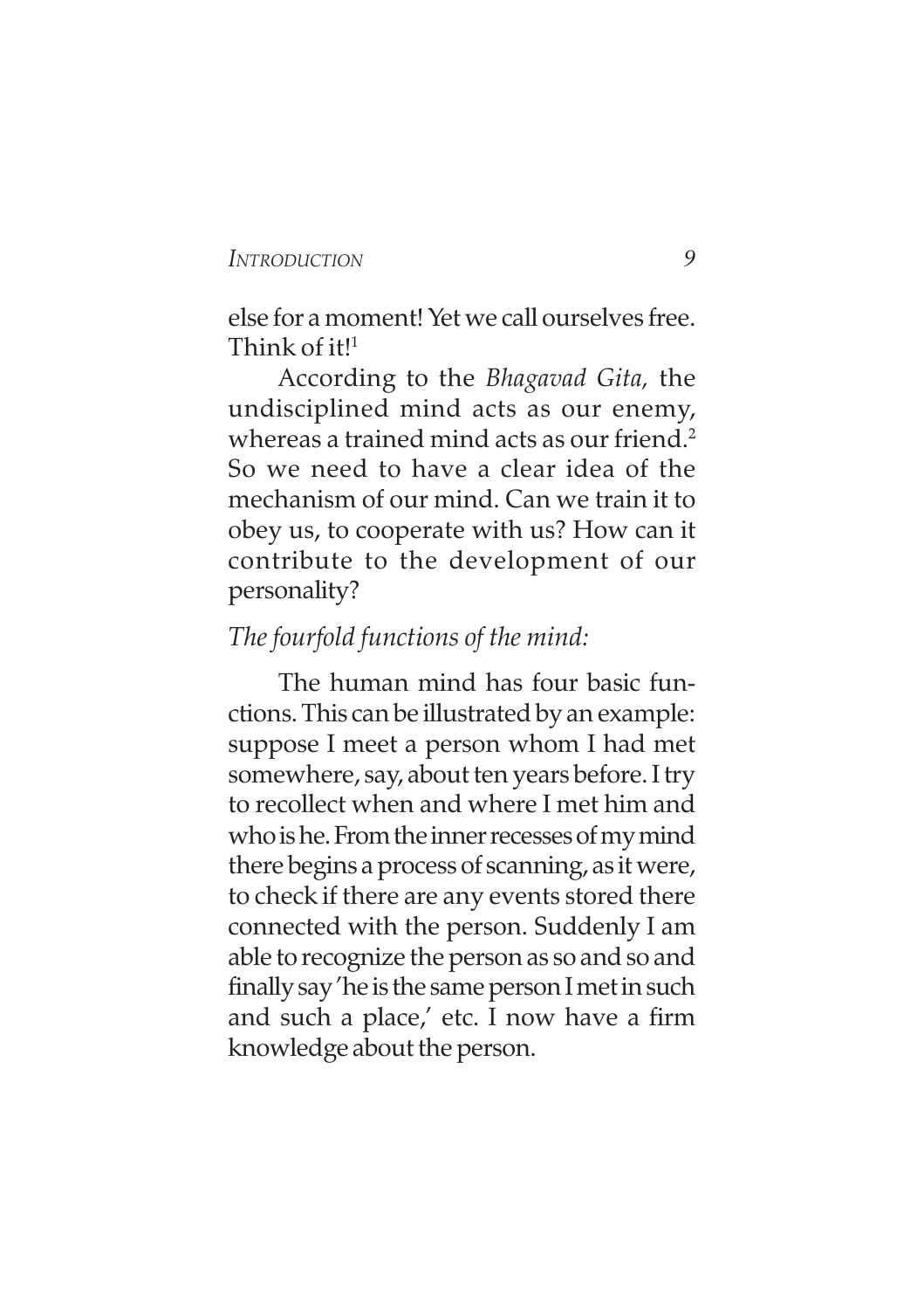else for a moment! Yet we call ourselves free. Think of it![1]

According to the *Bhagavad Gita,* the undisciplined mind acts as our enemy, whereas a trained mind acts as our friend.[2] So we need to have a clear idea of the mechanism of our mind. Can we train it to obey us, to cooperate with us? How can it contribute to the development of our personality?

*The fourfold functions of the mind:*

The human mind has four basic functions. This can be illustrated by an example: suppose I meet a person whom I had met somewhere, say, about ten years before. I try to recollect when and where I met him and who is he. From the inner recesses of my mind there begins a process of scanning, as it were, to check if there are any events stored there connected with the person. Suddenly I am able to recognize the person as so and so and finally say 'he is the same person I met in such and such a place,' etc. I now have a firm knowledge about the person.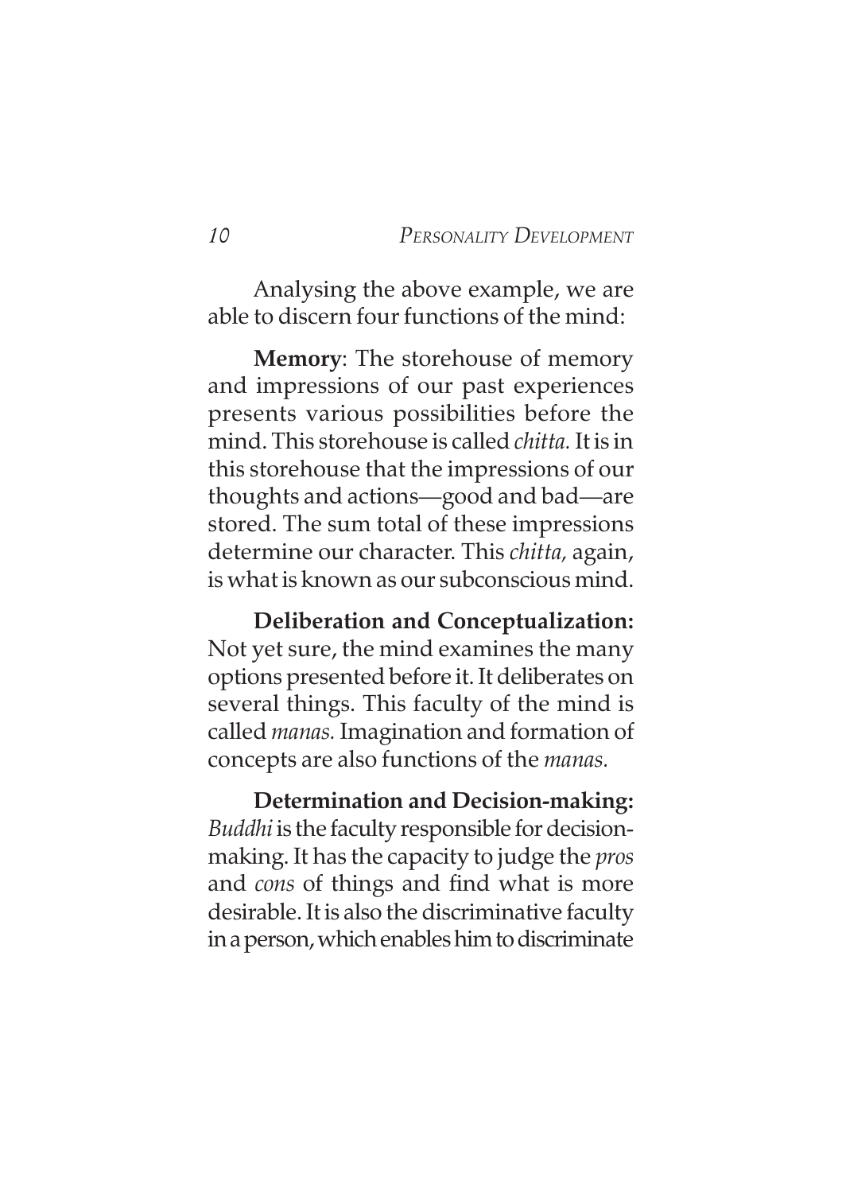Analysing the above example, we are able to discern four functions of the mind:

**Memory**: The storehouse of memory and impressions of our past experiences presents various possibilities before the mind. This storehouse is called *chitta.* It is in this storehouse that the impressions of our thoughts and actions—good and bad—are stored. The sum total of these impressions determine our character. This *chitta,* again, is what is known as our subconscious mind.

**Deliberation and Conceptualization:** Not yet sure, the mind examines the many options presented before it. It deliberates on several things. This faculty of the mind is called *manas.* Imagination and formation of concepts are also functions of the *manas.*

**Determination and Decision-making:** *Buddhi* is the faculty responsible for decision-making. It has the capacity to judge the *pros* and *cons* of things and find what is more desirable. It is also the discriminative faculty in a person, which enables him to discriminate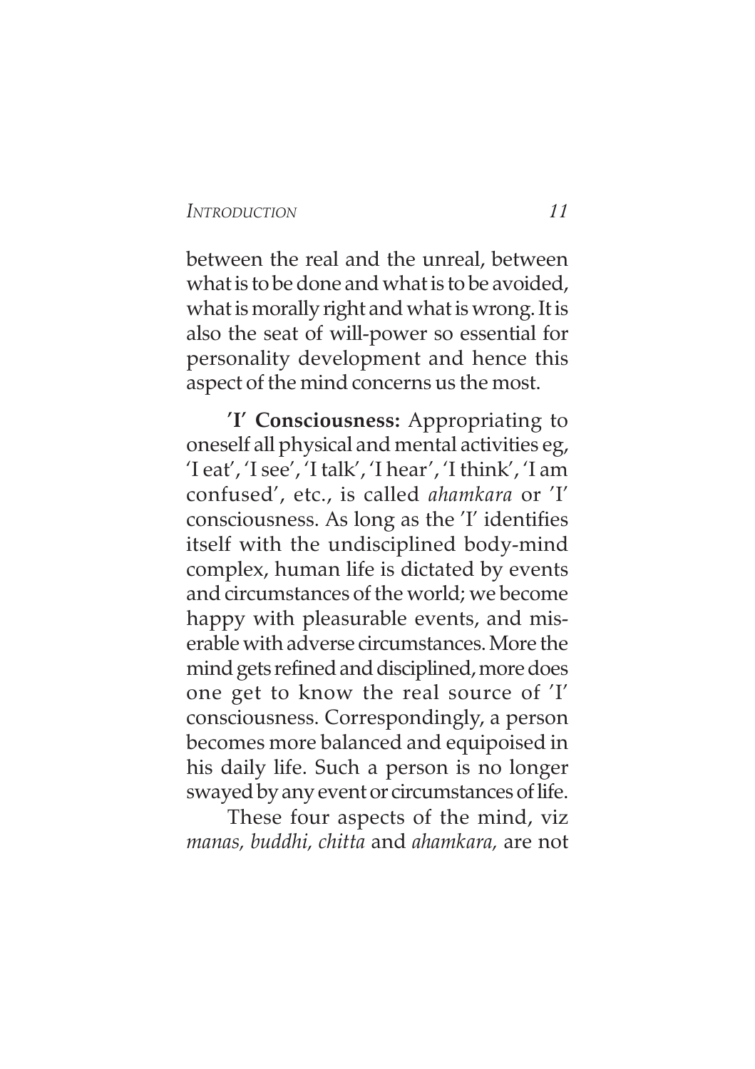between the real and the unreal, between what is to be done and what is to be avoided, what is morally right and what is wrong. It is also the seat of will-power so essential for personality development and hence this aspect of the mind concerns us the most.

**'I' Consciousness:** Appropriating to oneself all physical and mental activities eg, 'I eat', 'I see', 'I talk', 'I hear', 'I think', 'I am confused', etc., is called *ahamkara* or 'I' consciousness. As long as the 'I' identifies itself with the undisciplined body-mind complex, human life is dictated by events and circumstances of the world; we become happy with pleasurable events, and miserable with adverse circumstances. More the mind gets refined and disciplined, more does one get to know the real source of 'I' consciousness. Correspondingly, a person becomes more balanced and equipoised in his daily life. Such a person is no longer swayed by any event or circumstances of life.

These four aspects of the mind, viz *manas, buddhi, chitta* and *ahamkara,* are not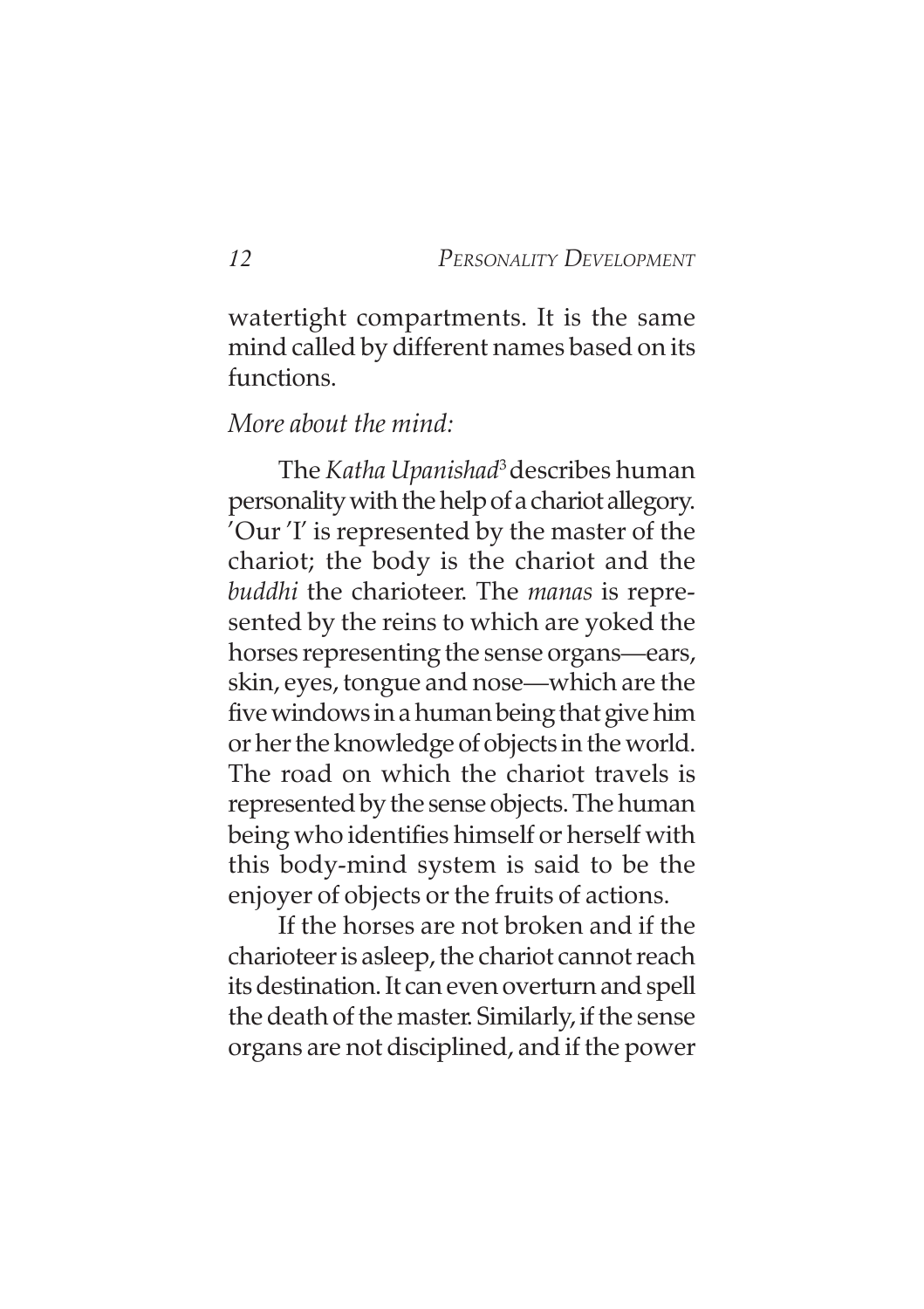watertight compartments. It is the same mind called by different names based on its functions.

*More about the mind:*

The *Katha Upanishad*[3] describes human personality with the help of a chariot allegory. 'Our 'I' is represented by the master of the chariot; the body is the chariot and the *buddhi* the charioteer. The *manas* is represented by the reins to which are yoked the horses representing the sense organs—ears, skin, eyes, tongue and nose—which are the five windows in a human being that give him or her the knowledge of objects in the world. The road on which the chariot travels is represented by the sense objects. The human being who identifies himself or herself with this body-mind system is said to be the enjoyer of objects or the fruits of actions.

If the horses are not broken and if the charioteer is asleep, the chariot cannot reach its destination. It can even overturn and spell the death of the master. Similarly, if the sense organs are not disciplined, and if the power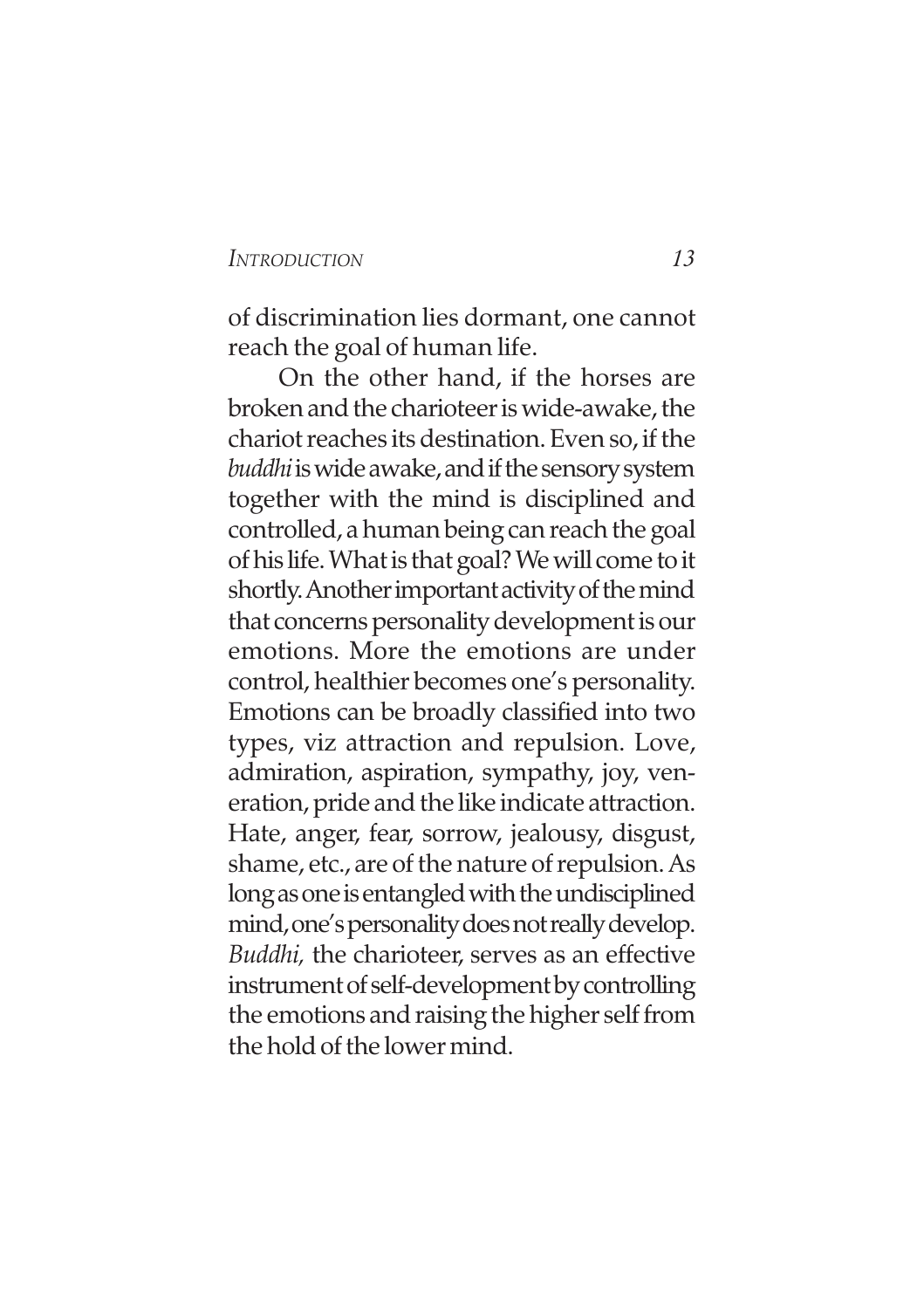of discrimination lies dormant, one cannot reach the goal of human life.

On the other hand, if the horses are broken and the charioteer is wide-awake, the chariot reaches its destination. Even so, if the *buddhi* is wide awake, and if the sensory system together with the mind is disciplined and controlled, a human being can reach the goal of his life. What is that goal? We will come to it shortly. Another important activity of the mind that concerns personality development is our emotions. More the emotions are under control, healthier becomes one's personality. Emotions can be broadly classified into two types, viz attraction and repulsion. Love, admiration, aspiration, sympathy, joy, veneration, pride and the like indicate attraction. Hate, anger, fear, sorrow, jealousy, disgust, shame, etc., are of the nature of repulsion. As long as one is entangled with the undisciplined mind, one's personality does not really develop. *Buddhi,* the charioteer, serves as an effective instrument of self-development by controlling the emotions and raising the higher self from the hold of the lower mind.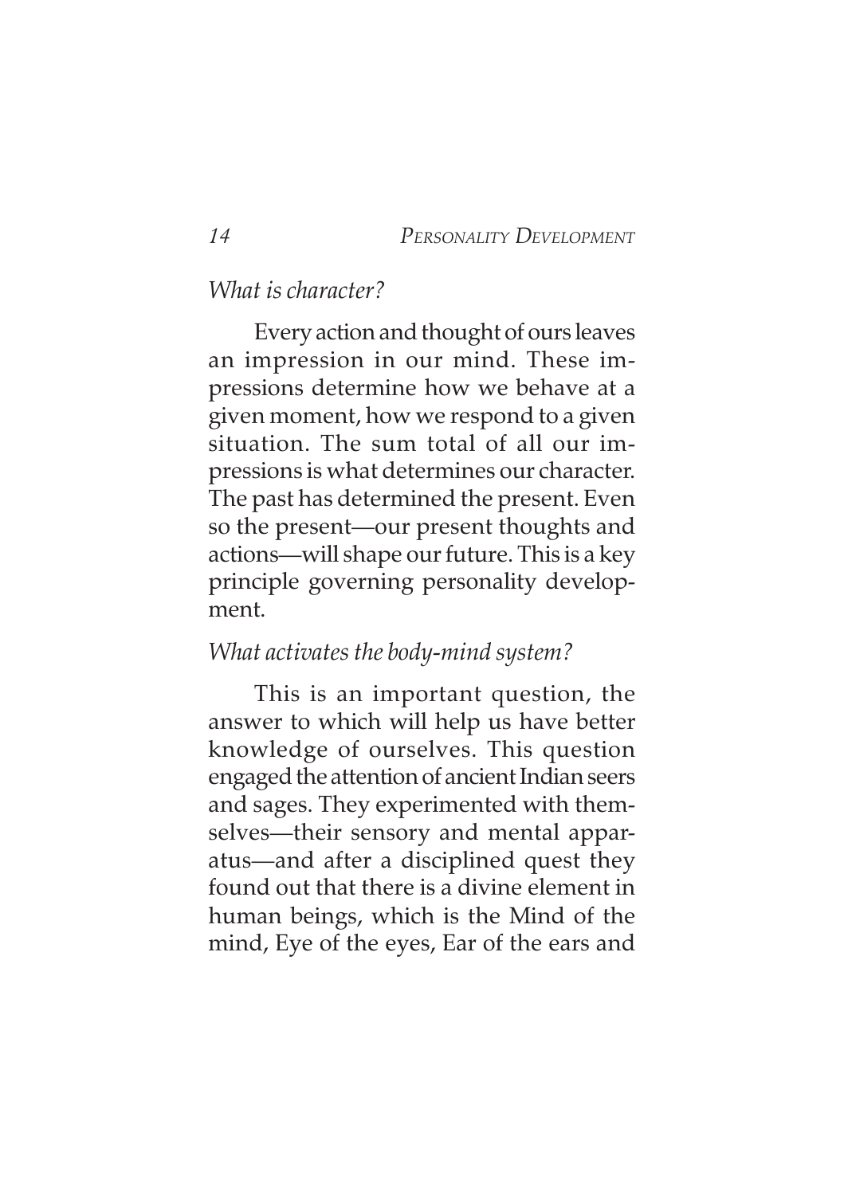*What is character?*

Every action and thought of ours leaves an impression in our mind. These impressions determine how we behave at a given moment, how we respond to a given situation. The sum total of all our impressions is what determines our character. The past has determined the present. Even so the present—our present thoughts and actions—will shape our future. This is a key principle governing personality development.

*What activates the body-mind system?*

This is an important question, the answer to which will help us have better knowledge of ourselves. This question engaged the attention of ancient Indian seers and sages. They experimented with themselves—their sensory and mental apparatus—and after a disciplined quest they found out that there is a divine element in human beings, which is the Mind of the mind, Eye of the eyes, Ear of the ears and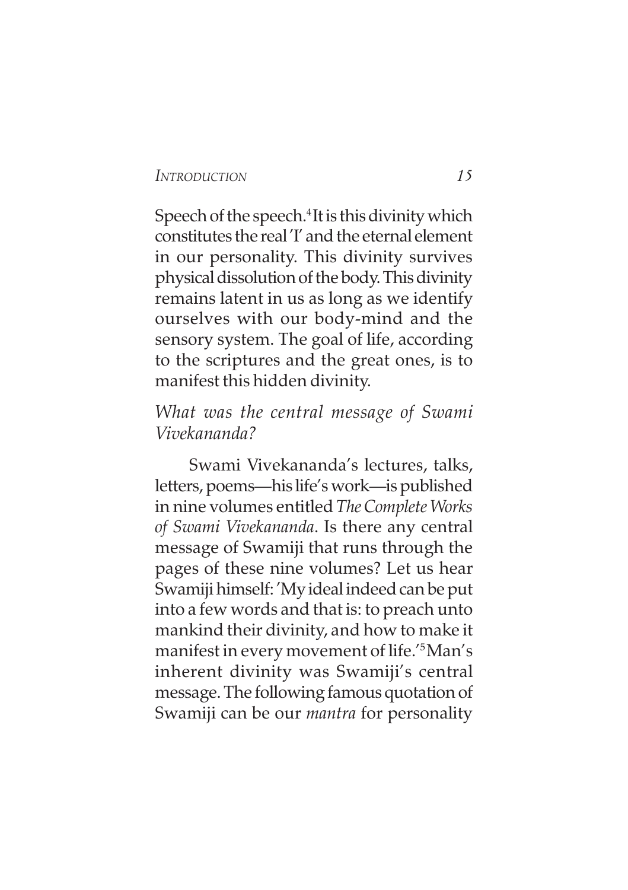Speech of the speech.[4] It is this divinity which constitutes the real 'I' and the eternal element in our personality. This divinity survives physical dissolution of the body. This divinity remains latent in us as long as we identify ourselves with our body-mind and the sensory system. The goal of life, according to the scriptures and the great ones, is to manifest this hidden divinity.

*What was the central message of Swami Vivekananda?*

Swami Vivekananda's lectures, talks, letters, poems—his life's work—is published in nine volumes entitled *The Complete Works of Swami Vivekananda*. Is there any central message of Swamiji that runs through the pages of these nine volumes? Let us hear Swamiji himself: 'My ideal indeed can be put into a few words and that is: to preach unto mankind their divinity, and how to make it manifest in every movement of life.'[5] Man's inherent divinity was Swamiji's central message. The following famous quotation of Swamiji can be our *mantra* for personality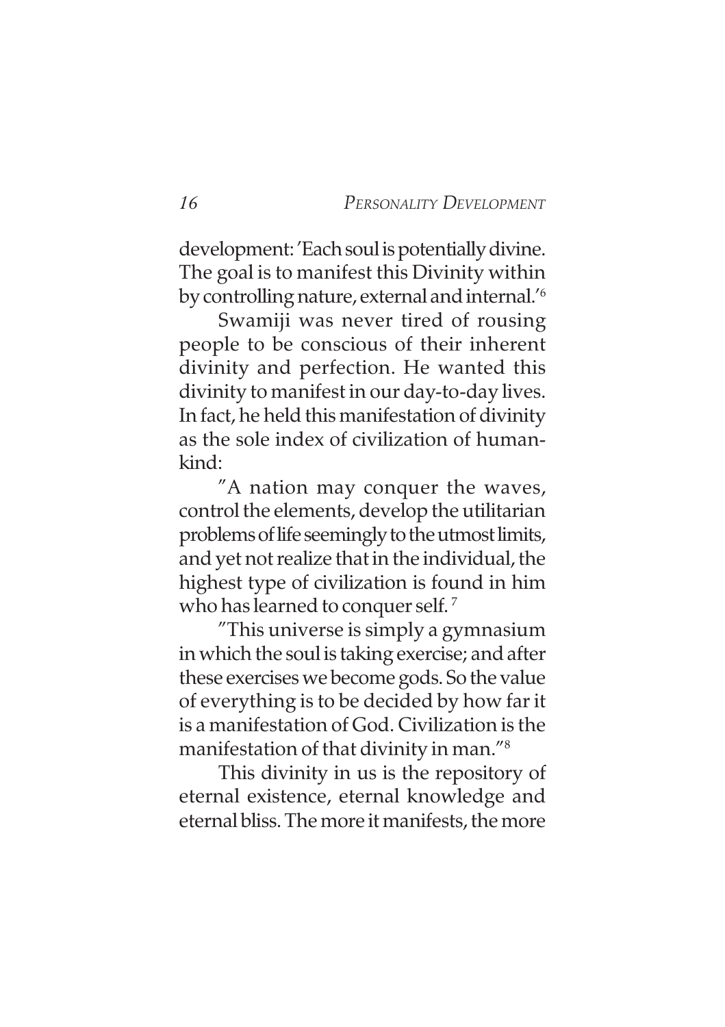development: 'Each soul is potentially divine. The goal is to manifest this Divinity within by controlling nature, external and internal.'[6]

Swamiji was never tired of rousing people to be conscious of their inherent divinity and perfection. He wanted this divinity to manifest in our day-to-day lives. In fact, he held this manifestation of divinity as the sole index of civilization of humankind:

"A nation may conquer the waves, control the elements, develop the utilitarian problems of life seemingly to the utmost limits, and yet not realize that in the individual, the highest type of civilization is found in him who has learned to conquer self. [7]

"This universe is simply a gymnasium in which the soul is taking exercise; and after these exercises we become gods. So the value of everything is to be decided by how far it is a manifestation of God. Civilization is the manifestation of that divinity in man."[8]

This divinity in us is the repository of eternal existence, eternal knowledge and eternal bliss. The more it manifests, the more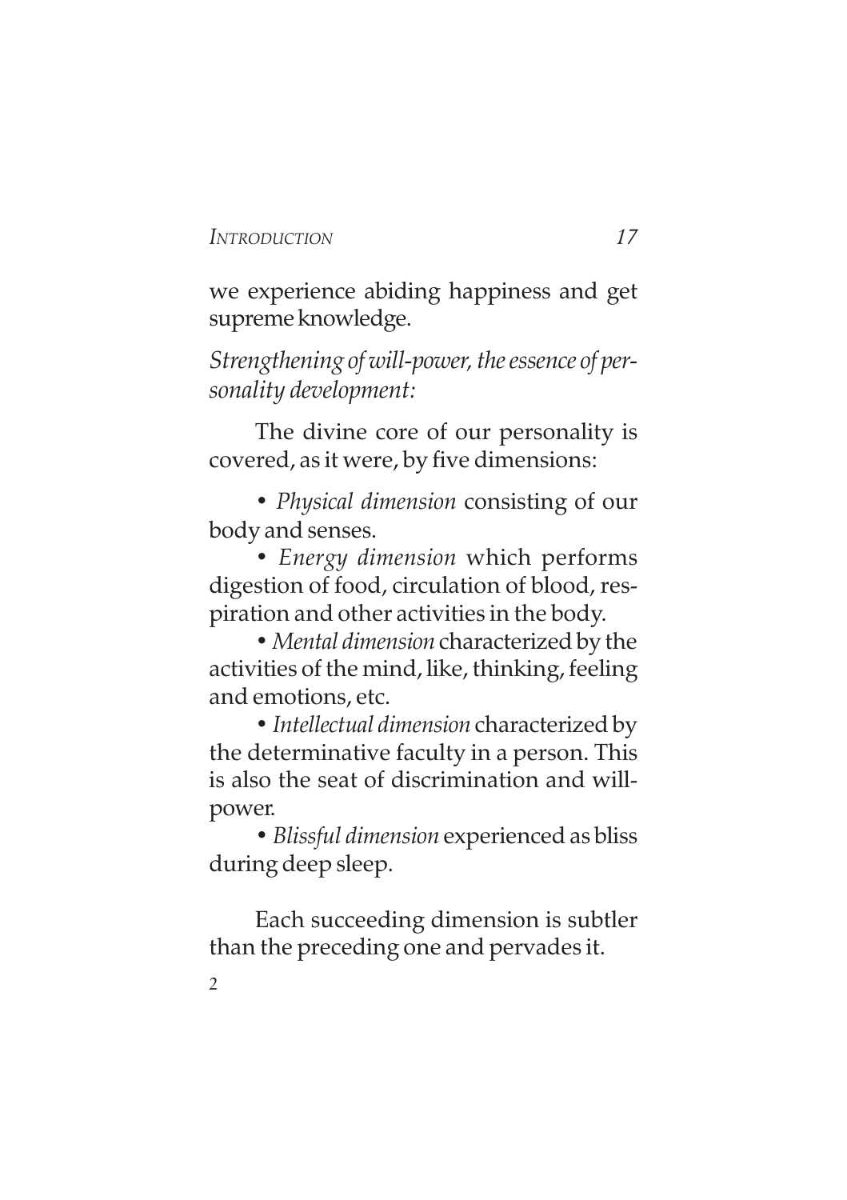we experience abiding happiness and get supreme knowledge.

*Strengthening of will-power, the essence of personality development:*

The divine core of our personality is covered, as it were, by five dimensions:

- *Physical dimension* consisting of our body and senses.
- *Energy dimension* which performs digestion of food, circulation of blood, respiration and other activities in the body.
- *Mental dimension* characterized by the activities of the mind, like, thinking, feeling and emotions, etc.
- *Intellectual dimension* characterized by the determinative faculty in a person. This is also the seat of discrimination and will-power.
- *Blissful dimension* experienced as bliss during deep sleep.

Each succeeding dimension is subtler than the preceding one and pervades it.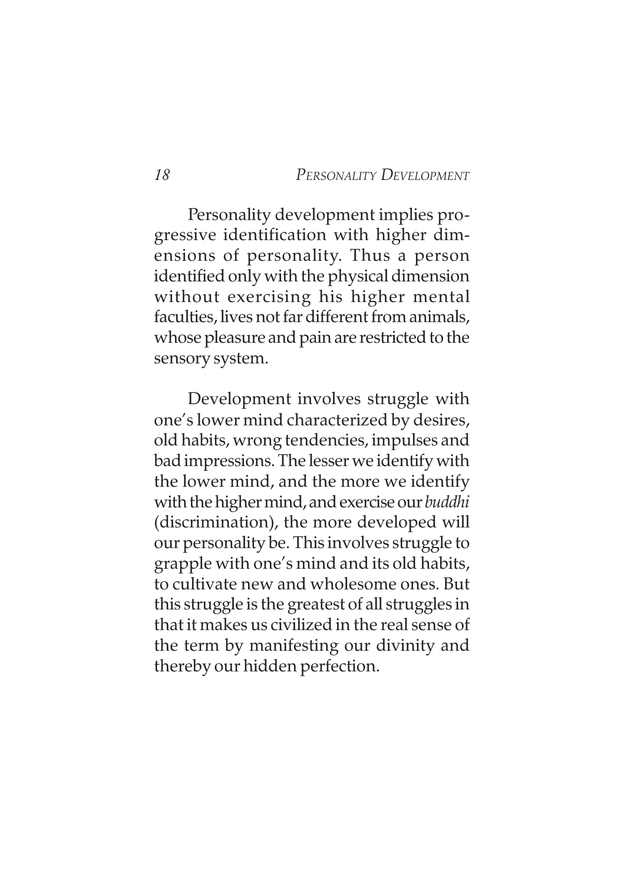Personality development implies progressive identification with higher dimensions of personality. Thus a person identified only with the physical dimension without exercising his higher mental faculties, lives not far different from animals, whose pleasure and pain are restricted to the sensory system.

Development involves struggle with one's lower mind characterized by desires, old habits, wrong tendencies, impulses and bad impressions. The lesser we identify with the lower mind, and the more we identify with the higher mind, and exercise our *buddhi* (discrimination), the more developed will our personality be. This involves struggle to grapple with one's mind and its old habits, to cultivate new and wholesome ones. But this struggle is the greatest of all struggles in that it makes us civilized in the real sense of the term by manifesting our divinity and thereby our hidden perfection.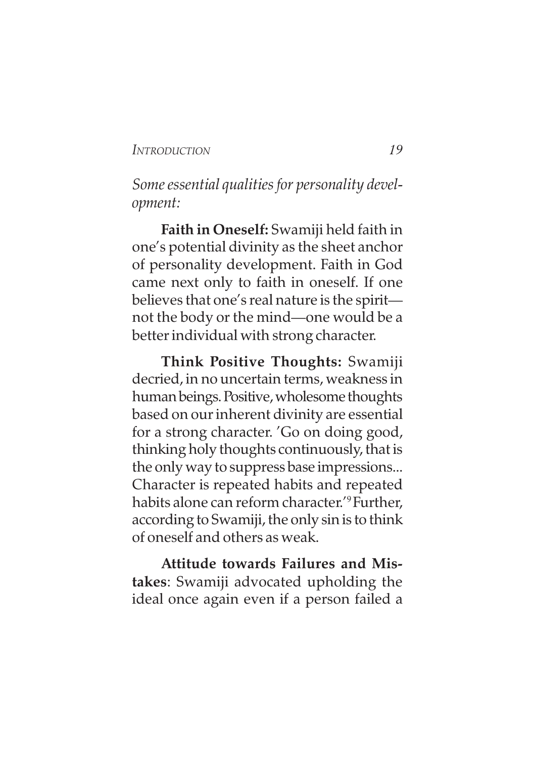*Some essential qualities for personality development:*

**Faith in Oneself:** Swamiji held faith in one's potential divinity as the sheet anchor of personality development. Faith in God came next only to faith in oneself. If one believes that one's real nature is the spirit—not the body or the mind—one would be a better individual with strong character.

**Think Positive Thoughts:** Swamiji decried, in no uncertain terms, weakness in human beings. Positive, wholesome thoughts based on our inherent divinity are essential for a strong character. 'Go on doing good, thinking holy thoughts continuously, that is the only way to suppress base impressions... Character is repeated habits and repeated habits alone can reform character.'[9] Further, according to Swamiji, the only sin is to think of oneself and others as weak.

**Attitude towards Failures and Mistakes**: Swamiji advocated upholding the ideal once again even if a person failed a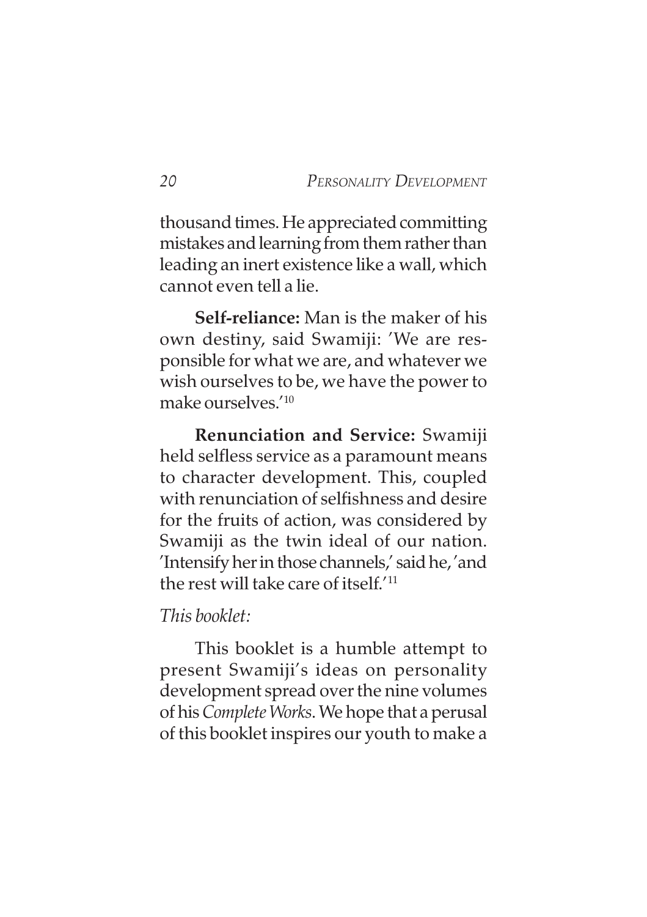thousand times. He appreciated committing mistakes and learning from them rather than leading an inert existence like a wall, which cannot even tell a lie.

**Self-reliance:** Man is the maker of his own destiny, said Swamiji: 'We are responsible for what we are, and whatever we wish ourselves to be, we have the power to make ourselves.'[10]

**Renunciation and Service:** Swamiji held selfless service as a paramount means to character development. This, coupled with renunciation of selfishness and desire for the fruits of action, was considered by Swamiji as the twin ideal of our nation. 'Intensify her in those channels,' said he, 'and the rest will take care of itself.'[11]

*This booklet:*

This booklet is a humble attempt to present Swamiji's ideas on personality development spread over the nine volumes of his *Complete Works*. We hope that a perusal of this booklet inspires our youth to make a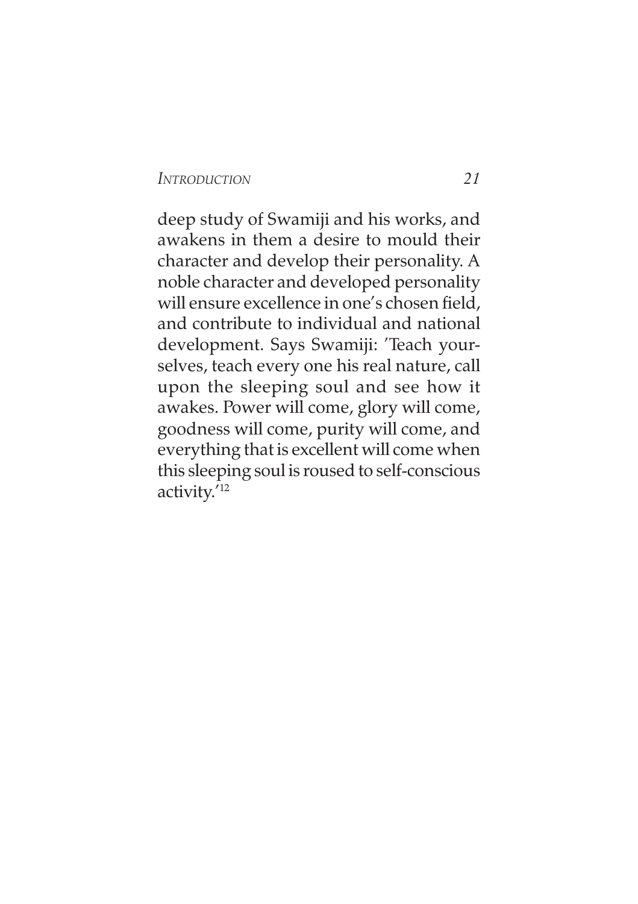deep study of Swamiji and his works, and awakens in them a desire to mould their character and develop their personality. A noble character and developed personality will ensure excellence in one's chosen field, and contribute to individual and national development. Says Swamiji: 'Teach yourselves, teach every one his real nature, call upon the sleeping soul and see how it awakes. Power will come, glory will come, goodness will come, purity will come, and everything that is excellent will come when this sleeping soul is roused to self-conscious activity.'[12]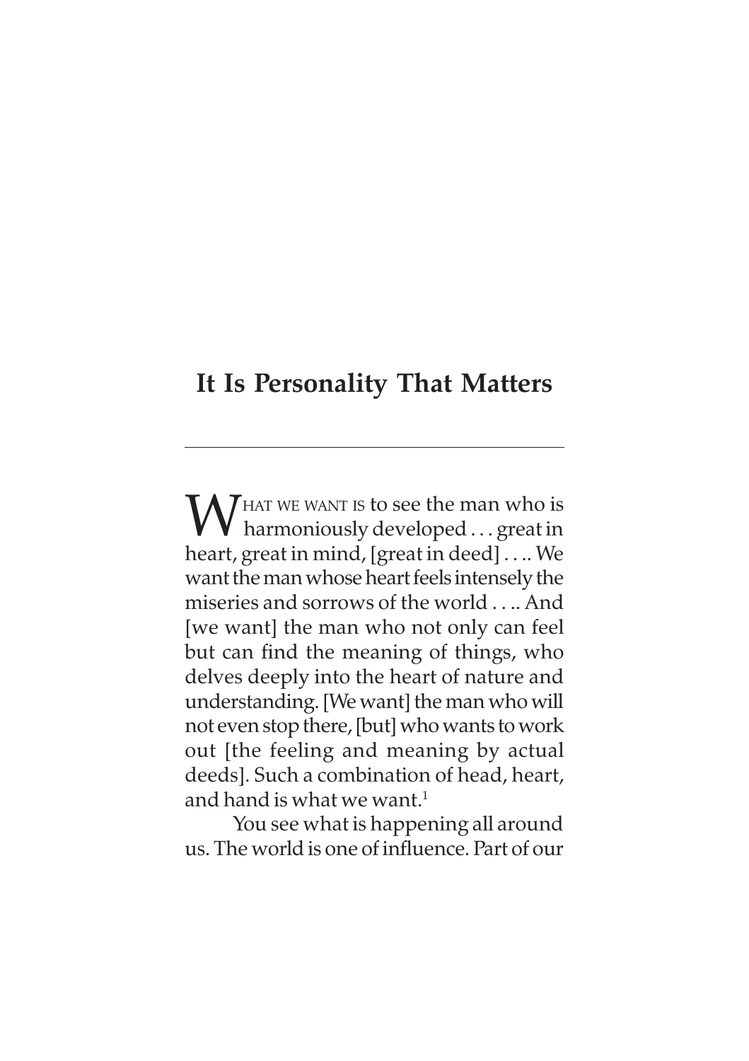## It Is Personality That Matters

---

WHAT WE WANT IS to see the man who is harmoniously developed . . . great in heart, great in mind, [great in deed] . . .. We want the man whose heart feels intensely the miseries and sorrows of the world . . .. And [we want] the man who not only can feel but can find the meaning of things, who delves deeply into the heart of nature and understanding. [We want] the man who will not even stop there, [but] who wants to work out [the feeling and meaning by actual deeds]. Such a combination of head, heart, and hand is what we want.[1]

You see what is happening all around us. The world is one of influence. Part of our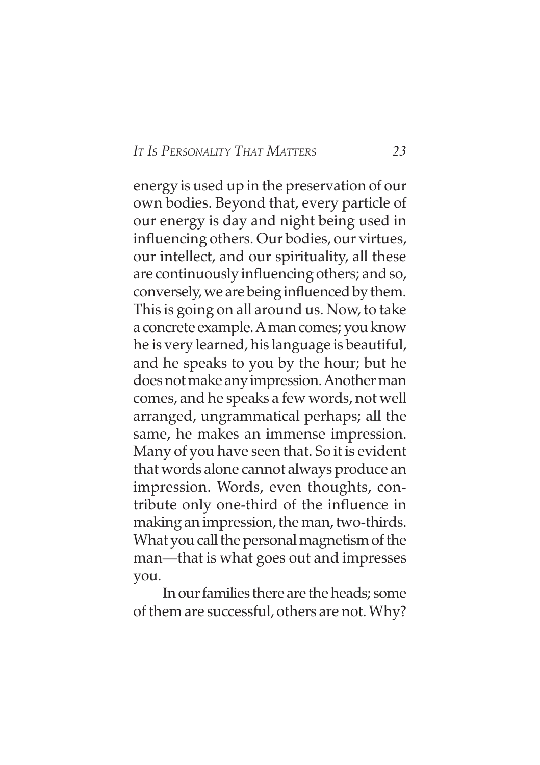energy is used up in the preservation of our own bodies. Beyond that, every particle of our energy is day and night being used in influencing others. Our bodies, our virtues, our intellect, and our spirituality, all these are continuously influencing others; and so, conversely, we are being influenced by them. This is going on all around us. Now, to take a concrete example. A man comes; you know he is very learned, his language is beautiful, and he speaks to you by the hour; but he does not make any impression. Another man comes, and he speaks a few words, not well arranged, ungrammatical perhaps; all the same, he makes an immense impression. Many of you have seen that. So it is evident that words alone cannot always produce an impression. Words, even thoughts, contribute only one-third of the influence in making an impression, the man, two-thirds. What you call the personal magnetism of the man—that is what goes out and impresses you.

In our families there are the heads; some of them are successful, others are not. Why?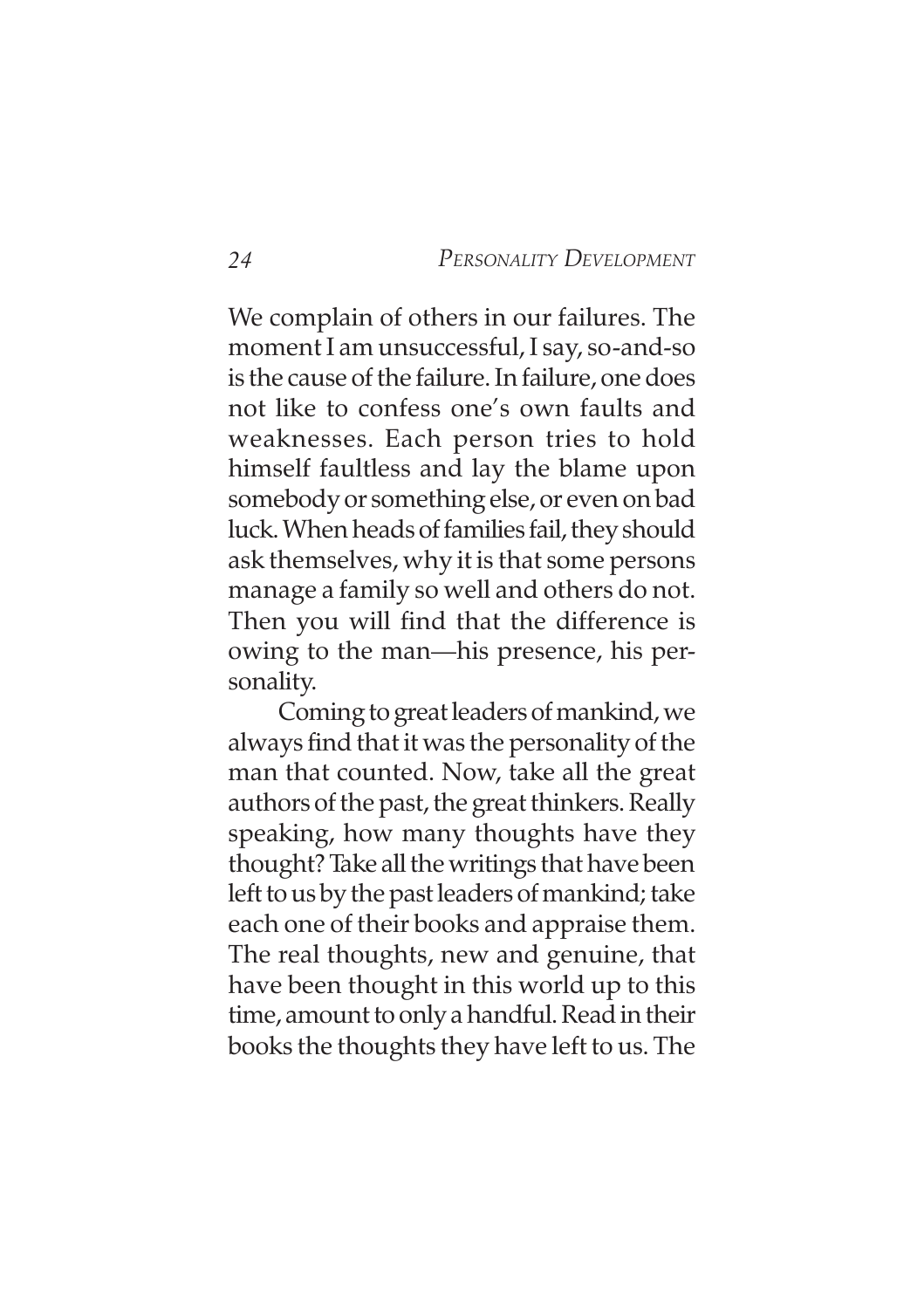We complain of others in our failures. The moment I am unsuccessful, I say, so-and-so is the cause of the failure. In failure, one does not like to confess one's own faults and weaknesses. Each person tries to hold himself faultless and lay the blame upon somebody or something else, or even on bad luck. When heads of families fail, they should ask themselves, why it is that some persons manage a family so well and others do not. Then you will find that the difference is owing to the man—his presence, his personality.

Coming to great leaders of mankind, we always find that it was the personality of the man that counted. Now, take all the great authors of the past, the great thinkers. Really speaking, how many thoughts have they thought? Take all the writings that have been left to us by the past leaders of mankind; take each one of their books and appraise them. The real thoughts, new and genuine, that have been thought in this world up to this time, amount to only a handful. Read in their books the thoughts they have left to us. The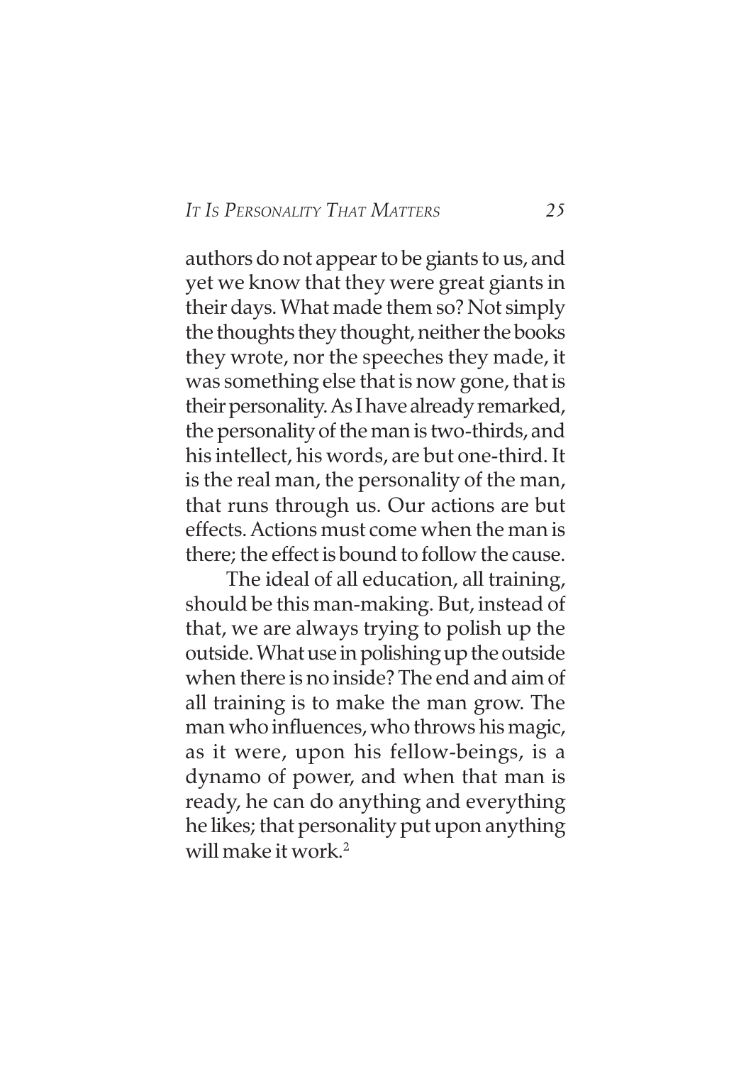authors do not appear to be giants to us, and yet we know that they were great giants in their days. What made them so? Not simply the thoughts they thought, neither the books they wrote, nor the speeches they made, it was something else that is now gone, that is their personality. As I have already remarked, the personality of the man is two-thirds, and his intellect, his words, are but one-third. It is the real man, the personality of the man, that runs through us. Our actions are but effects. Actions must come when the man is there; the effect is bound to follow the cause.

The ideal of all education, all training, should be this man-making. But, instead of that, we are always trying to polish up the outside. What use in polishing up the outside when there is no inside? The end and aim of all training is to make the man grow. The man who influences, who throws his magic, as it were, upon his fellow-beings, is a dynamo of power, and when that man is ready, he can do anything and everything he likes; that personality put upon anything will make it work.[2]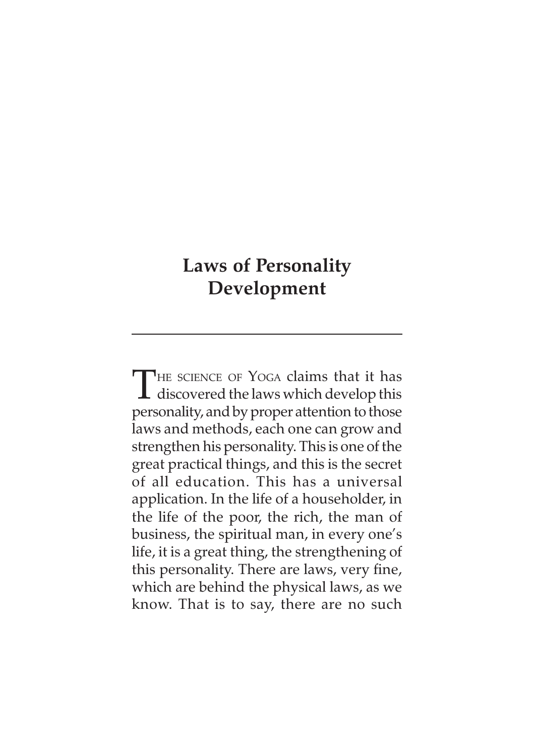# Laws of Personality Development

The science of Yoga claims that it has discovered the laws which develop this personality, and by proper attention to those laws and methods, each one can grow and strengthen his personality. This is one of the great practical things, and this is the secret of all education. This has a universal application. In the life of a householder, in the life of the poor, the rich, the man of business, the spiritual man, in every one's life, it is a great thing, the strengthening of this personality. There are laws, very fine, which are behind the physical laws, as we know. That is to say, there are no such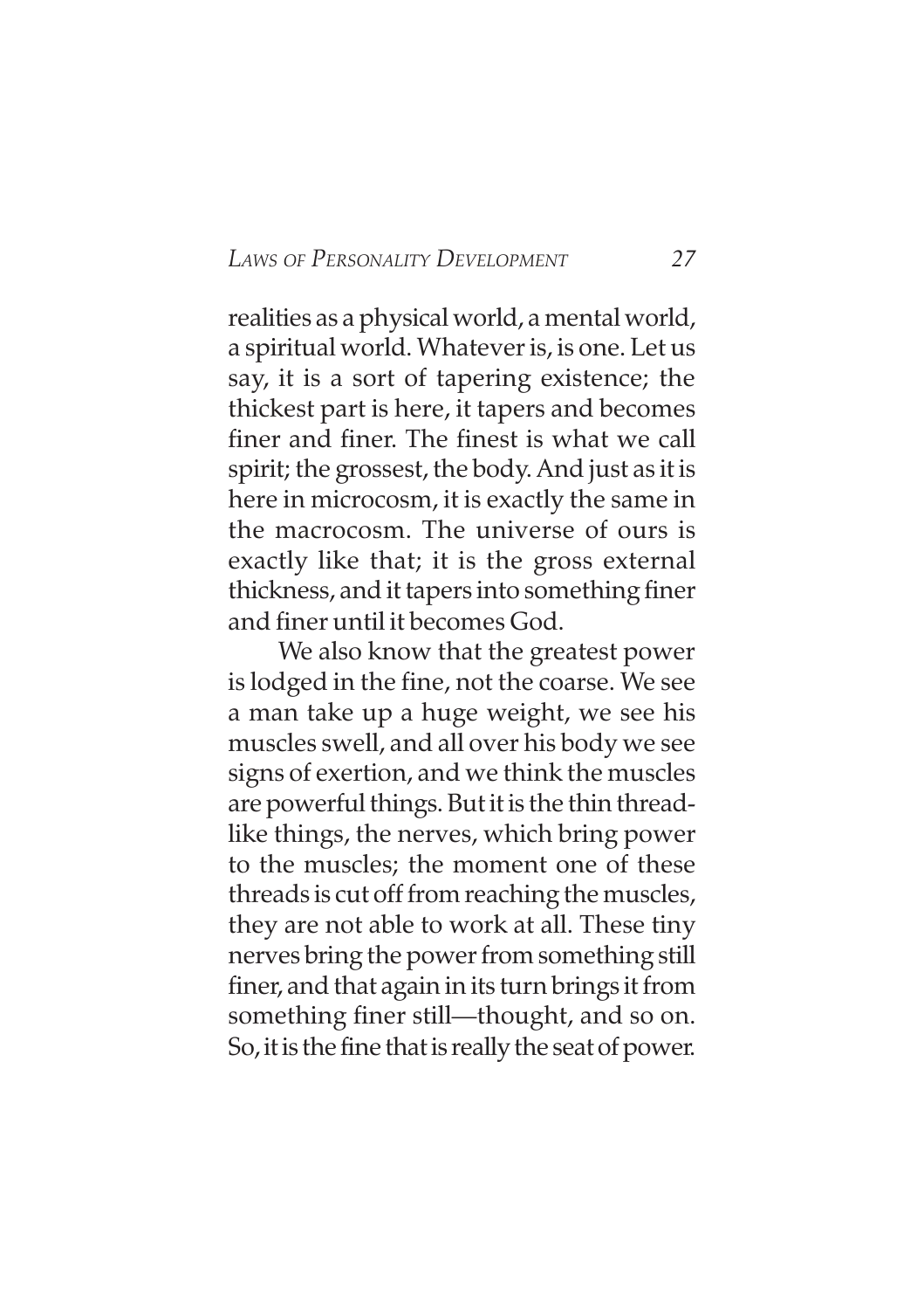realities as a physical world, a mental world, a spiritual world. Whatever is, is one. Let us say, it is a sort of tapering existence; the thickest part is here, it tapers and becomes finer and finer. The finest is what we call spirit; the grossest, the body. And just as it is here in microcosm, it is exactly the same in the macrocosm. The universe of ours is exactly like that; it is the gross external thickness, and it tapers into something finer and finer until it becomes God.

We also know that the greatest power is lodged in the fine, not the coarse. We see a man take up a huge weight, we see his muscles swell, and all over his body we see signs of exertion, and we think the muscles are powerful things. But it is the thin thread-like things, the nerves, which bring power to the muscles; the moment one of these threads is cut off from reaching the muscles, they are not able to work at all. These tiny nerves bring the power from something still finer, and that again in its turn brings it from something finer still—thought, and so on. So, it is the fine that is really the seat of power.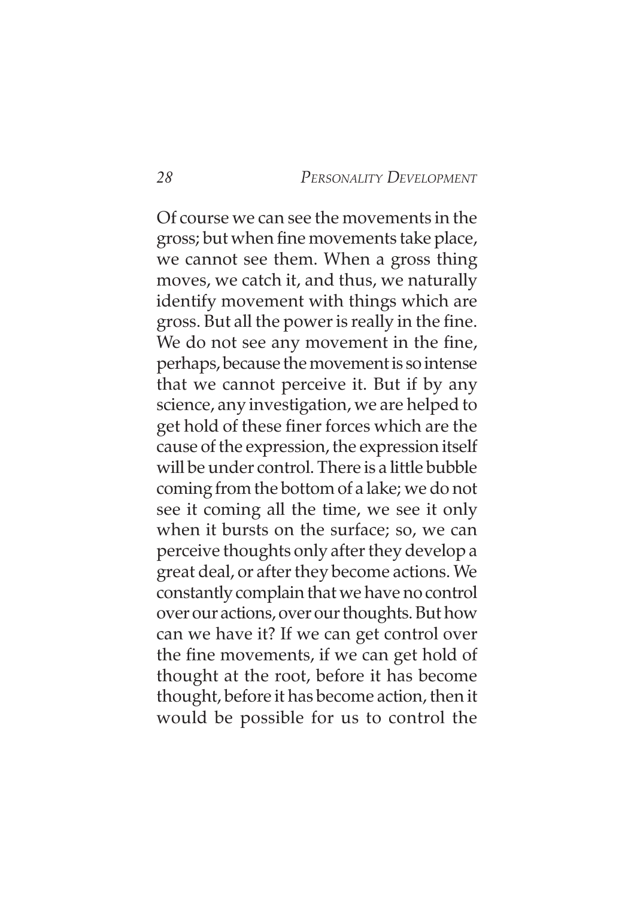Of course we can see the movements in the gross; but when fine movements take place, we cannot see them. When a gross thing moves, we catch it, and thus, we naturally identify movement with things which are gross. But all the power is really in the fine. We do not see any movement in the fine, perhaps, because the movement is so intense that we cannot perceive it. But if by any science, any investigation, we are helped to get hold of these finer forces which are the cause of the expression, the expression itself will be under control. There is a little bubble coming from the bottom of a lake; we do not see it coming all the time, we see it only when it bursts on the surface; so, we can perceive thoughts only after they develop a great deal, or after they become actions. We constantly complain that we have no control over our actions, over our thoughts. But how can we have it? If we can get control over the fine movements, if we can get hold of thought at the root, before it has become thought, before it has become action, then it would be possible for us to control the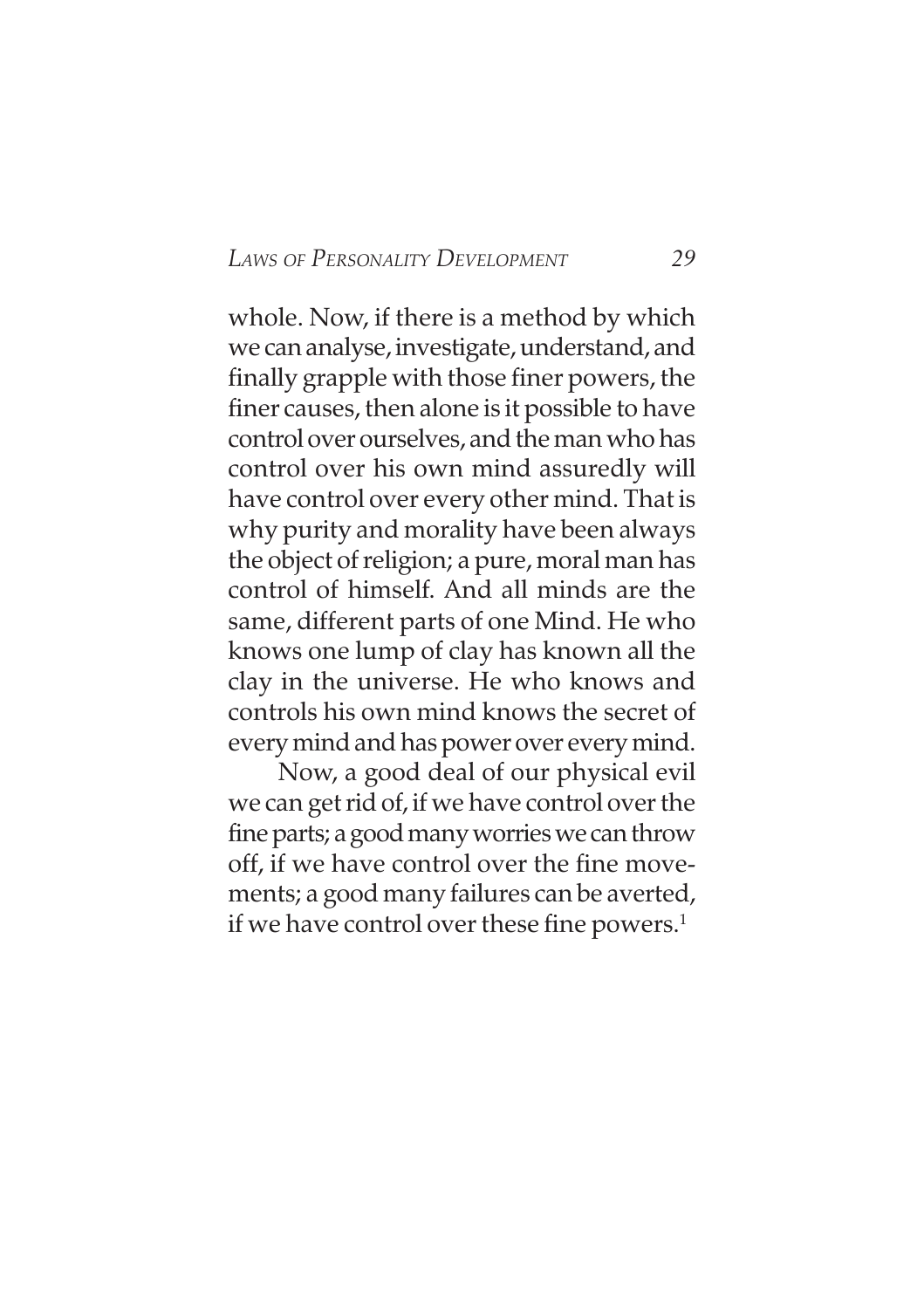whole. Now, if there is a method by which we can analyse, investigate, understand, and finally grapple with those finer powers, the finer causes, then alone is it possible to have control over ourselves, and the man who has control over his own mind assuredly will have control over every other mind. That is why purity and morality have been always the object of religion; a pure, moral man has control of himself. And all minds are the same, different parts of one Mind. He who knows one lump of clay has known all the clay in the universe. He who knows and controls his own mind knows the secret of every mind and has power over every mind.

Now, a good deal of our physical evil we can get rid of, if we have control over the fine parts; a good many worries we can throw off, if we have control over the fine movements; a good many failures can be averted, if we have control over these fine powers.[1]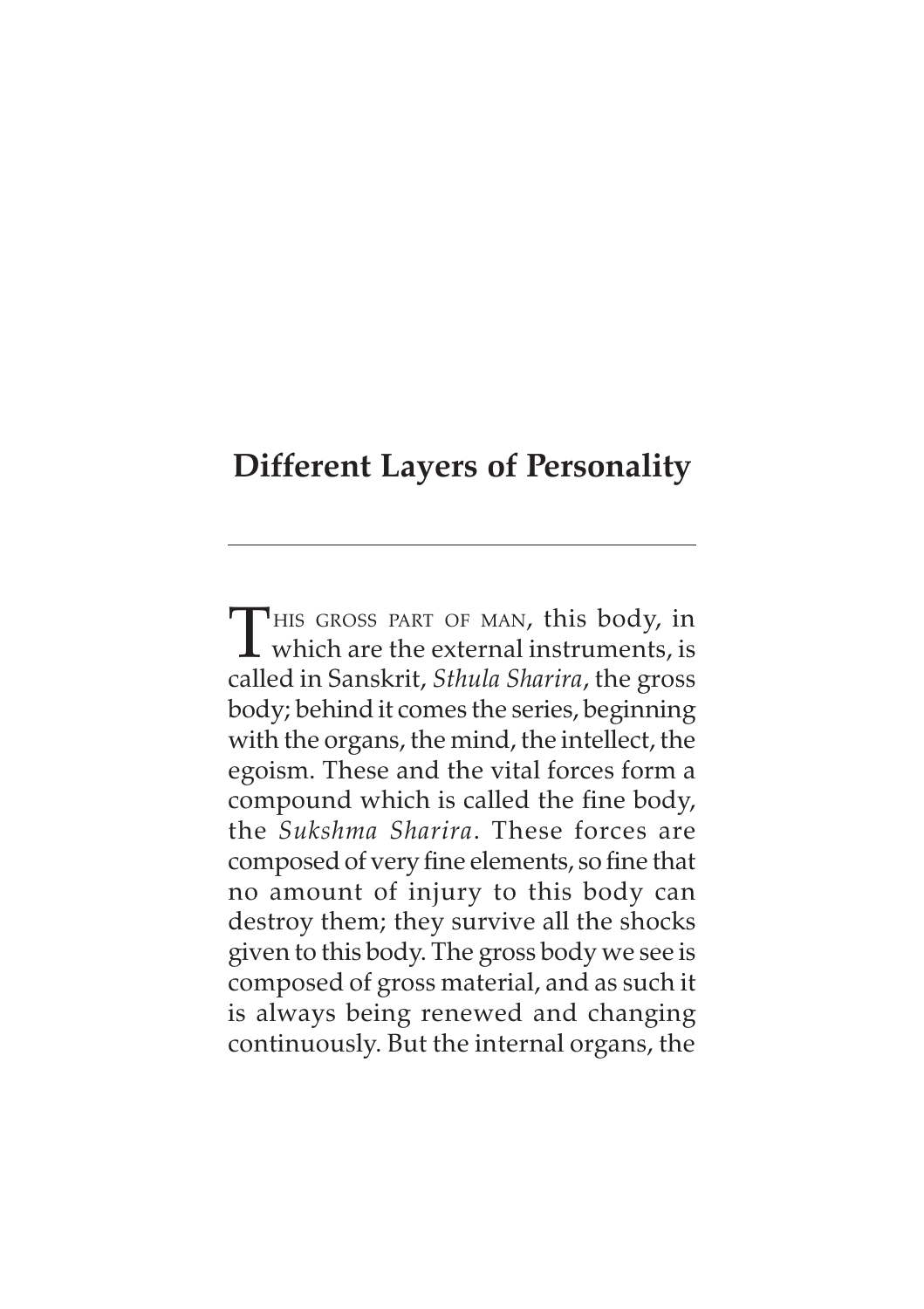## Different Layers of Personality

THIS GROSS PART OF MAN, this body, in which are the external instruments, is called in Sanskrit, *Sthula Sharira*, the gross body; behind it comes the series, beginning with the organs, the mind, the intellect, the egoism. These and the vital forces form a compound which is called the fine body, the *Sukshma Sharira*. These forces are composed of very fine elements, so fine that no amount of injury to this body can destroy them; they survive all the shocks given to this body. The gross body we see is composed of gross material, and as such it is always being renewed and changing continuously. But the internal organs, the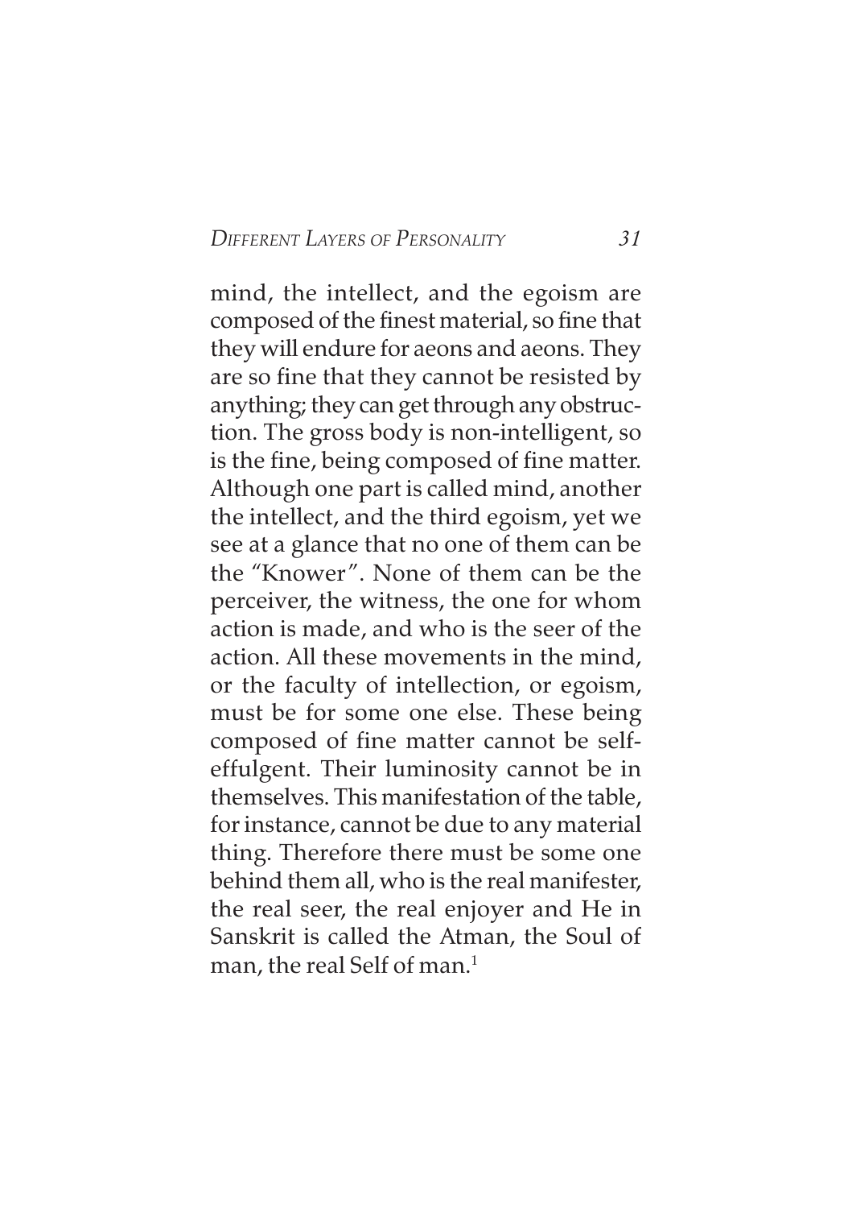mind, the intellect, and the egoism are composed of the finest material, so fine that they will endure for aeons and aeons. They are so fine that they cannot be resisted by anything; they can get through any obstruction. The gross body is non-intelligent, so is the fine, being composed of fine matter. Although one part is called mind, another the intellect, and the third egoism, yet we see at a glance that no one of them can be the "Knower". None of them can be the perceiver, the witness, the one for whom action is made, and who is the seer of the action. All these movements in the mind, or the faculty of intellection, or egoism, must be for some one else. These being composed of fine matter cannot be self-effulgent. Their luminosity cannot be in themselves. This manifestation of the table, for instance, cannot be due to any material thing. Therefore there must be some one behind them all, who is the real manifester, the real seer, the real enjoyer and He in Sanskrit is called the Atman, the Soul of man, the real Self of man.[1]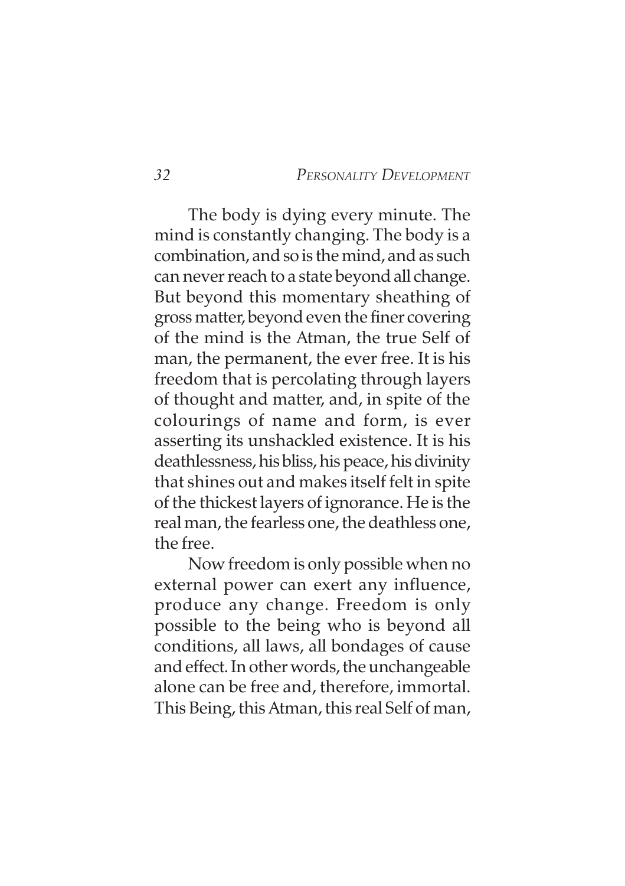The body is dying every minute. The mind is constantly changing. The body is a combination, and so is the mind, and as such can never reach to a state beyond all change. But beyond this momentary sheathing of gross matter, beyond even the finer covering of the mind is the Atman, the true Self of man, the permanent, the ever free. It is his freedom that is percolating through layers of thought and matter, and, in spite of the colourings of name and form, is ever asserting its unshackled existence. It is his deathlessness, his bliss, his peace, his divinity that shines out and makes itself felt in spite of the thickest layers of ignorance. He is the real man, the fearless one, the deathless one, the free.

Now freedom is only possible when no external power can exert any influence, produce any change. Freedom is only possible to the being who is beyond all conditions, all laws, all bondages of cause and effect. In other words, the unchangeable alone can be free and, therefore, immortal. This Being, this Atman, this real Self of man,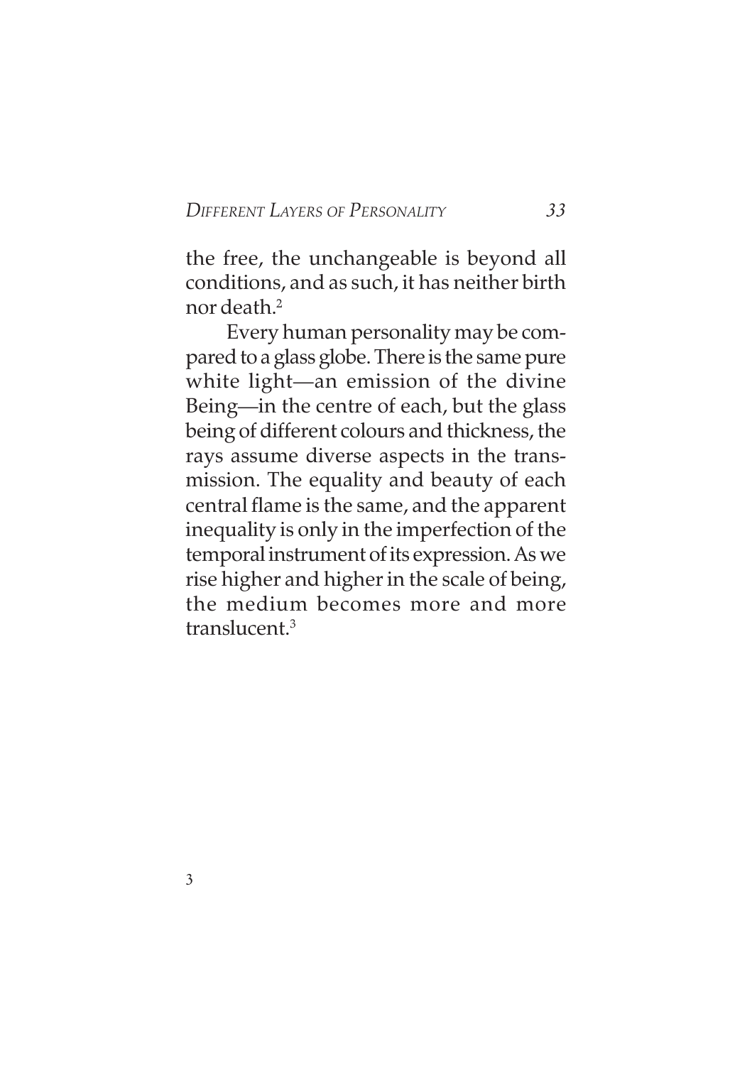the free, the unchangeable is beyond all conditions, and as such, it has neither birth nor death.[2]

Every human personality may be compared to a glass globe. There is the same pure white light—an emission of the divine Being—in the centre of each, but the glass being of different colours and thickness, the rays assume diverse aspects in the transmission. The equality and beauty of each central flame is the same, and the apparent inequality is only in the imperfection of the temporal instrument of its expression. As we rise higher and higher in the scale of being, the medium becomes more and more translucent.[3]

3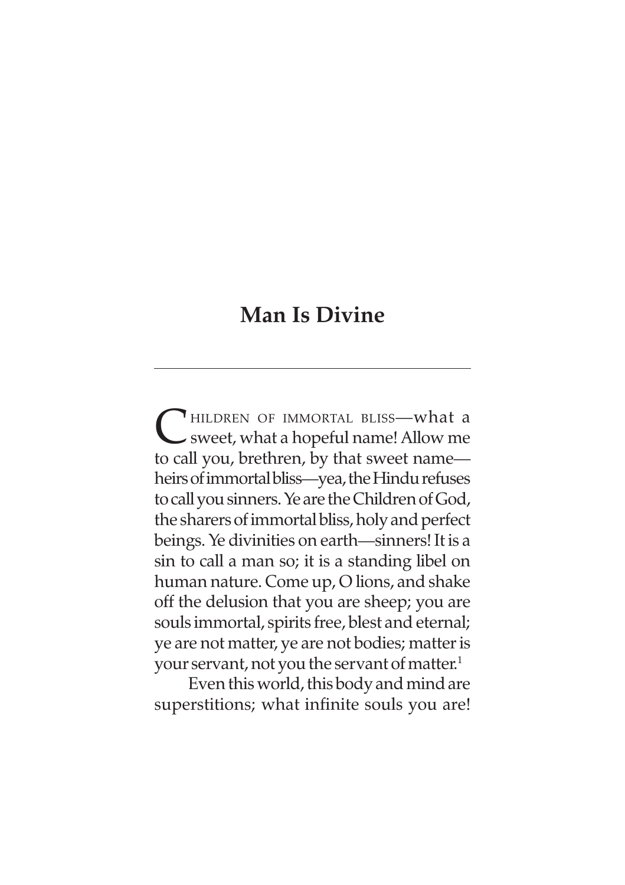# Man Is Divine

CHILDREN OF IMMORTAL BLISS—what a sweet, what a hopeful name! Allow me to call you, brethren, by that sweet name—heirs of immortal bliss—yea, the Hindu refuses to call you sinners. Ye are the Children of God, the sharers of immortal bliss, holy and perfect beings. Ye divinities on earth—sinners! It is a sin to call a man so; it is a standing libel on human nature. Come up, O lions, and shake off the delusion that you are sheep; you are souls immortal, spirits free, blest and eternal; ye are not matter, ye are not bodies; matter is your servant, not you the servant of matter.[1]

Even this world, this body and mind are superstitions; what infinite souls you are!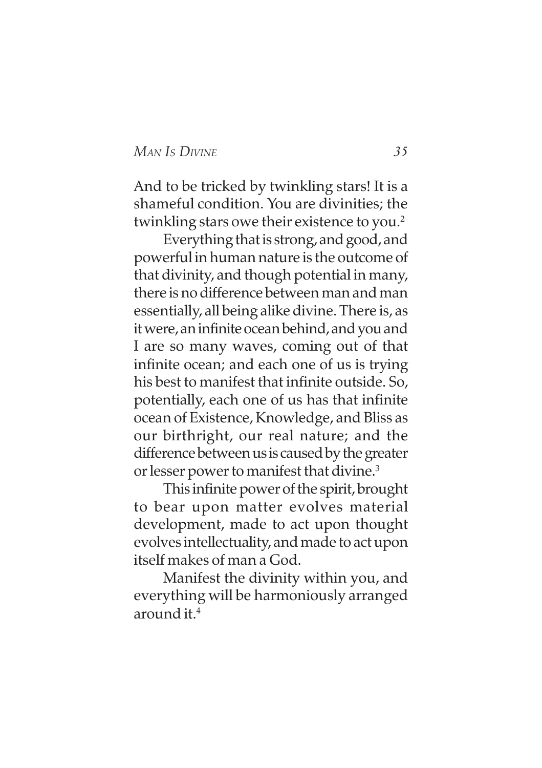And to be tricked by twinkling stars! It is a shameful condition. You are divinities; the twinkling stars owe their existence to you.[2]

Everything that is strong, and good, and powerful in human nature is the outcome of that divinity, and though potential in many, there is no difference between man and man essentially, all being alike divine. There is, as it were, an infinite ocean behind, and you and I are so many waves, coming out of that infinite ocean; and each one of us is trying his best to manifest that infinite outside. So, potentially, each one of us has that infinite ocean of Existence, Knowledge, and Bliss as our birthright, our real nature; and the difference between us is caused by the greater or lesser power to manifest that divine.[3]

This infinite power of the spirit, brought to bear upon matter evolves material development, made to act upon thought evolves intellectuality, and made to act upon itself makes of man a God.

Manifest the divinity within you, and everything will be harmoniously arranged around it.[4]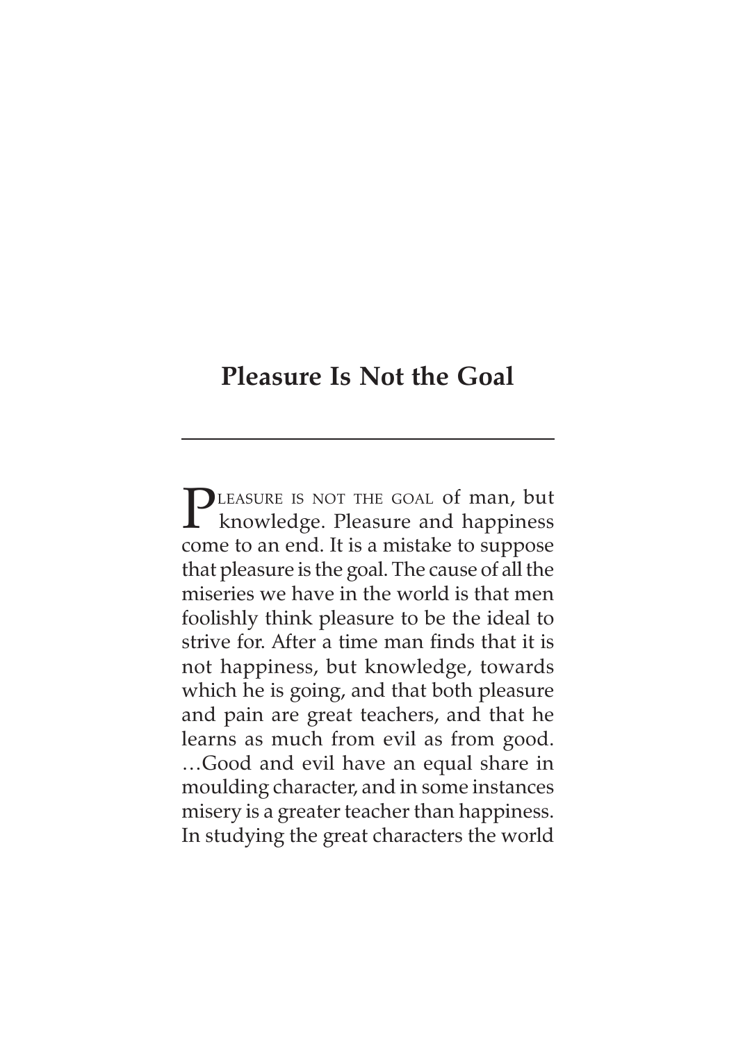## Pleasure Is Not the Goal

Pleasure is not the goal of man, but knowledge. Pleasure and happiness come to an end. It is a mistake to suppose that pleasure is the goal. The cause of all the miseries we have in the world is that men foolishly think pleasure to be the ideal to strive for. After a time man finds that it is not happiness, but knowledge, towards which he is going, and that both pleasure and pain are great teachers, and that he learns as much from evil as from good. …Good and evil have an equal share in moulding character, and in some instances misery is a greater teacher than happiness. In studying the great characters the world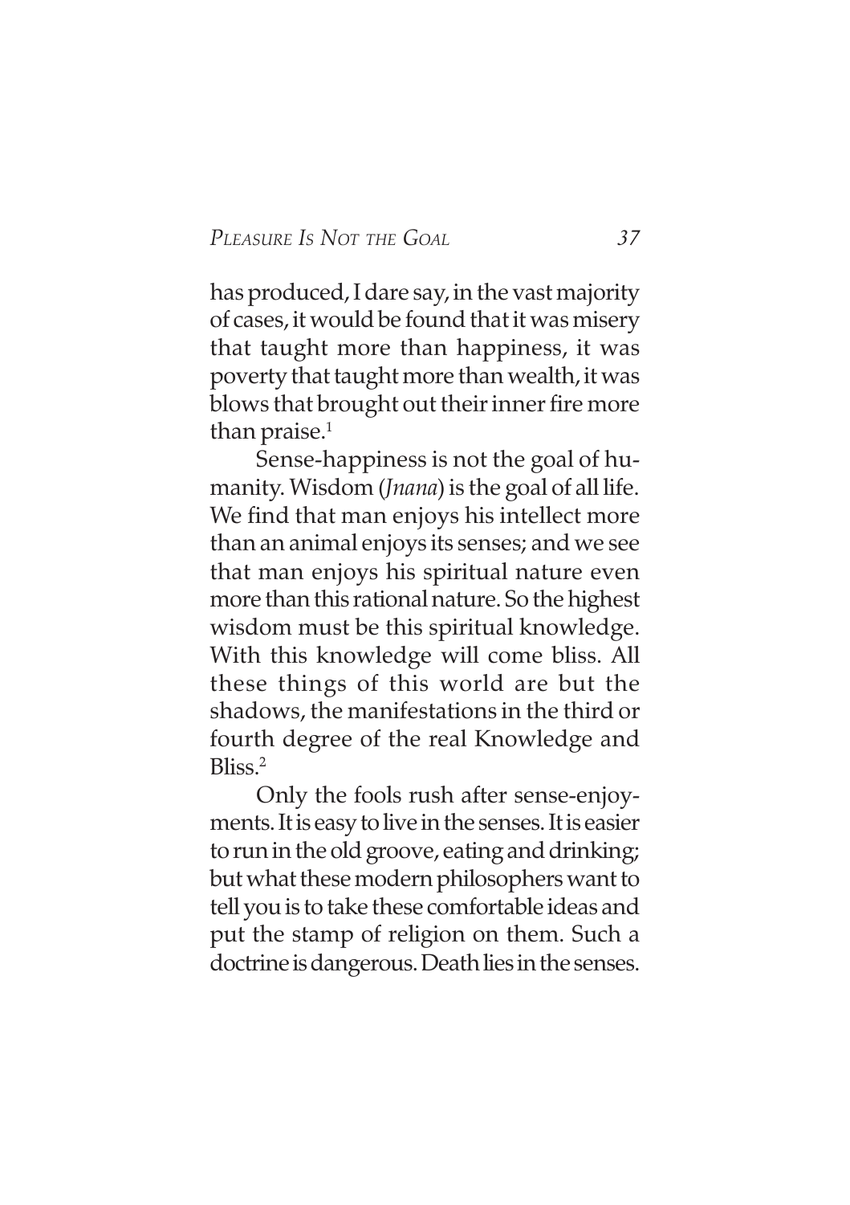has produced, I dare say, in the vast majority of cases, it would be found that it was misery that taught more than happiness, it was poverty that taught more than wealth, it was blows that brought out their inner fire more than praise.[1]

Sense-happiness is not the goal of humanity. Wisdom (*Jnana*) is the goal of all life. We find that man enjoys his intellect more than an animal enjoys its senses; and we see that man enjoys his spiritual nature even more than this rational nature. So the highest wisdom must be this spiritual knowledge. With this knowledge will come bliss. All these things of this world are but the shadows, the manifestations in the third or fourth degree of the real Knowledge and Bliss.[2]

Only the fools rush after sense-enjoyments. It is easy to live in the senses. It is easier to run in the old groove, eating and drinking; but what these modern philosophers want to tell you is to take these comfortable ideas and put the stamp of religion on them. Such a doctrine is dangerous. Death lies in the senses.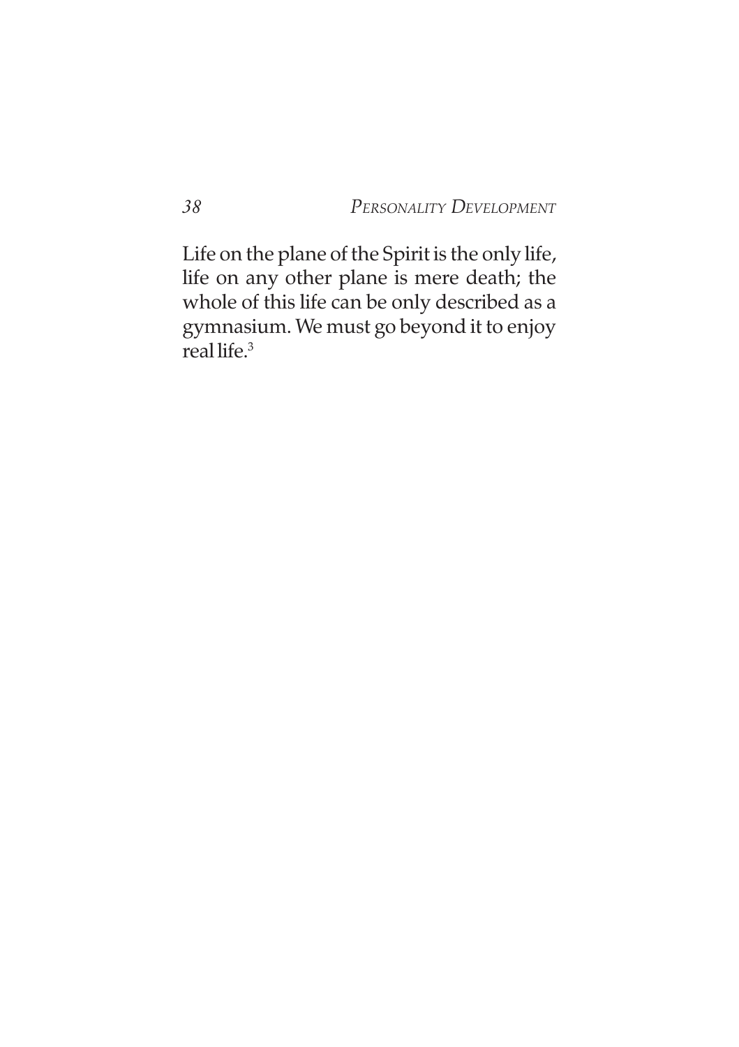Life on the plane of the Spirit is the only life, life on any other plane is mere death; the whole of this life can be only described as a gymnasium. We must go beyond it to enjoy real life.[3]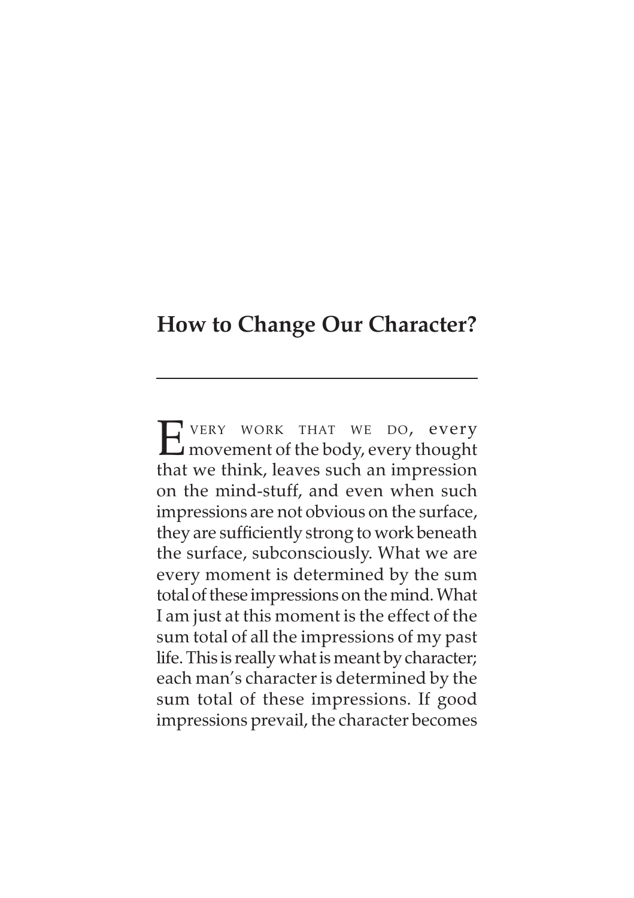## How to Change Our Character?

---

Every work that we do, every movement of the body, every thought that we think, leaves such an impression on the mind-stuff, and even when such impressions are not obvious on the surface, they are sufficiently strong to work beneath the surface, subconsciously. What we are every moment is determined by the sum total of these impressions on the mind. What I am just at this moment is the effect of the sum total of all the impressions of my past life. This is really what is meant by character; each man's character is determined by the sum total of these impressions. If good impressions prevail, the character becomes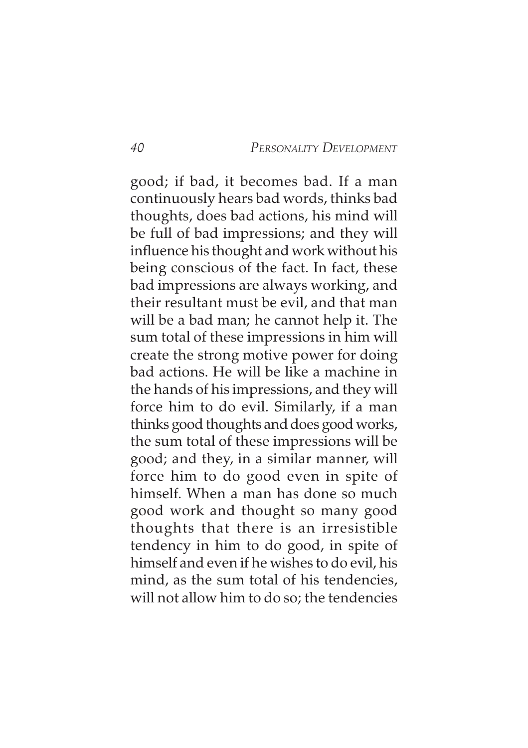good; if bad, it becomes bad. If a man continuously hears bad words, thinks bad thoughts, does bad actions, his mind will be full of bad impressions; and they will influence his thought and work without his being conscious of the fact. In fact, these bad impressions are always working, and their resultant must be evil, and that man will be a bad man; he cannot help it. The sum total of these impressions in him will create the strong motive power for doing bad actions. He will be like a machine in the hands of his impressions, and they will force him to do evil. Similarly, if a man thinks good thoughts and does good works, the sum total of these impressions will be good; and they, in a similar manner, will force him to do good even in spite of himself. When a man has done so much good work and thought so many good thoughts that there is an irresistible tendency in him to do good, in spite of himself and even if he wishes to do evil, his mind, as the sum total of his tendencies, will not allow him to do so; the tendencies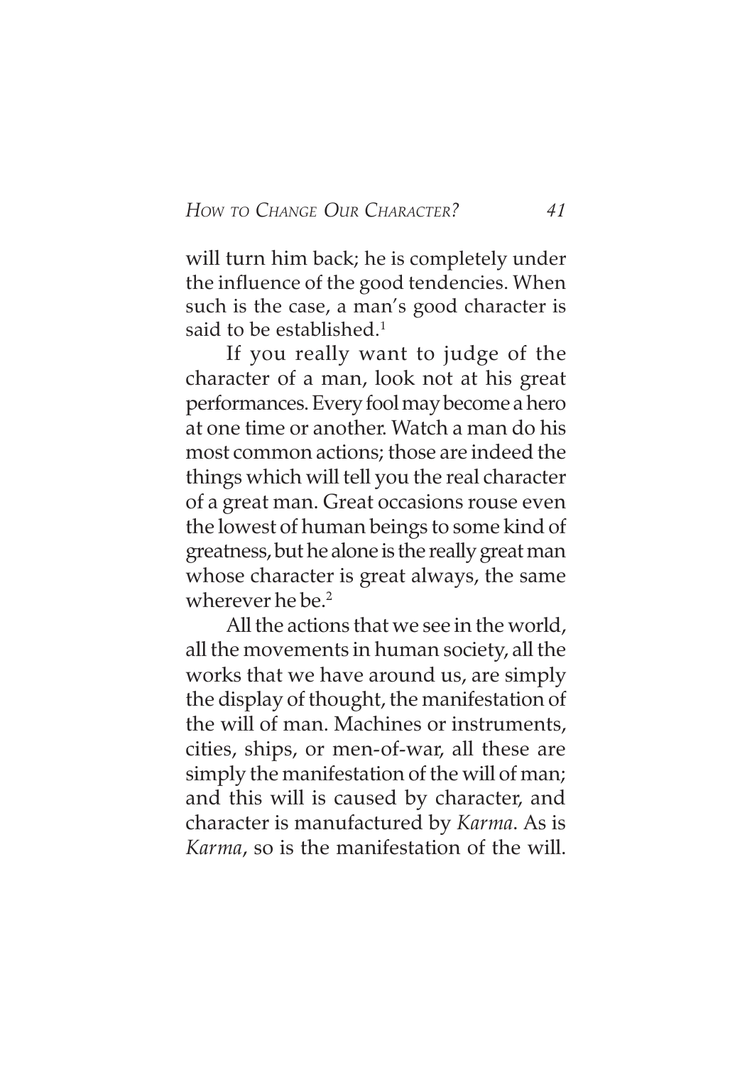will turn him back; he is completely under the influence of the good tendencies. When such is the case, a man's good character is said to be established.[1]

If you really want to judge of the character of a man, look not at his great performances. Every fool may become a hero at one time or another. Watch a man do his most common actions; those are indeed the things which will tell you the real character of a great man. Great occasions rouse even the lowest of human beings to some kind of greatness, but he alone is the really great man whose character is great always, the same wherever he be.[2]

All the actions that we see in the world, all the movements in human society, all the works that we have around us, are simply the display of thought, the manifestation of the will of man. Machines or instruments, cities, ships, or men-of-war, all these are simply the manifestation of the will of man; and this will is caused by character, and character is manufactured by *Karma*. As is *Karma*, so is the manifestation of the will.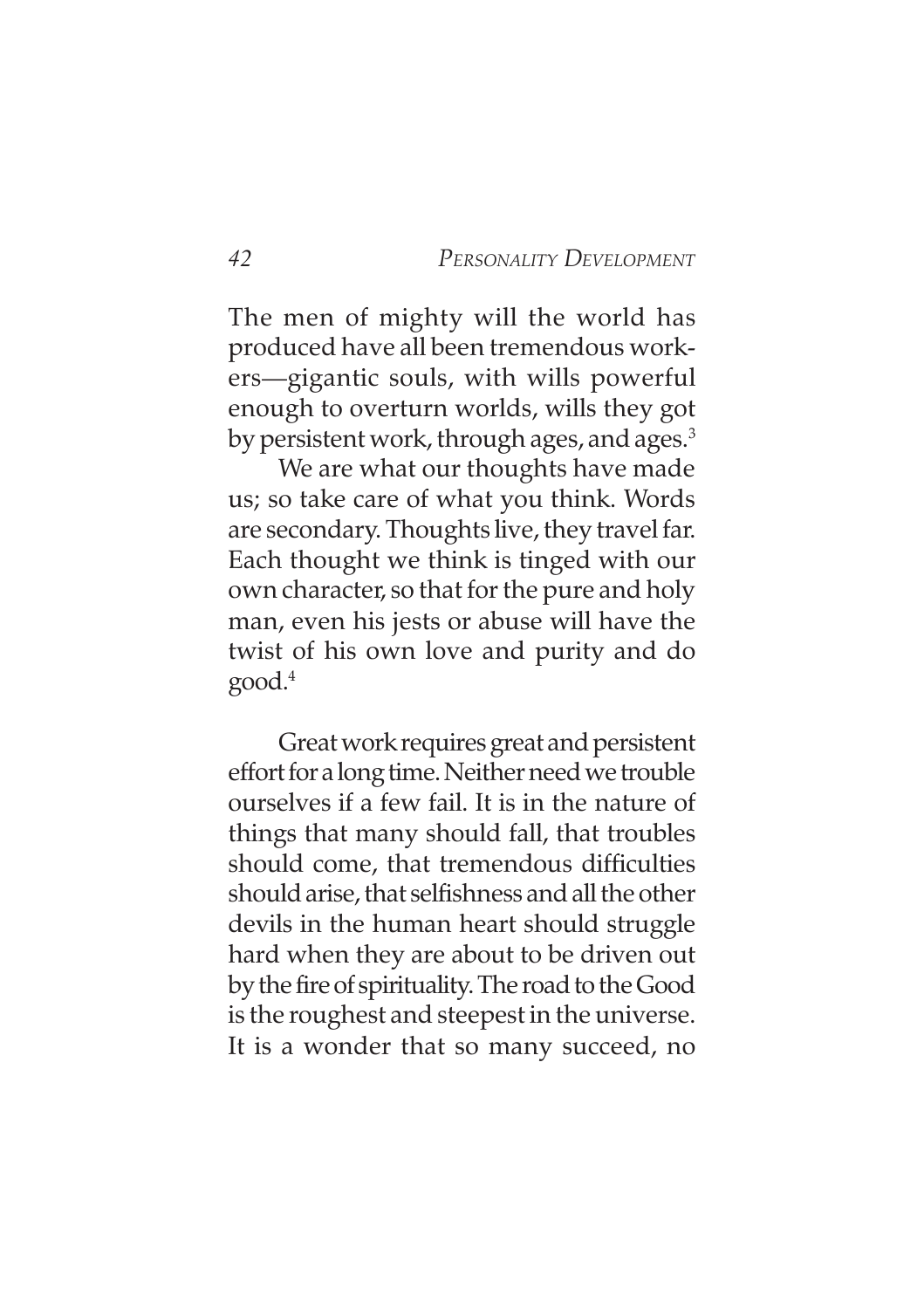The men of mighty will the world has produced have all been tremendous workers—gigantic souls, with wills powerful enough to overturn worlds, wills they got by persistent work, through ages, and ages.[3]

We are what our thoughts have made us; so take care of what you think. Words are secondary. Thoughts live, they travel far. Each thought we think is tinged with our own character, so that for the pure and holy man, even his jests or abuse will have the twist of his own love and purity and do good.[4]

Great work requires great and persistent effort for a long time. Neither need we trouble ourselves if a few fail. It is in the nature of things that many should fall, that troubles should come, that tremendous difficulties should arise, that selfishness and all the other devils in the human heart should struggle hard when they are about to be driven out by the fire of spirituality. The road to the Good is the roughest and steepest in the universe. It is a wonder that so many succeed, no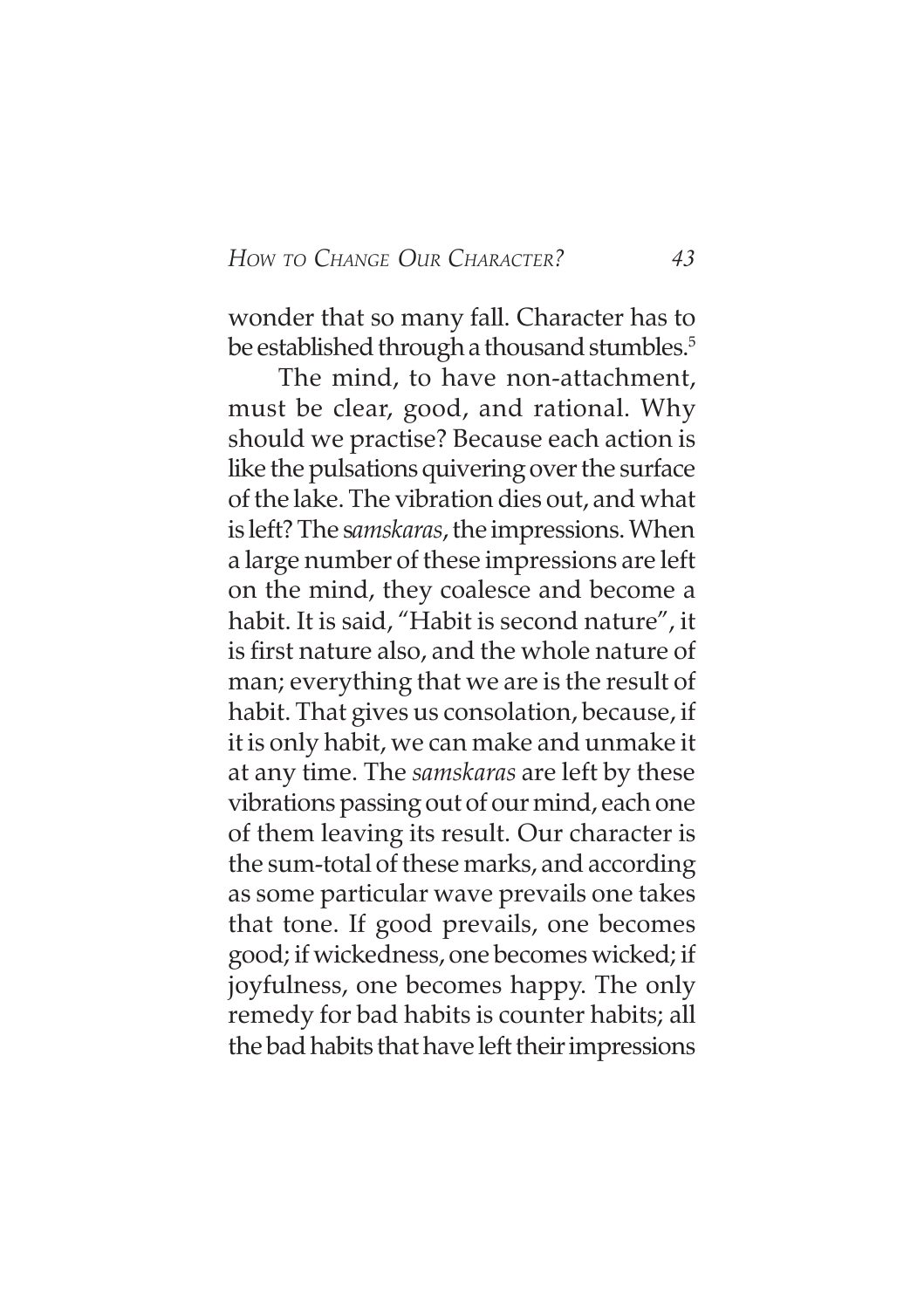wonder that so many fall. Character has to be established through a thousand stumbles.[5]

The mind, to have non-attachment, must be clear, good, and rational. Why should we practise? Because each action is like the pulsations quivering over the surface of the lake. The vibration dies out, and what is left? The s*amskaras*, the impressions. When a large number of these impressions are left on the mind, they coalesce and become a habit. It is said, "Habit is second nature", it is first nature also, and the whole nature of man; everything that we are is the result of habit. That gives us consolation, because, if it is only habit, we can make and unmake it at any time. The *samskaras* are left by these vibrations passing out of our mind, each one of them leaving its result. Our character is the sum-total of these marks, and according as some particular wave prevails one takes that tone. If good prevails, one becomes good; if wickedness, one becomes wicked; if joyfulness, one becomes happy. The only remedy for bad habits is counter habits; all the bad habits that have left their impressions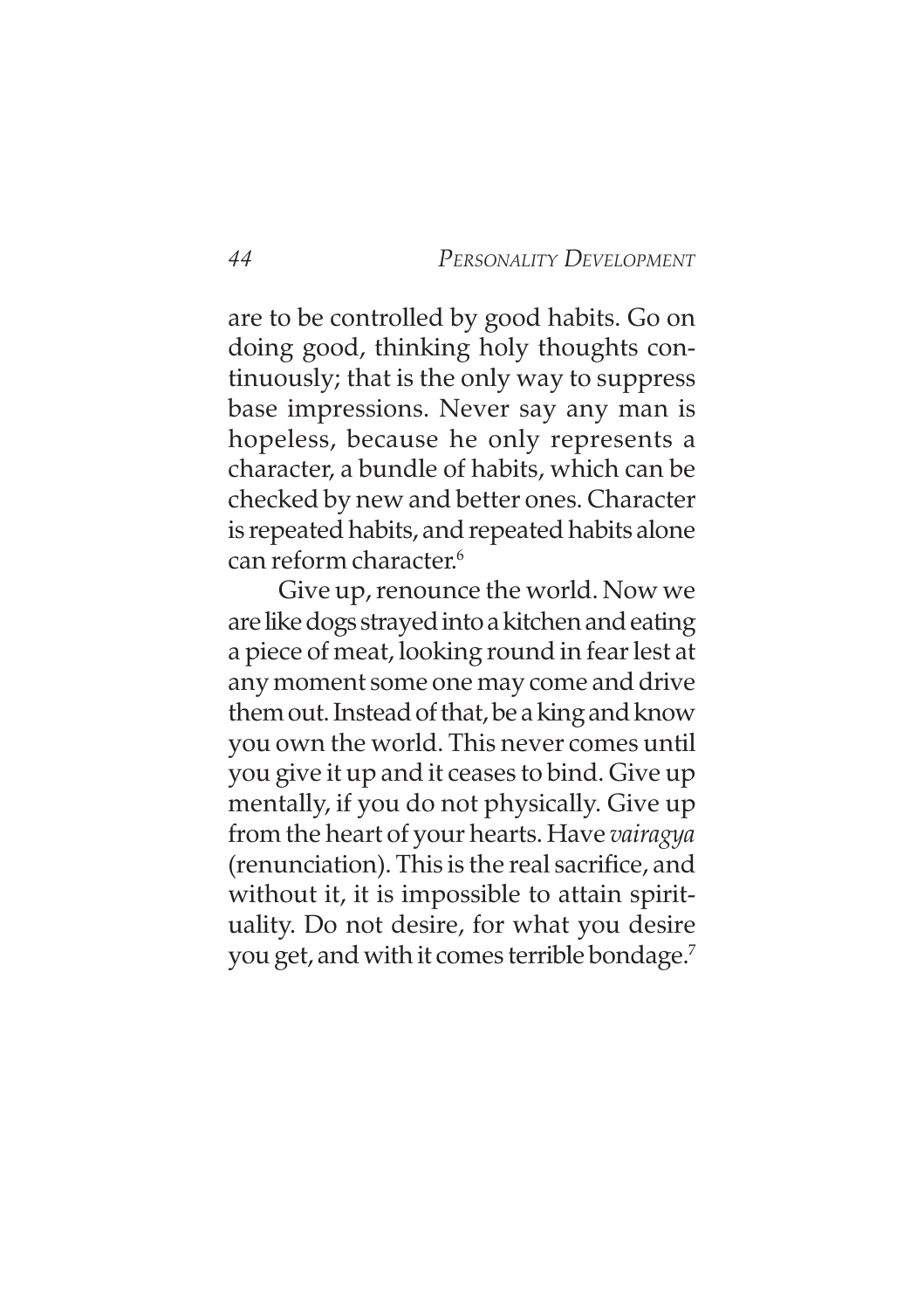are to be controlled by good habits. Go on doing good, thinking holy thoughts continuously; that is the only way to suppress base impressions. Never say any man is hopeless, because he only represents a character, a bundle of habits, which can be checked by new and better ones. Character is repeated habits, and repeated habits alone can reform character.[6]

Give up, renounce the world. Now we are like dogs strayed into a kitchen and eating a piece of meat, looking round in fear lest at any moment some one may come and drive them out. Instead of that, be a king and know you own the world. This never comes until you give it up and it ceases to bind. Give up mentally, if you do not physically. Give up from the heart of your hearts. Have *vairagya* (renunciation). This is the real sacrifice, and without it, it is impossible to attain spirituality. Do not desire, for what you desire you get, and with it comes terrible bondage.[7]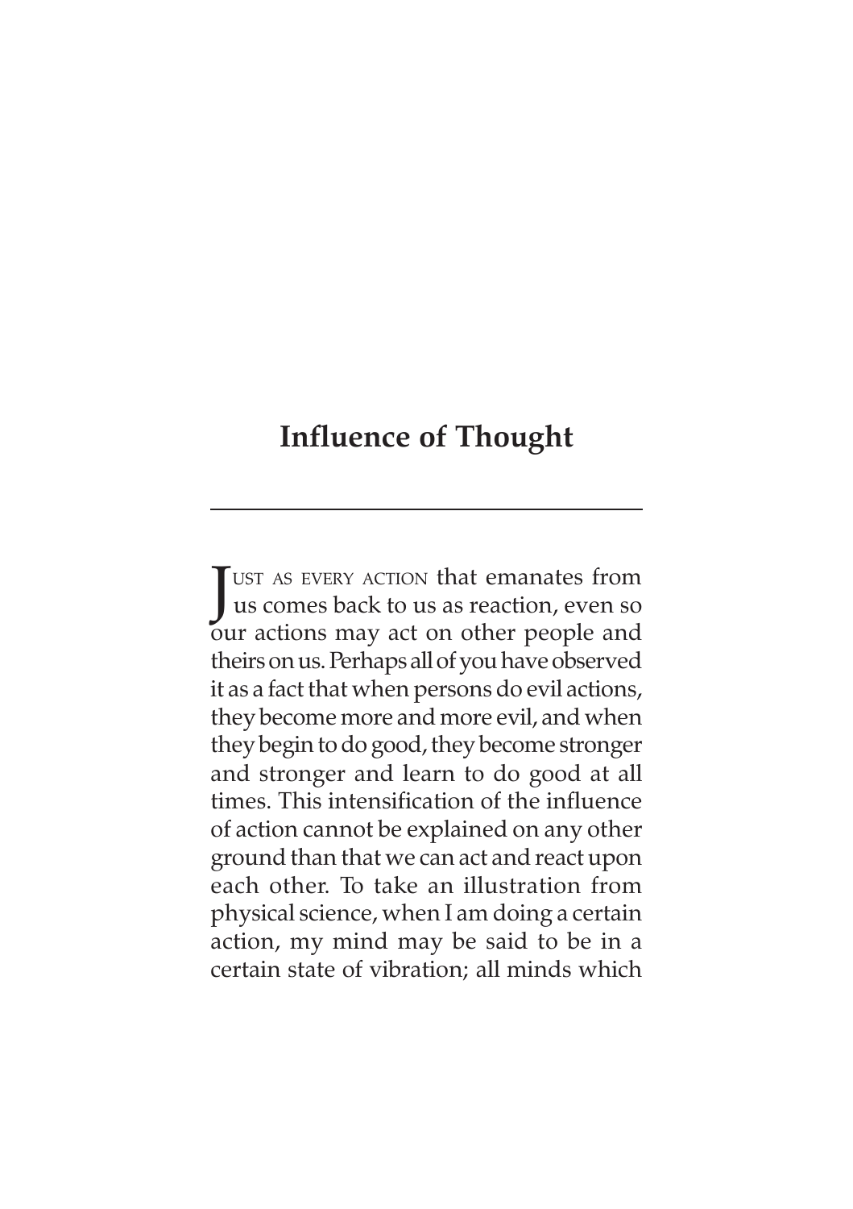## Influence of Thought

JUST AS EVERY ACTION that emanates from us comes back to us as reaction, even so our actions may act on other people and theirs on us. Perhaps all of you have observed it as a fact that when persons do evil actions, they become more and more evil, and when they begin to do good, they become stronger and stronger and learn to do good at all times. This intensification of the influence of action cannot be explained on any other ground than that we can act and react upon each other. To take an illustration from physical science, when I am doing a certain action, my mind may be said to be in a certain state of vibration; all minds which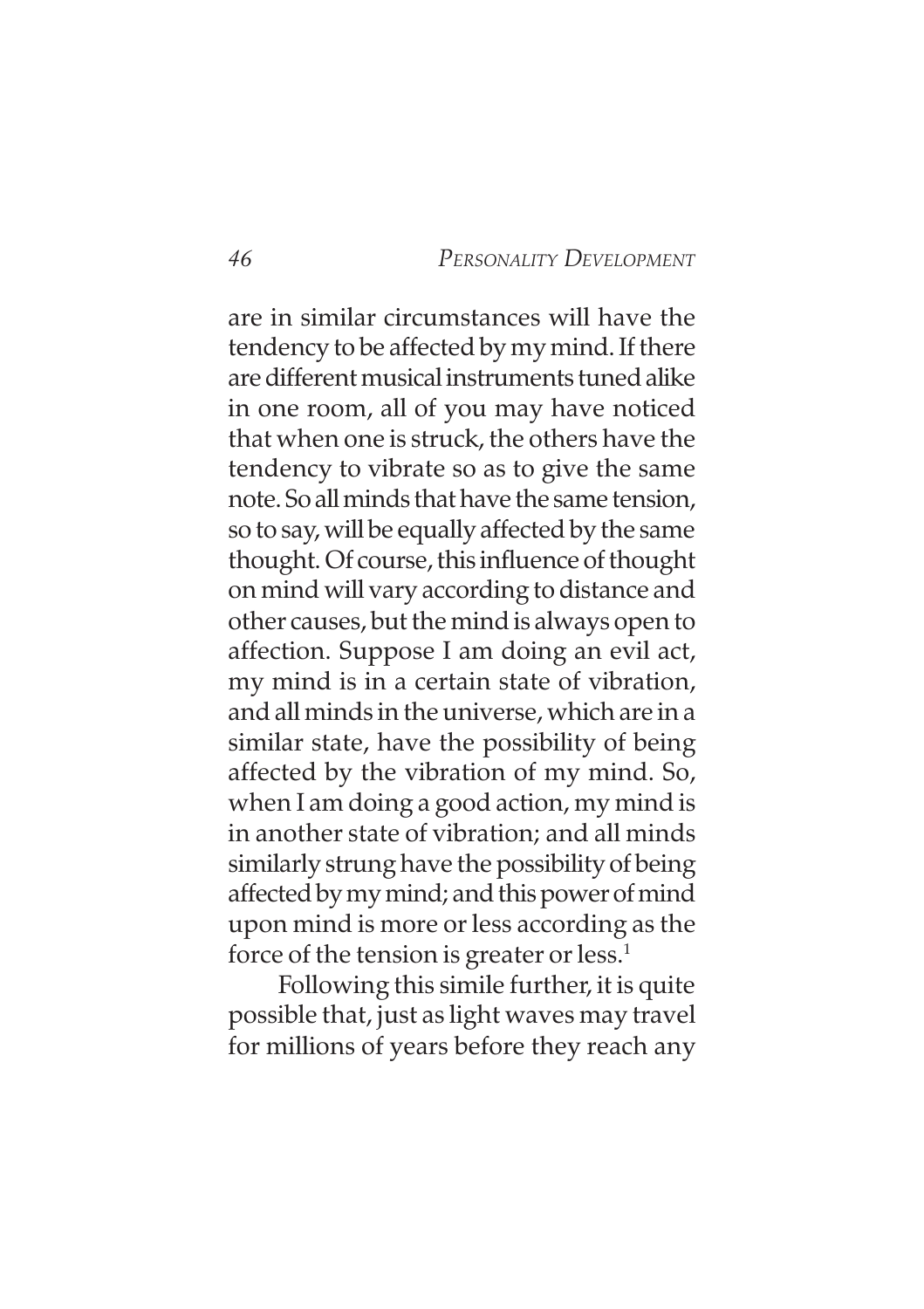are in similar circumstances will have the tendency to be affected by my mind. If there are different musical instruments tuned alike in one room, all of you may have noticed that when one is struck, the others have the tendency to vibrate so as to give the same note. So all minds that have the same tension, so to say, will be equally affected by the same thought. Of course, this influence of thought on mind will vary according to distance and other causes, but the mind is always open to affection. Suppose I am doing an evil act, my mind is in a certain state of vibration, and all minds in the universe, which are in a similar state, have the possibility of being affected by the vibration of my mind. So, when I am doing a good action, my mind is in another state of vibration; and all minds similarly strung have the possibility of being affected by my mind; and this power of mind upon mind is more or less according as the force of the tension is greater or less.[1]

Following this simile further, it is quite possible that, just as light waves may travel for millions of years before they reach any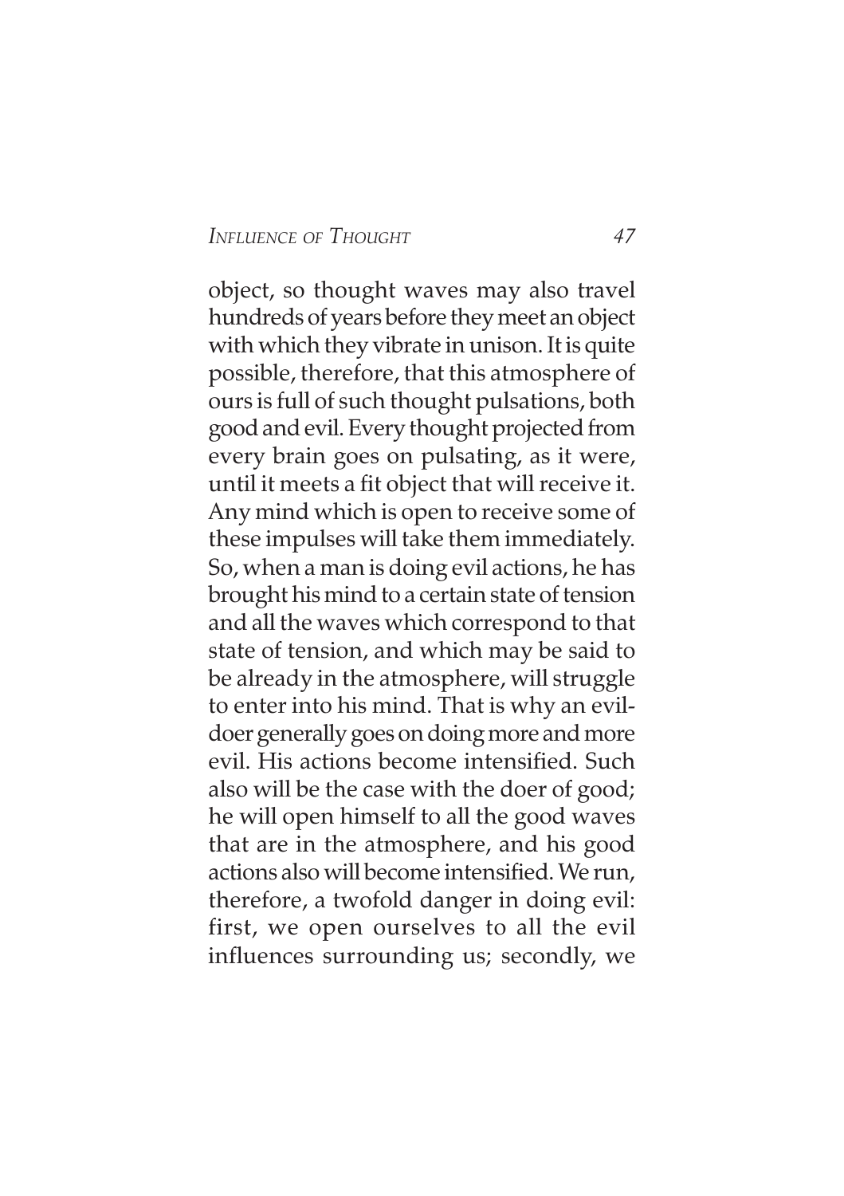object, so thought waves may also travel hundreds of years before they meet an object with which they vibrate in unison. It is quite possible, therefore, that this atmosphere of ours is full of such thought pulsations, both good and evil. Every thought projected from every brain goes on pulsating, as it were, until it meets a fit object that will receive it. Any mind which is open to receive some of these impulses will take them immediately. So, when a man is doing evil actions, he has brought his mind to a certain state of tension and all the waves which correspond to that state of tension, and which may be said to be already in the atmosphere, will struggle to enter into his mind. That is why an evil-doer generally goes on doing more and more evil. His actions become intensified. Such also will be the case with the doer of good; he will open himself to all the good waves that are in the atmosphere, and his good actions also will become intensified. We run, therefore, a twofold danger in doing evil: first, we open ourselves to all the evil influences surrounding us; secondly, we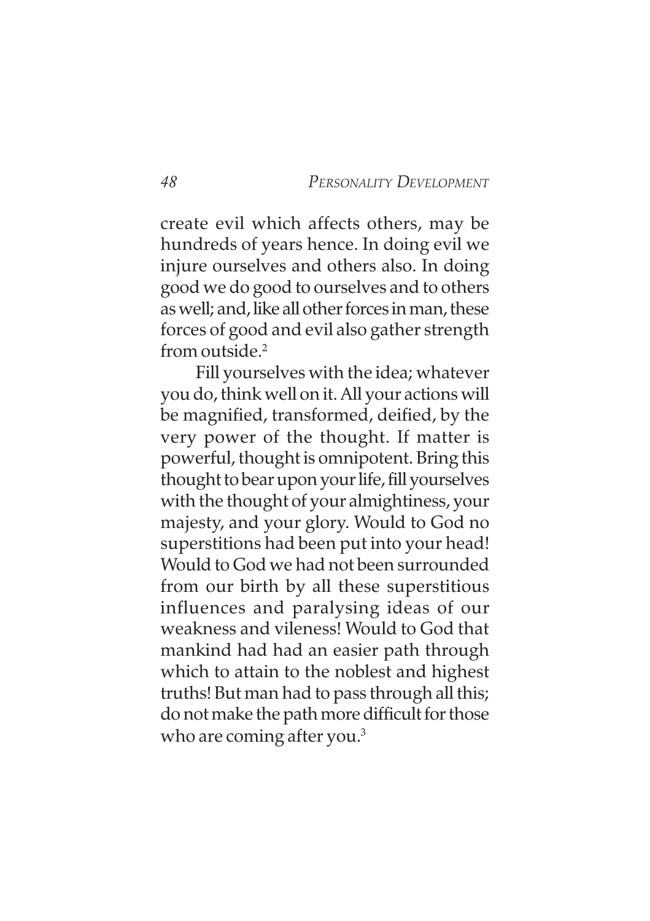create evil which affects others, may be hundreds of years hence. In doing evil we injure ourselves and others also. In doing good we do good to ourselves and to others as well; and, like all other forces in man, these forces of good and evil also gather strength from outside.[2]

Fill yourselves with the idea; whatever you do, think well on it. All your actions will be magnified, transformed, deified, by the very power of the thought. If matter is powerful, thought is omnipotent. Bring this thought to bear upon your life, fill yourselves with the thought of your almightiness, your majesty, and your glory. Would to God no superstitions had been put into your head! Would to God we had not been surrounded from our birth by all these superstitious influences and paralysing ideas of our weakness and vileness! Would to God that mankind had had an easier path through which to attain to the noblest and highest truths! But man had to pass through all this; do not make the path more difficult for those who are coming after you.[3]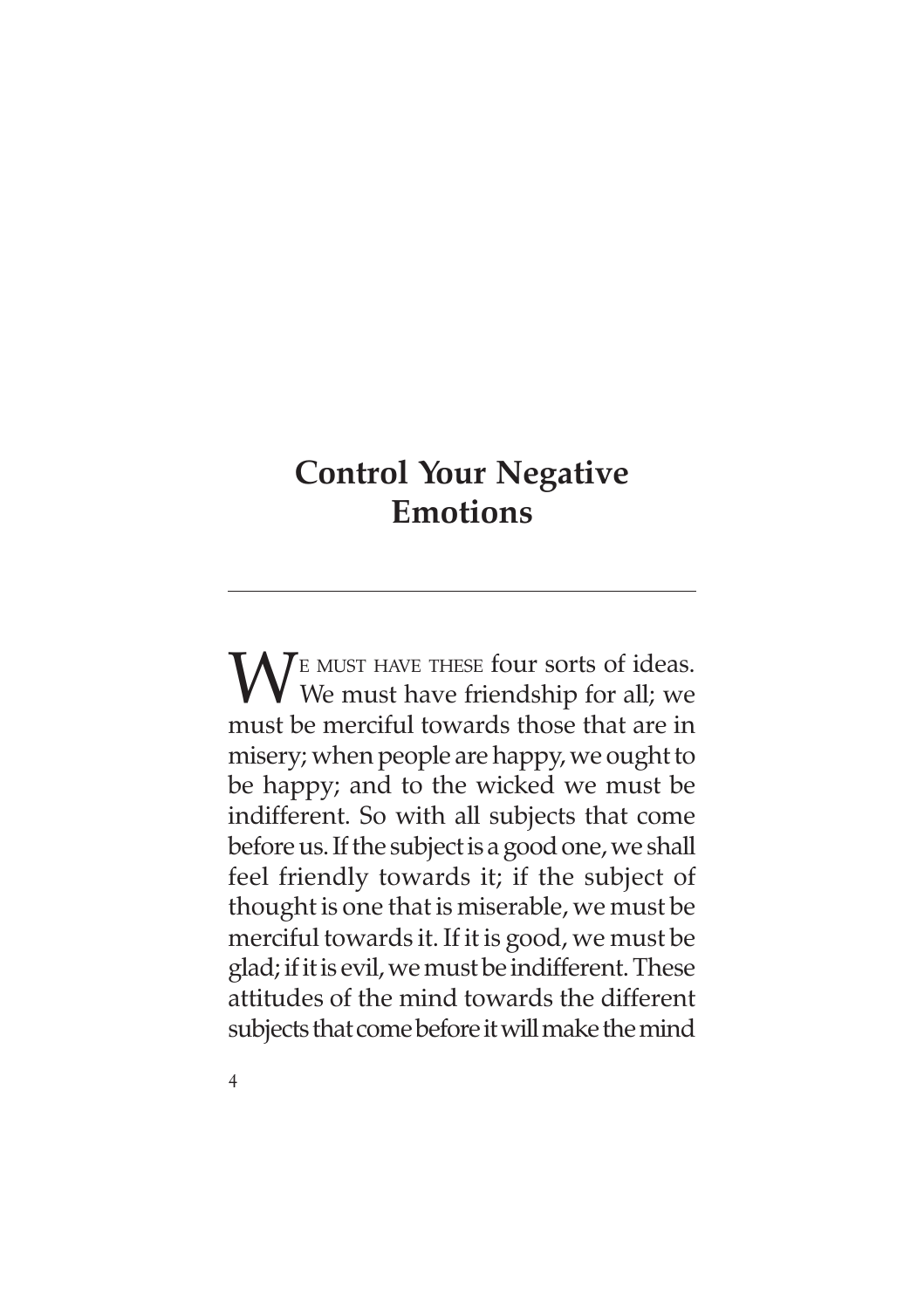# Control Your Negative Emotions

We must have these four sorts of ideas. We must have friendship for all; we must be merciful towards those that are in misery; when people are happy, we ought to be happy; and to the wicked we must be indifferent. So with all subjects that come before us. If the subject is a good one, we shall feel friendly towards it; if the subject of thought is one that is miserable, we must be merciful towards it. If it is good, we must be glad; if it is evil, we must be indifferent. These attitudes of the mind towards the different subjects that come before it will make the mind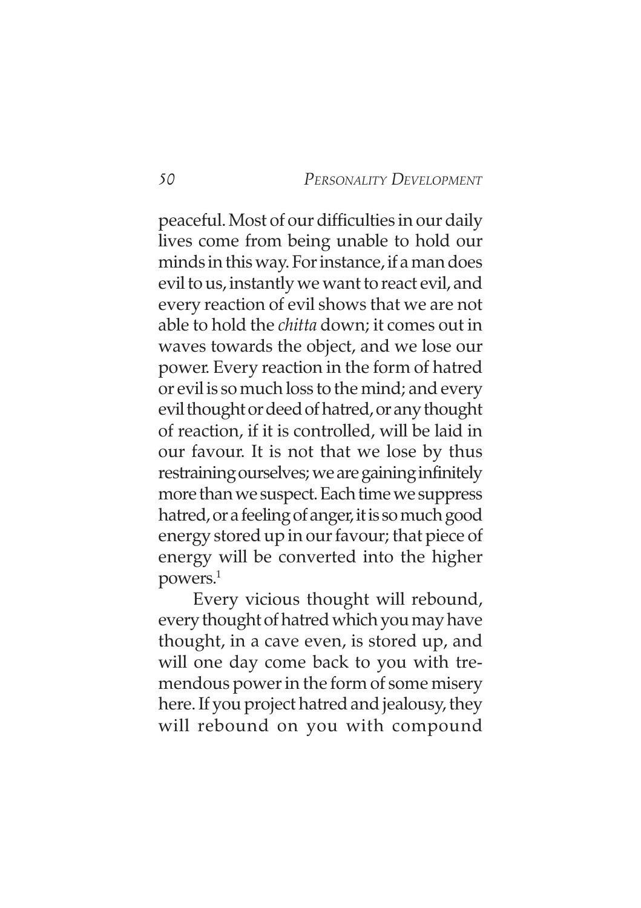peaceful. Most of our difficulties in our daily lives come from being unable to hold our minds in this way. For instance, if a man does evil to us, instantly we want to react evil, and every reaction of evil shows that we are not able to hold the *chitta* down; it comes out in waves towards the object, and we lose our power. Every reaction in the form of hatred or evil is so much loss to the mind; and every evil thought or deed of hatred, or any thought of reaction, if it is controlled, will be laid in our favour. It is not that we lose by thus restraining ourselves; we are gaining infinitely more than we suspect. Each time we suppress hatred, or a feeling of anger, it is so much good energy stored up in our favour; that piece of energy will be converted into the higher powers.[1]

Every vicious thought will rebound, every thought of hatred which you may have thought, in a cave even, is stored up, and will one day come back to you with tremendous power in the form of some misery here. If you project hatred and jealousy, they will rebound on you with compound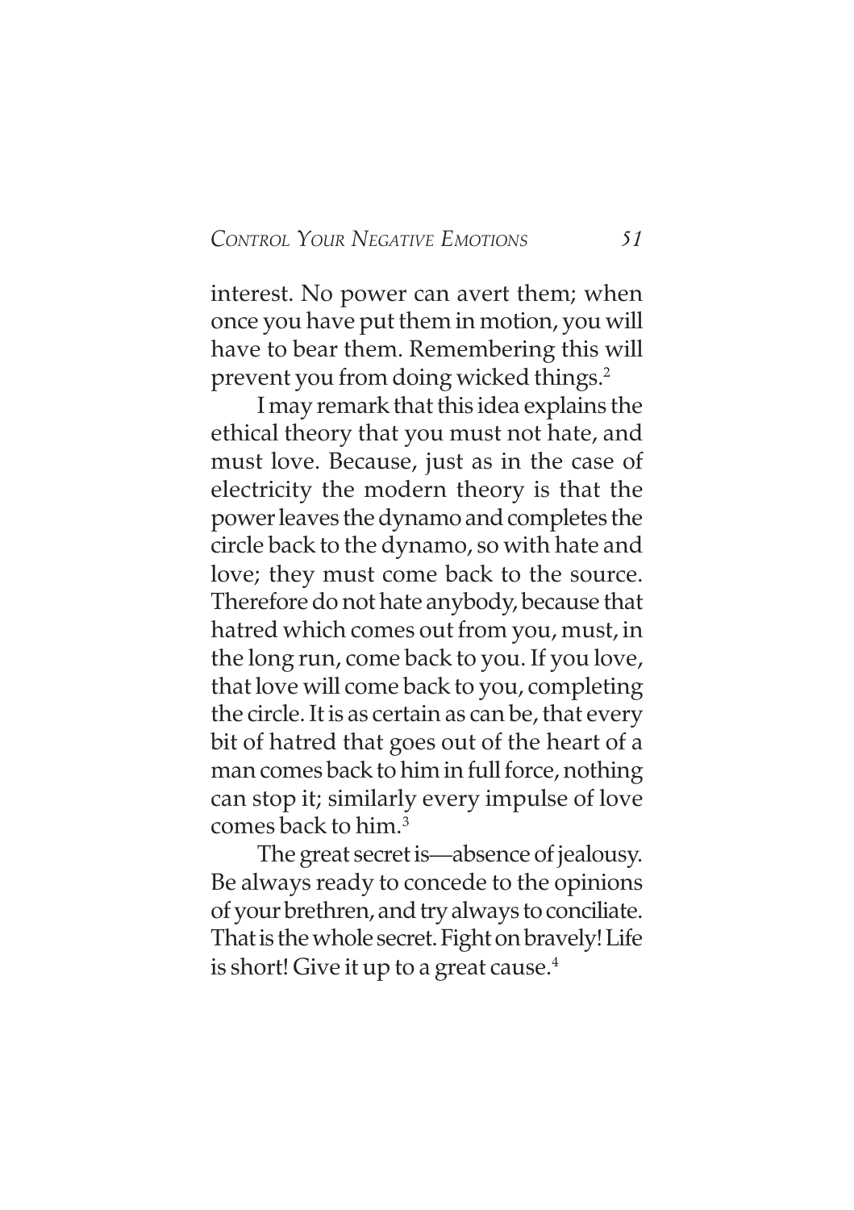interest. No power can avert them; when once you have put them in motion, you will have to bear them. Remembering this will prevent you from doing wicked things.[2]

I may remark that this idea explains the ethical theory that you must not hate, and must love. Because, just as in the case of electricity the modern theory is that the power leaves the dynamo and completes the circle back to the dynamo, so with hate and love; they must come back to the source. Therefore do not hate anybody, because that hatred which comes out from you, must, in the long run, come back to you. If you love, that love will come back to you, completing the circle. It is as certain as can be, that every bit of hatred that goes out of the heart of a man comes back to him in full force, nothing can stop it; similarly every impulse of love comes back to him.[3]

The great secret is—absence of jealousy. Be always ready to concede to the opinions of your brethren, and try always to conciliate. That is the whole secret. Fight on bravely! Life is short! Give it up to a great cause.[4]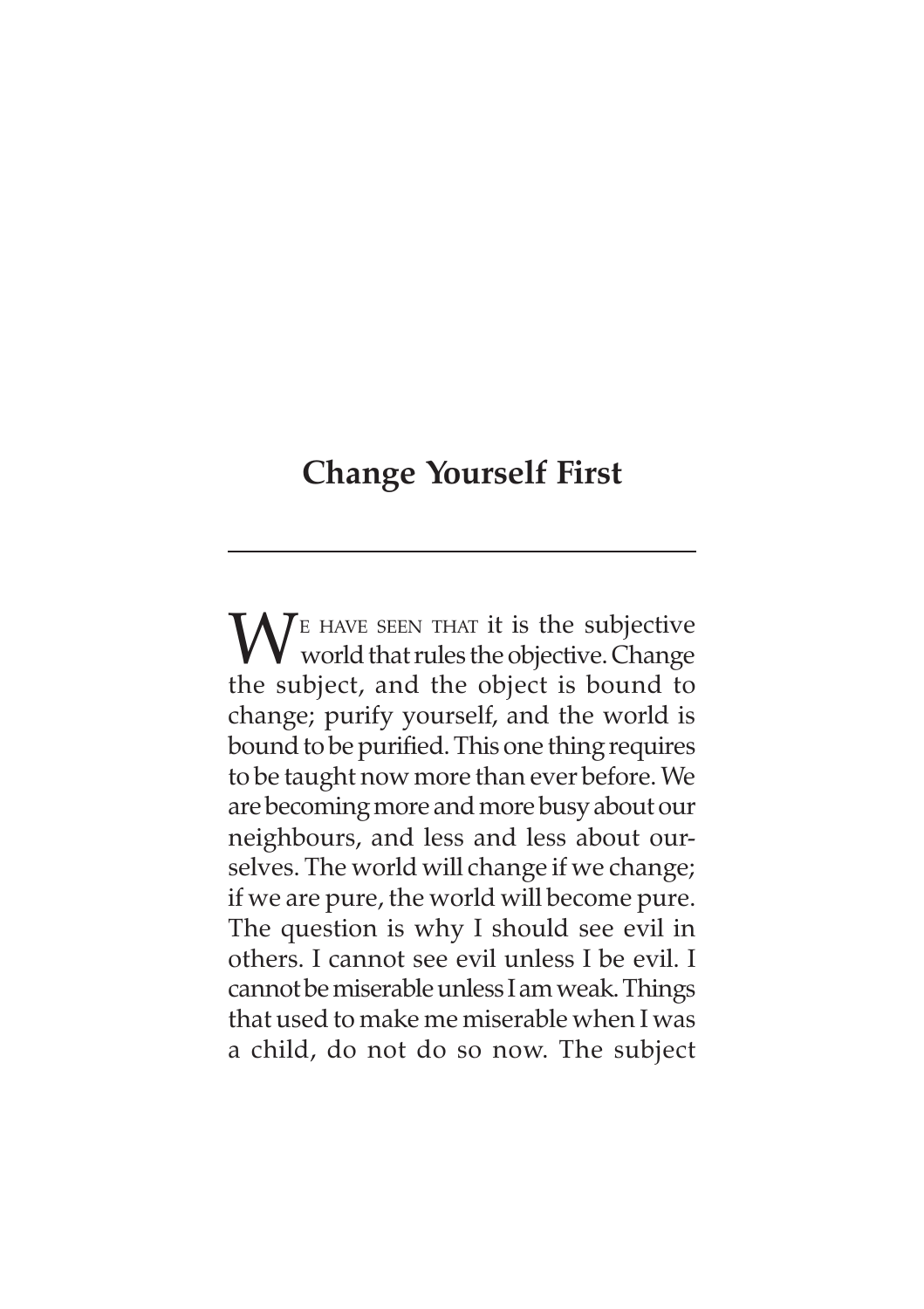## Change Yourself First

We have seen that it is the subjective world that rules the objective. Change the subject, and the object is bound to change; purify yourself, and the world is bound to be purified. This one thing requires to be taught now more than ever before. We are becoming more and more busy about our neighbours, and less and less about ourselves. The world will change if we change; if we are pure, the world will become pure. The question is why I should see evil in others. I cannot see evil unless I be evil. I cannot be miserable unless I am weak. Things that used to make me miserable when I was a child, do not do so now. The subject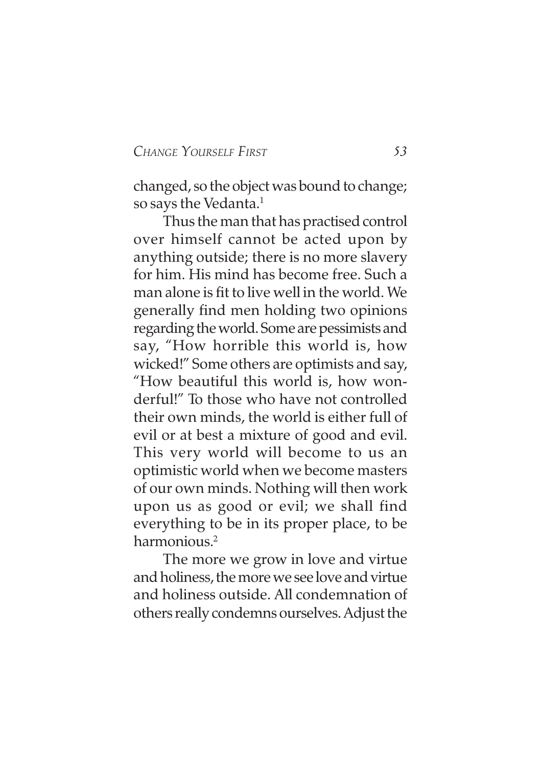changed, so the object was bound to change; so says the Vedanta.[1]

Thus the man that has practised control over himself cannot be acted upon by anything outside; there is no more slavery for him. His mind has become free. Such a man alone is fit to live well in the world. We generally find men holding two opinions regarding the world. Some are pessimists and say, "How horrible this world is, how wicked!" Some others are optimists and say, "How beautiful this world is, how wonderful!" To those who have not controlled their own minds, the world is either full of evil or at best a mixture of good and evil. This very world will become to us an optimistic world when we become masters of our own minds. Nothing will then work upon us as good or evil; we shall find everything to be in its proper place, to be harmonious.[2]

The more we grow in love and virtue and holiness, the more we see love and virtue and holiness outside. All condemnation of others really condemns ourselves. Adjust the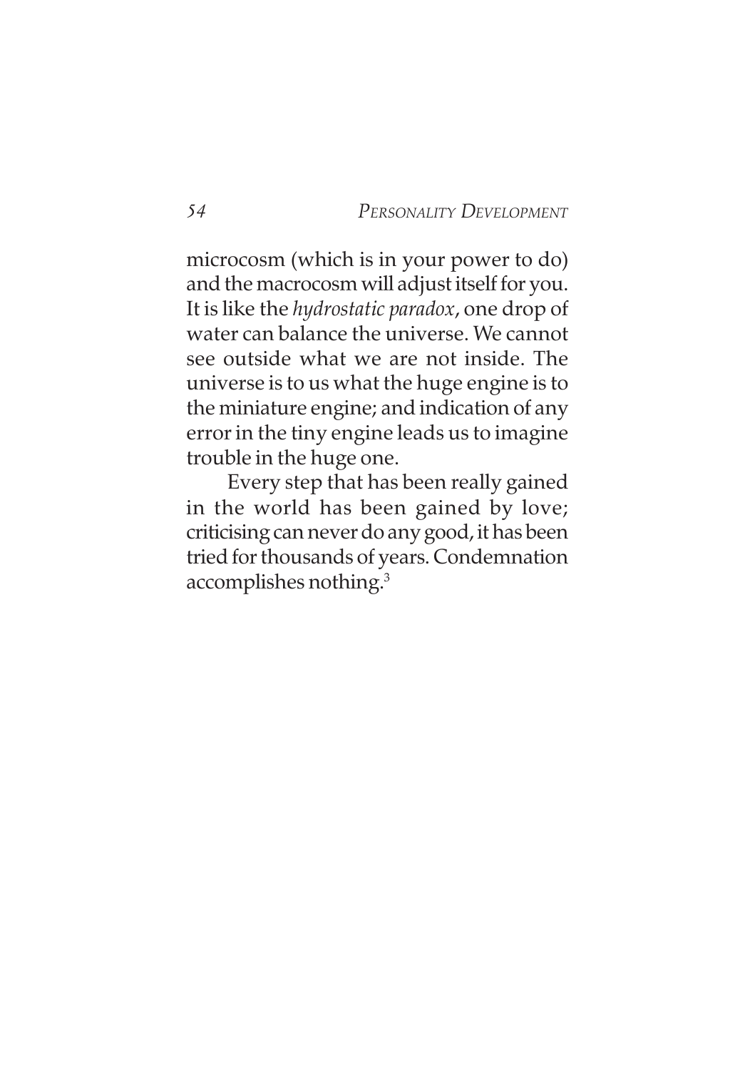microcosm (which is in your power to do) and the macrocosm will adjust itself for you. It is like the *hydrostatic paradox*, one drop of water can balance the universe. We cannot see outside what we are not inside. The universe is to us what the huge engine is to the miniature engine; and indication of any error in the tiny engine leads us to imagine trouble in the huge one.

Every step that has been really gained in the world has been gained by love; criticising can never do any good, it has been tried for thousands of years. Condemnation accomplishes nothing.[3]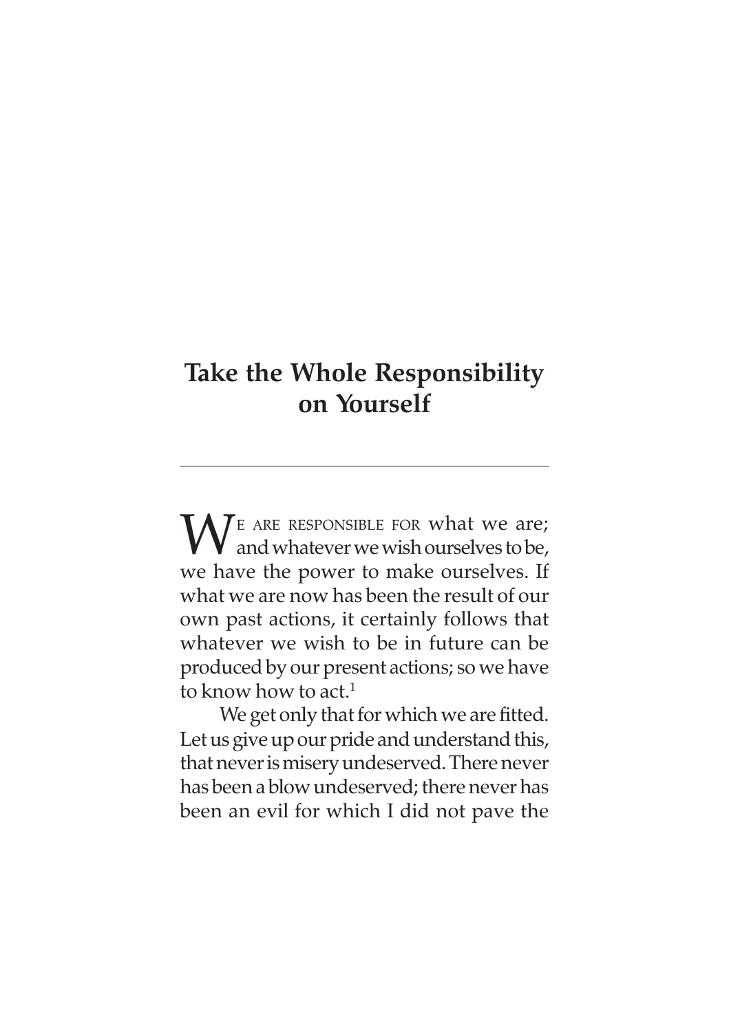# Take the Whole Responsibility on Yourself

---

We are responsible for what we are; and whatever we wish ourselves to be, we have the power to make ourselves. If what we are now has been the result of our own past actions, it certainly follows that whatever we wish to be in future can be produced by our present actions; so we have to know how to act.[1]

We get only that for which we are fitted. Let us give up our pride and understand this, that never is misery undeserved. There never has been a blow undeserved; there never has been an evil for which I did not pave the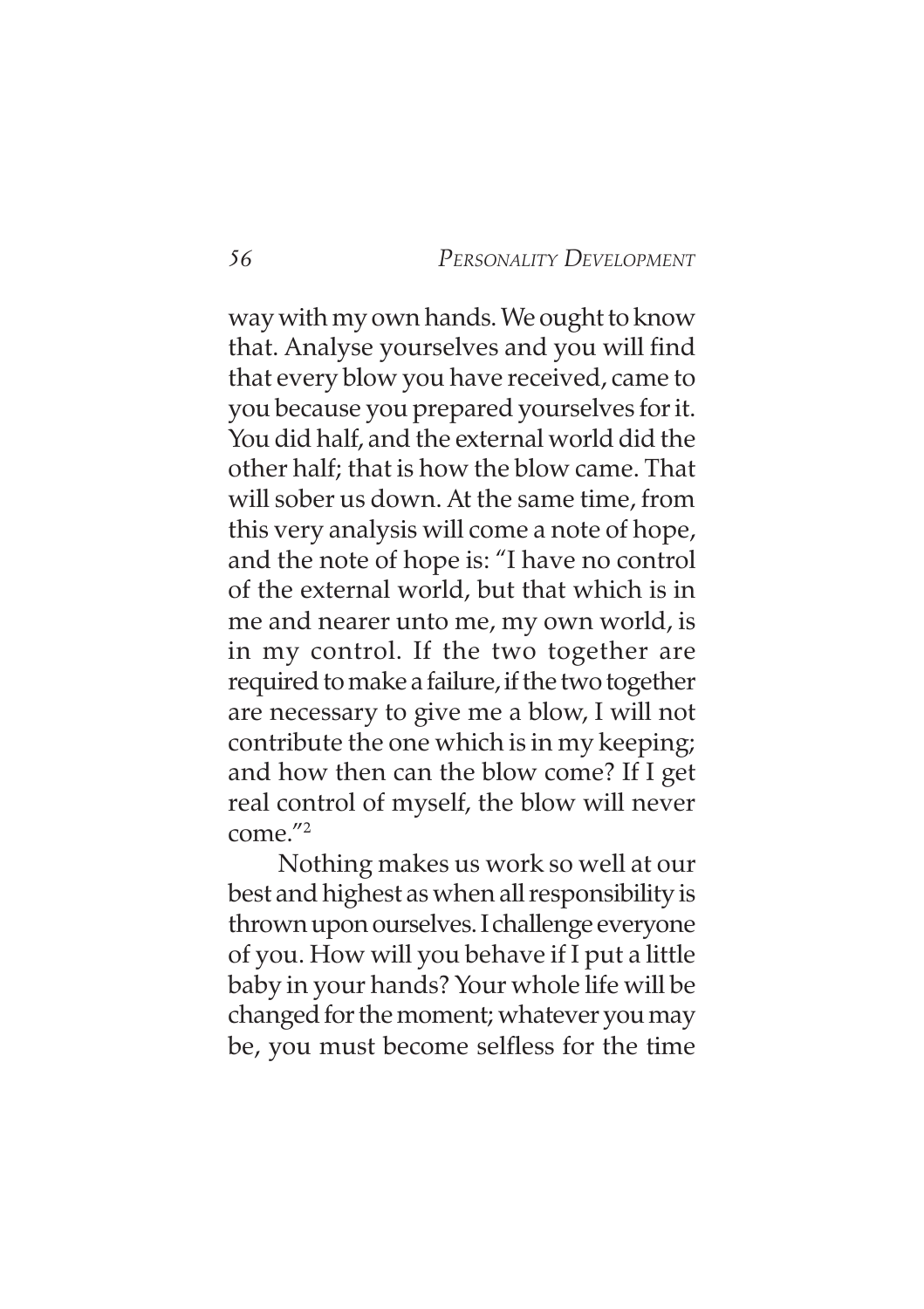way with my own hands. We ought to know that. Analyse yourselves and you will find that every blow you have received, came to you because you prepared yourselves for it. You did half, and the external world did the other half; that is how the blow came. That will sober us down. At the same time, from this very analysis will come a note of hope, and the note of hope is: "I have no control of the external world, but that which is in me and nearer unto me, my own world, is in my control. If the two together are required to make a failure, if the two together are necessary to give me a blow, I will not contribute the one which is in my keeping; and how then can the blow come? If I get real control of myself, the blow will never come."[2]

Nothing makes us work so well at our best and highest as when all responsibility is thrown upon ourselves. I challenge everyone of you. How will you behave if I put a little baby in your hands? Your whole life will be changed for the moment; whatever you may be, you must become selfless for the time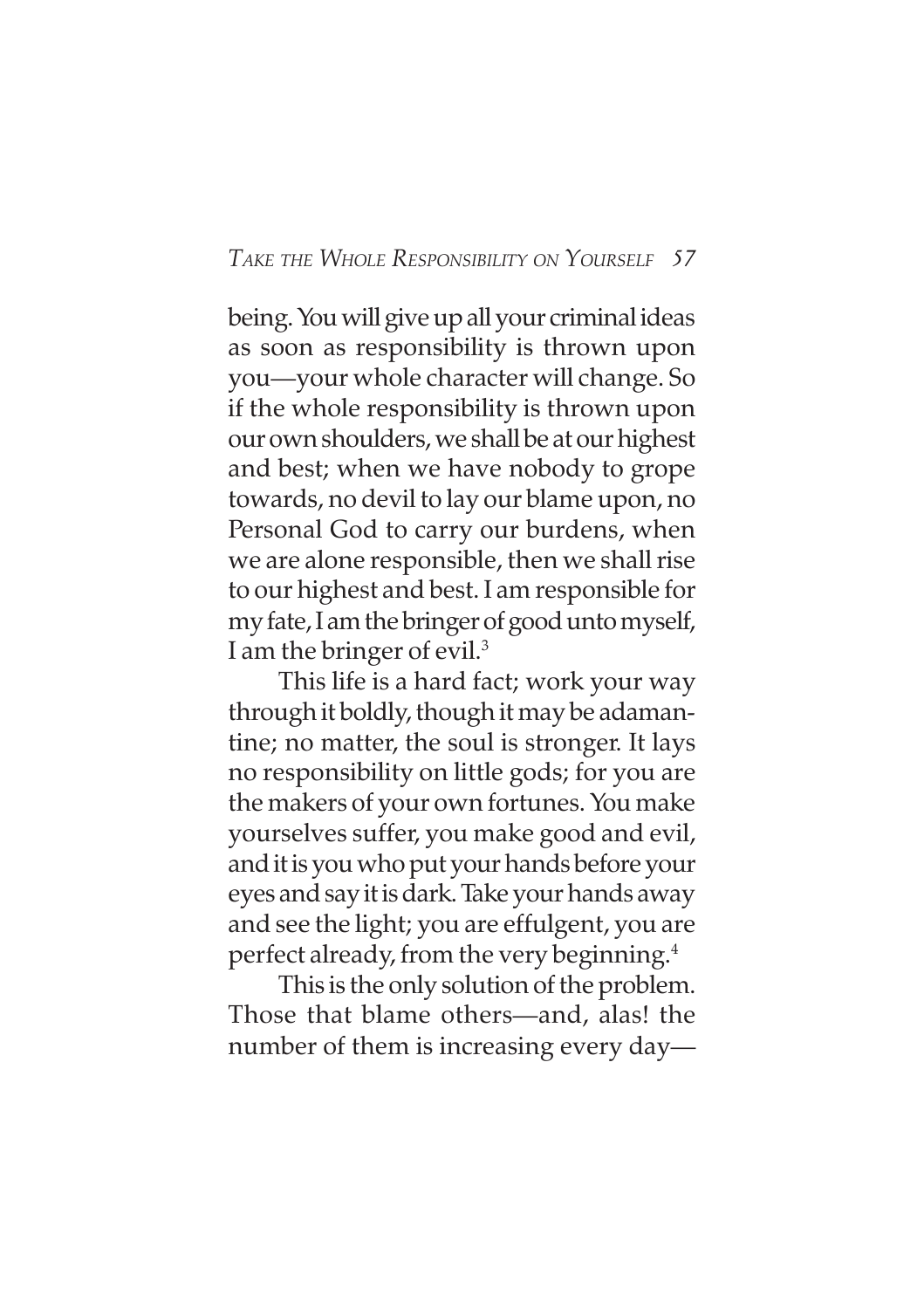being. You will give up all your criminal ideas as soon as responsibility is thrown upon you—your whole character will change. So if the whole responsibility is thrown upon our own shoulders, we shall be at our highest and best; when we have nobody to grope towards, no devil to lay our blame upon, no Personal God to carry our burdens, when we are alone responsible, then we shall rise to our highest and best. I am responsible for my fate, I am the bringer of good unto myself, I am the bringer of evil.[3]

This life is a hard fact; work your way through it boldly, though it may be adamantine; no matter, the soul is stronger. It lays no responsibility on little gods; for you are the makers of your own fortunes. You make yourselves suffer, you make good and evil, and it is you who put your hands before your eyes and say it is dark. Take your hands away and see the light; you are effulgent, you are perfect already, from the very beginning.[4]

This is the only solution of the problem. Those that blame others—and, alas! the number of them is increasing every day—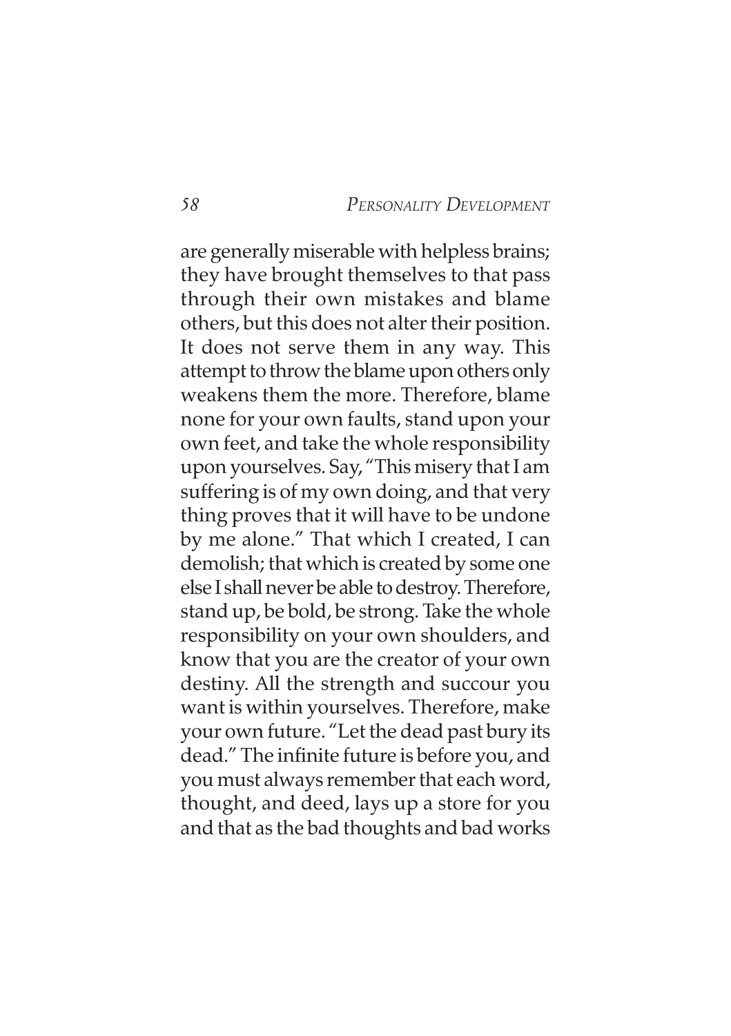are generally miserable with helpless brains; they have brought themselves to that pass through their own mistakes and blame others, but this does not alter their position. It does not serve them in any way. This attempt to throw the blame upon others only weakens them the more. Therefore, blame none for your own faults, stand upon your own feet, and take the whole responsibility upon yourselves. Say, "This misery that I am suffering is of my own doing, and that very thing proves that it will have to be undone by me alone." That which I created, I can demolish; that which is created by some one else I shall never be able to destroy. Therefore, stand up, be bold, be strong. Take the whole responsibility on your own shoulders, and know that you are the creator of your own destiny. All the strength and succour you want is within yourselves. Therefore, make your own future. "Let the dead past bury its dead." The infinite future is before you, and you must always remember that each word, thought, and deed, lays up a store for you and that as the bad thoughts and bad works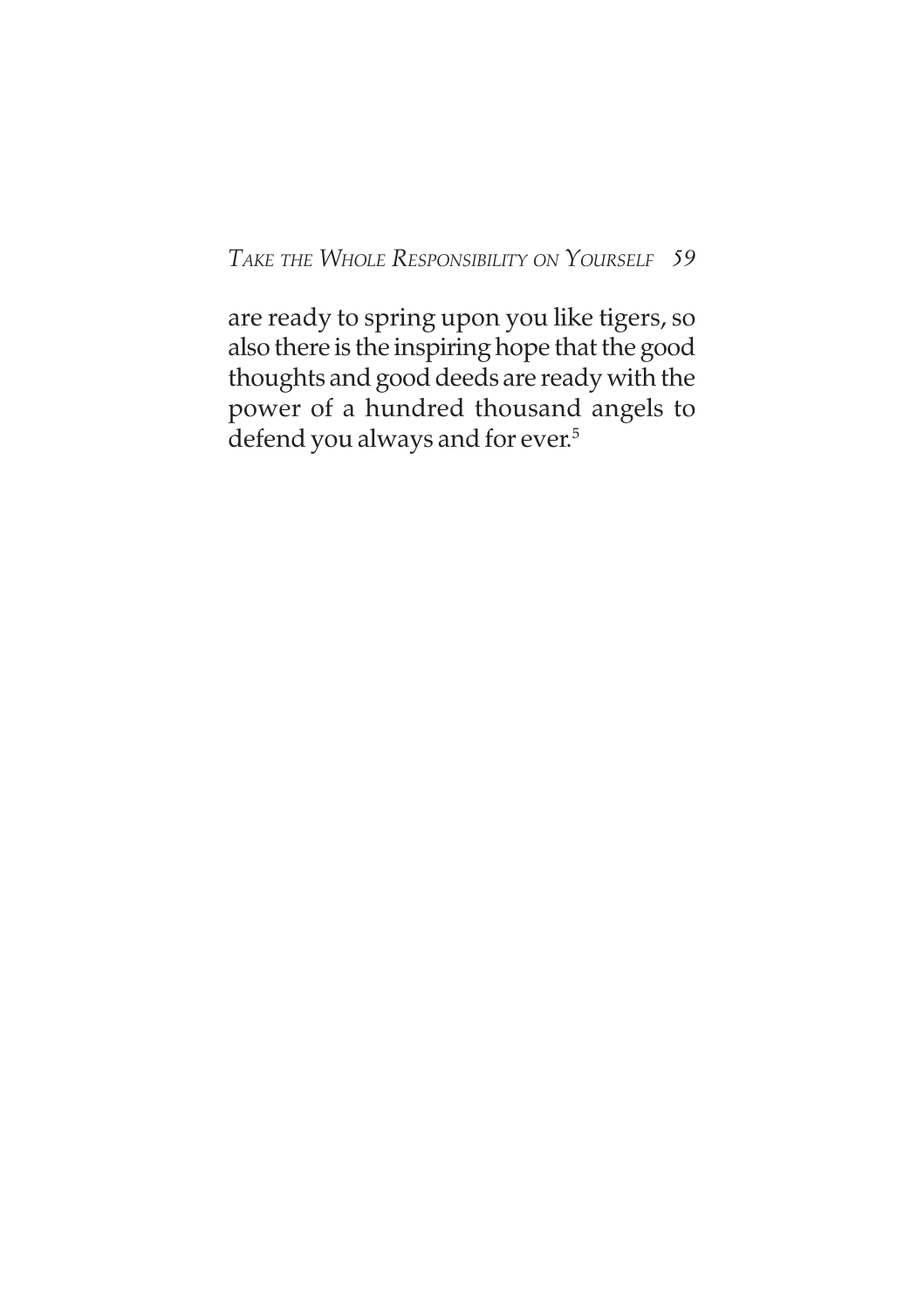are ready to spring upon you like tigers, so also there is the inspiring hope that the good thoughts and good deeds are ready with the power of a hundred thousand angels to defend you always and for ever.[5]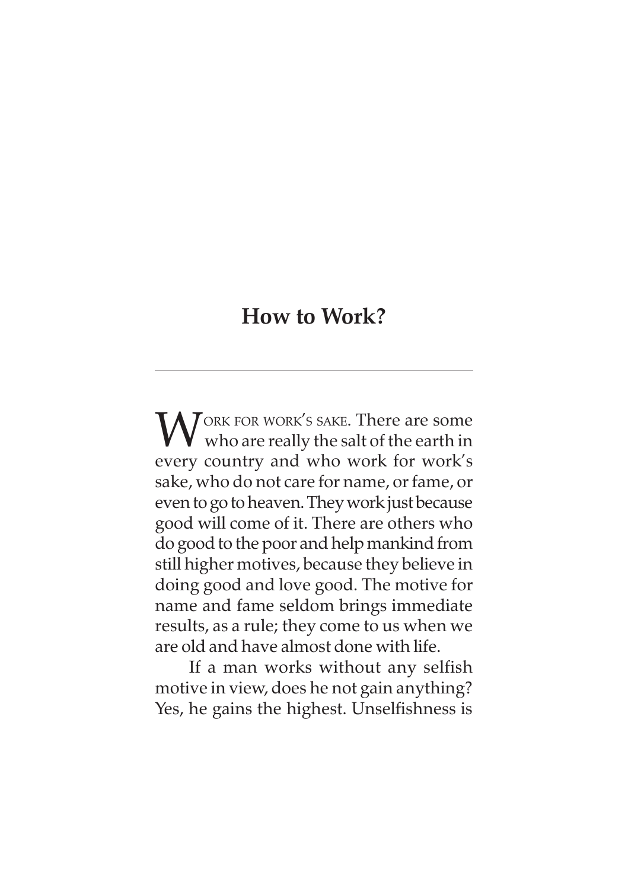# How to Work?

WORK FOR WORK'S SAKE. There are some who are really the salt of the earth in every country and who work for work's sake, who do not care for name, or fame, or even to go to heaven. They work just because good will come of it. There are others who do good to the poor and help mankind from still higher motives, because they believe in doing good and love good. The motive for name and fame seldom brings immediate results, as a rule; they come to us when we are old and have almost done with life.

If a man works without any selfish motive in view, does he not gain anything? Yes, he gains the highest. Unselfishness is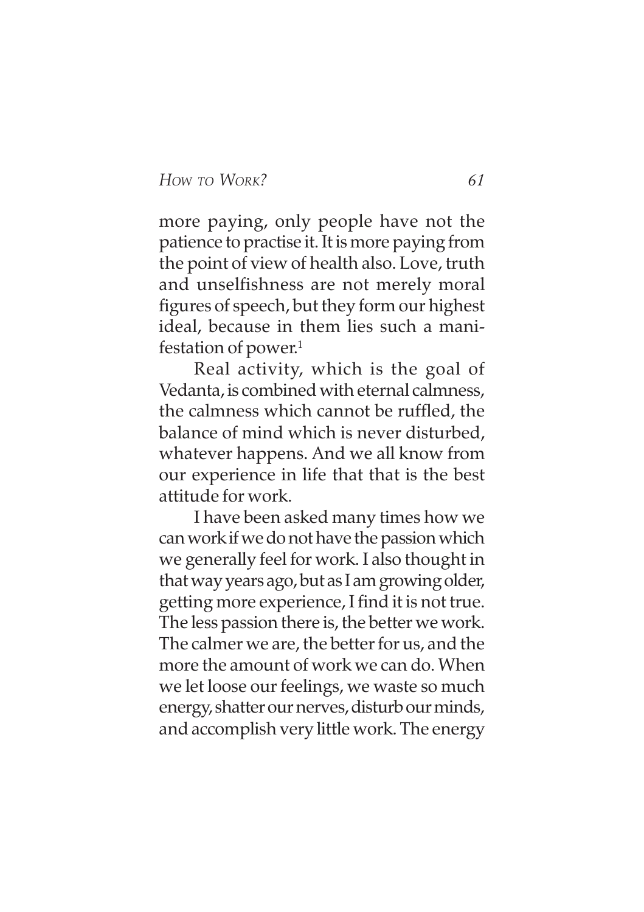more paying, only people have not the patience to practise it. It is more paying from the point of view of health also. Love, truth and unselfishness are not merely moral figures of speech, but they form our highest ideal, because in them lies such a manifestation of power.[1]

Real activity, which is the goal of Vedanta, is combined with eternal calmness, the calmness which cannot be ruffled, the balance of mind which is never disturbed, whatever happens. And we all know from our experience in life that that is the best attitude for work.

I have been asked many times how we can work if we do not have the passion which we generally feel for work. I also thought in that way years ago, but as I am growing older, getting more experience, I find it is not true. The less passion there is, the better we work. The calmer we are, the better for us, and the more the amount of work we can do. When we let loose our feelings, we waste so much energy, shatter our nerves, disturb our minds, and accomplish very little work. The energy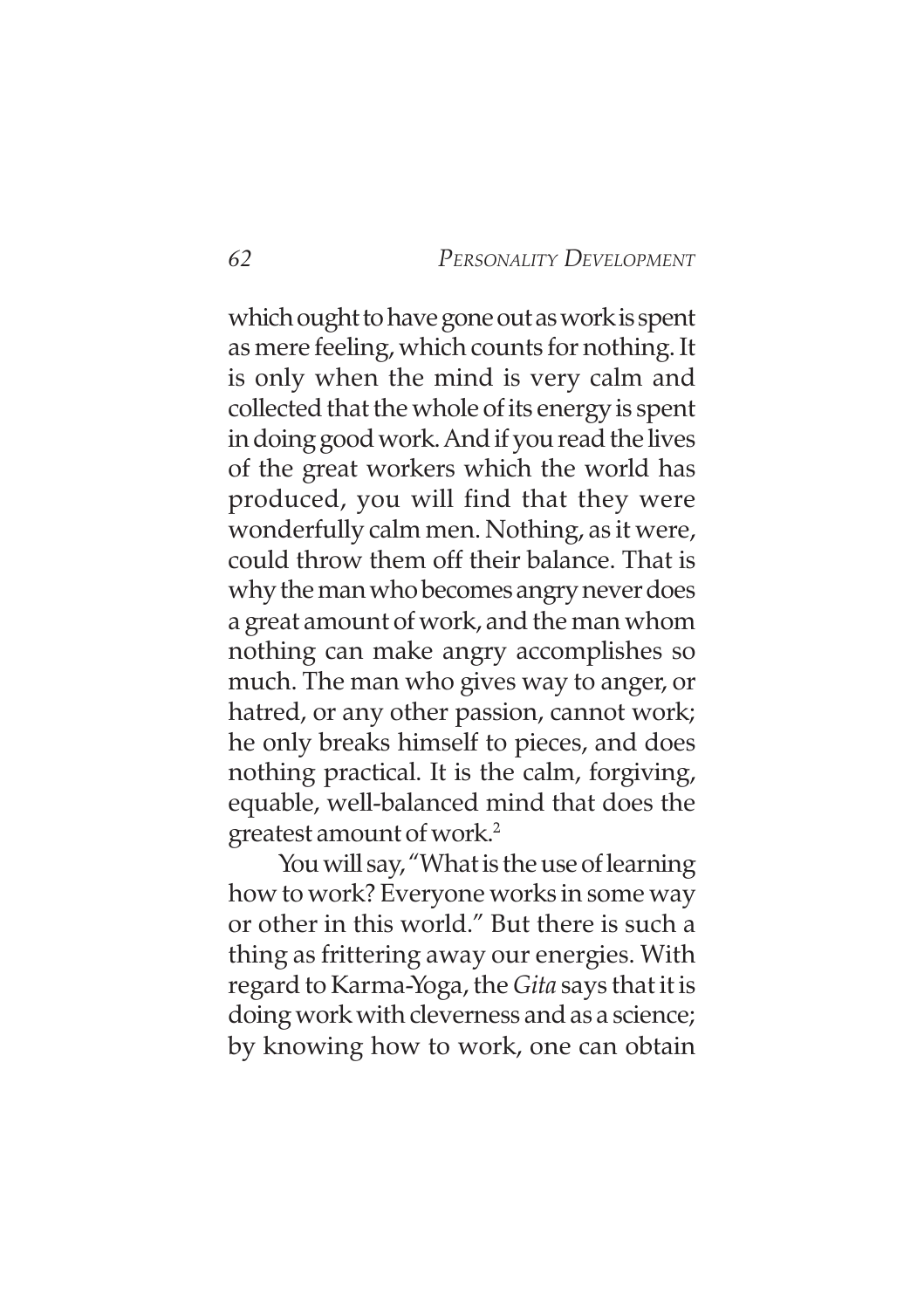which ought to have gone out as work is spent as mere feeling, which counts for nothing. It is only when the mind is very calm and collected that the whole of its energy is spent in doing good work. And if you read the lives of the great workers which the world has produced, you will find that they were wonderfully calm men. Nothing, as it were, could throw them off their balance. That is why the man who becomes angry never does a great amount of work, and the man whom nothing can make angry accomplishes so much. The man who gives way to anger, or hatred, or any other passion, cannot work; he only breaks himself to pieces, and does nothing practical. It is the calm, forgiving, equable, well-balanced mind that does the greatest amount of work.[2]

You will say, "What is the use of learning how to work? Everyone works in some way or other in this world." But there is such a thing as frittering away our energies. With regard to Karma-Yoga, the *Gita* says that it is doing work with cleverness and as a science; by knowing how to work, one can obtain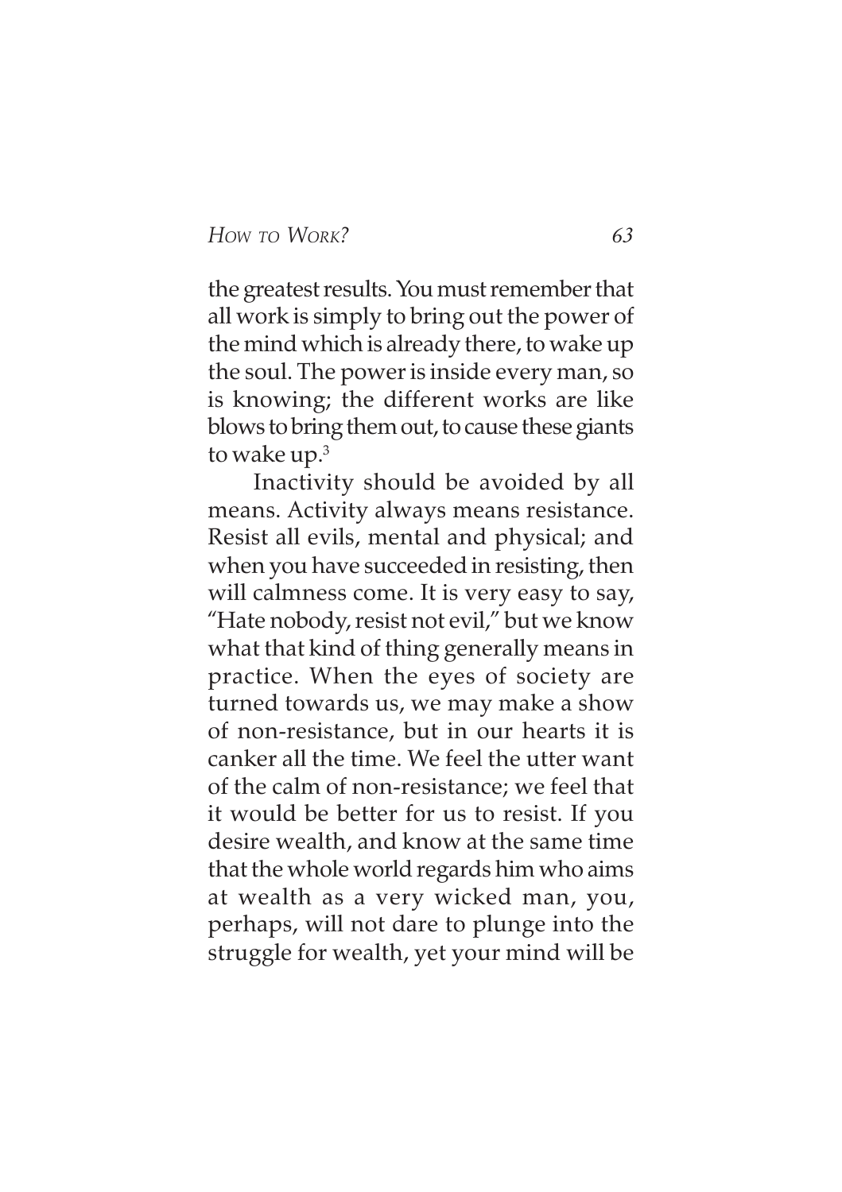the greatest results. You must remember that all work is simply to bring out the power of the mind which is already there, to wake up the soul. The power is inside every man, so is knowing; the different works are like blows to bring them out, to cause these giants to wake up.[3]

Inactivity should be avoided by all means. Activity always means resistance. Resist all evils, mental and physical; and when you have succeeded in resisting, then will calmness come. It is very easy to say, "Hate nobody, resist not evil," but we know what that kind of thing generally means in practice. When the eyes of society are turned towards us, we may make a show of non-resistance, but in our hearts it is canker all the time. We feel the utter want of the calm of non-resistance; we feel that it would be better for us to resist. If you desire wealth, and know at the same time that the whole world regards him who aims at wealth as a very wicked man, you, perhaps, will not dare to plunge into the struggle for wealth, yet your mind will be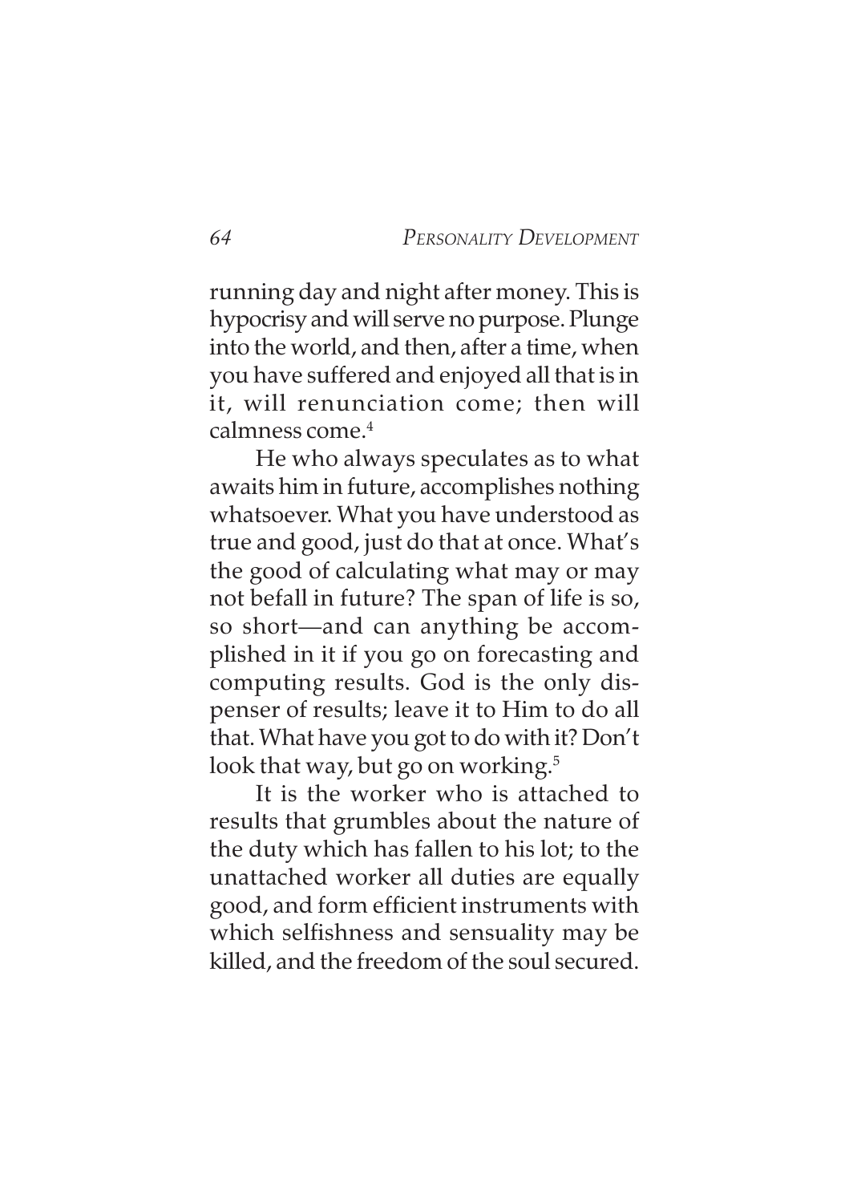running day and night after money. This is hypocrisy and will serve no purpose. Plunge into the world, and then, after a time, when you have suffered and enjoyed all that is in it, will renunciation come; then will calmness come.[4]

He who always speculates as to what awaits him in future, accomplishes nothing whatsoever. What you have understood as true and good, just do that at once. What's the good of calculating what may or may not befall in future? The span of life is so, so short—and can anything be accomplished in it if you go on forecasting and computing results. God is the only dispenser of results; leave it to Him to do all that. What have you got to do with it? Don't look that way, but go on working.[5]

It is the worker who is attached to results that grumbles about the nature of the duty which has fallen to his lot; to the unattached worker all duties are equally good, and form efficient instruments with which selfishness and sensuality may be killed, and the freedom of the soul secured.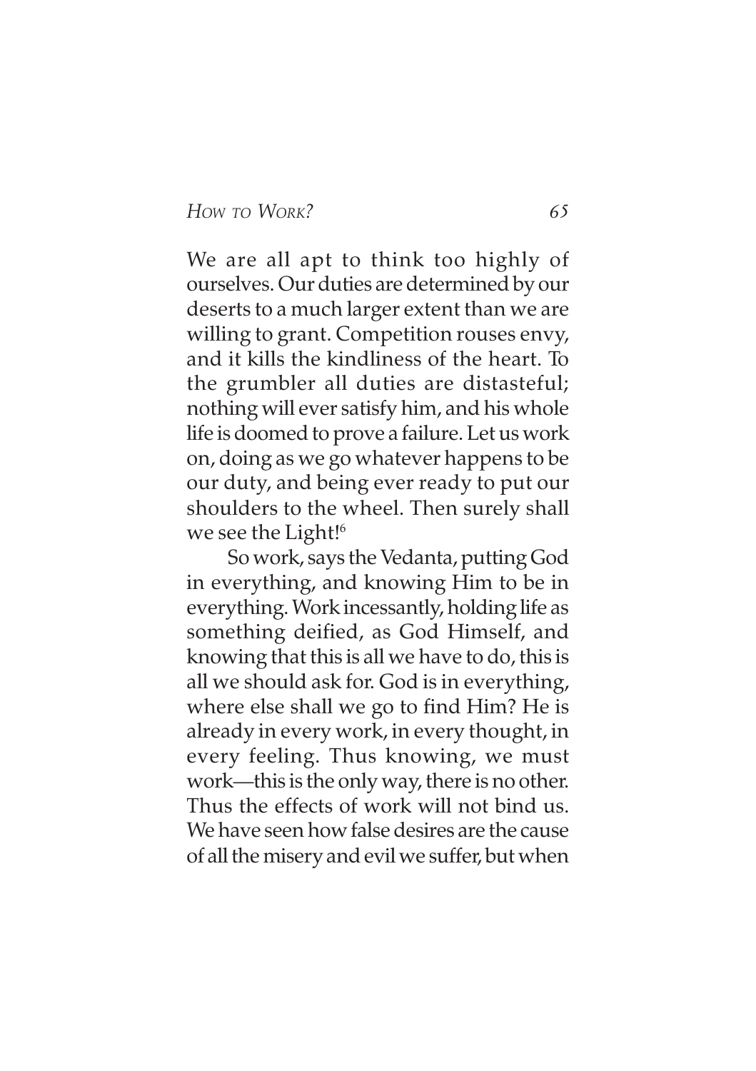We are all apt to think too highly of ourselves. Our duties are determined by our deserts to a much larger extent than we are willing to grant. Competition rouses envy, and it kills the kindliness of the heart. To the grumbler all duties are distasteful; nothing will ever satisfy him, and his whole life is doomed to prove a failure. Let us work on, doing as we go whatever happens to be our duty, and being ever ready to put our shoulders to the wheel. Then surely shall we see the Light![6]

So work, says the Vedanta, putting God in everything, and knowing Him to be in everything. Work incessantly, holding life as something deified, as God Himself, and knowing that this is all we have to do, this is all we should ask for. God is in everything, where else shall we go to find Him? He is already in every work, in every thought, in every feeling. Thus knowing, we must work—this is the only way, there is no other. Thus the effects of work will not bind us. We have seen how false desires are the cause of all the misery and evil we suffer, but when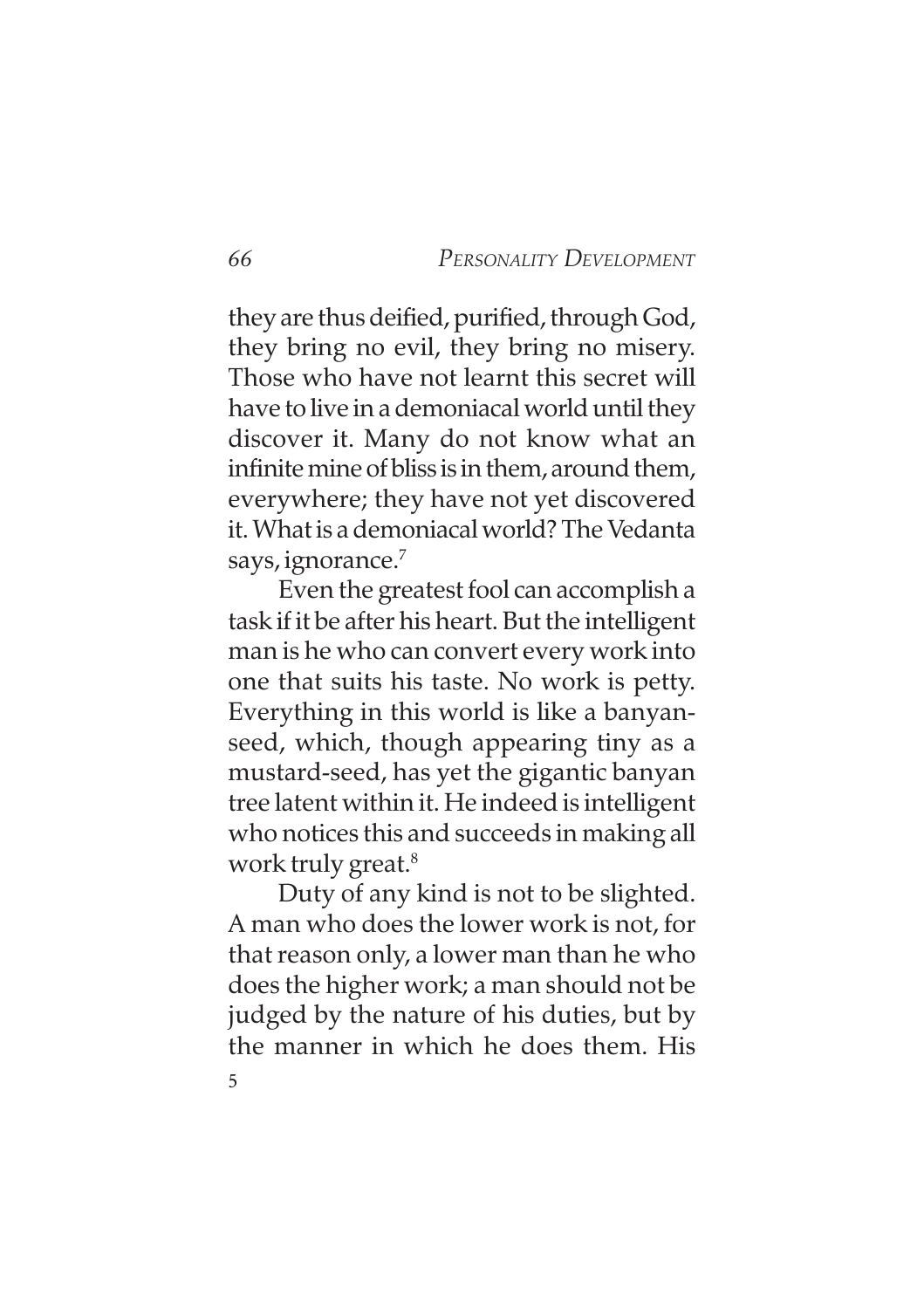they are thus deified, purified, through God, they bring no evil, they bring no misery. Those who have not learnt this secret will have to live in a demoniacal world until they discover it. Many do not know what an infinite mine of bliss is in them, around them, everywhere; they have not yet discovered it. What is a demoniacal world? The Vedanta says, ignorance.[7]

Even the greatest fool can accomplish a task if it be after his heart. But the intelligent man is he who can convert every work into one that suits his taste. No work is petty. Everything in this world is like a banyan-seed, which, though appearing tiny as a mustard-seed, has yet the gigantic banyan tree latent within it. He indeed is intelligent who notices this and succeeds in making all work truly great.[8]

Duty of any kind is not to be slighted. A man who does the lower work is not, for that reason only, a lower man than he who does the higher work; a man should not be judged by the nature of his duties, but by the manner in which he does them. His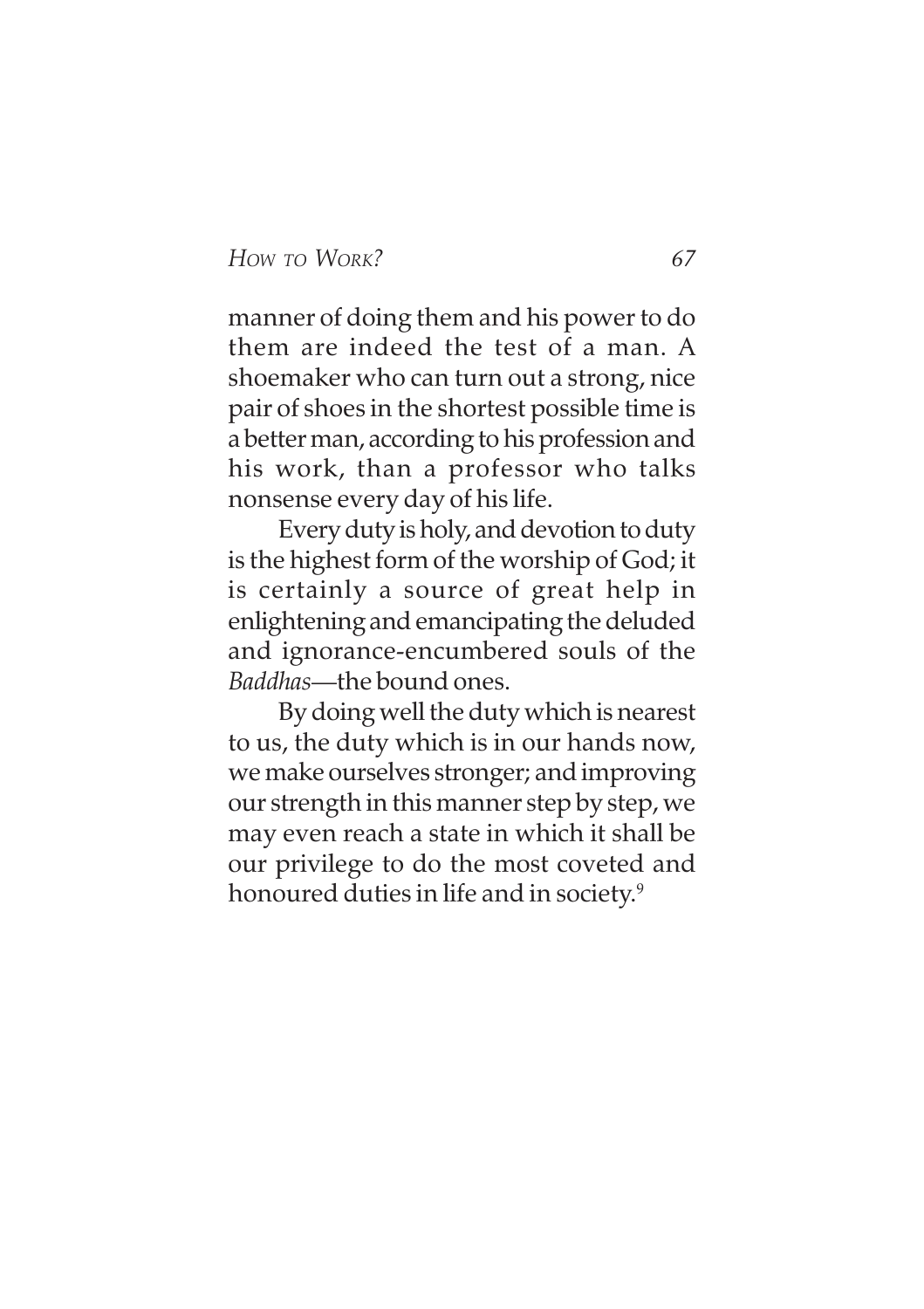manner of doing them and his power to do them are indeed the test of a man. A shoemaker who can turn out a strong, nice pair of shoes in the shortest possible time is a better man, according to his profession and his work, than a professor who talks nonsense every day of his life.

Every duty is holy, and devotion to duty is the highest form of the worship of God; it is certainly a source of great help in enlightening and emancipating the deluded and ignorance-encumbered souls of the *Baddhas*—the bound ones.

By doing well the duty which is nearest to us, the duty which is in our hands now, we make ourselves stronger; and improving our strength in this manner step by step, we may even reach a state in which it shall be our privilege to do the most coveted and honoured duties in life and in society.[9]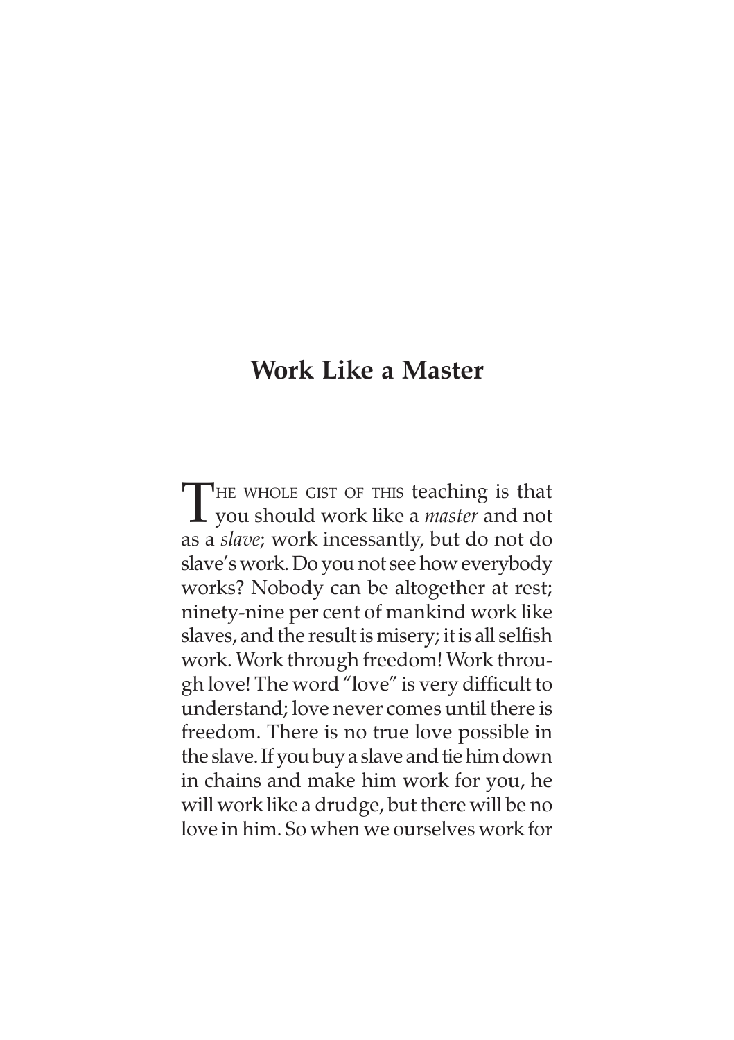## Work Like a Master

The whole gist of this teaching is that you should work like a *master* and not as a *slave*; work incessantly, but do not do slave's work. Do you not see how everybody works? Nobody can be altogether at rest; ninety-nine per cent of mankind work like slaves, and the result is misery; it is all selfish work. Work through freedom! Work through love! The word "love" is very difficult to understand; love never comes until there is freedom. There is no true love possible in the slave. If you buy a slave and tie him down in chains and make him work for you, he will work like a drudge, but there will be no love in him. So when we ourselves work for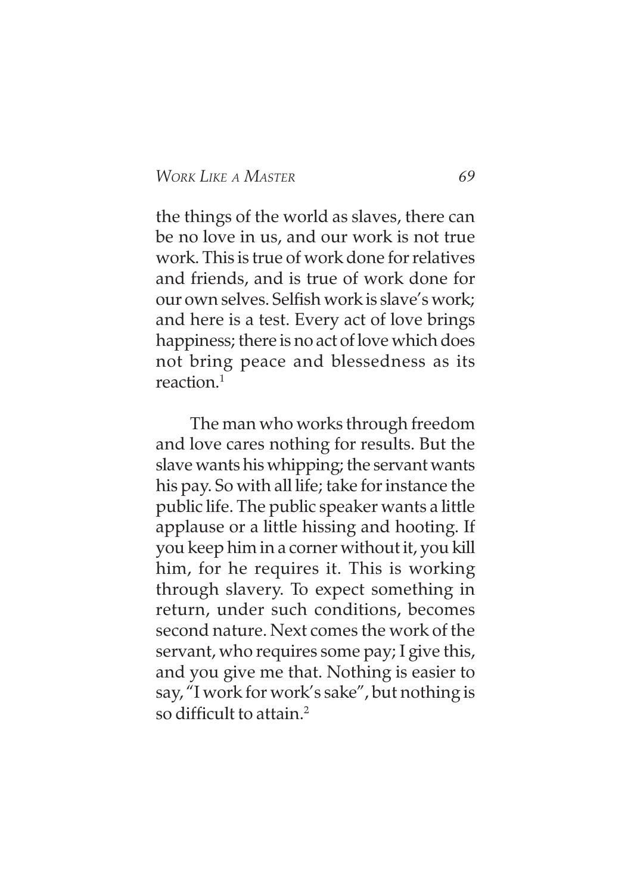the things of the world as slaves, there can be no love in us, and our work is not true work. This is true of work done for relatives and friends, and is true of work done for our own selves. Selfish work is slave's work; and here is a test. Every act of love brings happiness; there is no act of love which does not bring peace and blessedness as its reaction.[1]

The man who works through freedom and love cares nothing for results. But the slave wants his whipping; the servant wants his pay. So with all life; take for instance the public life. The public speaker wants a little applause or a little hissing and hooting. If you keep him in a corner without it, you kill him, for he requires it. This is working through slavery. To expect something in return, under such conditions, becomes second nature. Next comes the work of the servant, who requires some pay; I give this, and you give me that. Nothing is easier to say, "I work for work's sake", but nothing is so difficult to attain.[2]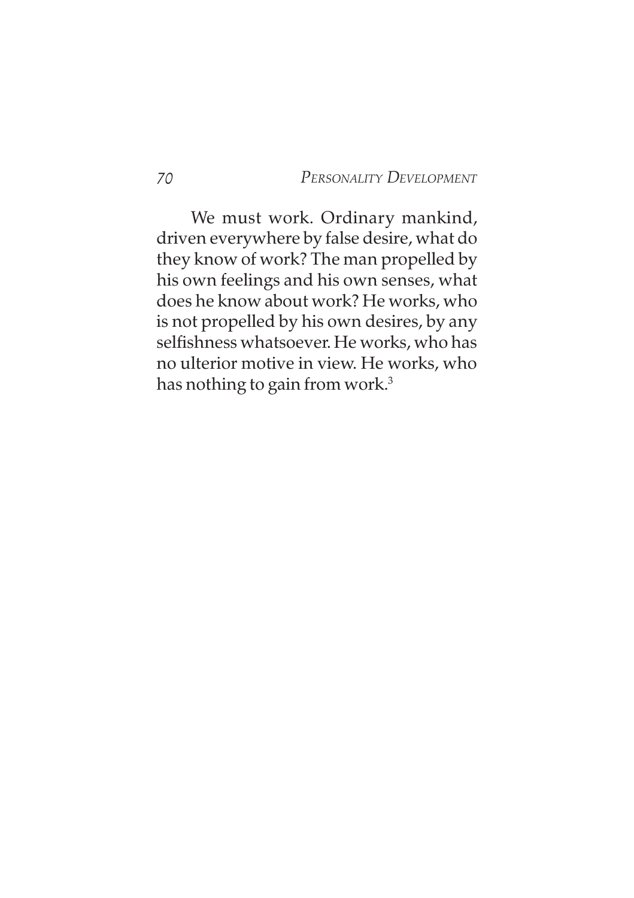We must work. Ordinary mankind, driven everywhere by false desire, what do they know of work? The man propelled by his own feelings and his own senses, what does he know about work? He works, who is not propelled by his own desires, by any selfishness whatsoever. He works, who has no ulterior motive in view. He works, who has nothing to gain from work.[3]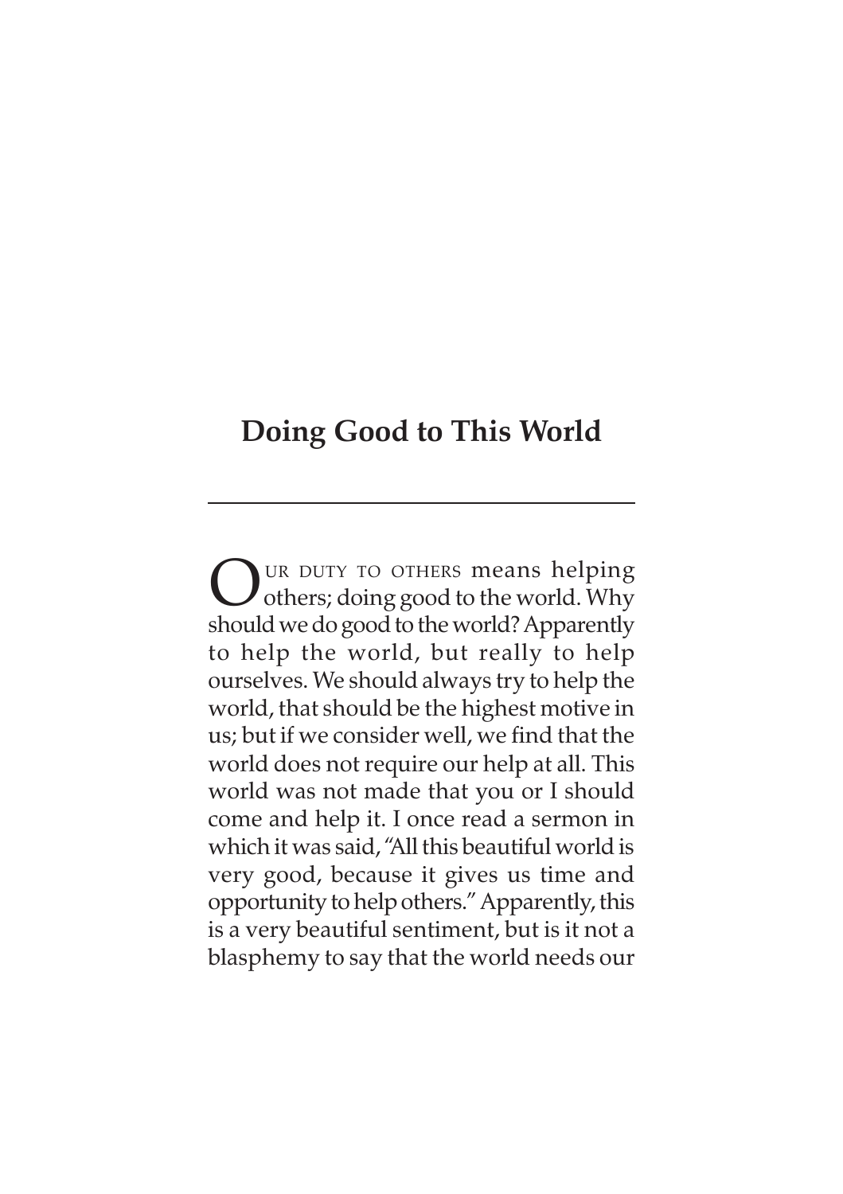## Doing Good to This World

OUR DUTY TO OTHERS means helping others; doing good to the world. Why should we do good to the world? Apparently to help the world, but really to help ourselves. We should always try to help the world, that should be the highest motive in us; but if we consider well, we find that the world does not require our help at all. This world was not made that you or I should come and help it. I once read a sermon in which it was said, "All this beautiful world is very good, because it gives us time and opportunity to help others." Apparently, this is a very beautiful sentiment, but is it not a blasphemy to say that the world needs our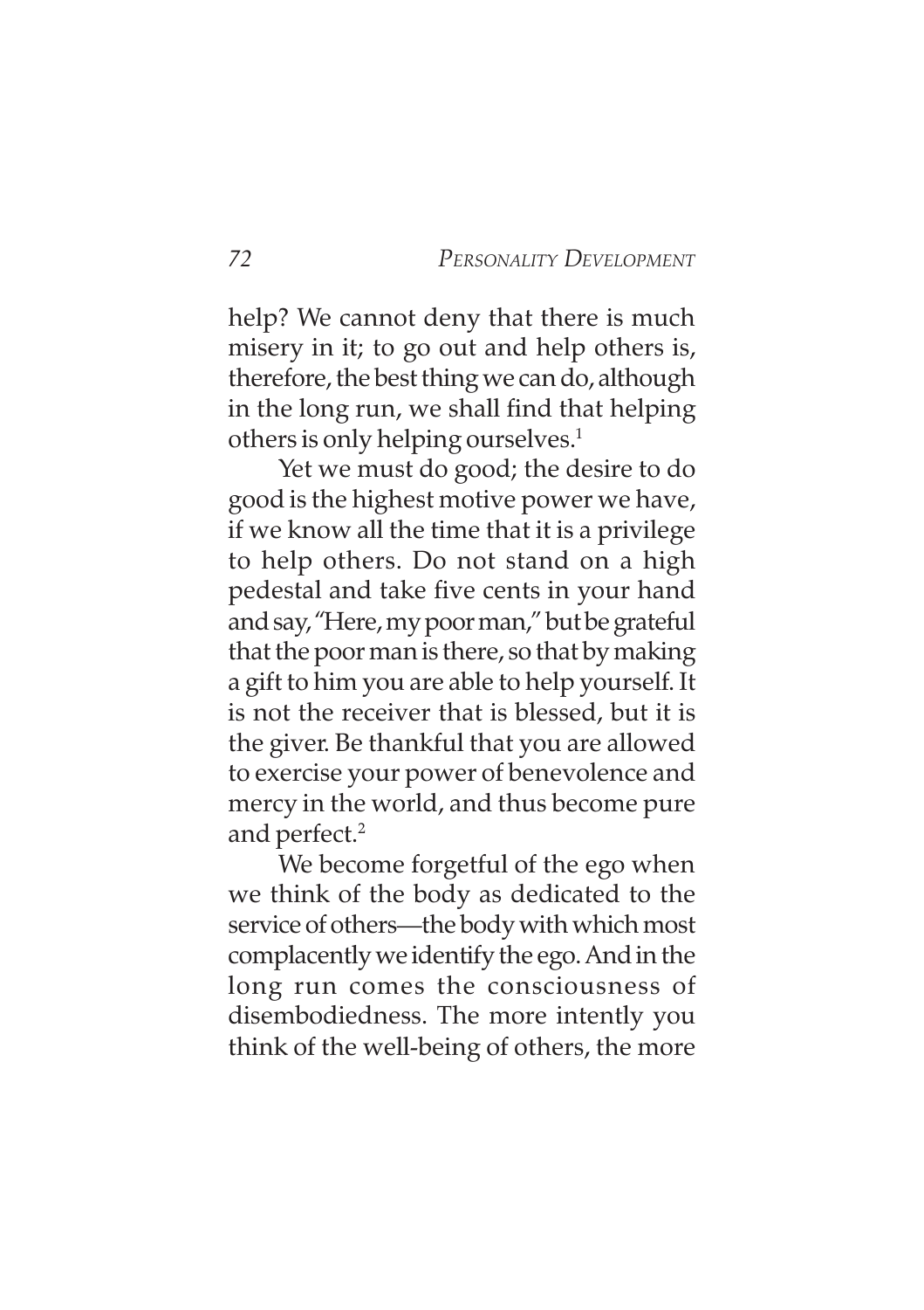help? We cannot deny that there is much misery in it; to go out and help others is, therefore, the best thing we can do, although in the long run, we shall find that helping others is only helping ourselves.[1]

Yet we must do good; the desire to do good is the highest motive power we have, if we know all the time that it is a privilege to help others. Do not stand on a high pedestal and take five cents in your hand and say, "Here, my poor man," but be grateful that the poor man is there, so that by making a gift to him you are able to help yourself. It is not the receiver that is blessed, but it is the giver. Be thankful that you are allowed to exercise your power of benevolence and mercy in the world, and thus become pure and perfect.[2]

We become forgetful of the ego when we think of the body as dedicated to the service of others—the body with which most complacently we identify the ego. And in the long run comes the consciousness of disembodiedness. The more intently you think of the well-being of others, the more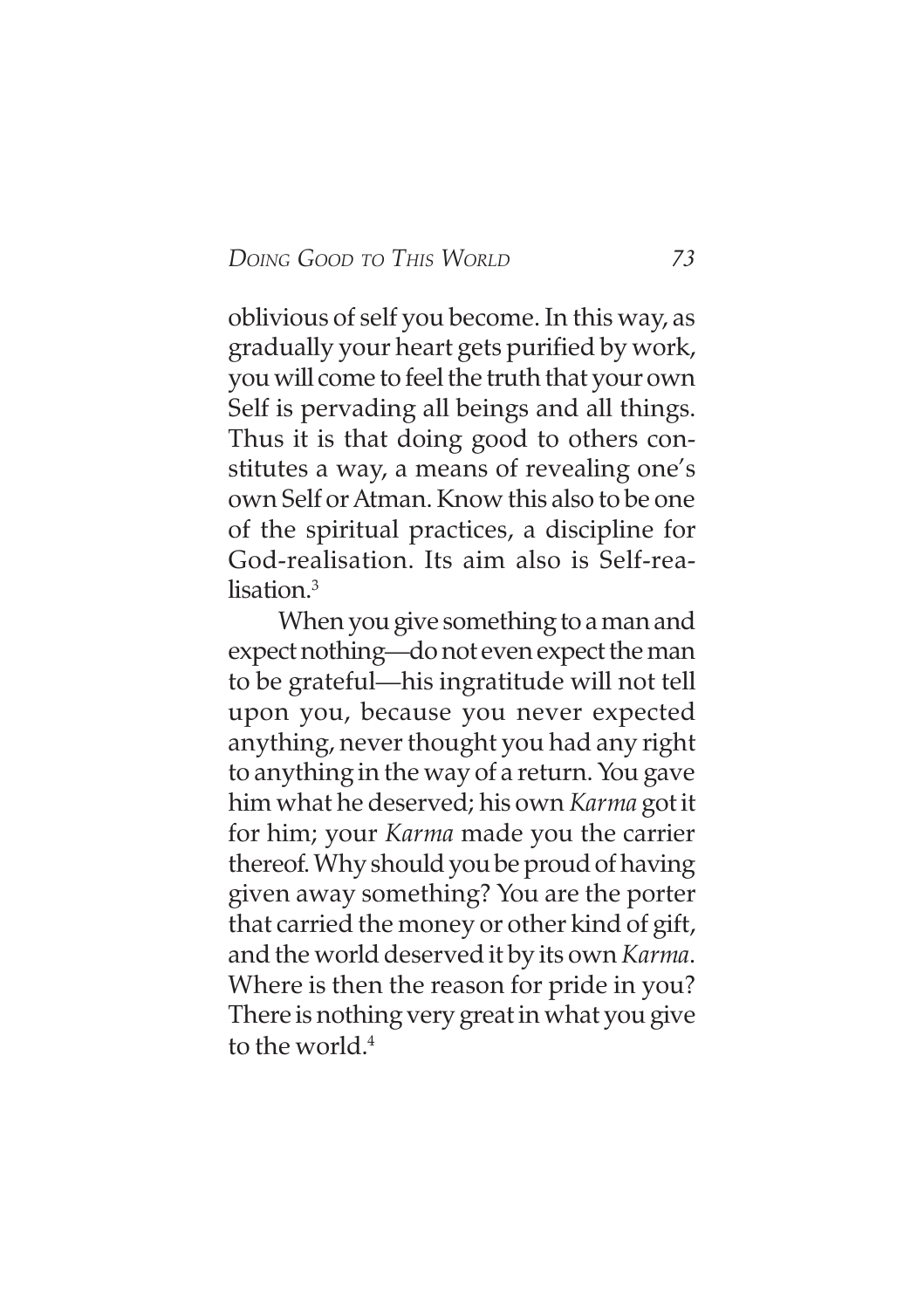oblivious of self you become. In this way, as gradually your heart gets purified by work, you will come to feel the truth that your own Self is pervading all beings and all things. Thus it is that doing good to others constitutes a way, a means of revealing one's own Self or Atman. Know this also to be one of the spiritual practices, a discipline for God-realisation. Its aim also is Self-realisation.[3]

When you give something to a man and expect nothing—do not even expect the man to be grateful—his ingratitude will not tell upon you, because you never expected anything, never thought you had any right to anything in the way of a return. You gave him what he deserved; his own *Karma* got it for him; your *Karma* made you the carrier thereof. Why should you be proud of having given away something? You are the porter that carried the money or other kind of gift, and the world deserved it by its own *Karma*. Where is then the reason for pride in you? There is nothing very great in what you give to the world.[4]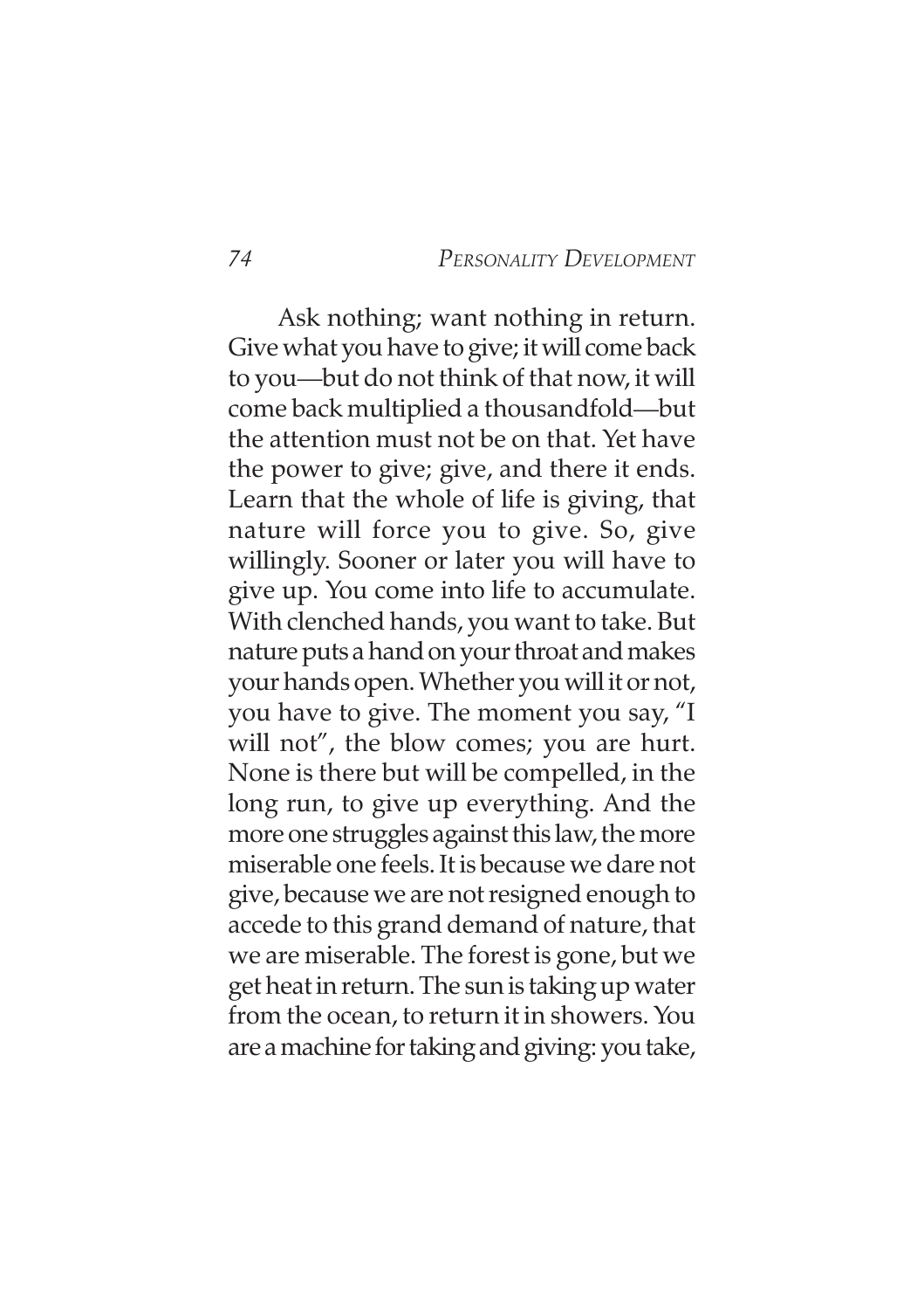Ask nothing; want nothing in return. Give what you have to give; it will come back to you—but do not think of that now, it will come back multiplied a thousandfold—but the attention must not be on that. Yet have the power to give; give, and there it ends. Learn that the whole of life is giving, that nature will force you to give. So, give willingly. Sooner or later you will have to give up. You come into life to accumulate. With clenched hands, you want to take. But nature puts a hand on your throat and makes your hands open. Whether you will it or not, you have to give. The moment you say, "I will not", the blow comes; you are hurt. None is there but will be compelled, in the long run, to give up everything. And the more one struggles against this law, the more miserable one feels. It is because we dare not give, because we are not resigned enough to accede to this grand demand of nature, that we are miserable. The forest is gone, but we get heat in return. The sun is taking up water from the ocean, to return it in showers. You are a machine for taking and giving: you take,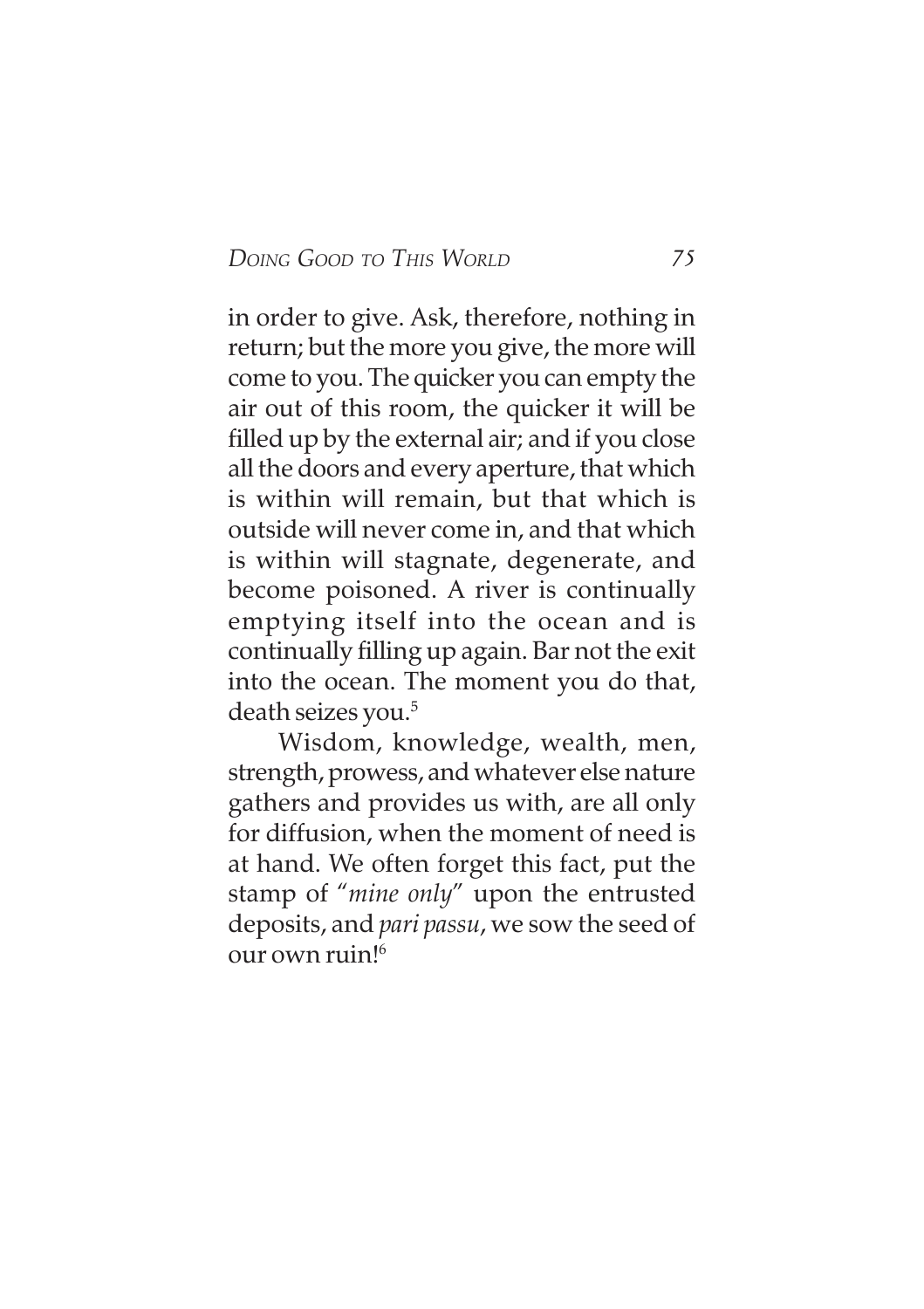in order to give. Ask, therefore, nothing in return; but the more you give, the more will come to you. The quicker you can empty the air out of this room, the quicker it will be filled up by the external air; and if you close all the doors and every aperture, that which is within will remain, but that which is outside will never come in, and that which is within will stagnate, degenerate, and become poisoned. A river is continually emptying itself into the ocean and is continually filling up again. Bar not the exit into the ocean. The moment you do that, death seizes you.[5]

Wisdom, knowledge, wealth, men, strength, prowess, and whatever else nature gathers and provides us with, are all only for diffusion, when the moment of need is at hand. We often forget this fact, put the stamp of "*mine only*" upon the entrusted deposits, and *pari passu*, we sow the seed of our own ruin![6]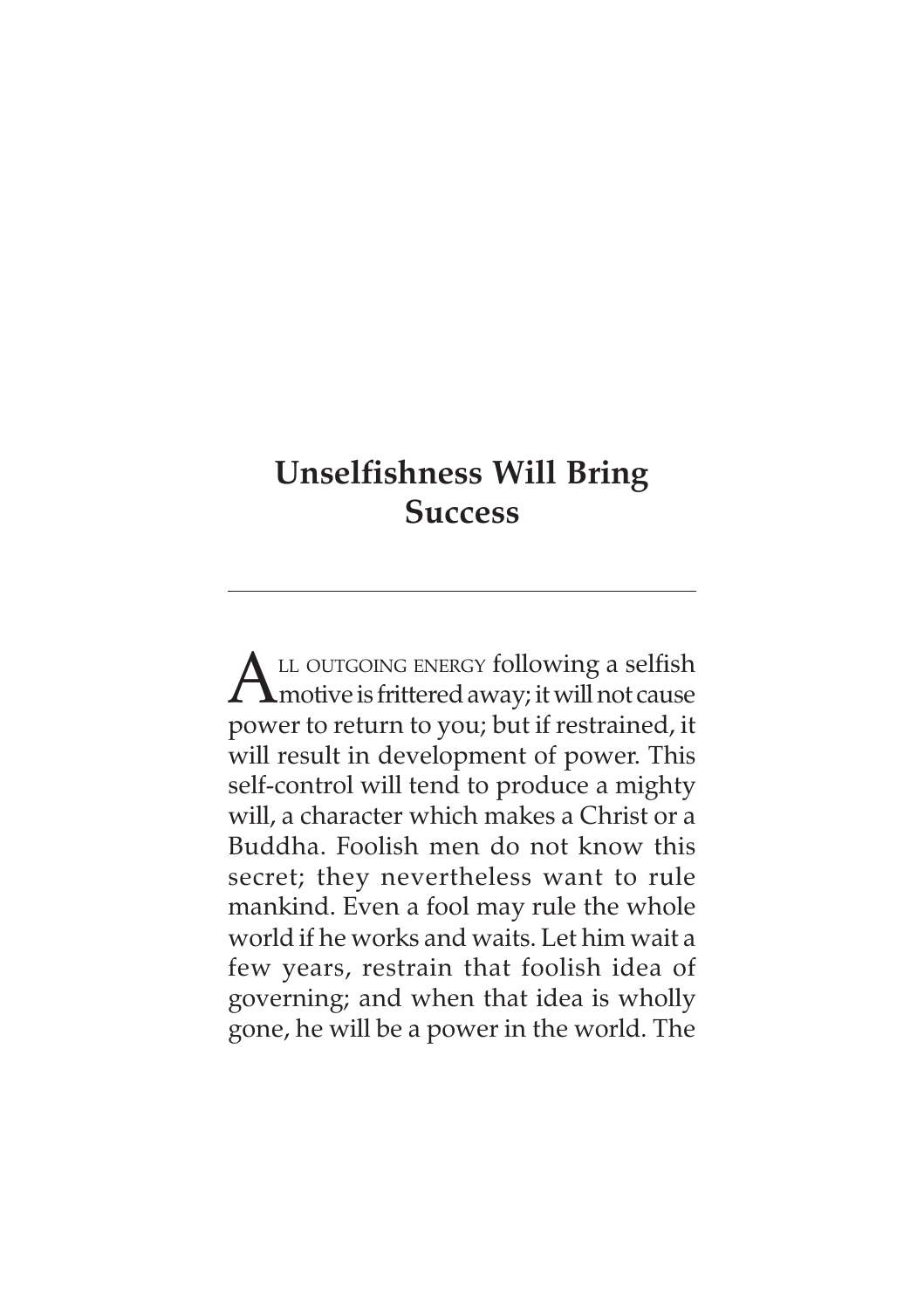# Unselfishness Will Bring Success

All outgoing energy following a selfish motive is frittered away; it will not cause power to return to you; but if restrained, it will result in development of power. This self-control will tend to produce a mighty will, a character which makes a Christ or a Buddha. Foolish men do not know this secret; they nevertheless want to rule mankind. Even a fool may rule the whole world if he works and waits. Let him wait a few years, restrain that foolish idea of governing; and when that idea is wholly gone, he will be a power in the world. The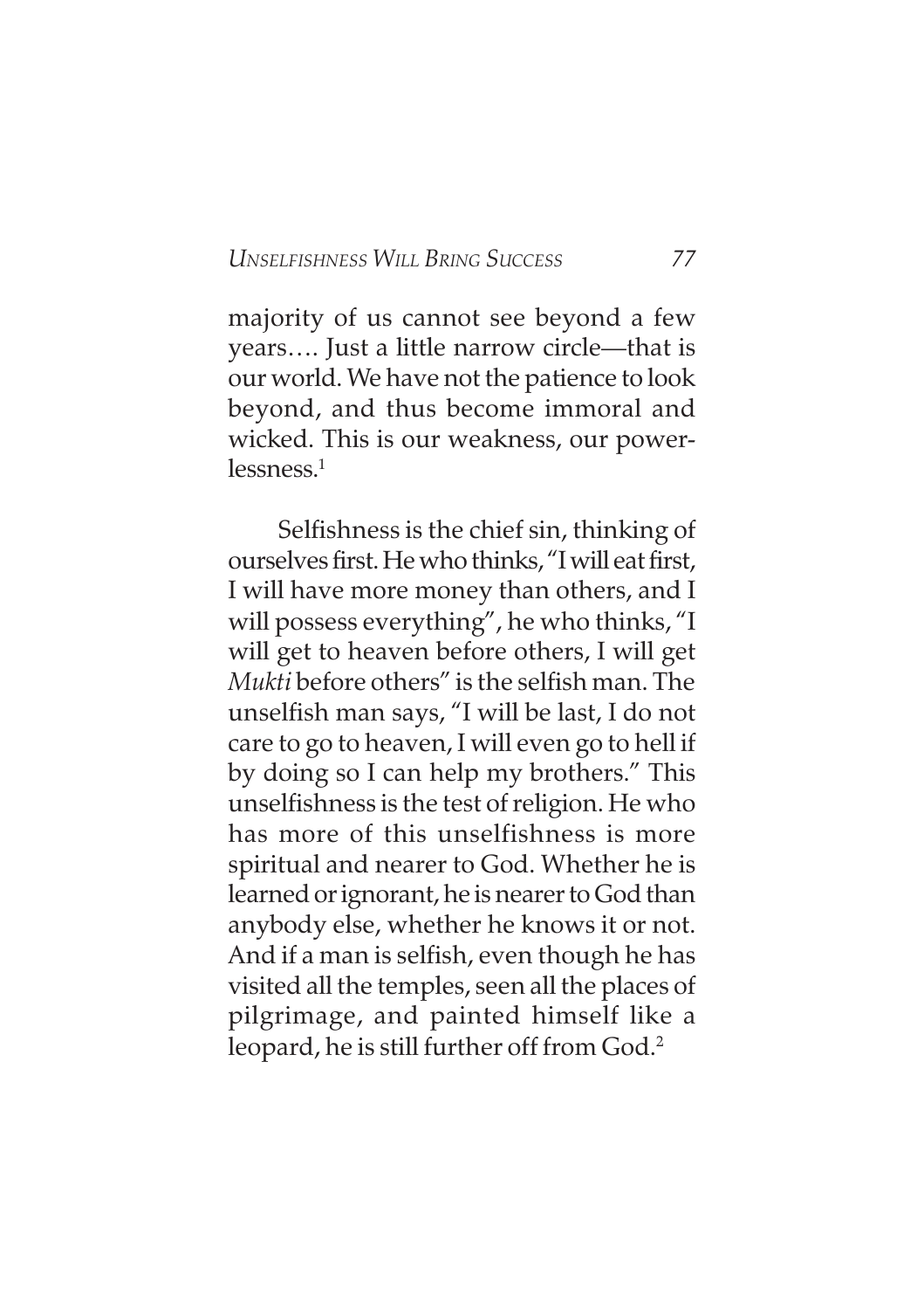majority of us cannot see beyond a few years…. Just a little narrow circle—that is our world. We have not the patience to look beyond, and thus become immoral and wicked. This is our weakness, our powerlessness.[1]

Selfishness is the chief sin, thinking of ourselves first. He who thinks, "I will eat first, I will have more money than others, and I will possess everything", he who thinks, "I will get to heaven before others, I will get *Mukti* before others" is the selfish man. The unselfish man says, "I will be last, I do not care to go to heaven, I will even go to hell if by doing so I can help my brothers." This unselfishness is the test of religion. He who has more of this unselfishness is more spiritual and nearer to God. Whether he is learned or ignorant, he is nearer to God than anybody else, whether he knows it or not. And if a man is selfish, even though he has visited all the temples, seen all the places of pilgrimage, and painted himself like a leopard, he is still further off from God.[2]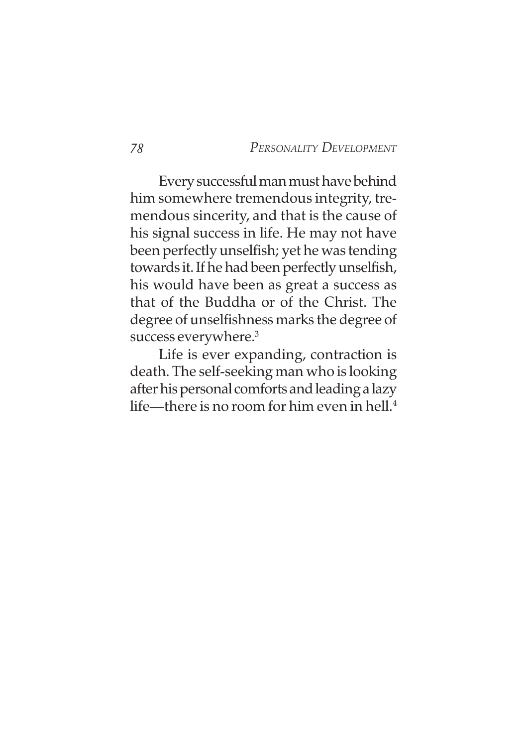Every successful man must have behind him somewhere tremendous integrity, tremendous sincerity, and that is the cause of his signal success in life. He may not have been perfectly unselfish; yet he was tending towards it. If he had been perfectly unselfish, his would have been as great a success as that of the Buddha or of the Christ. The degree of unselfishness marks the degree of success everywhere.[3]

Life is ever expanding, contraction is death. The self-seeking man who is looking after his personal comforts and leading a lazy life—there is no room for him even in hell.[4]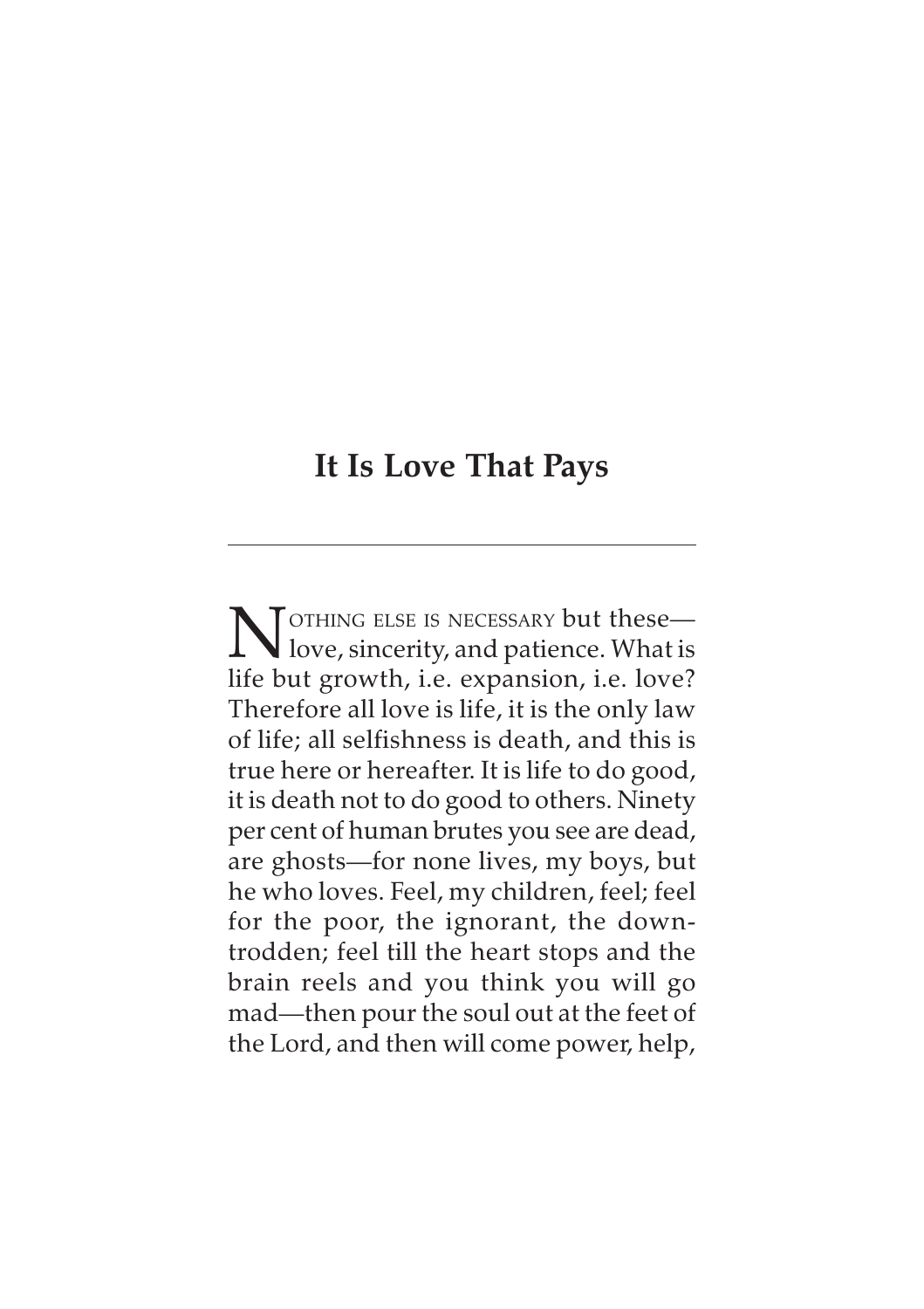## It Is Love That Pays

---

Nothing else is necessary but these—love, sincerity, and patience. What is life but growth, i.e. expansion, i.e. love? Therefore all love is life, it is the only law of life; all selfishness is death, and this is true here or hereafter. It is life to do good, it is death not to do good to others. Ninety per cent of human brutes you see are dead, are ghosts—for none lives, my boys, but he who loves. Feel, my children, feel; feel for the poor, the ignorant, the downtrodden; feel till the heart stops and the brain reels and you think you will go mad—then pour the soul out at the feet of the Lord, and then will come power, help,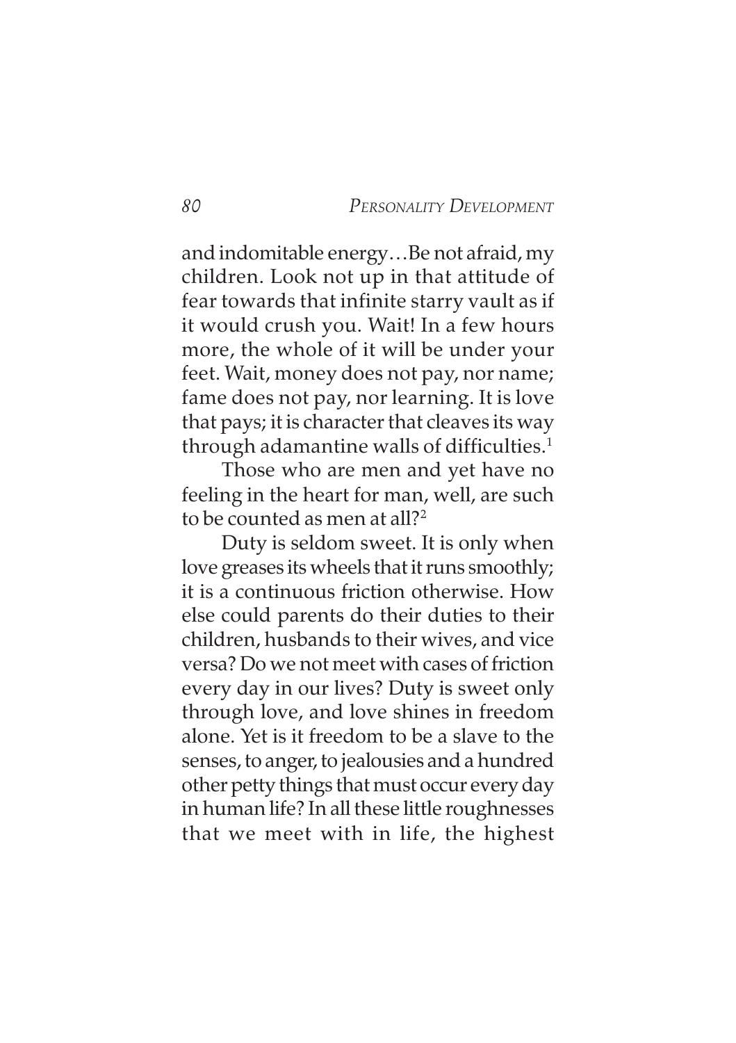and indomitable energy…Be not afraid, my children. Look not up in that attitude of fear towards that infinite starry vault as if it would crush you. Wait! In a few hours more, the whole of it will be under your feet. Wait, money does not pay, nor name; fame does not pay, nor learning. It is love that pays; it is character that cleaves its way through adamantine walls of difficulties.[1]

Those who are men and yet have no feeling in the heart for man, well, are such to be counted as men at all?[2]

Duty is seldom sweet. It is only when love greases its wheels that it runs smoothly; it is a continuous friction otherwise. How else could parents do their duties to their children, husbands to their wives, and vice versa? Do we not meet with cases of friction every day in our lives? Duty is sweet only through love, and love shines in freedom alone. Yet is it freedom to be a slave to the senses, to anger, to jealousies and a hundred other petty things that must occur every day in human life? In all these little roughnesses that we meet with in life, the highest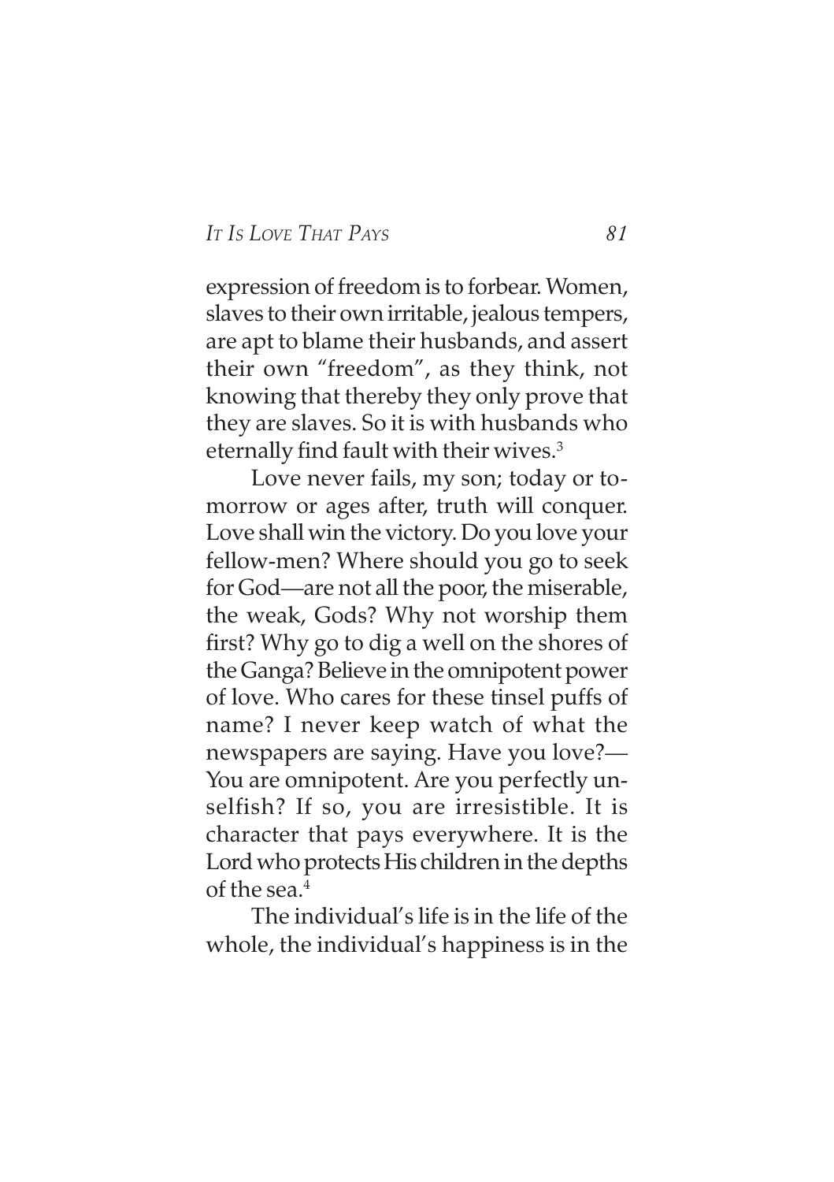expression of freedom is to forbear. Women, slaves to their own irritable, jealous tempers, are apt to blame their husbands, and assert their own "freedom", as they think, not knowing that thereby they only prove that they are slaves. So it is with husbands who eternally find fault with their wives.[3]

Love never fails, my son; today or to-morrow or ages after, truth will conquer. Love shall win the victory. Do you love your fellow-men? Where should you go to seek for God—are not all the poor, the miserable, the weak, Gods? Why not worship them first? Why go to dig a well on the shores of the Ganga? Believe in the omnipotent power of love. Who cares for these tinsel puffs of name? I never keep watch of what the newspapers are saying. Have you love?—You are omnipotent. Are you perfectly un-selfish? If so, you are irresistible. It is character that pays everywhere. It is the Lord who protects His children in the depths of the sea.[4]

The individual's life is in the life of the whole, the individual's happiness is in the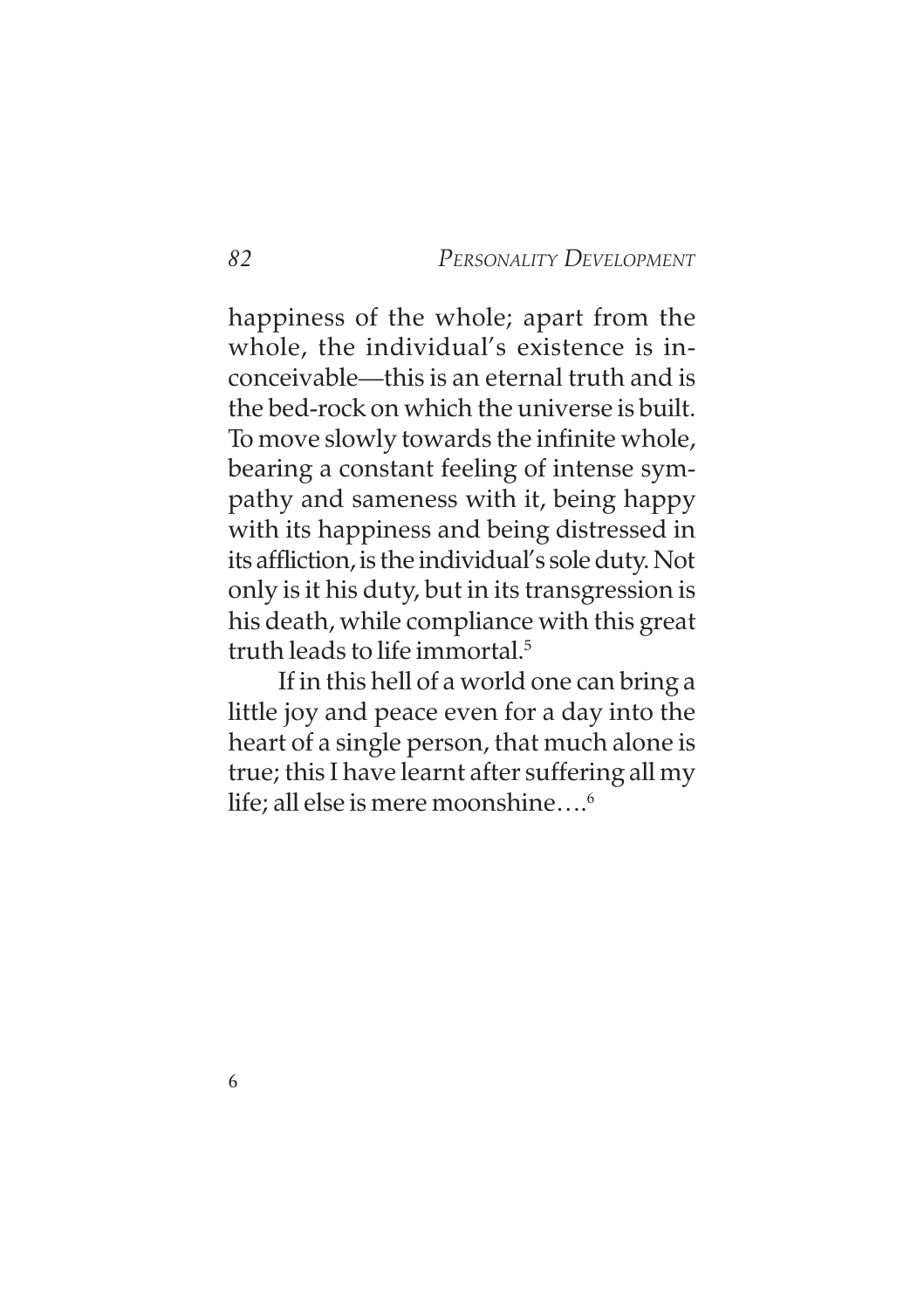happiness of the whole; apart from the whole, the individual's existence is inconceivable—this is an eternal truth and is the bed-rock on which the universe is built. To move slowly towards the infinite whole, bearing a constant feeling of intense sympathy and sameness with it, being happy with its happiness and being distressed in its affliction, is the individual's sole duty. Not only is it his duty, but in its transgression is his death, while compliance with this great truth leads to life immortal.[5]

If in this hell of a world one can bring a little joy and peace even for a day into the heart of a single person, that much alone is true; this I have learnt after suffering all my life; all else is mere moonshine....[6]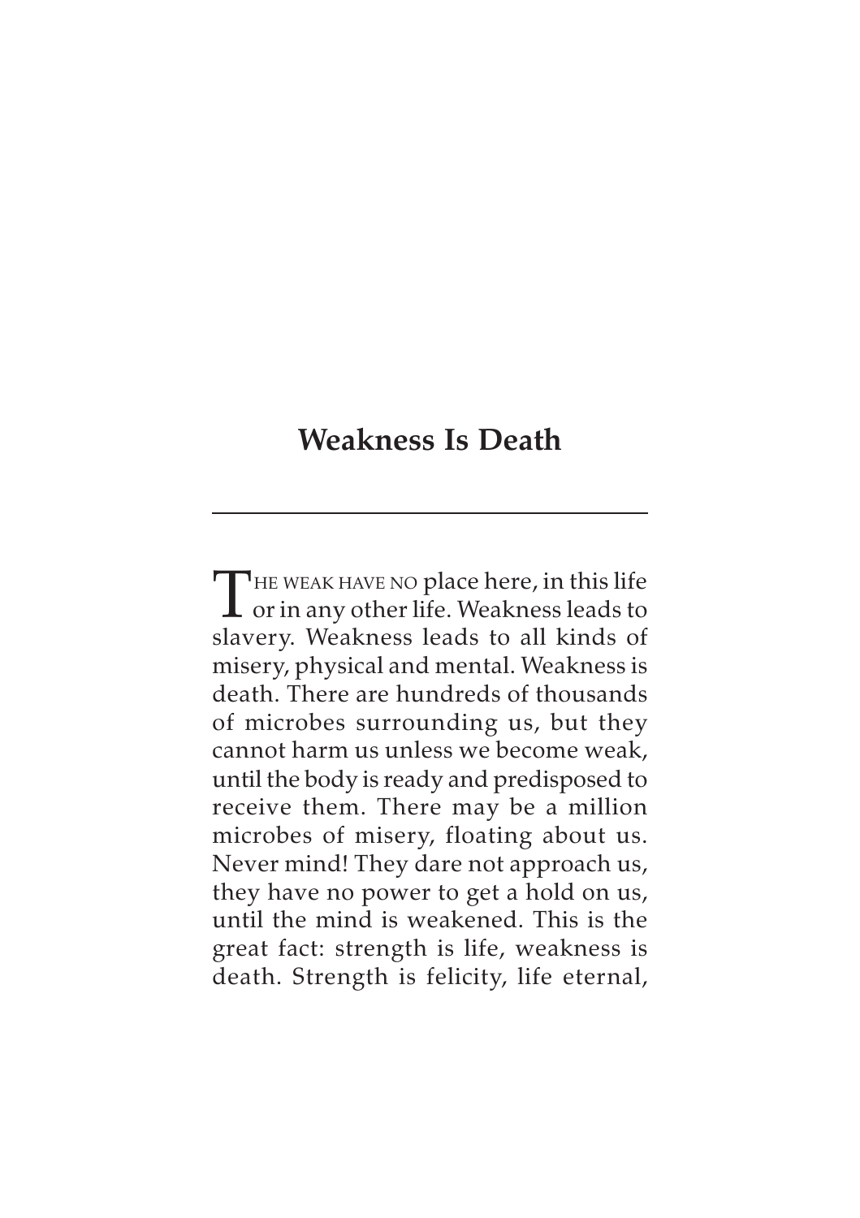# Weakness Is Death

---

THE WEAK HAVE NO place here, in this life or in any other life. Weakness leads to slavery. Weakness leads to all kinds of misery, physical and mental. Weakness is death. There are hundreds of thousands of microbes surrounding us, but they cannot harm us unless we become weak, until the body is ready and predisposed to receive them. There may be a million microbes of misery, floating about us. Never mind! They dare not approach us, they have no power to get a hold on us, until the mind is weakened. This is the great fact: strength is life, weakness is death. Strength is felicity, life eternal,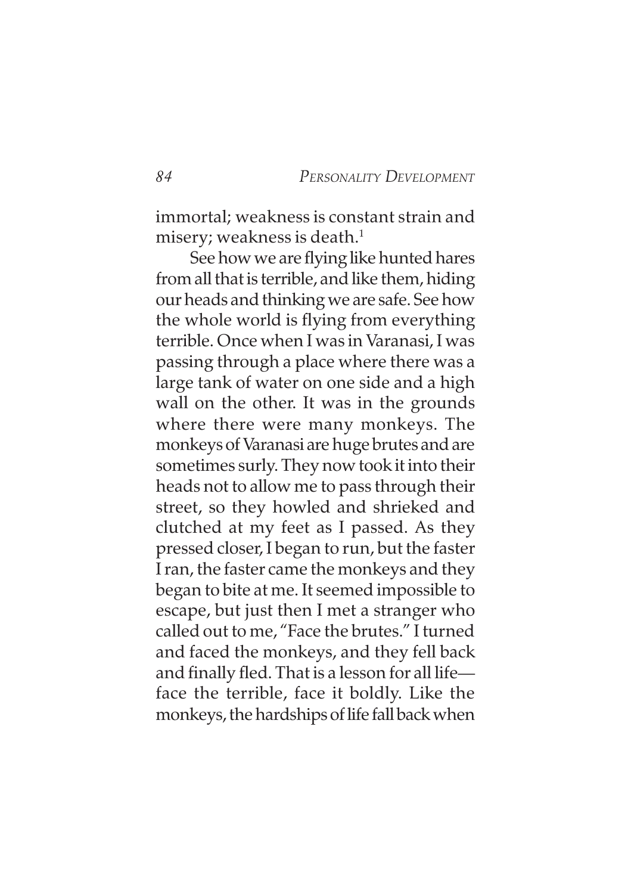immortal; weakness is constant strain and misery; weakness is death.[1]

See how we are flying like hunted hares from all that is terrible, and like them, hiding our heads and thinking we are safe. See how the whole world is flying from everything terrible. Once when I was in Varanasi, I was passing through a place where there was a large tank of water on one side and a high wall on the other. It was in the grounds where there were many monkeys. The monkeys of Varanasi are huge brutes and are sometimes surly. They now took it into their heads not to allow me to pass through their street, so they howled and shrieked and clutched at my feet as I passed. As they pressed closer, I began to run, but the faster I ran, the faster came the monkeys and they began to bite at me. It seemed impossible to escape, but just then I met a stranger who called out to me, "Face the brutes." I turned and faced the monkeys, and they fell back and finally fled. That is a lesson for all life—face the terrible, face it boldly. Like the monkeys, the hardships of life fall back when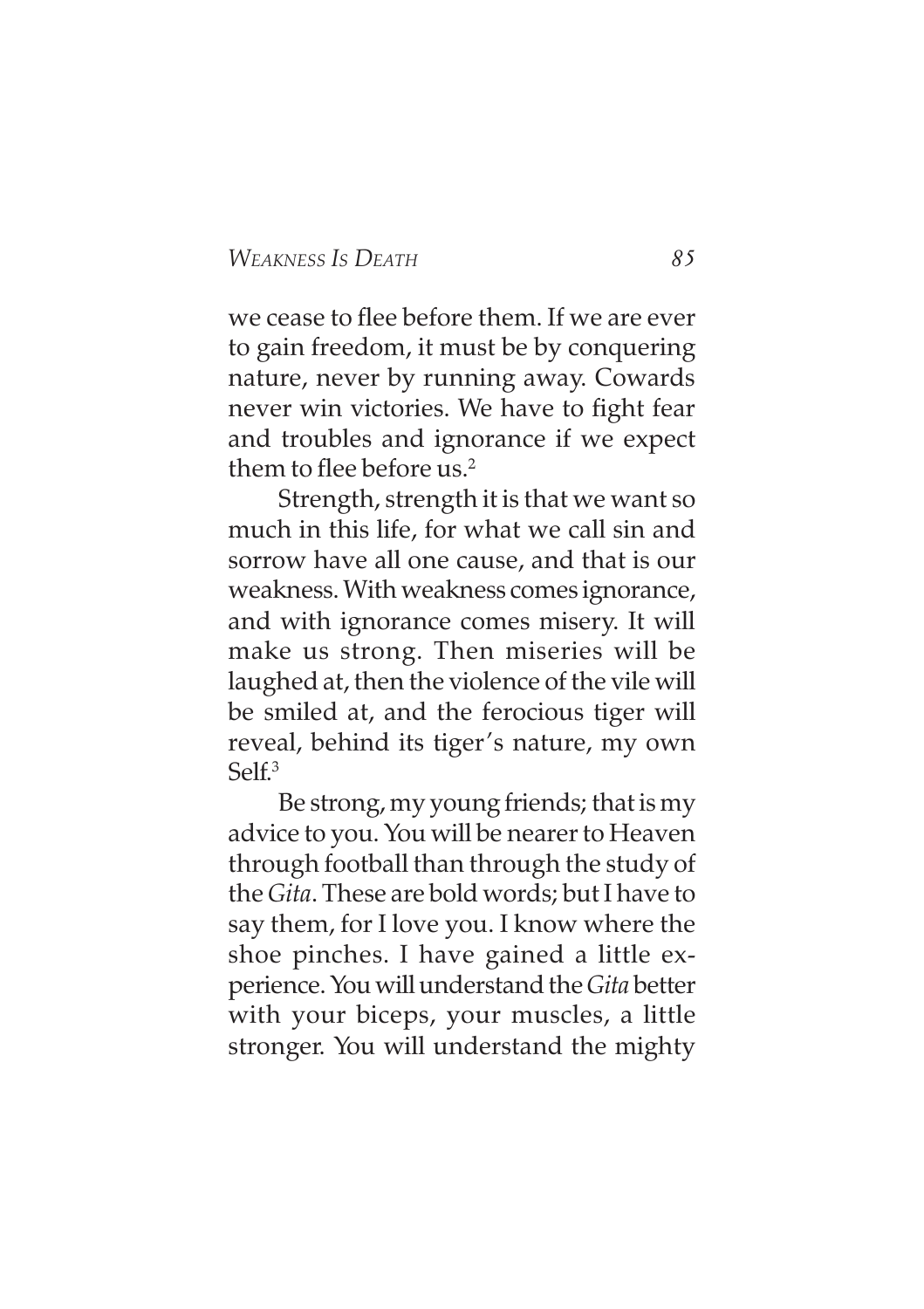we cease to flee before them. If we are ever to gain freedom, it must be by conquering nature, never by running away. Cowards never win victories. We have to fight fear and troubles and ignorance if we expect them to flee before us.[2]

Strength, strength it is that we want so much in this life, for what we call sin and sorrow have all one cause, and that is our weakness. With weakness comes ignorance, and with ignorance comes misery. It will make us strong. Then miseries will be laughed at, then the violence of the vile will be smiled at, and the ferocious tiger will reveal, behind its tiger's nature, my own Self.[3]

Be strong, my young friends; that is my advice to you. You will be nearer to Heaven through football than through the study of the *Gita*. These are bold words; but I have to say them, for I love you. I know where the shoe pinches. I have gained a little experience. You will understand the *Gita* better with your biceps, your muscles, a little stronger. You will understand the mighty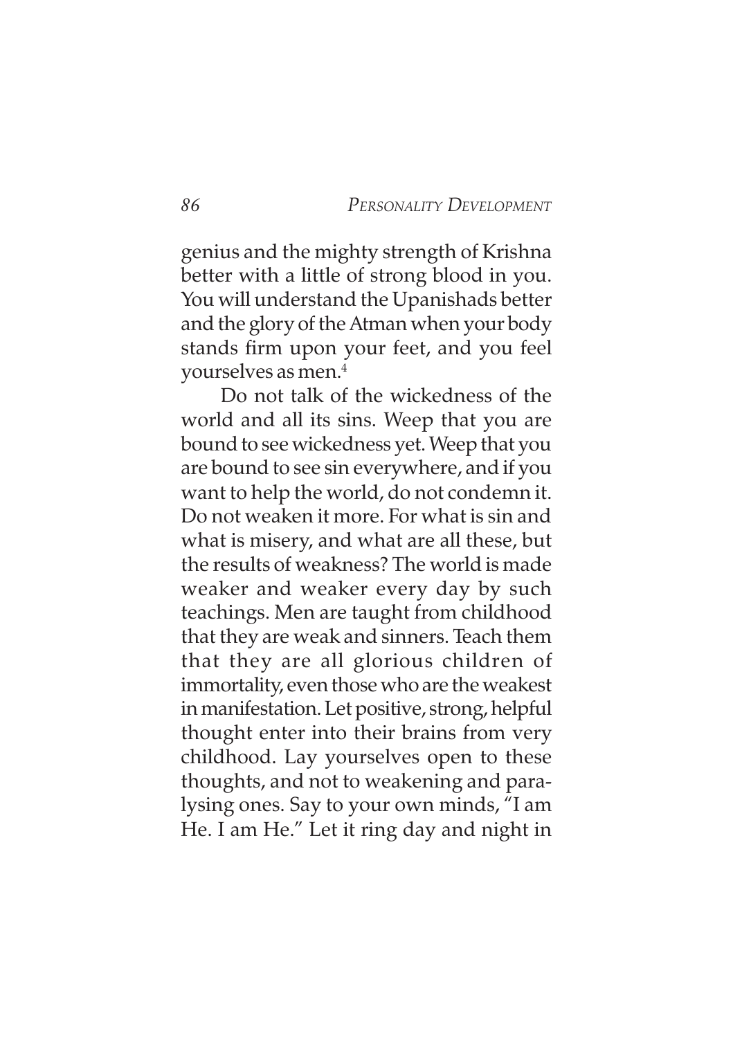genius and the mighty strength of Krishna better with a little of strong blood in you. You will understand the Upanishads better and the glory of the Atman when your body stands firm upon your feet, and you feel yourselves as men.[4]

Do not talk of the wickedness of the world and all its sins. Weep that you are bound to see wickedness yet. Weep that you are bound to see sin everywhere, and if you want to help the world, do not condemn it. Do not weaken it more. For what is sin and what is misery, and what are all these, but the results of weakness? The world is made weaker and weaker every day by such teachings. Men are taught from childhood that they are weak and sinners. Teach them that they are all glorious children of immortality, even those who are the weakest in manifestation. Let positive, strong, helpful thought enter into their brains from very childhood. Lay yourselves open to these thoughts, and not to weakening and paralysing ones. Say to your own minds, "I am He. I am He." Let it ring day and night in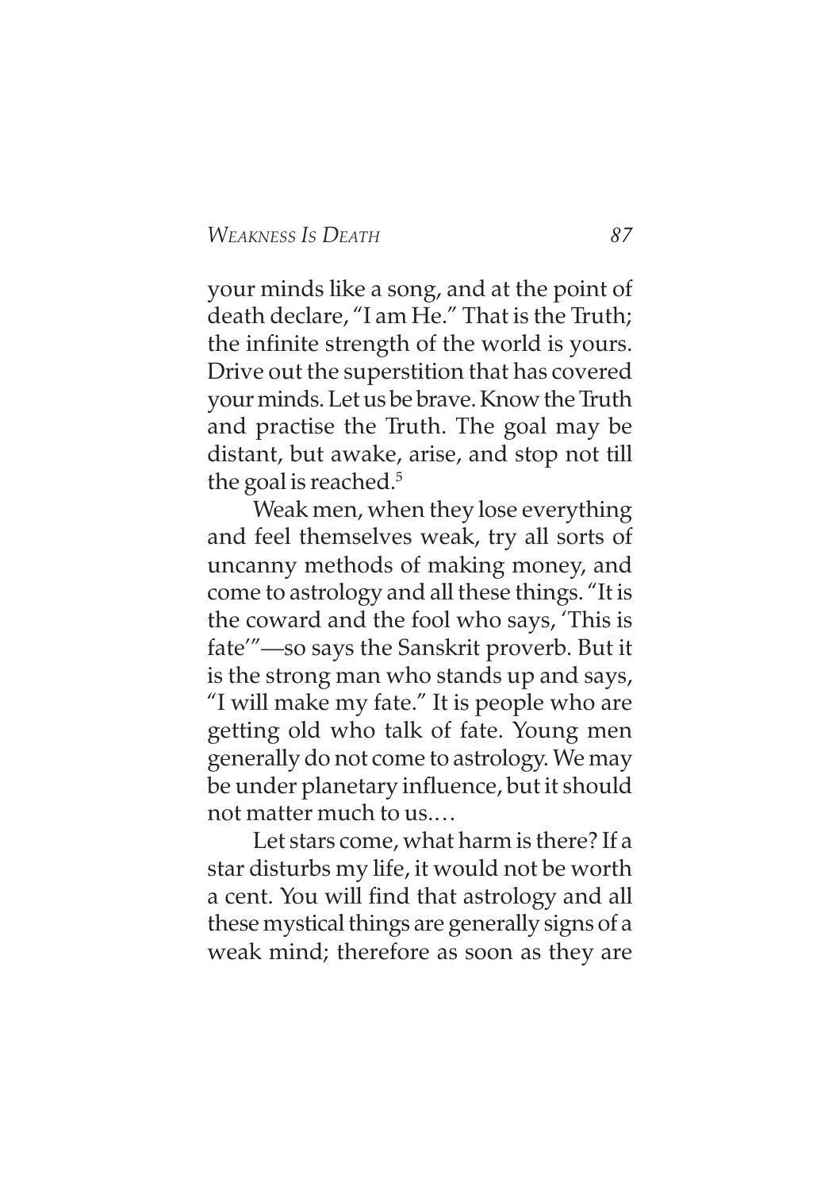your minds like a song, and at the point of death declare, "I am He." That is the Truth; the infinite strength of the world is yours. Drive out the superstition that has covered your minds. Let us be brave. Know the Truth and practise the Truth. The goal may be distant, but awake, arise, and stop not till the goal is reached.[5]

Weak men, when they lose everything and feel themselves weak, try all sorts of uncanny methods of making money, and come to astrology and all these things. "It is the coward and the fool who says, 'This is fate'"—so says the Sanskrit proverb. But it is the strong man who stands up and says, "I will make my fate." It is people who are getting old who talk of fate. Young men generally do not come to astrology. We may be under planetary influence, but it should not matter much to us.…

Let stars come, what harm is there? If a star disturbs my life, it would not be worth a cent. You will find that astrology and all these mystical things are generally signs of a weak mind; therefore as soon as they are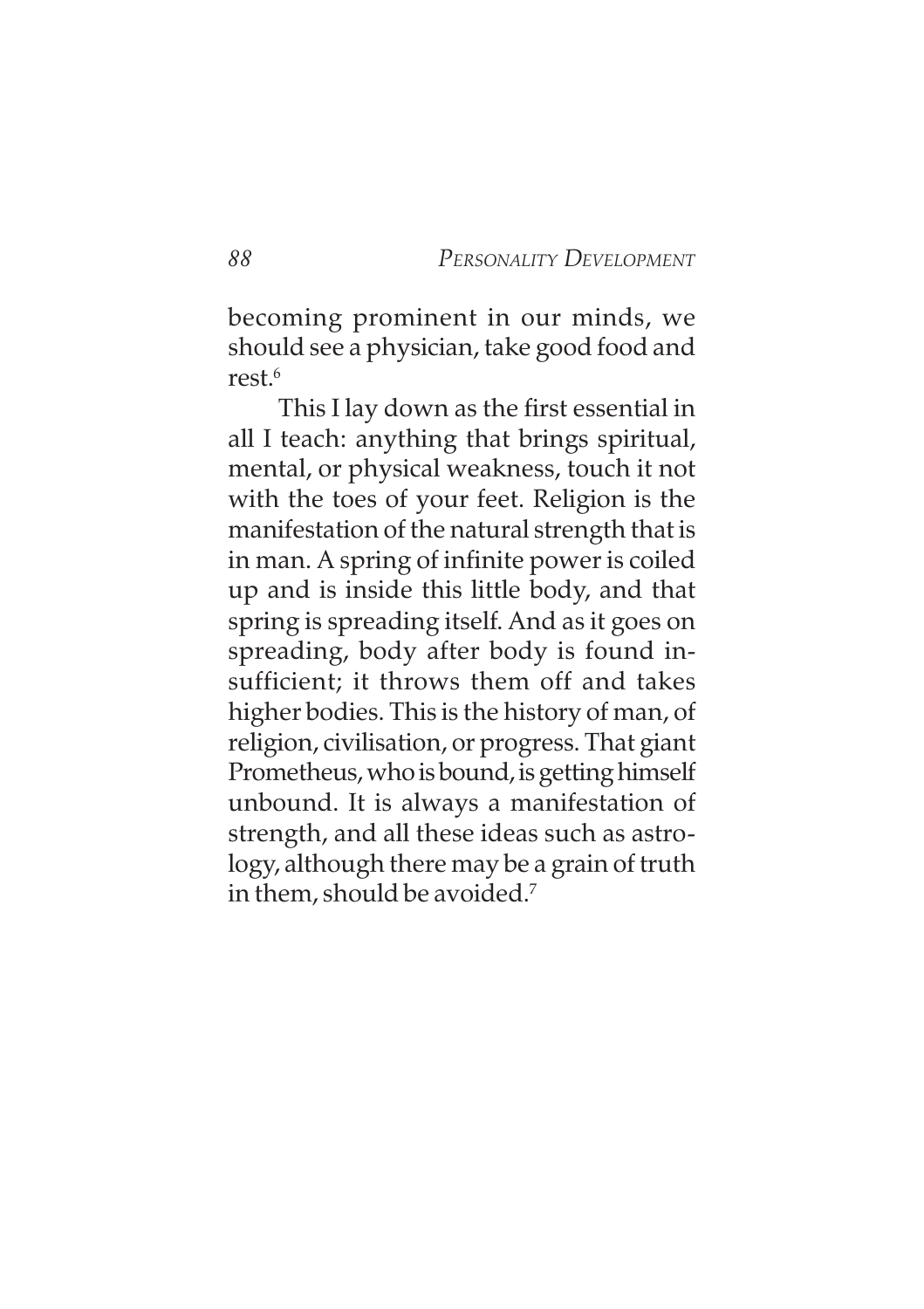becoming prominent in our minds, we should see a physician, take good food and rest.[6]

This I lay down as the first essential in all I teach: anything that brings spiritual, mental, or physical weakness, touch it not with the toes of your feet. Religion is the manifestation of the natural strength that is in man. A spring of infinite power is coiled up and is inside this little body, and that spring is spreading itself. And as it goes on spreading, body after body is found insufficient; it throws them off and takes higher bodies. This is the history of man, of religion, civilisation, or progress. That giant Prometheus, who is bound, is getting himself unbound. It is always a manifestation of strength, and all these ideas such as astrology, although there may be a grain of truth in them, should be avoided.[7]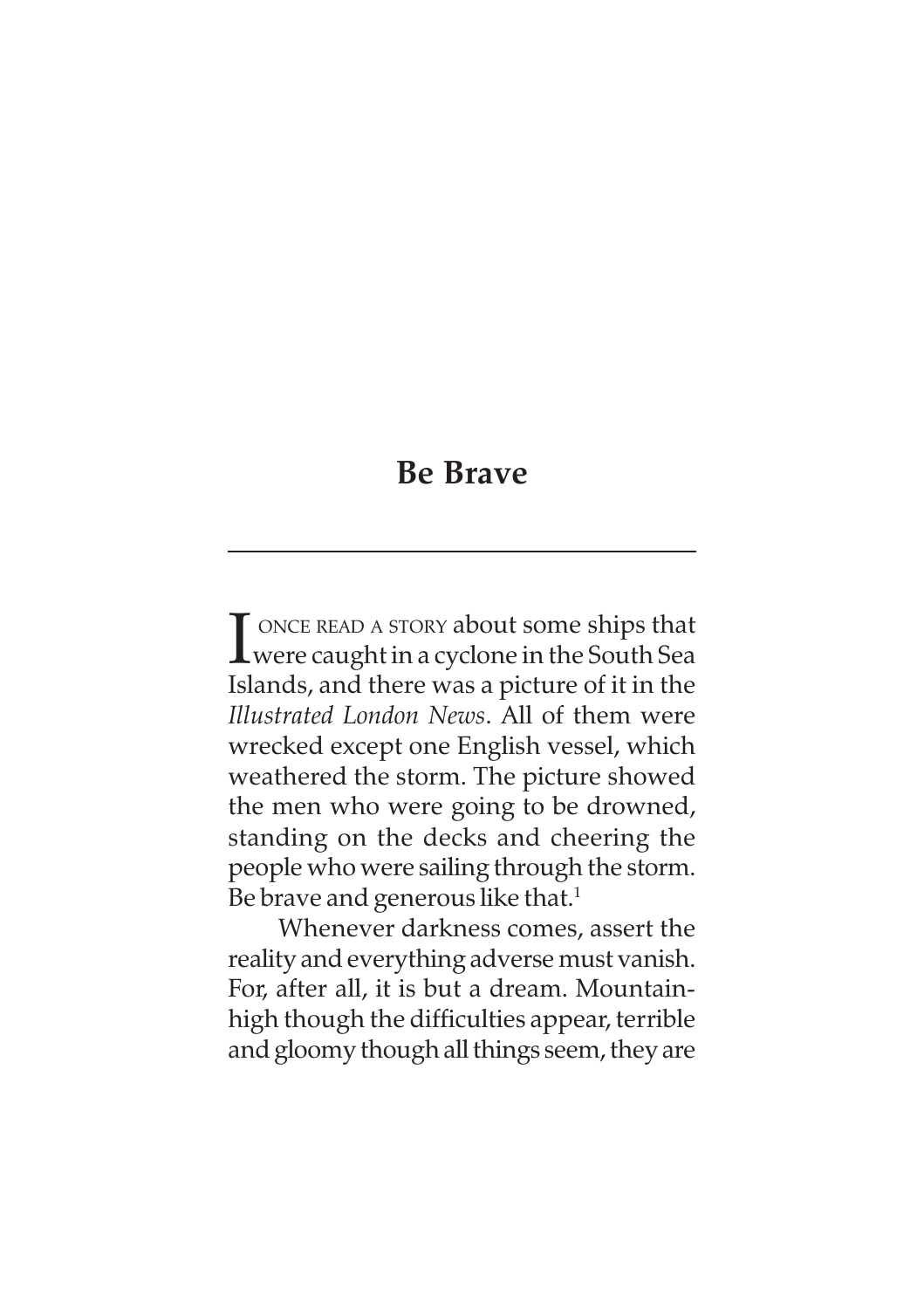## Be Brave

I once read a story about some ships that were caught in a cyclone in the South Sea Islands, and there was a picture of it in the *Illustrated London News*. All of them were wrecked except one English vessel, which weathered the storm. The picture showed the men who were going to be drowned, standing on the decks and cheering the people who were sailing through the storm. Be brave and generous like that.[1]

Whenever darkness comes, assert the reality and everything adverse must vanish. For, after all, it is but a dream. Mountain-high though the difficulties appear, terrible and gloomy though all things seem, they are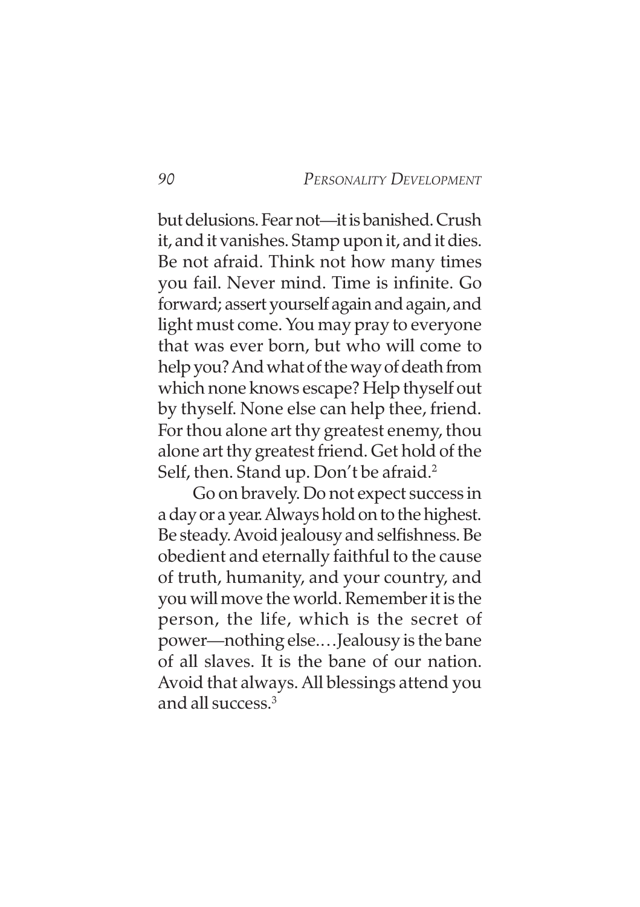but delusions. Fear not—it is banished. Crush it, and it vanishes. Stamp upon it, and it dies. Be not afraid. Think not how many times you fail. Never mind. Time is infinite. Go forward; assert yourself again and again, and light must come. You may pray to everyone that was ever born, but who will come to help you? And what of the way of death from which none knows escape? Help thyself out by thyself. None else can help thee, friend. For thou alone art thy greatest enemy, thou alone art thy greatest friend. Get hold of the Self, then. Stand up. Don't be afraid.[2]

Go on bravely. Do not expect success in a day or a year. Always hold on to the highest. Be steady. Avoid jealousy and selfishness. Be obedient and eternally faithful to the cause of truth, humanity, and your country, and you will move the world. Remember it is the person, the life, which is the secret of power—nothing else.…Jealousy is the bane of all slaves. It is the bane of our nation. Avoid that always. All blessings attend you and all success.[3]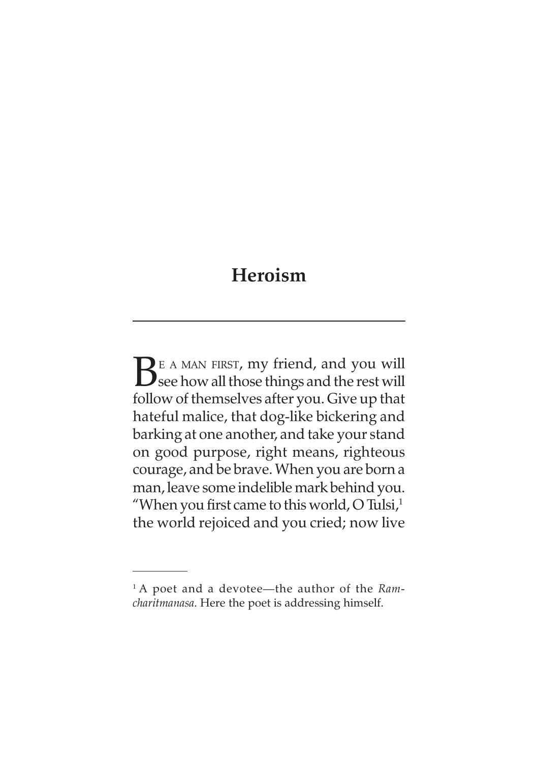# Heroism

BE A MAN FIRST, my friend, and you will see how all those things and the rest will follow of themselves after you. Give up that hateful malice, that dog-like bickering and barking at one another, and take your stand on good purpose, right means, righteous courage, and be brave. When you are born a man, leave some indelible mark behind you. "When you first came to this world, O Tulsi,[1] the world rejoiced and you cried; now live

---

[1] A poet and a devotee—the author of the *Ramcharitmanasa*. Here the poet is addressing himself.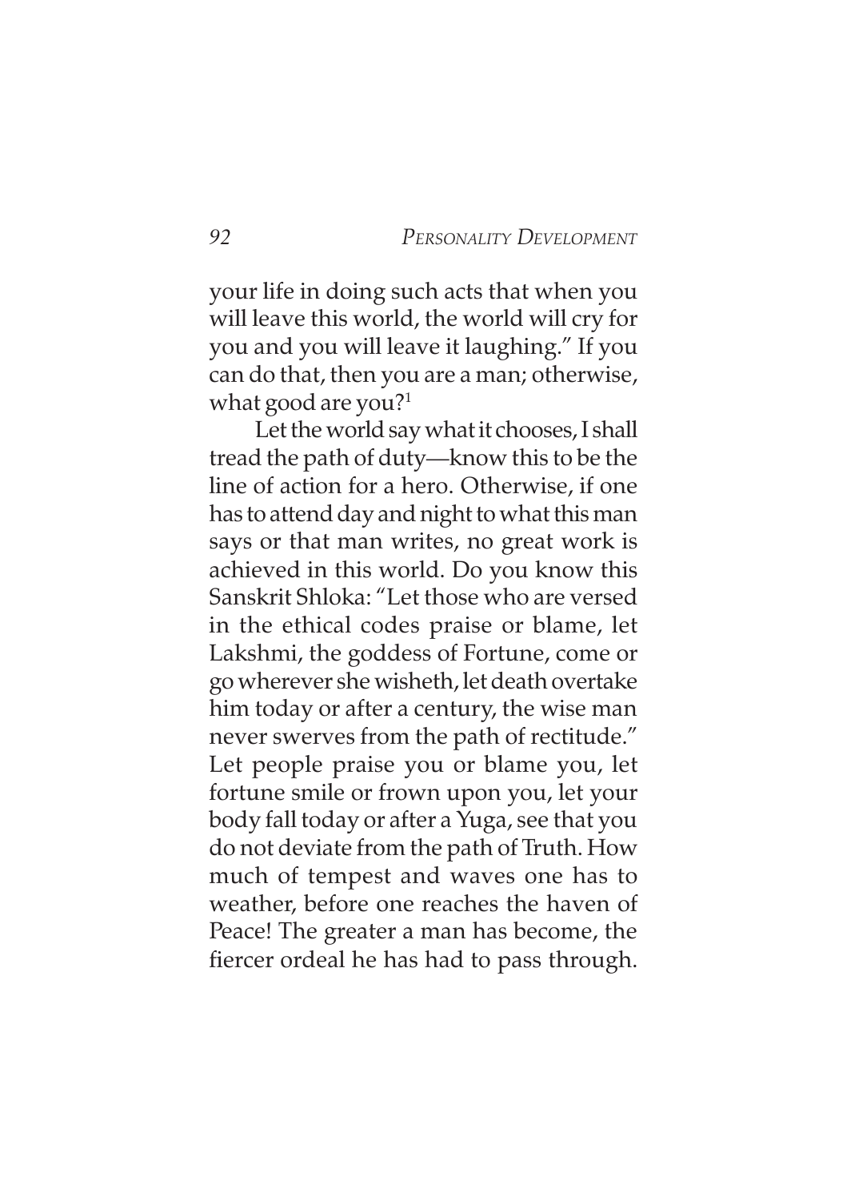your life in doing such acts that when you will leave this world, the world will cry for you and you will leave it laughing." If you can do that, then you are a man; otherwise, what good are you?[1]

Let the world say what it chooses, I shall tread the path of duty—know this to be the line of action for a hero. Otherwise, if one has to attend day and night to what this man says or that man writes, no great work is achieved in this world. Do you know this Sanskrit Shloka: "Let those who are versed in the ethical codes praise or blame, let Lakshmi, the goddess of Fortune, come or go wherever she wisheth, let death overtake him today or after a century, the wise man never swerves from the path of rectitude." Let people praise you or blame you, let fortune smile or frown upon you, let your body fall today or after a Yuga, see that you do not deviate from the path of Truth. How much of tempest and waves one has to weather, before one reaches the haven of Peace! The greater a man has become, the fiercer ordeal he has had to pass through.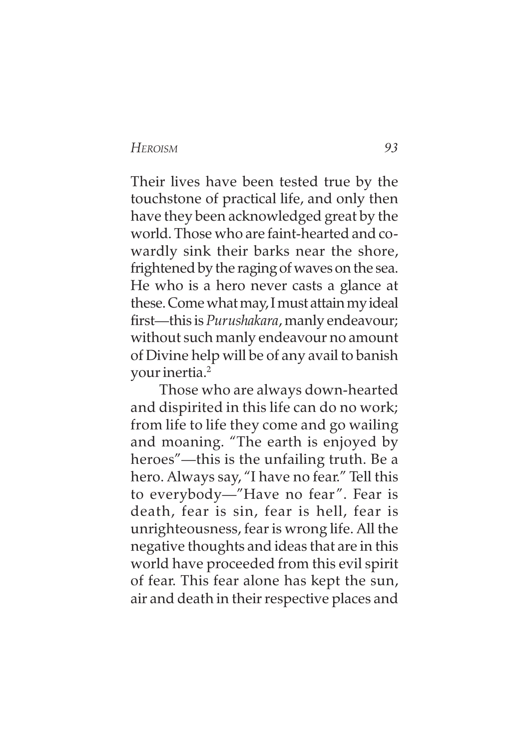Their lives have been tested true by the touchstone of practical life, and only then have they been acknowledged great by the world. Those who are faint-hearted and cowardly sink their barks near the shore, frightened by the raging of waves on the sea. He who is a hero never casts a glance at these. Come what may, I must attain my ideal first—this is *Purushakara*, manly endeavour; without such manly endeavour no amount of Divine help will be of any avail to banish your inertia.[2]

Those who are always down-hearted and dispirited in this life can do no work; from life to life they come and go wailing and moaning. "The earth is enjoyed by heroes"—this is the unfailing truth. Be a hero. Always say, "I have no fear." Tell this to everybody—"Have no fear". Fear is death, fear is sin, fear is hell, fear is unrighteousness, fear is wrong life. All the negative thoughts and ideas that are in this world have proceeded from this evil spirit of fear. This fear alone has kept the sun, air and death in their respective places and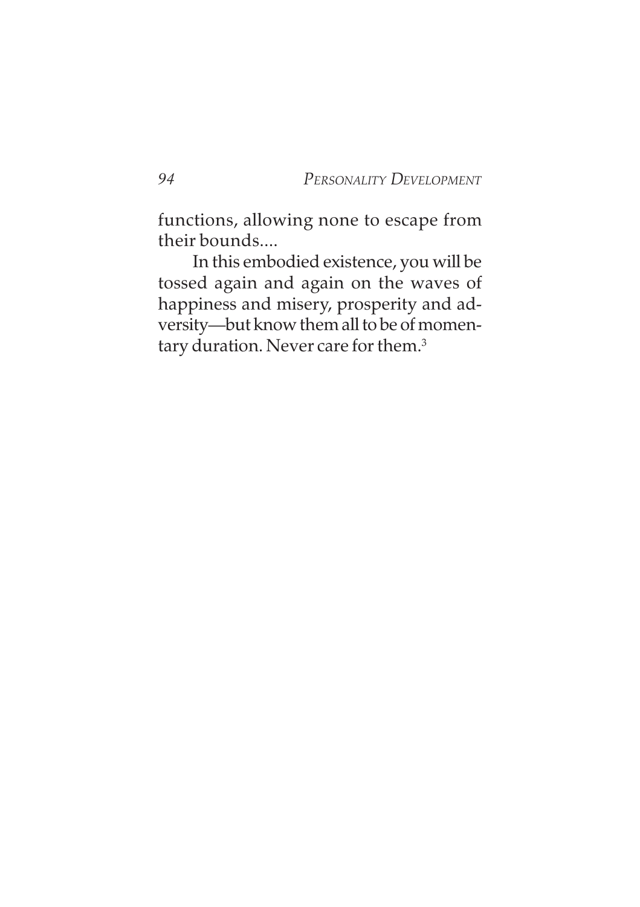functions, allowing none to escape from their bounds....

In this embodied existence, you will be tossed again and again on the waves of happiness and misery, prosperity and adversity—but know them all to be of momentary duration. Never care for them.[3]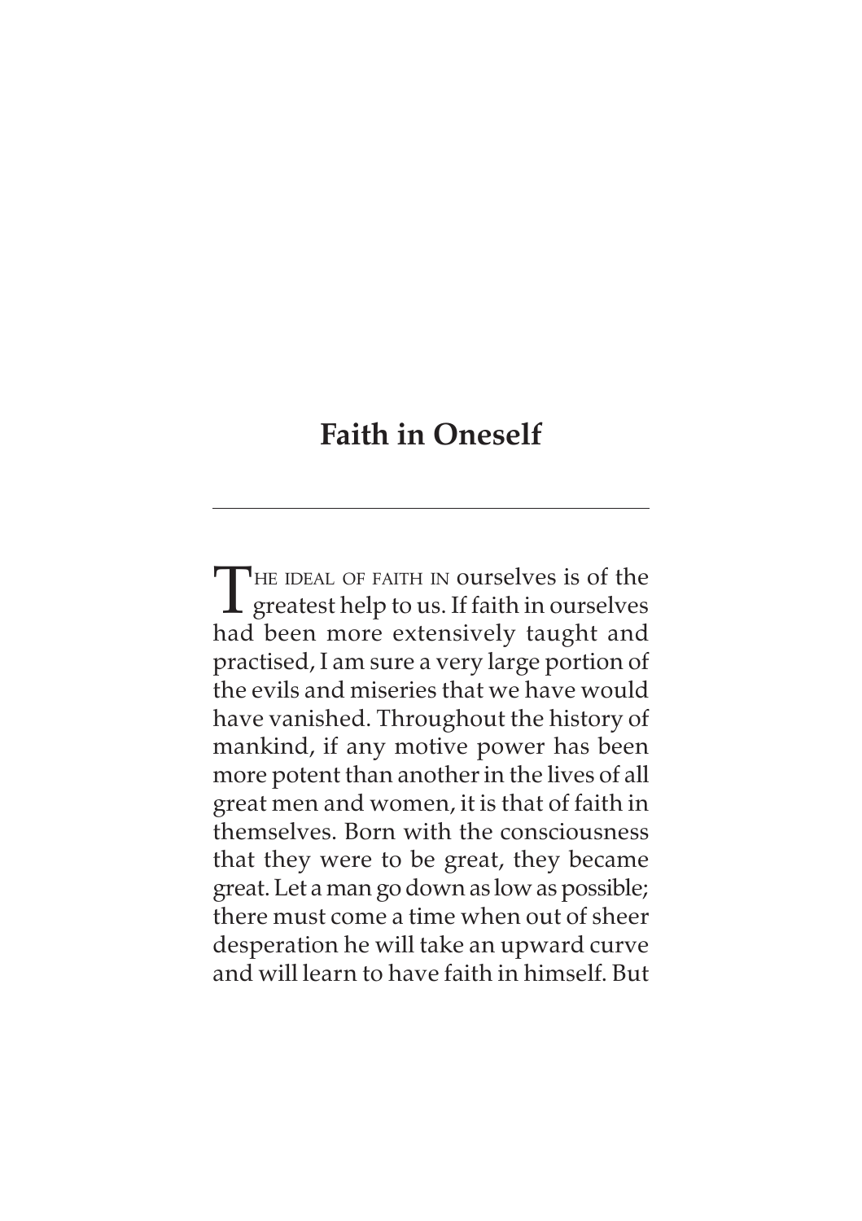# Faith in Oneself

The ideal of faith in ourselves is of the greatest help to us. If faith in ourselves had been more extensively taught and practised, I am sure a very large portion of the evils and miseries that we have would have vanished. Throughout the history of mankind, if any motive power has been more potent than another in the lives of all great men and women, it is that of faith in themselves. Born with the consciousness that they were to be great, they became great. Let a man go down as low as possible; there must come a time when out of sheer desperation he will take an upward curve and will learn to have faith in himself. But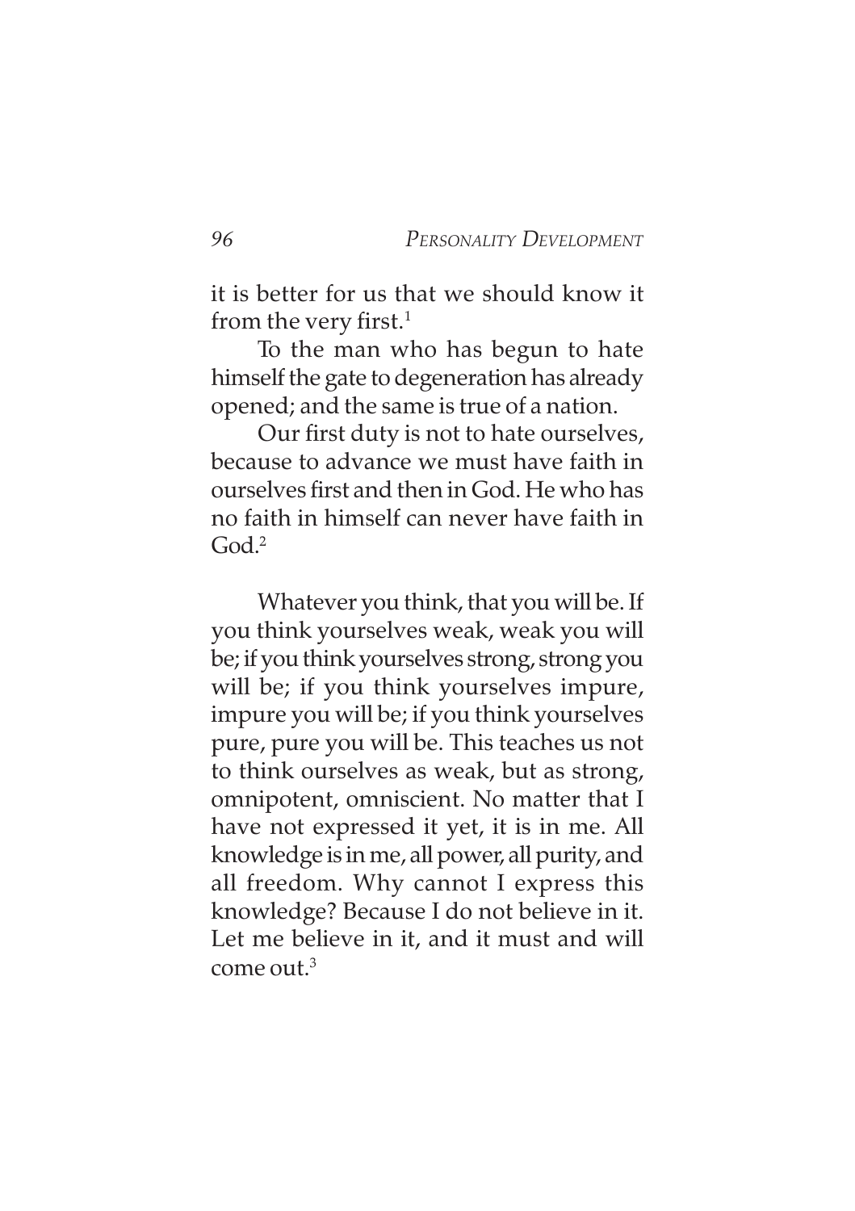it is better for us that we should know it from the very first.[1]

To the man who has begun to hate himself the gate to degeneration has already opened; and the same is true of a nation.

Our first duty is not to hate ourselves, because to advance we must have faith in ourselves first and then in God. He who has no faith in himself can never have faith in God.[2]

Whatever you think, that you will be. If you think yourselves weak, weak you will be; if you think yourselves strong, strong you will be; if you think yourselves impure, impure you will be; if you think yourselves pure, pure you will be. This teaches us not to think ourselves as weak, but as strong, omnipotent, omniscient. No matter that I have not expressed it yet, it is in me. All knowledge is in me, all power, all purity, and all freedom. Why cannot I express this knowledge? Because I do not believe in it. Let me believe in it, and it must and will come out.[3]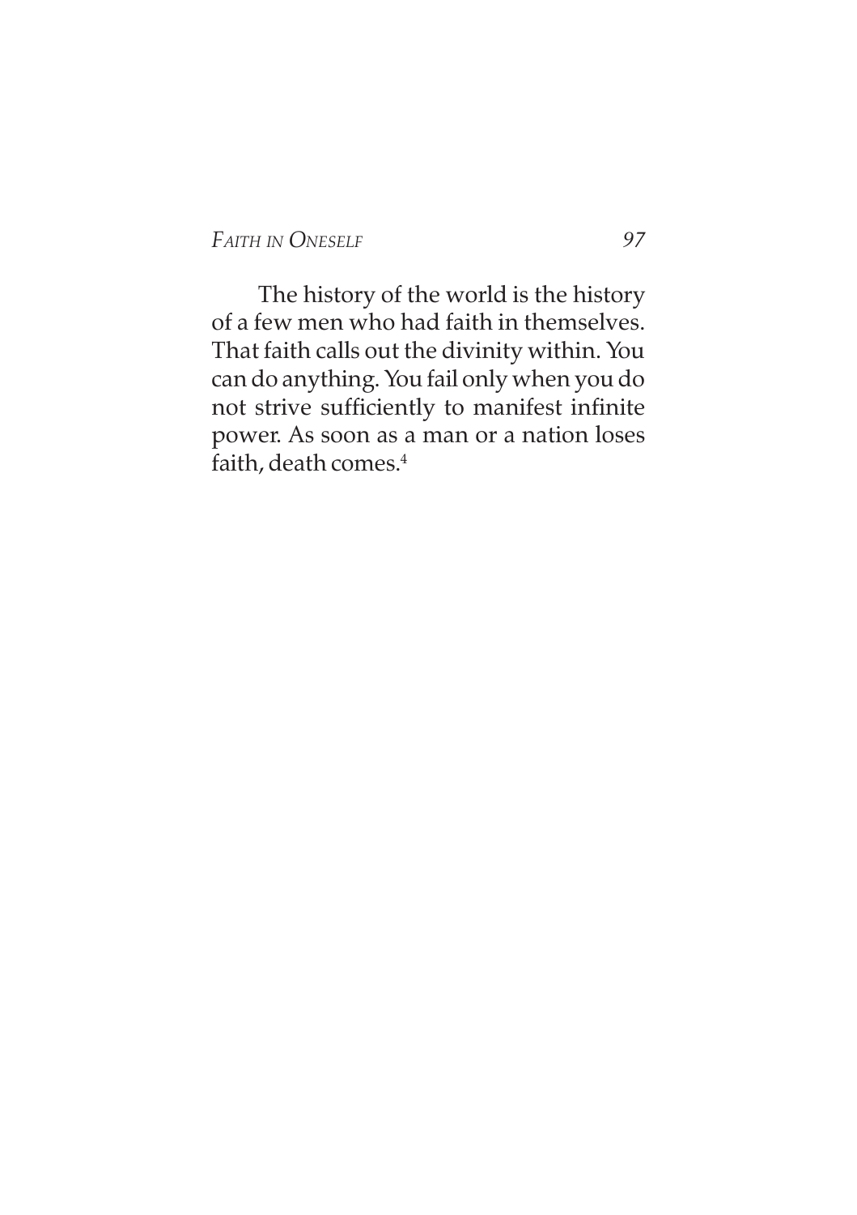The history of the world is the history of a few men who had faith in themselves. That faith calls out the divinity within. You can do anything. You fail only when you do not strive sufficiently to manifest infinite power. As soon as a man or a nation loses faith, death comes.[4]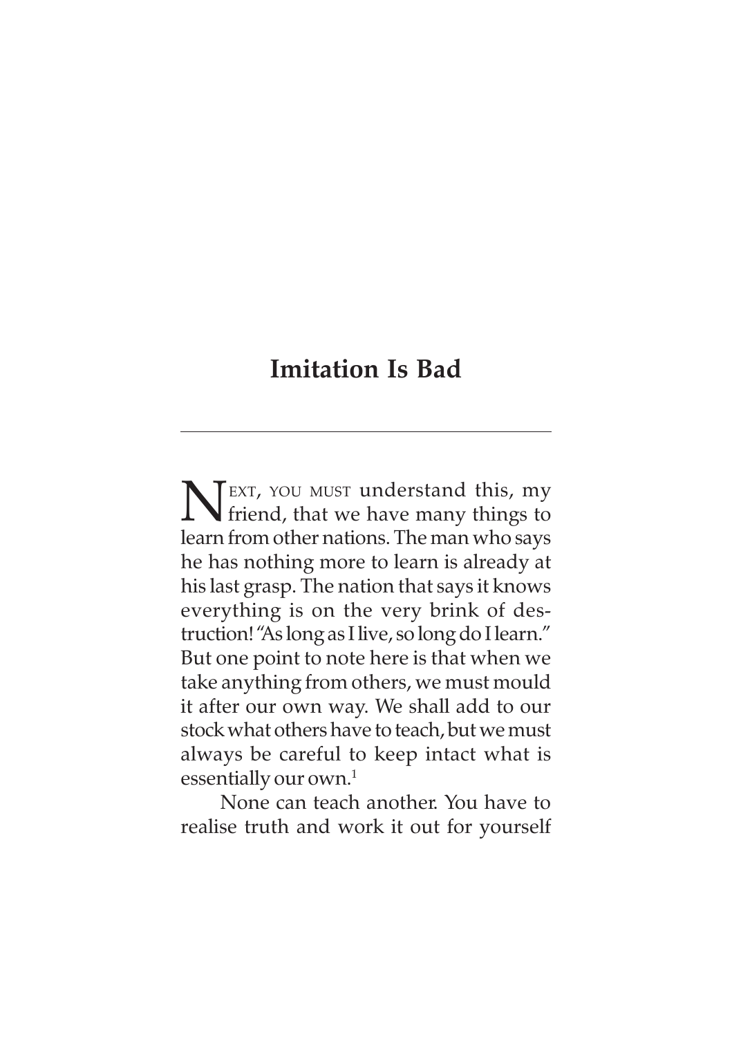# Imitation Is Bad

NEXT, YOU MUST understand this, my friend, that we have many things to learn from other nations. The man who says he has nothing more to learn is already at his last grasp. The nation that says it knows everything is on the very brink of destruction! "As long as I live, so long do I learn." But one point to note here is that when we take anything from others, we must mould it after our own way. We shall add to our stock what others have to teach, but we must always be careful to keep intact what is essentially our own.[1]

None can teach another. You have to realise truth and work it out for yourself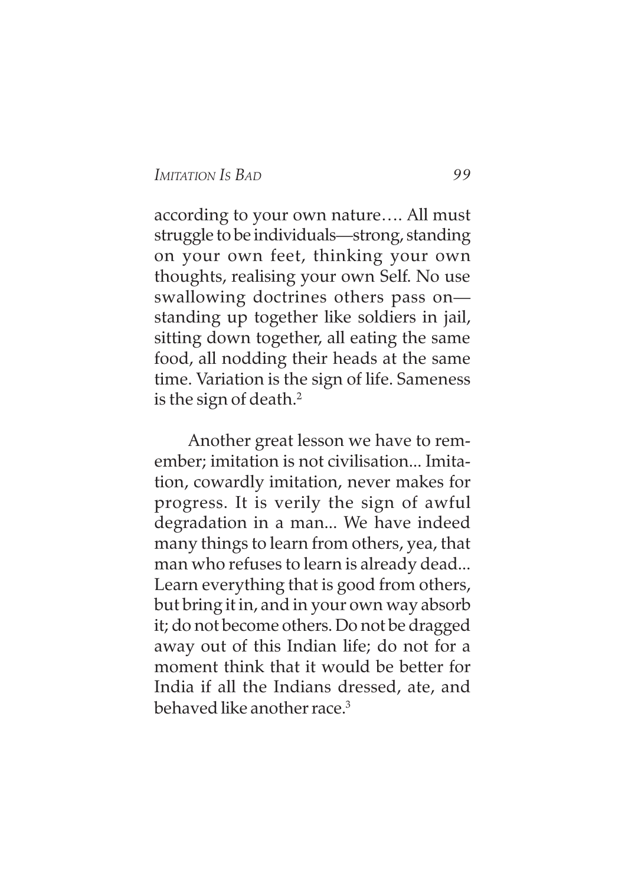according to your own nature…. All must struggle to be individuals—strong, standing on your own feet, thinking your own thoughts, realising your own Self. No use swallowing doctrines others pass on—standing up together like soldiers in jail, sitting down together, all eating the same food, all nodding their heads at the same time. Variation is the sign of life. Sameness is the sign of death.[2]

Another great lesson we have to remember; imitation is not civilisation... Imitation, cowardly imitation, never makes for progress. It is verily the sign of awful degradation in a man... We have indeed many things to learn from others, yea, that man who refuses to learn is already dead... Learn everything that is good from others, but bring it in, and in your own way absorb it; do not become others. Do not be dragged away out of this Indian life; do not for a moment think that it would be better for India if all the Indians dressed, ate, and behaved like another race.[3]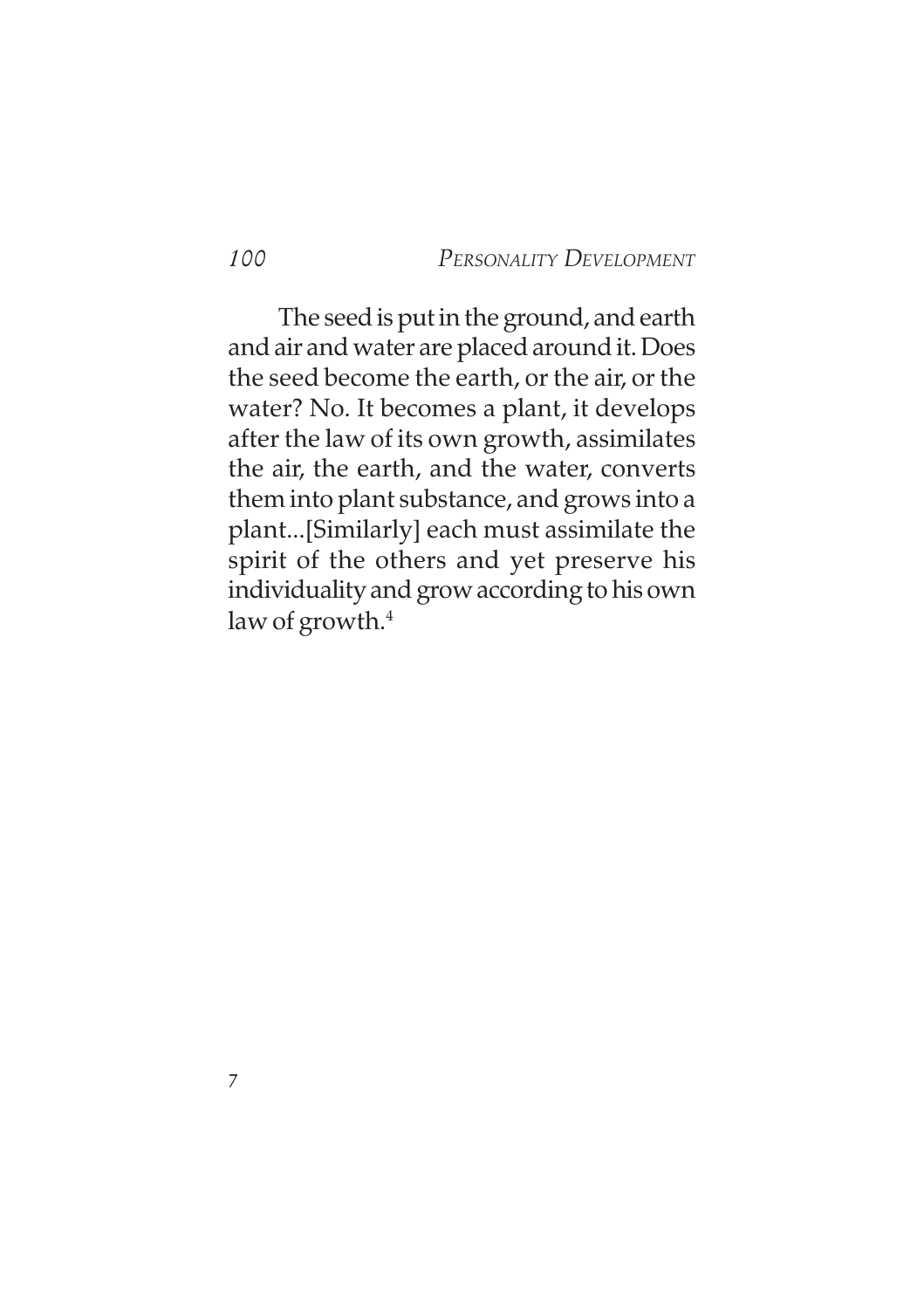The seed is put in the ground, and earth and air and water are placed around it. Does the seed become the earth, or the air, or the water? No. It becomes a plant, it develops after the law of its own growth, assimilates the air, the earth, and the water, converts them into plant substance, and grows into a plant...[Similarly] each must assimilate the spirit of the others and yet preserve his individuality and grow according to his own law of growth.[4]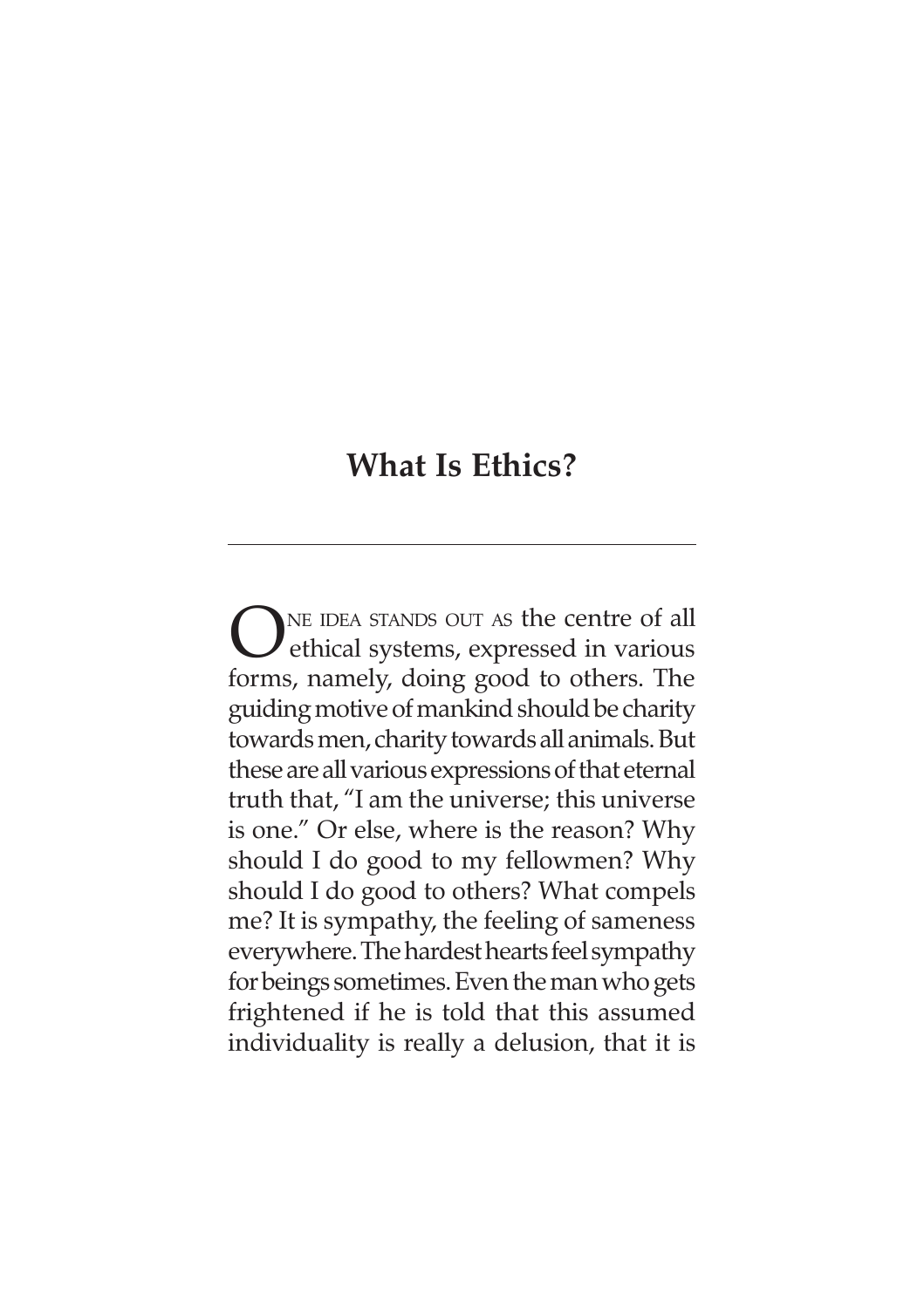## What Is Ethics?

One idea stands out as the centre of all ethical systems, expressed in various forms, namely, doing good to others. The guiding motive of mankind should be charity towards men, charity towards all animals. But these are all various expressions of that eternal truth that, "I am the universe; this universe is one." Or else, where is the reason? Why should I do good to my fellowmen? Why should I do good to others? What compels me? It is sympathy, the feeling of sameness everywhere. The hardest hearts feel sympathy for beings sometimes. Even the man who gets frightened if he is told that this assumed individuality is really a delusion, that it is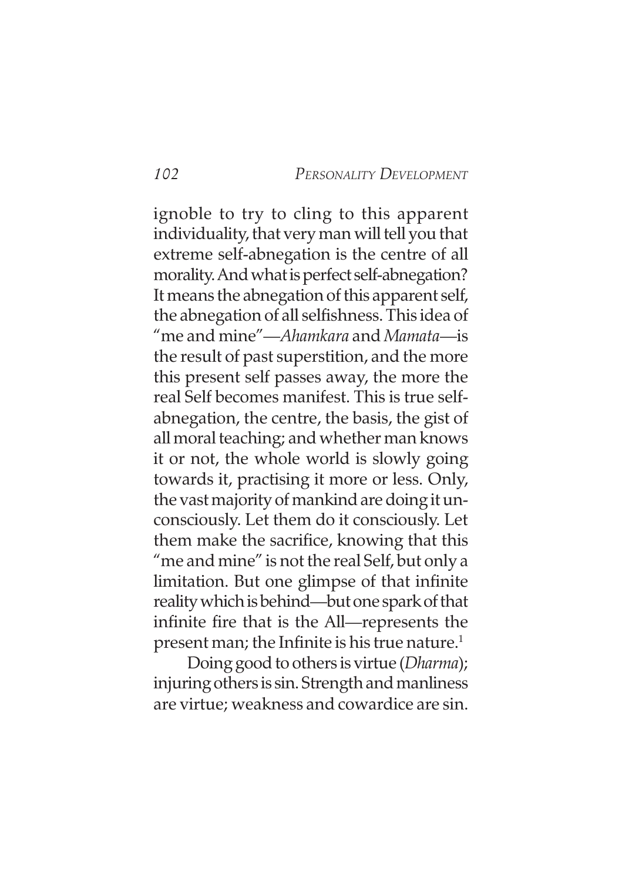ignoble to try to cling to this apparent individuality, that very man will tell you that extreme self-abnegation is the centre of all morality. And what is perfect self-abnegation? It means the abnegation of this apparent self, the abnegation of all selfishness. This idea of "me and mine"—*Ahamkara* and *Mamata*—is the result of past superstition, and the more this present self passes away, the more the real Self becomes manifest. This is true self-abnegation, the centre, the basis, the gist of all moral teaching; and whether man knows it or not, the whole world is slowly going towards it, practising it more or less. Only, the vast majority of mankind are doing it unconsciously. Let them do it consciously. Let them make the sacrifice, knowing that this "me and mine" is not the real Self, but only a limitation. But one glimpse of that infinite reality which is behind—but one spark of that infinite fire that is the All—represents the present man; the Infinite is his true nature.[1]

Doing good to others is virtue (*Dharma*); injuring others is sin. Strength and manliness are virtue; weakness and cowardice are sin.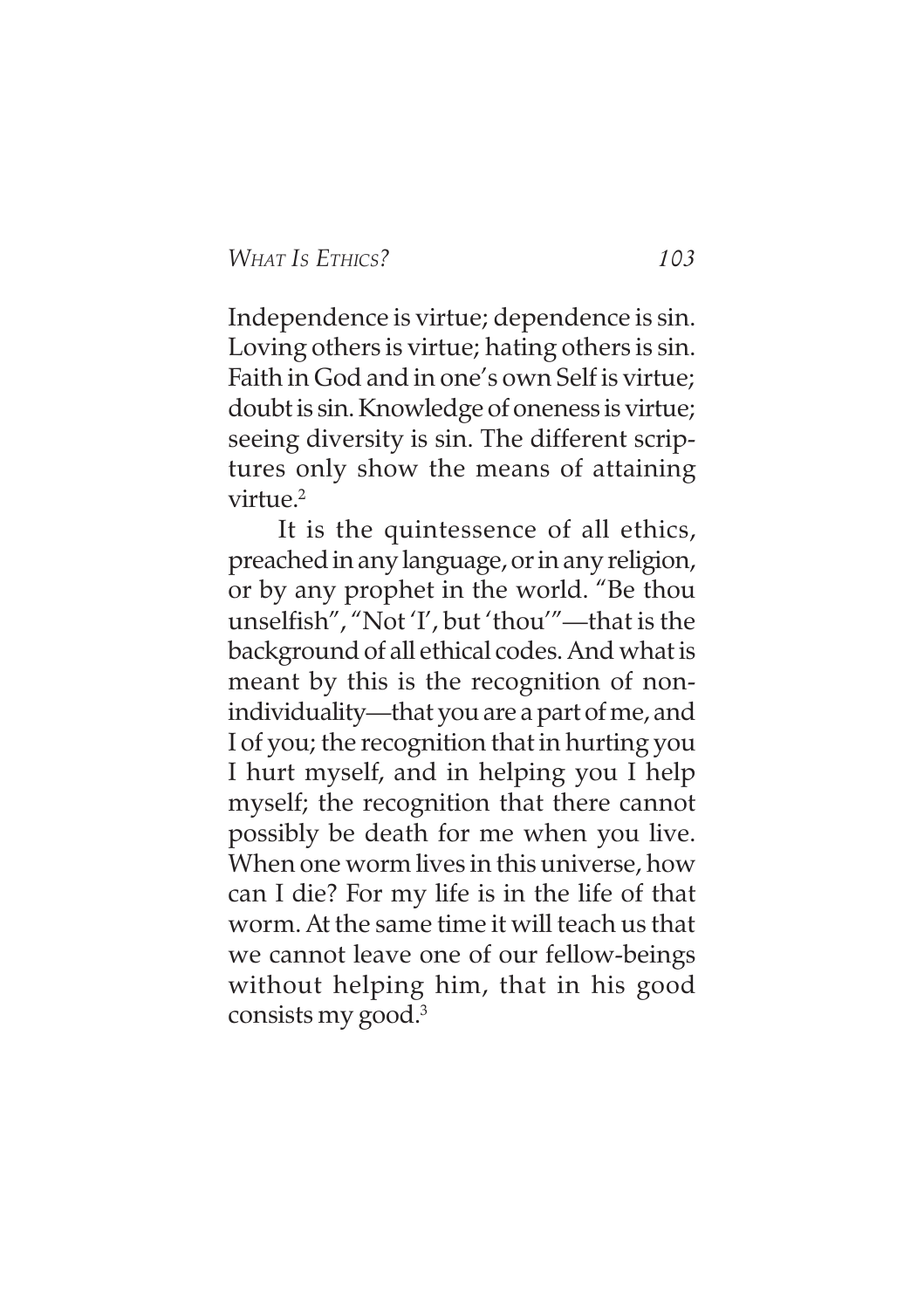Independence is virtue; dependence is sin. Loving others is virtue; hating others is sin. Faith in God and in one's own Self is virtue; doubt is sin. Knowledge of oneness is virtue; seeing diversity is sin. The different scriptures only show the means of attaining virtue.[2]

It is the quintessence of all ethics, preached in any language, or in any religion, or by any prophet in the world. "Be thou unselfish", "Not 'I', but 'thou'"—that is the background of all ethical codes. And what is meant by this is the recognition of non-individuality—that you are a part of me, and I of you; the recognition that in hurting you I hurt myself, and in helping you I help myself; the recognition that there cannot possibly be death for me when you live. When one worm lives in this universe, how can I die? For my life is in the life of that worm. At the same time it will teach us that we cannot leave one of our fellow-beings without helping him, that in his good consists my good.[3]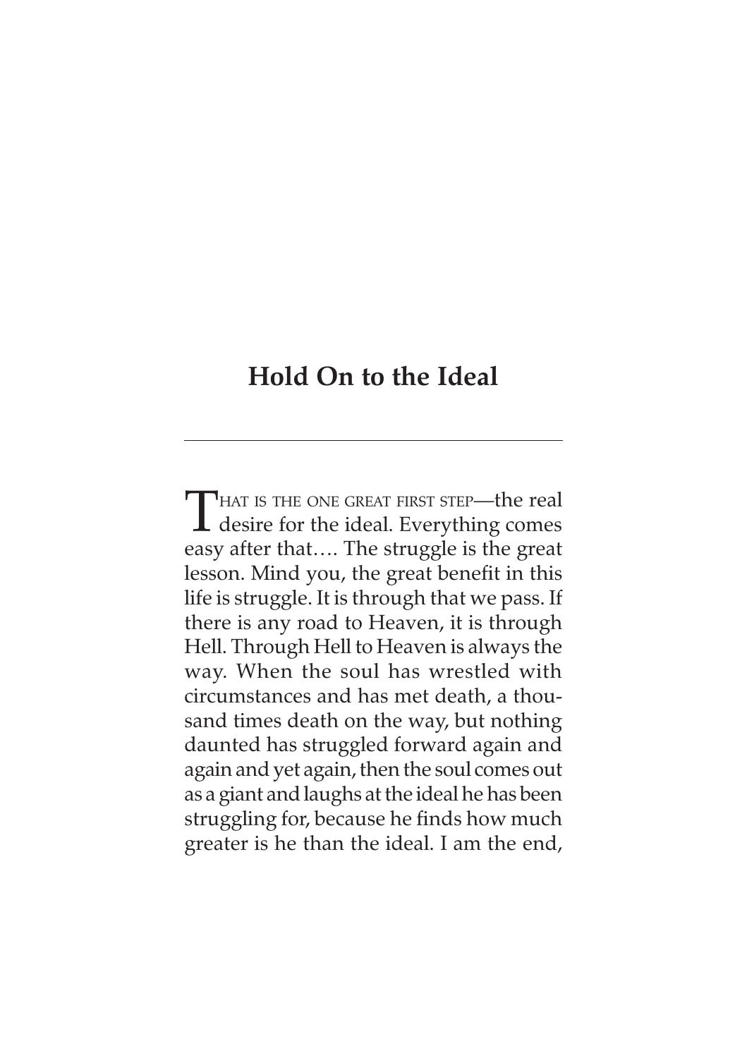## Hold On to the Ideal

---

That is the one great first step—the real desire for the ideal. Everything comes easy after that…. The struggle is the great lesson. Mind you, the great benefit in this life is struggle. It is through that we pass. If there is any road to Heaven, it is through Hell. Through Hell to Heaven is always the way. When the soul has wrestled with circumstances and has met death, a thousand times death on the way, but nothing daunted has struggled forward again and again and yet again, then the soul comes out as a giant and laughs at the ideal he has been struggling for, because he finds how much greater is he than the ideal. I am the end,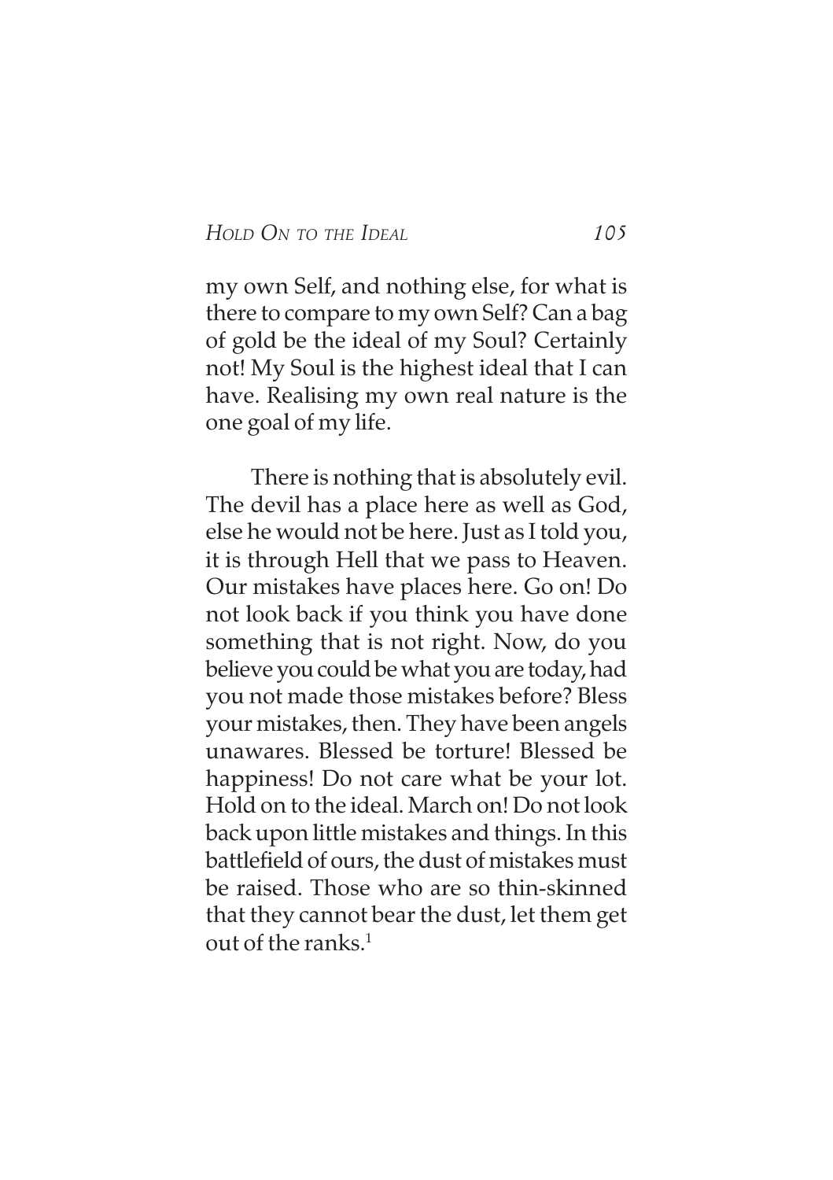my own Self, and nothing else, for what is there to compare to my own Self? Can a bag of gold be the ideal of my Soul? Certainly not! My Soul is the highest ideal that I can have. Realising my own real nature is the one goal of my life.

There is nothing that is absolutely evil. The devil has a place here as well as God, else he would not be here. Just as I told you, it is through Hell that we pass to Heaven. Our mistakes have places here. Go on! Do not look back if you think you have done something that is not right. Now, do you believe you could be what you are today, had you not made those mistakes before? Bless your mistakes, then. They have been angels unawares. Blessed be torture! Blessed be happiness! Do not care what be your lot. Hold on to the ideal. March on! Do not look back upon little mistakes and things. In this battlefield of ours, the dust of mistakes must be raised. Those who are so thin-skinned that they cannot bear the dust, let them get out of the ranks.[1]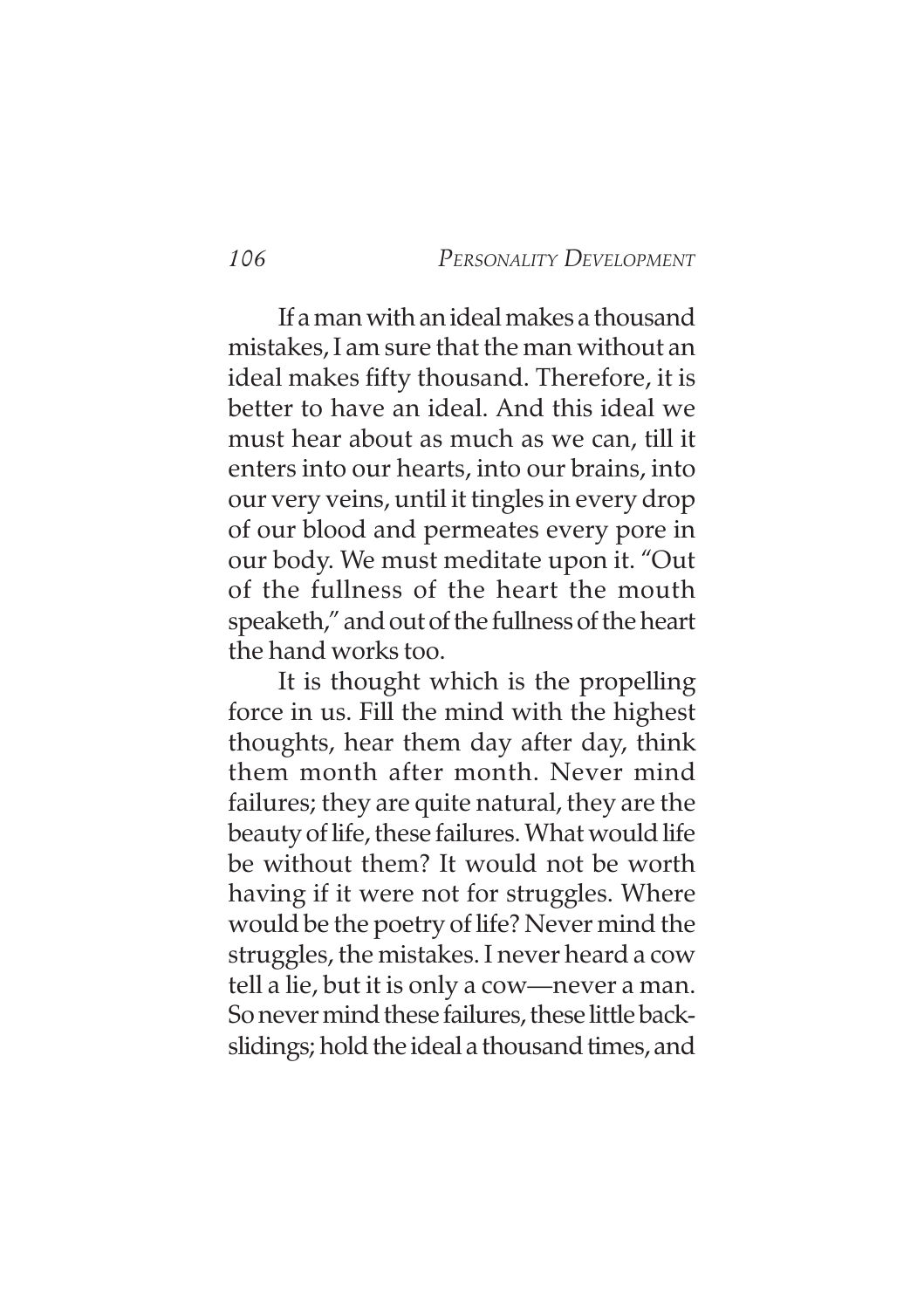If a man with an ideal makes a thousand mistakes, I am sure that the man without an ideal makes fifty thousand. Therefore, it is better to have an ideal. And this ideal we must hear about as much as we can, till it enters into our hearts, into our brains, into our very veins, until it tingles in every drop of our blood and permeates every pore in our body. We must meditate upon it. "Out of the fullness of the heart the mouth speaketh," and out of the fullness of the heart the hand works too.

It is thought which is the propelling force in us. Fill the mind with the highest thoughts, hear them day after day, think them month after month. Never mind failures; they are quite natural, they are the beauty of life, these failures. What would life be without them? It would not be worth having if it were not for struggles. Where would be the poetry of life? Never mind the struggles, the mistakes. I never heard a cow tell a lie, but it is only a cow—never a man. So never mind these failures, these little back-slidings; hold the ideal a thousand times, and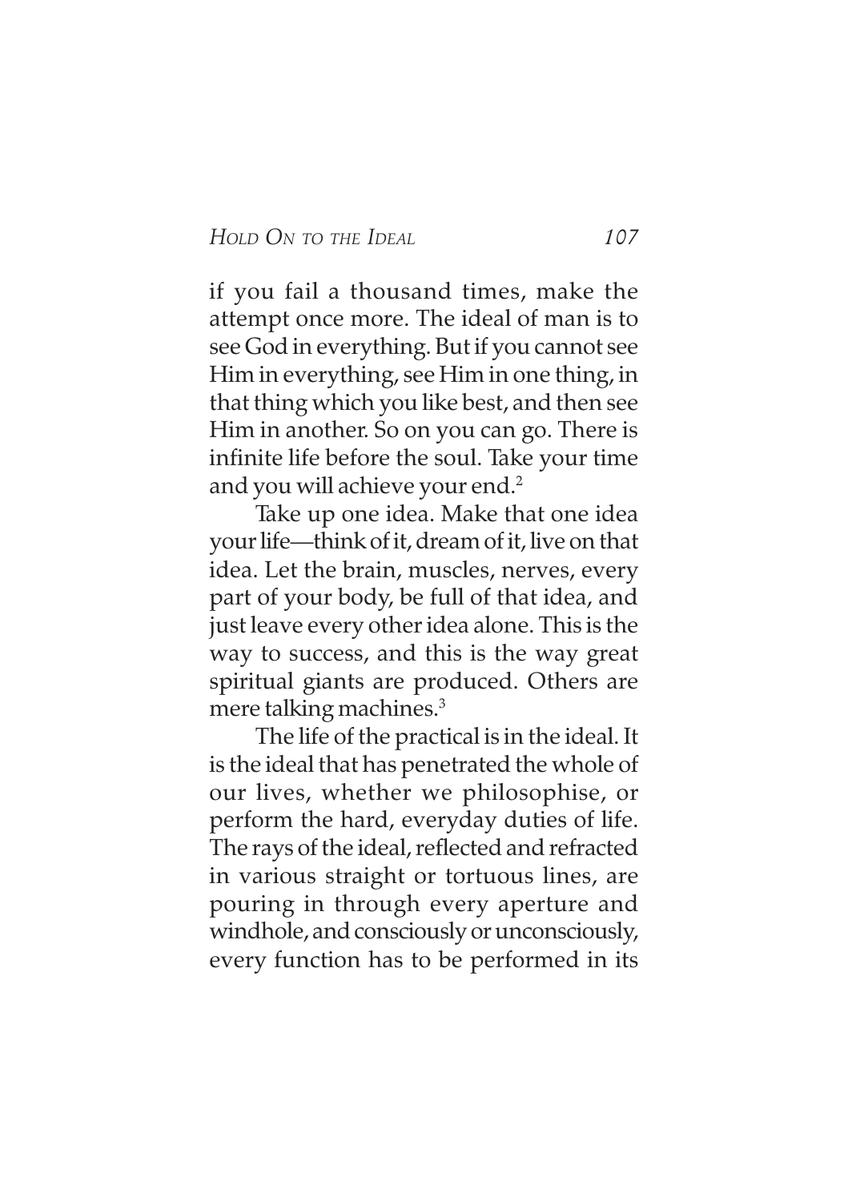if you fail a thousand times, make the attempt once more. The ideal of man is to see God in everything. But if you cannot see Him in everything, see Him in one thing, in that thing which you like best, and then see Him in another. So on you can go. There is infinite life before the soul. Take your time and you will achieve your end.[2]

Take up one idea. Make that one idea your life—think of it, dream of it, live on that idea. Let the brain, muscles, nerves, every part of your body, be full of that idea, and just leave every other idea alone. This is the way to success, and this is the way great spiritual giants are produced. Others are mere talking machines.[3]

The life of the practical is in the ideal. It is the ideal that has penetrated the whole of our lives, whether we philosophise, or perform the hard, everyday duties of life. The rays of the ideal, reflected and refracted in various straight or tortuous lines, are pouring in through every aperture and windhole, and consciously or unconsciously, every function has to be performed in its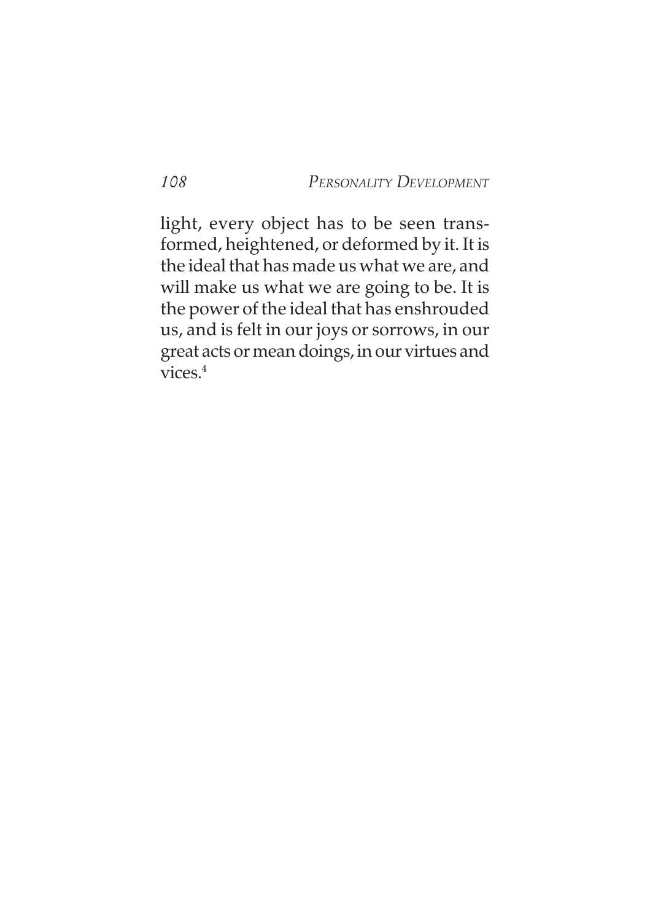light, every object has to be seen transformed, heightened, or deformed by it. It is the ideal that has made us what we are, and will make us what we are going to be. It is the power of the ideal that has enshrouded us, and is felt in our joys or sorrows, in our great acts or mean doings, in our virtues and vices.[4]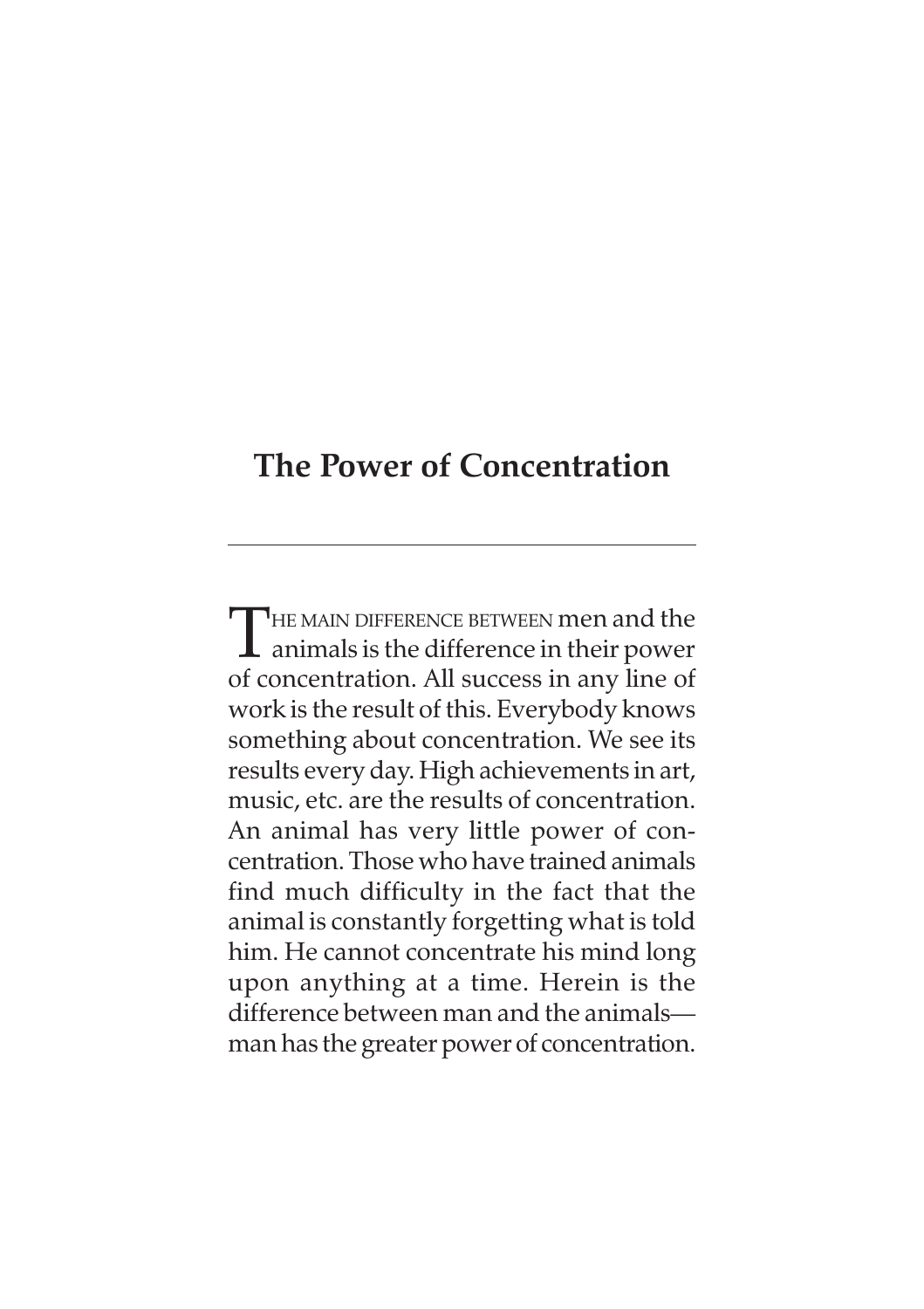# The Power of Concentration

---

THE MAIN DIFFERENCE BETWEEN men and the animals is the difference in their power of concentration. All success in any line of work is the result of this. Everybody knows something about concentration. We see its results every day. High achievements in art, music, etc. are the results of concentration. An animal has very little power of concentration. Those who have trained animals find much difficulty in the fact that the animal is constantly forgetting what is told him. He cannot concentrate his mind long upon anything at a time. Herein is the difference between man and the animals—man has the greater power of concentration.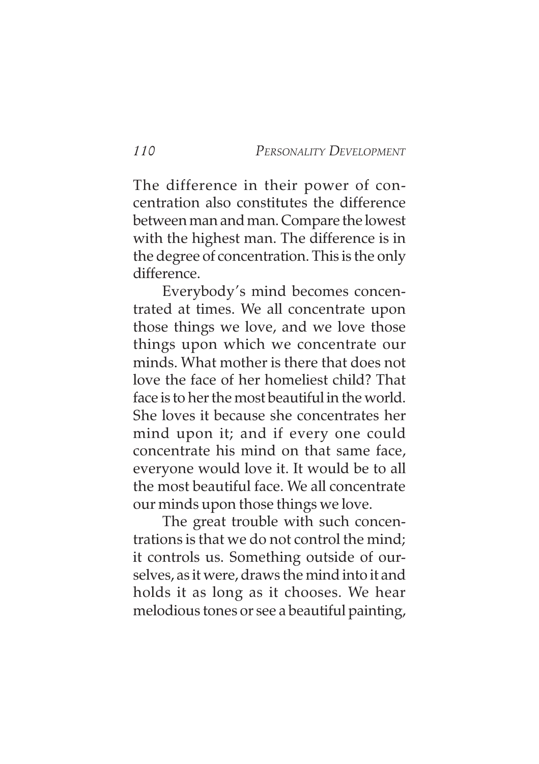The difference in their power of concentration also constitutes the difference between man and man. Compare the lowest with the highest man. The difference is in the degree of concentration. This is the only difference.

Everybody's mind becomes concentrated at times. We all concentrate upon those things we love, and we love those things upon which we concentrate our minds. What mother is there that does not love the face of her homeliest child? That face is to her the most beautiful in the world. She loves it because she concentrates her mind upon it; and if every one could concentrate his mind on that same face, everyone would love it. It would be to all the most beautiful face. We all concentrate our minds upon those things we love.

The great trouble with such concentrations is that we do not control the mind; it controls us. Something outside of ourselves, as it were, draws the mind into it and holds it as long as it chooses. We hear melodious tones or see a beautiful painting,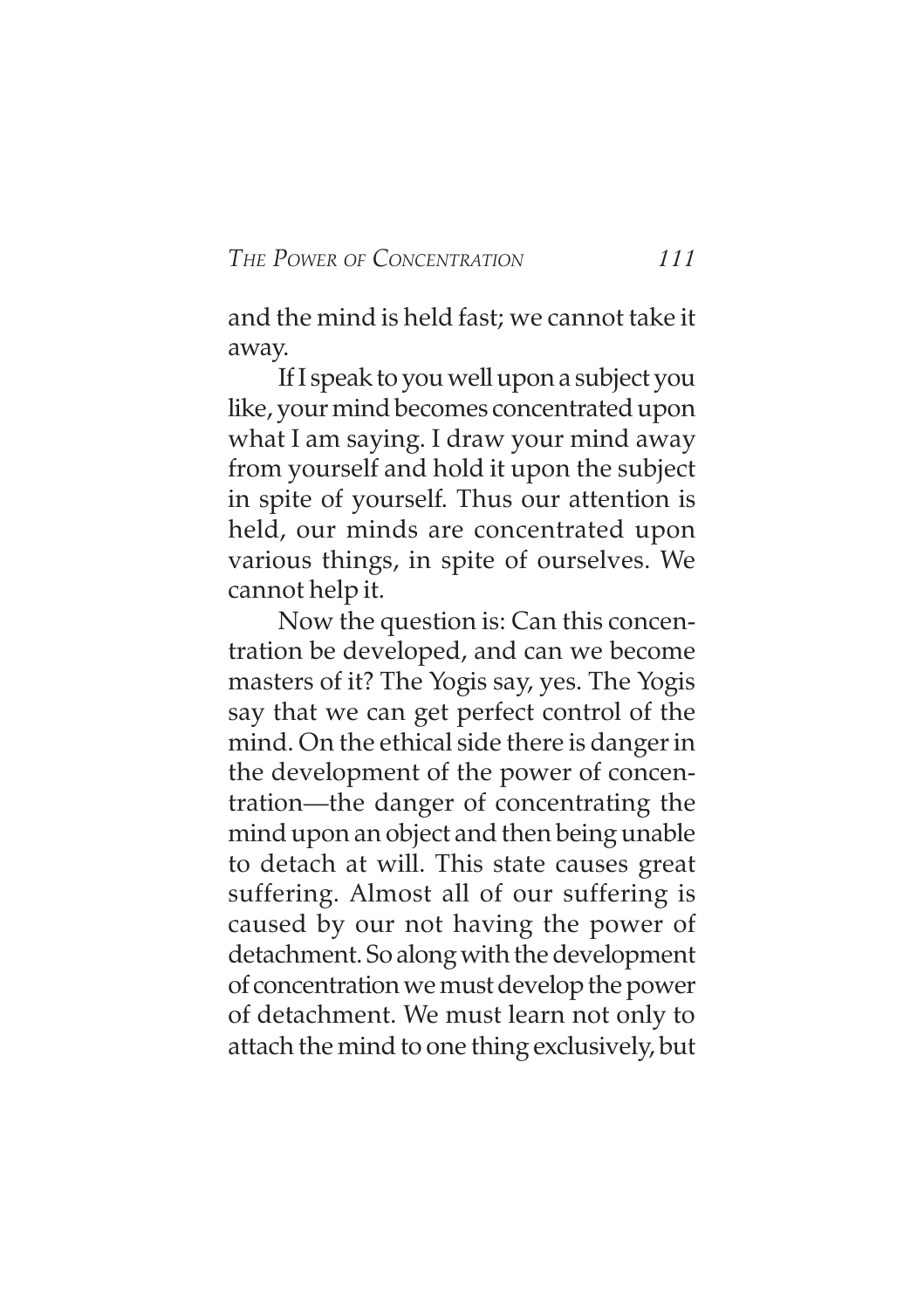and the mind is held fast; we cannot take it away.

If I speak to you well upon a subject you like, your mind becomes concentrated upon what I am saying. I draw your mind away from yourself and hold it upon the subject in spite of yourself. Thus our attention is held, our minds are concentrated upon various things, in spite of ourselves. We cannot help it.

Now the question is: Can this concentration be developed, and can we become masters of it? The Yogis say, yes. The Yogis say that we can get perfect control of the mind. On the ethical side there is danger in the development of the power of concentration—the danger of concentrating the mind upon an object and then being unable to detach at will. This state causes great suffering. Almost all of our suffering is caused by our not having the power of detachment. So along with the development of concentration we must develop the power of detachment. We must learn not only to attach the mind to one thing exclusively, but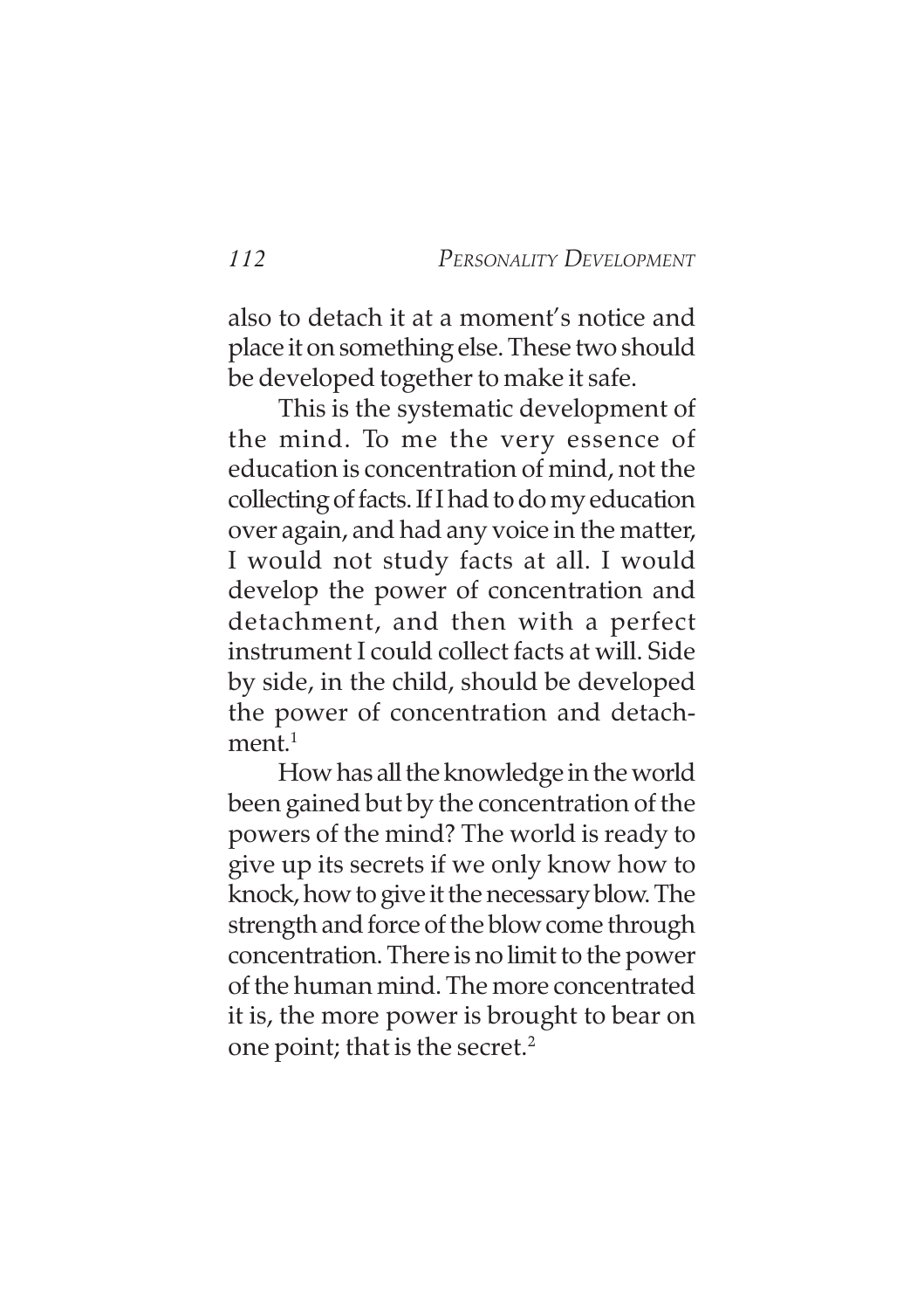also to detach it at a moment's notice and place it on something else. These two should be developed together to make it safe.

This is the systematic development of the mind. To me the very essence of education is concentration of mind, not the collecting of facts. If I had to do my education over again, and had any voice in the matter, I would not study facts at all. I would develop the power of concentration and detachment, and then with a perfect instrument I could collect facts at will. Side by side, in the child, should be developed the power of concentration and detachment.[1]

How has all the knowledge in the world been gained but by the concentration of the powers of the mind? The world is ready to give up its secrets if we only know how to knock, how to give it the necessary blow. The strength and force of the blow come through concentration. There is no limit to the power of the human mind. The more concentrated it is, the more power is brought to bear on one point; that is the secret.[2]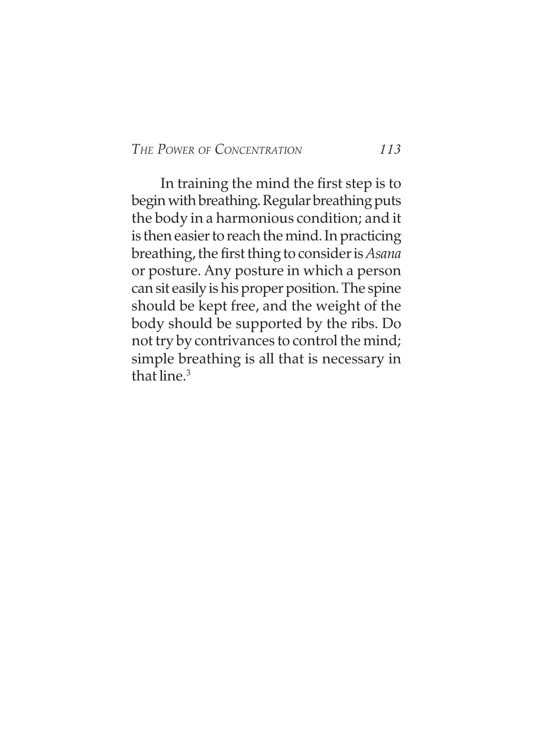In training the mind the first step is to begin with breathing. Regular breathing puts the body in a harmonious condition; and it is then easier to reach the mind. In practicing breathing, the first thing to consider is *Asana* or posture. Any posture in which a person can sit easily is his proper position. The spine should be kept free, and the weight of the body should be supported by the ribs. Do not try by contrivances to control the mind; simple breathing is all that is necessary in that line.[3]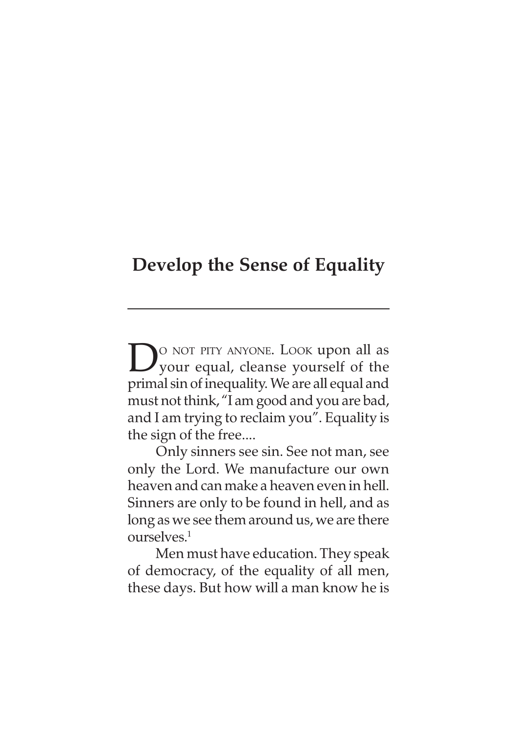## Develop the Sense of Equality

Do not pity anyone. Look upon all as your equal, cleanse yourself of the primal sin of inequality. We are all equal and must not think, "I am good and you are bad, and I am trying to reclaim you". Equality is the sign of the free....

Only sinners see sin. See not man, see only the Lord. We manufacture our own heaven and can make a heaven even in hell. Sinners are only to be found in hell, and as long as we see them around us, we are there ourselves.[1]

Men must have education. They speak of democracy, of the equality of all men, these days. But how will a man know he is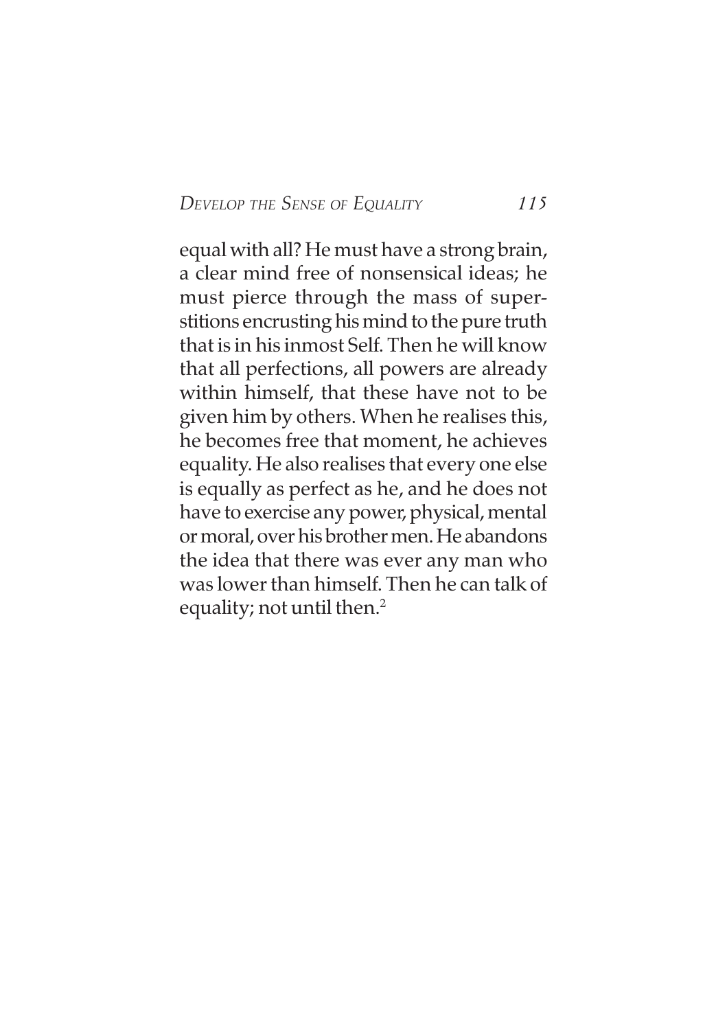equal with all? He must have a strong brain, a clear mind free of nonsensical ideas; he must pierce through the mass of superstitions encrusting his mind to the pure truth that is in his inmost Self. Then he will know that all perfections, all powers are already within himself, that these have not to be given him by others. When he realises this, he becomes free that moment, he achieves equality. He also realises that every one else is equally as perfect as he, and he does not have to exercise any power, physical, mental or moral, over his brother men. He abandons the idea that there was ever any man who was lower than himself. Then he can talk of equality; not until then.[2]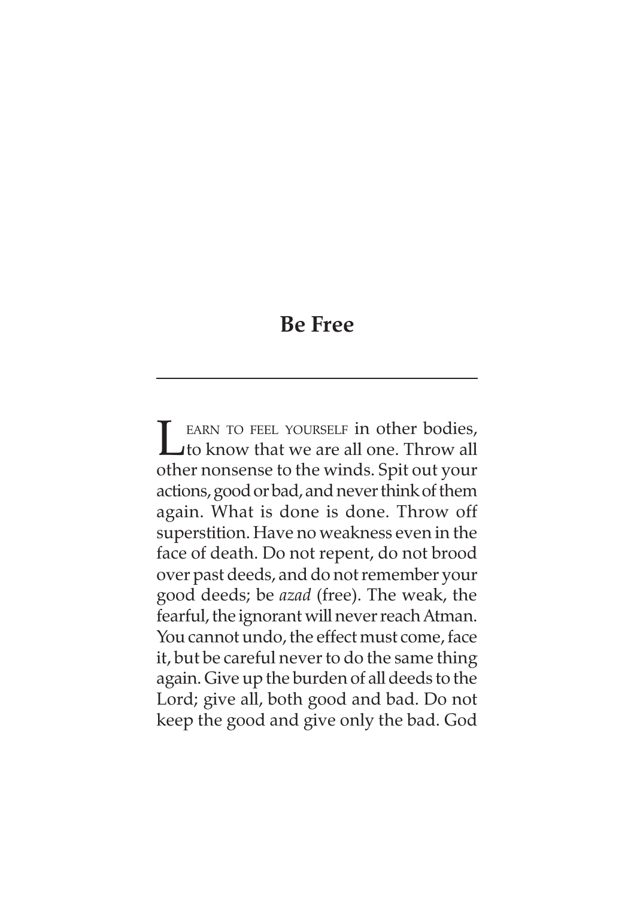## Be Free

Learn to feel yourself in other bodies, to know that we are all one. Throw all other nonsense to the winds. Spit out your actions, good or bad, and never think of them again. What is done is done. Throw off superstition. Have no weakness even in the face of death. Do not repent, do not brood over past deeds, and do not remember your good deeds; be *azad* (free). The weak, the fearful, the ignorant will never reach Atman. You cannot undo, the effect must come, face it, but be careful never to do the same thing again. Give up the burden of all deeds to the Lord; give all, both good and bad. Do not keep the good and give only the bad. God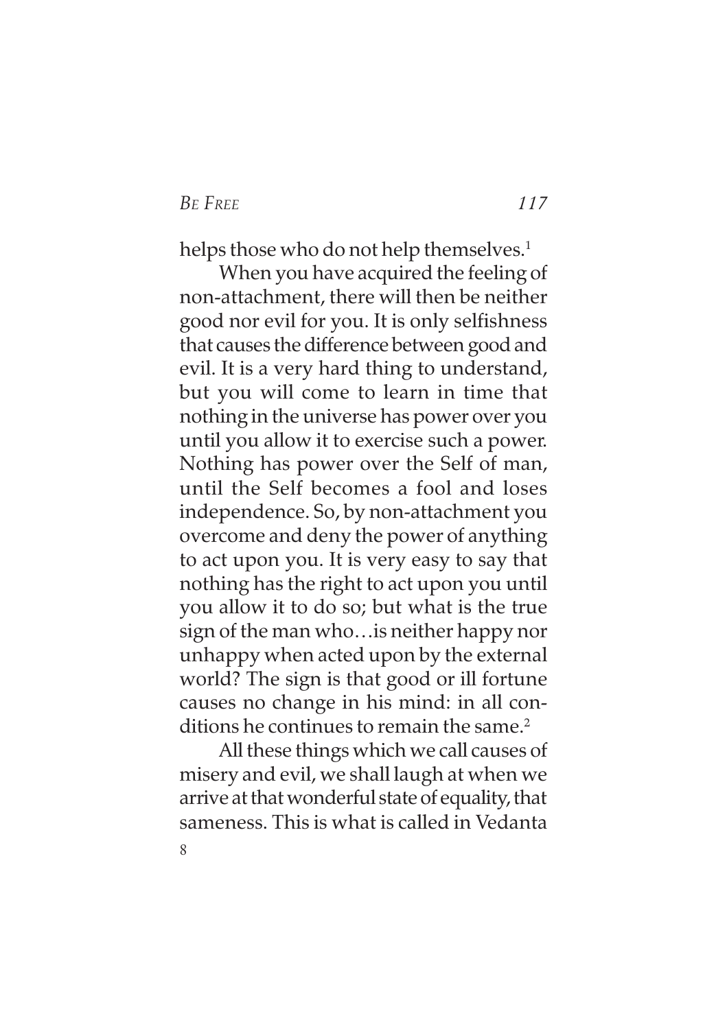helps those who do not help themselves.[1]

When you have acquired the feeling of non-attachment, there will then be neither good nor evil for you. It is only selfishness that causes the difference between good and evil. It is a very hard thing to understand, but you will come to learn in time that nothing in the universe has power over you until you allow it to exercise such a power. Nothing has power over the Self of man, until the Self becomes a fool and loses independence. So, by non-attachment you overcome and deny the power of anything to act upon you. It is very easy to say that nothing has the right to act upon you until you allow it to do so; but what is the true sign of the man who…is neither happy nor unhappy when acted upon by the external world? The sign is that good or ill fortune causes no change in his mind: in all conditions he continues to remain the same.[2]

All these things which we call causes of misery and evil, we shall laugh at when we arrive at that wonderful state of equality, that sameness. This is what is called in Vedanta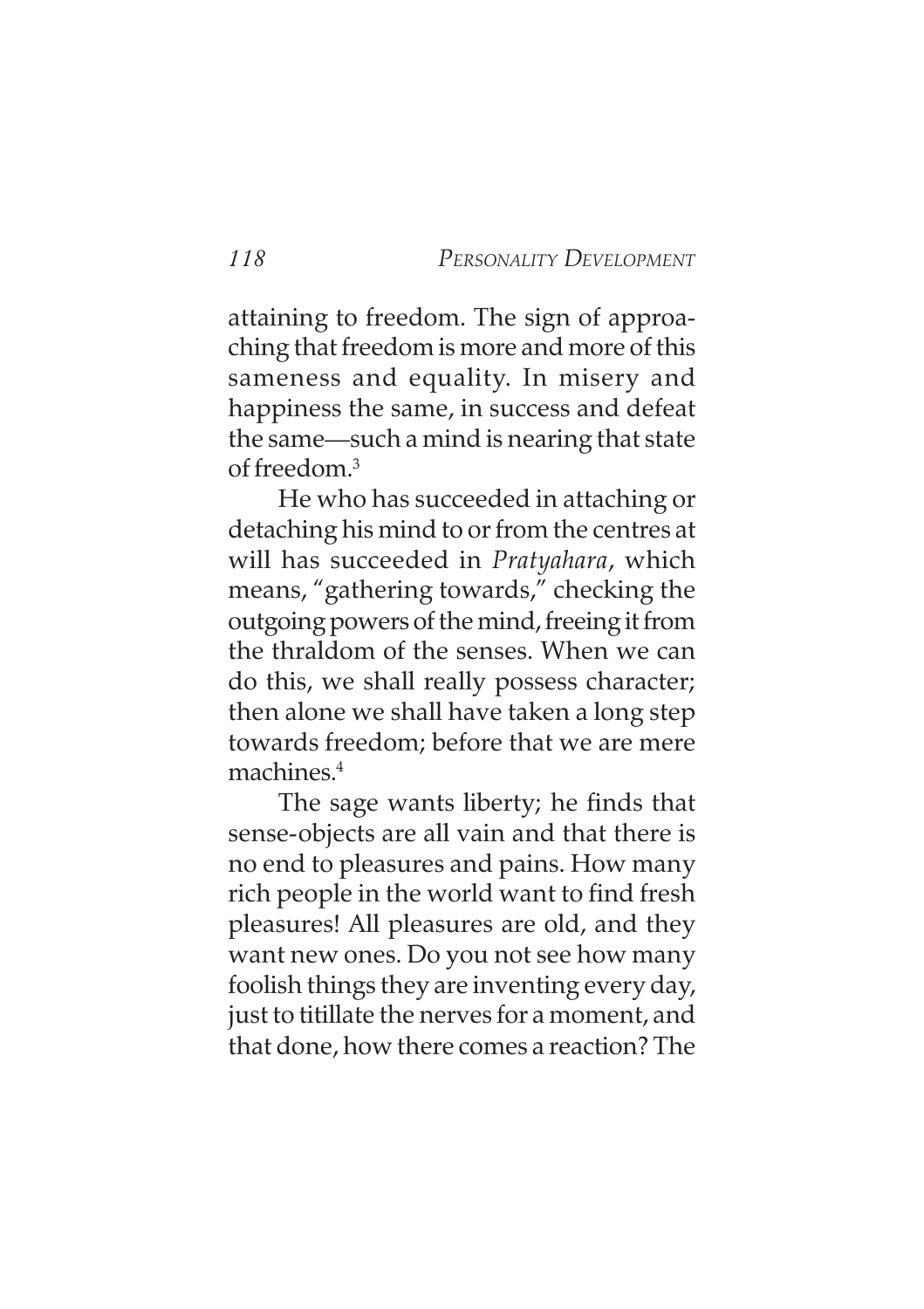attaining to freedom. The sign of approaching that freedom is more and more of this sameness and equality. In misery and happiness the same, in success and defeat the same—such a mind is nearing that state of freedom.[3]

He who has succeeded in attaching or detaching his mind to or from the centres at will has succeeded in *Pratyahara*, which means, "gathering towards," checking the outgoing powers of the mind, freeing it from the thraldom of the senses. When we can do this, we shall really possess character; then alone we shall have taken a long step towards freedom; before that we are mere machines.[4]

The sage wants liberty; he finds that sense-objects are all vain and that there is no end to pleasures and pains. How many rich people in the world want to find fresh pleasures! All pleasures are old, and they want new ones. Do you not see how many foolish things they are inventing every day, just to titillate the nerves for a moment, and that done, how there comes a reaction? The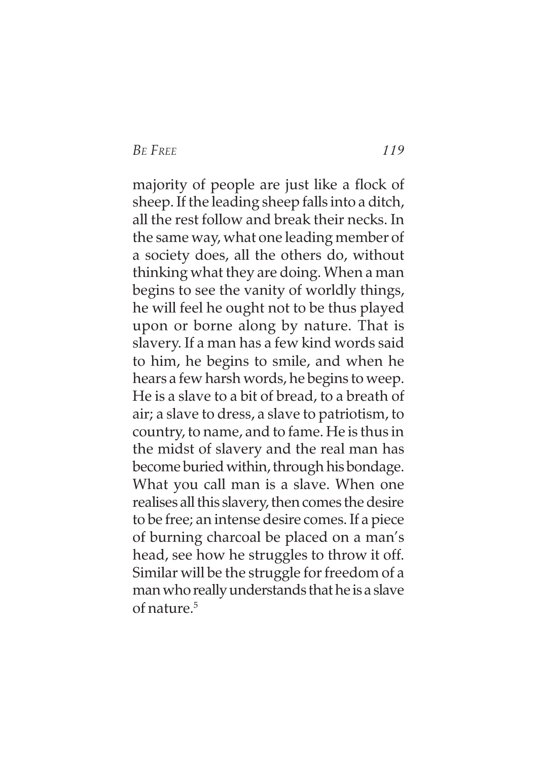majority of people are just like a flock of sheep. If the leading sheep falls into a ditch, all the rest follow and break their necks. In the same way, what one leading member of a society does, all the others do, without thinking what they are doing. When a man begins to see the vanity of worldly things, he will feel he ought not to be thus played upon or borne along by nature. That is slavery. If a man has a few kind words said to him, he begins to smile, and when he hears a few harsh words, he begins to weep. He is a slave to a bit of bread, to a breath of air; a slave to dress, a slave to patriotism, to country, to name, and to fame. He is thus in the midst of slavery and the real man has become buried within, through his bondage. What you call man is a slave. When one realises all this slavery, then comes the desire to be free; an intense desire comes. If a piece of burning charcoal be placed on a man's head, see how he struggles to throw it off. Similar will be the struggle for freedom of a man who really understands that he is a slave of nature.[5]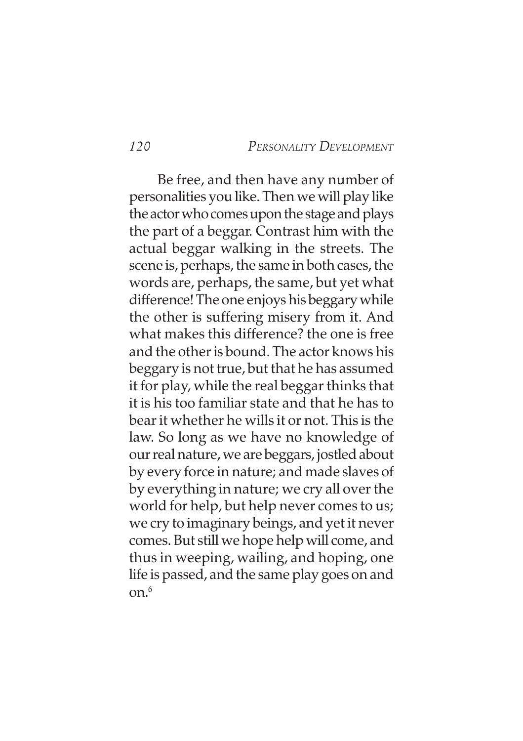Be free, and then have any number of personalities you like. Then we will play like the actor who comes upon the stage and plays the part of a beggar. Contrast him with the actual beggar walking in the streets. The scene is, perhaps, the same in both cases, the words are, perhaps, the same, but yet what difference! The one enjoys his beggary while the other is suffering misery from it. And what makes this difference? the one is free and the other is bound. The actor knows his beggary is not true, but that he has assumed it for play, while the real beggar thinks that it is his too familiar state and that he has to bear it whether he wills it or not. This is the law. So long as we have no knowledge of our real nature, we are beggars, jostled about by every force in nature; and made slaves of by everything in nature; we cry all over the world for help, but help never comes to us; we cry to imaginary beings, and yet it never comes. But still we hope help will come, and thus in weeping, wailing, and hoping, one life is passed, and the same play goes on and on.[6]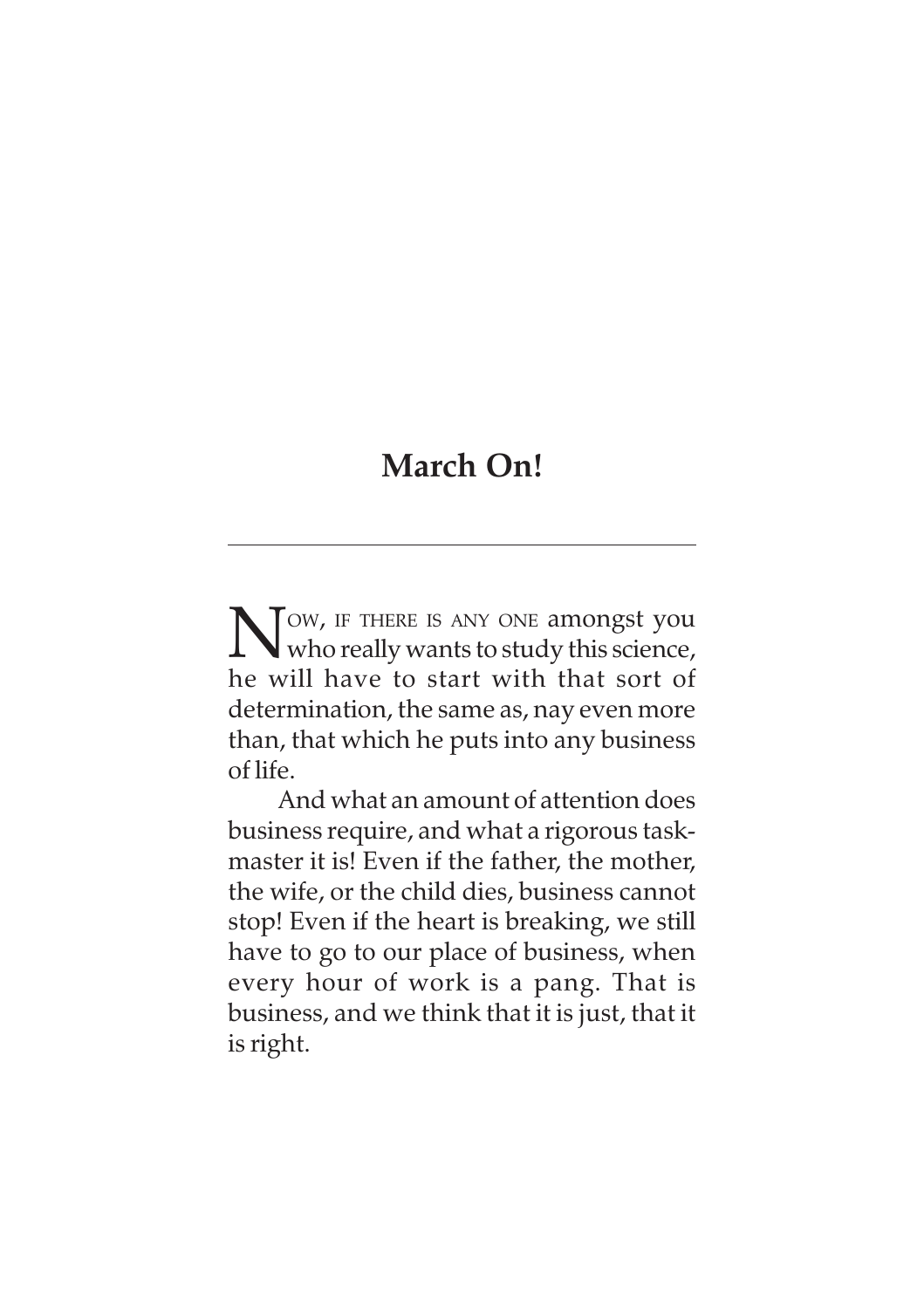# March On!

Now, if there is any one amongst you who really wants to study this science, he will have to start with that sort of determination, the same as, nay even more than, that which he puts into any business of life.

And what an amount of attention does business require, and what a rigorous task-master it is! Even if the father, the mother, the wife, or the child dies, business cannot stop! Even if the heart is breaking, we still have to go to our place of business, when every hour of work is a pang. That is business, and we think that it is just, that it is right.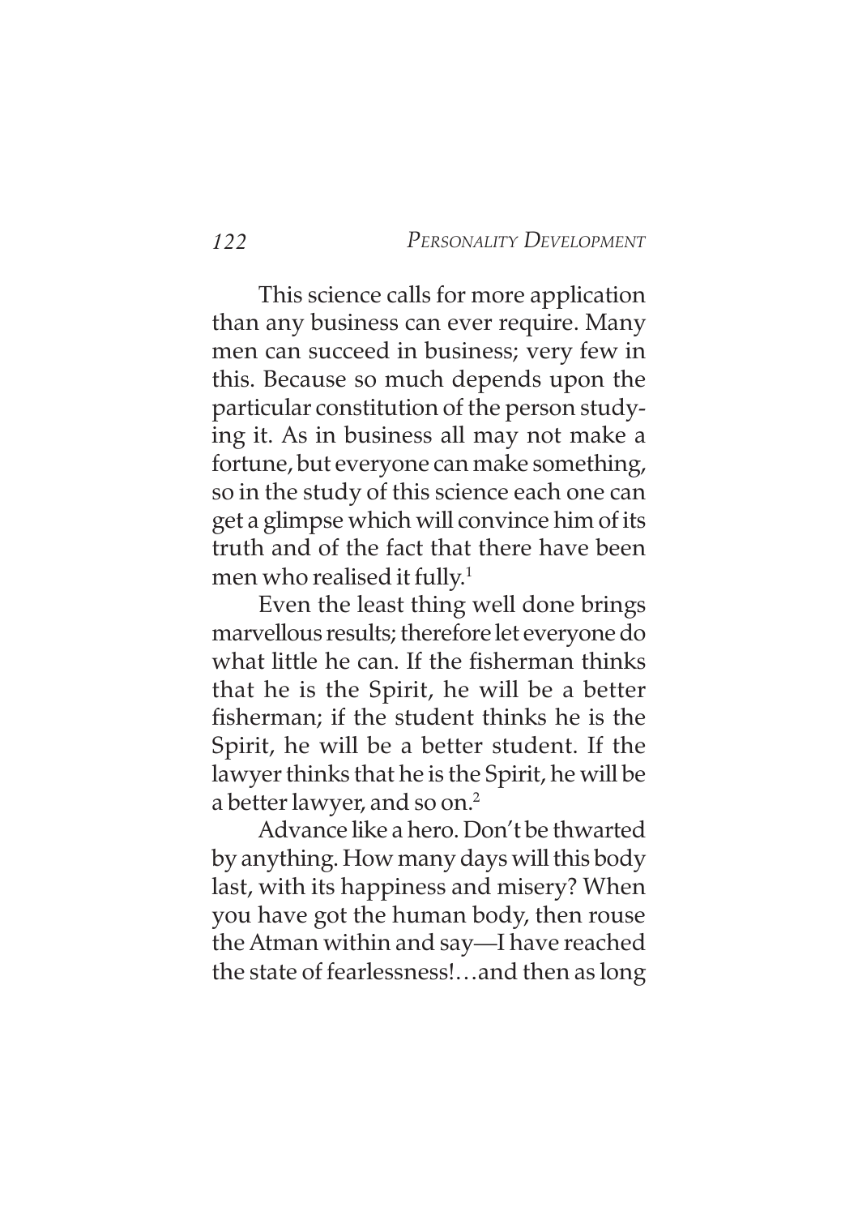This science calls for more application than any business can ever require. Many men can succeed in business; very few in this. Because so much depends upon the particular constitution of the person studying it. As in business all may not make a fortune, but everyone can make something, so in the study of this science each one can get a glimpse which will convince him of its truth and of the fact that there have been men who realised it fully.[1]

Even the least thing well done brings marvellous results; therefore let everyone do what little he can. If the fisherman thinks that he is the Spirit, he will be a better fisherman; if the student thinks he is the Spirit, he will be a better student. If the lawyer thinks that he is the Spirit, he will be a better lawyer, and so on.[2]

Advance like a hero. Don't be thwarted by anything. How many days will this body last, with its happiness and misery? When you have got the human body, then rouse the Atman within and say—I have reached the state of fearlessness!…and then as long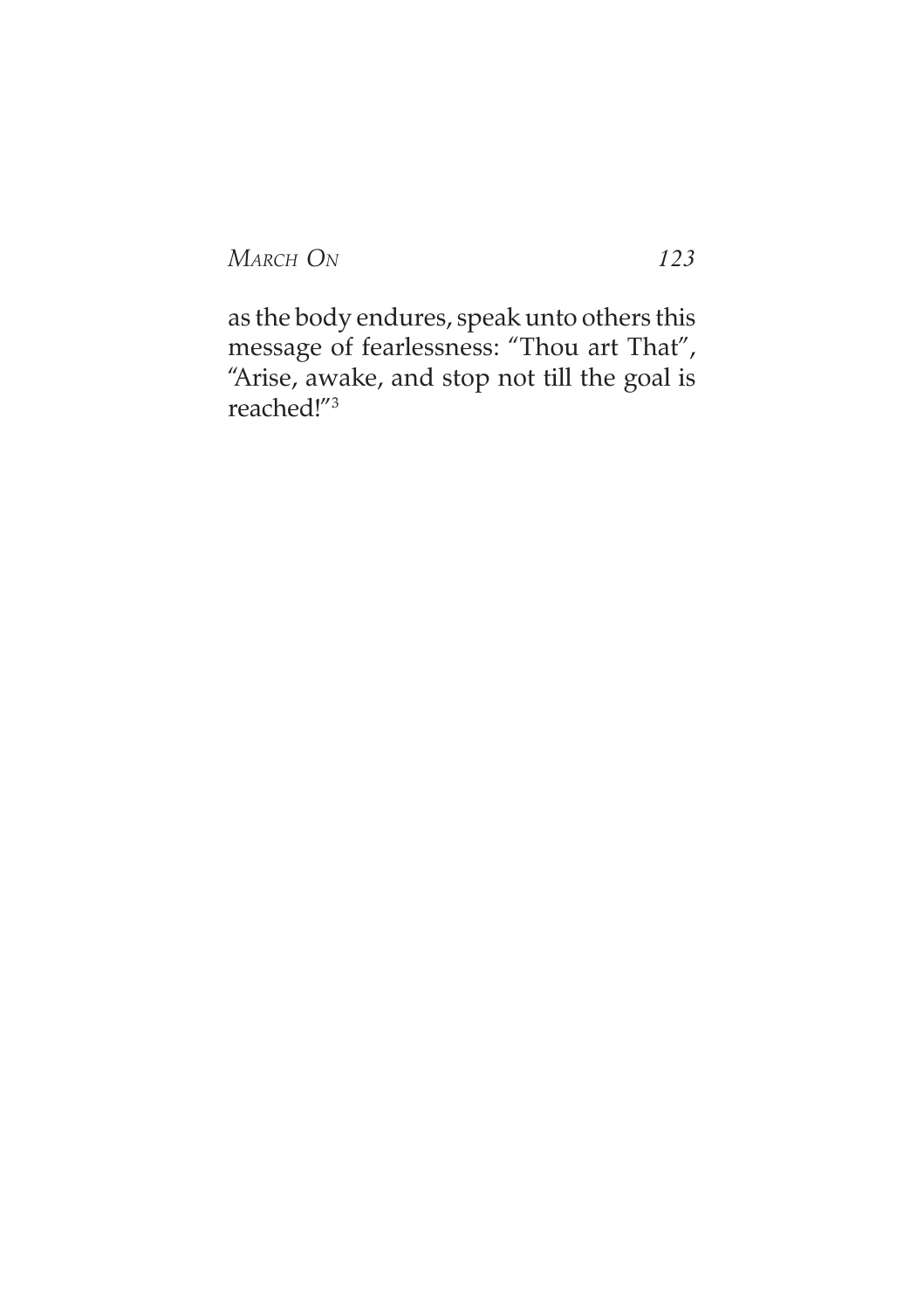as the body endures, speak unto others this message of fearlessness: "Thou art That", "Arise, awake, and stop not till the goal is reached!"[3]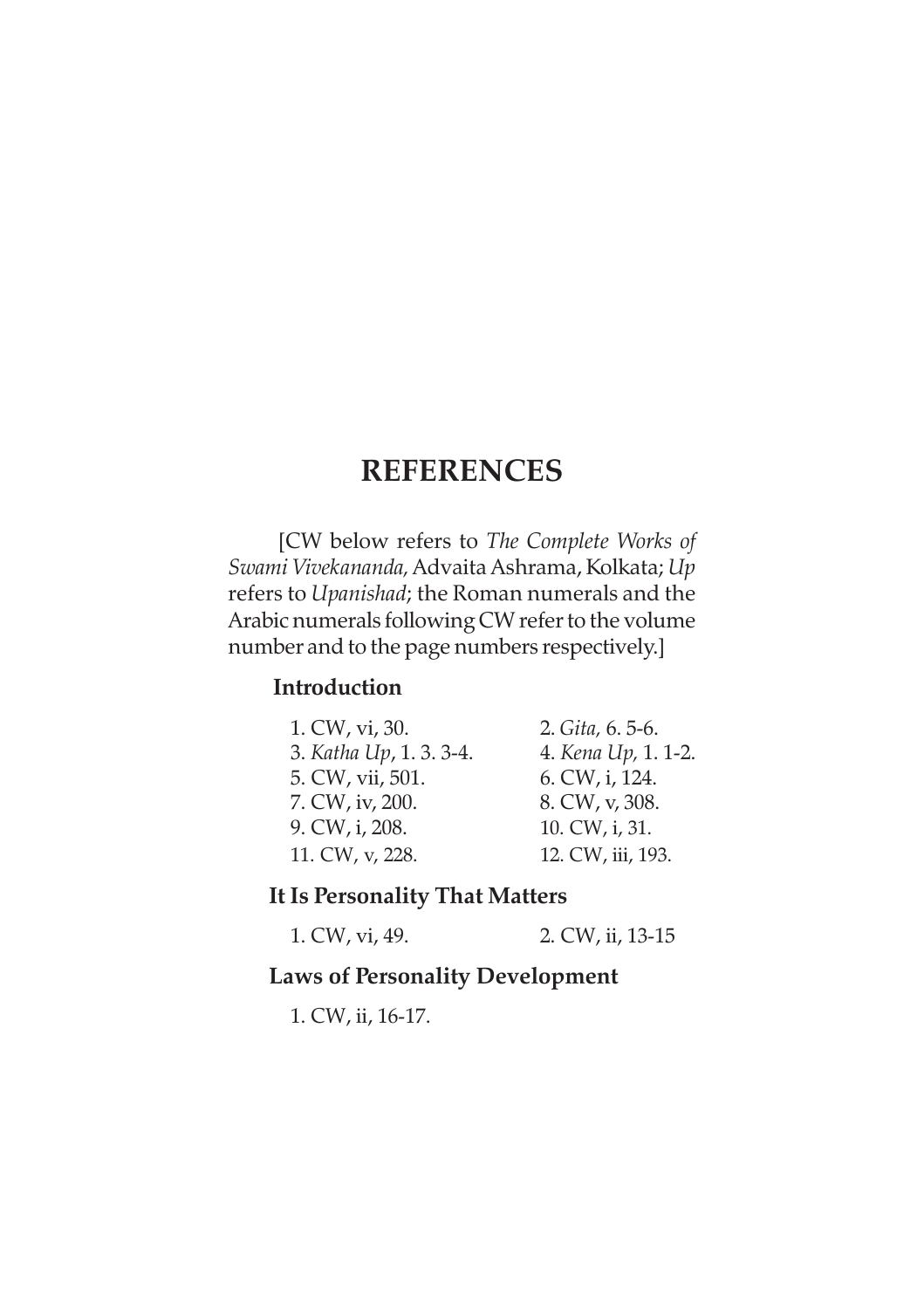# REFERENCES

[CW below refers to *The Complete Works of Swami Vivekananda,* Advaita Ashrama, Kolkata; *Up* refers to *Upanishad*; the Roman numerals and the Arabic numerals following CW refer to the volume number and to the page numbers respectively.]

## Introduction

1. CW, vi, 30.
2. *Gita,* 6. 5-6.
3. *Katha Up*, 1. 3. 3-4.
4. *Kena Up,* 1. 1-2.
5. CW, vii, 501.
6. CW, i, 124.
7. CW, iv, 200.
8. CW, v, 308.
9. CW, i, 208.
10. CW, i, 31.
11. CW, v, 228.
12. CW, iii, 193.

## It Is Personality That Matters

1. CW, vi, 49.
2. CW, ii, 13-15

## Laws of Personality Development

1. CW, ii, 16-17.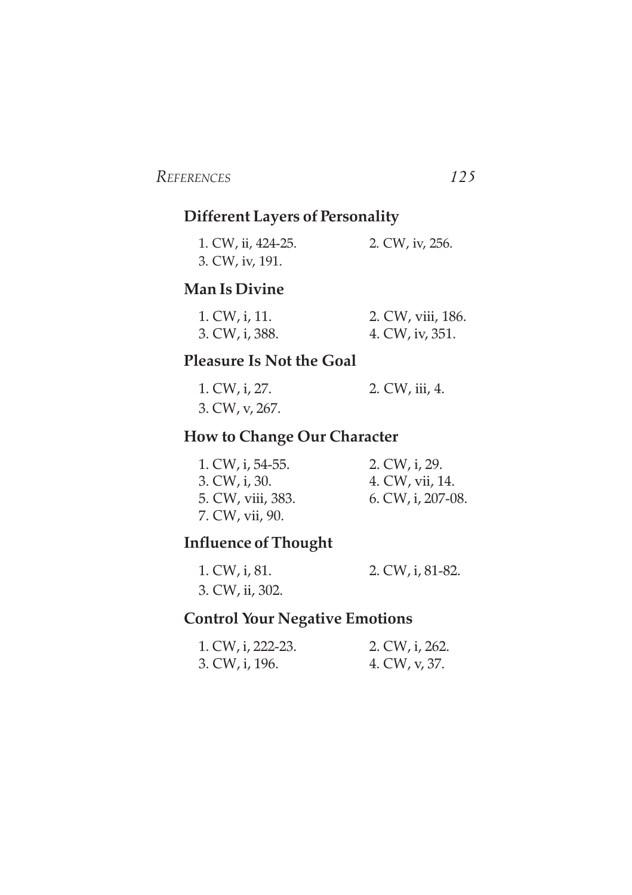## Different Layers of Personality

1. CW, ii, 424-25.
2. CW, iv, 256.
3. CW, iv, 191.

## Man Is Divine

1. CW, i, 11.
2. CW, viii, 186.
3. CW, i, 388.
4. CW, iv, 351.

## Pleasure Is Not the Goal

1. CW, i, 27.
2. CW, iii, 4.
3. CW, v, 267.

## How to Change Our Character

1. CW, i, 54-55.
2. CW, i, 29.
3. CW, i, 30.
4. CW, vii, 14.
5. CW, viii, 383.
6. CW, i, 207-08.
7. CW, vii, 90.

## Influence of Thought

1. CW, i, 81.
2. CW, i, 81-82.
3. CW, ii, 302.

## Control Your Negative Emotions

1. CW, i, 222-23.
2. CW, i, 262.
3. CW, i, 196.
4. CW, v, 37.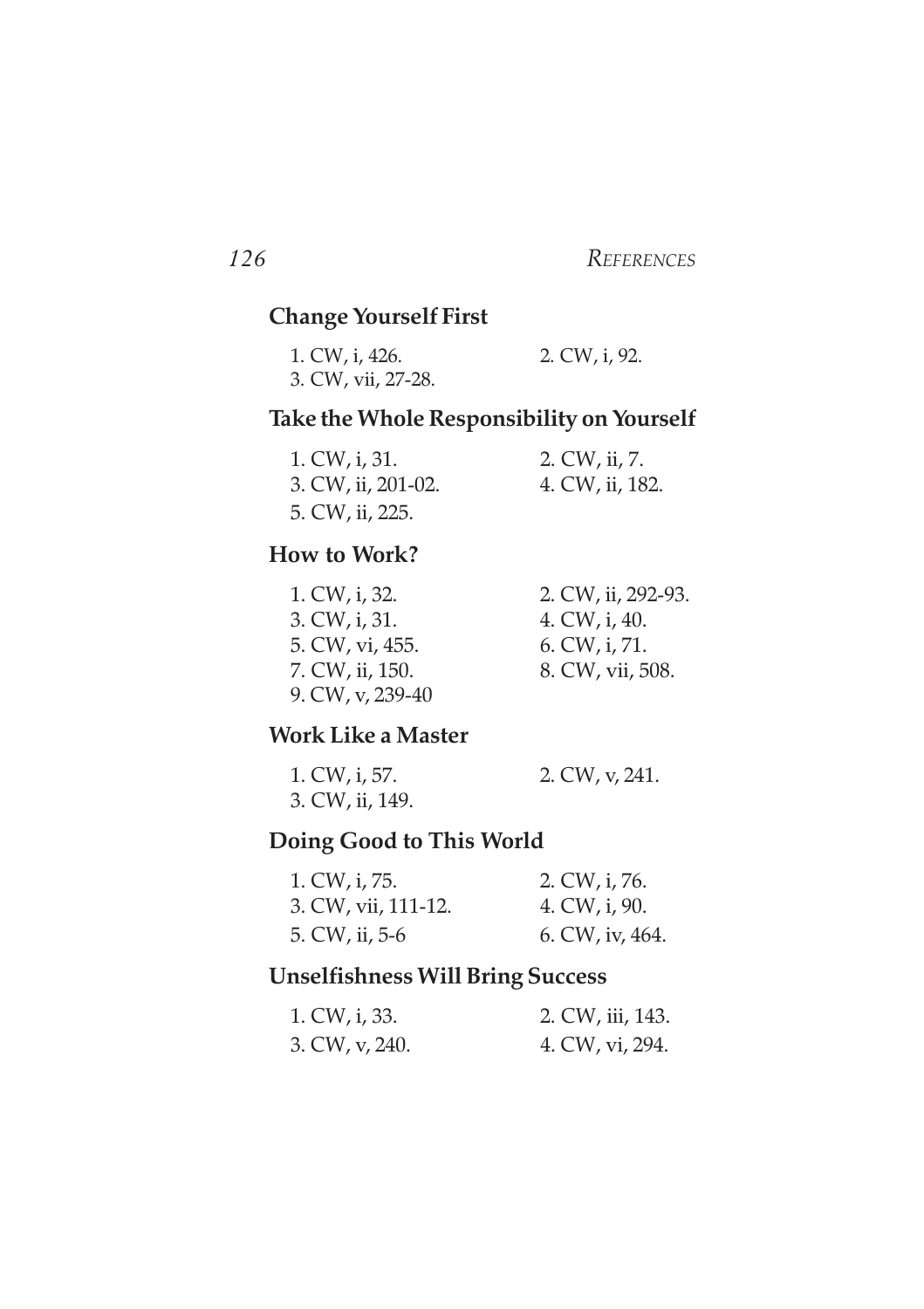## Change Yourself First

1. CW, i, 426.
2. CW, i, 92.
3. CW, vii, 27-28.

## Take the Whole Responsibility on Yourself

1. CW, i, 31.
2. CW, ii, 7.
3. CW, ii, 201-02.
4. CW, ii, 182.
5. CW, ii, 225.

## How to Work?

1. CW, i, 32.
2. CW, ii, 292-93.
3. CW, i, 31.
4. CW, i, 40.
5. CW, vi, 455.
6. CW, i, 71.
7. CW, ii, 150.
8. CW, vii, 508.
9. CW, v, 239-40

## Work Like a Master

1. CW, i, 57.
2. CW, v, 241.
3. CW, ii, 149.

## Doing Good to This World

1. CW, i, 75.
2. CW, i, 76.
3. CW, vii, 111-12.
4. CW, i, 90.
5. CW, ii, 5-6
6. CW, iv, 464.

## Unselfishness Will Bring Success

1. CW, i, 33.
2. CW, iii, 143.
3. CW, v, 240.
4. CW, vi, 294.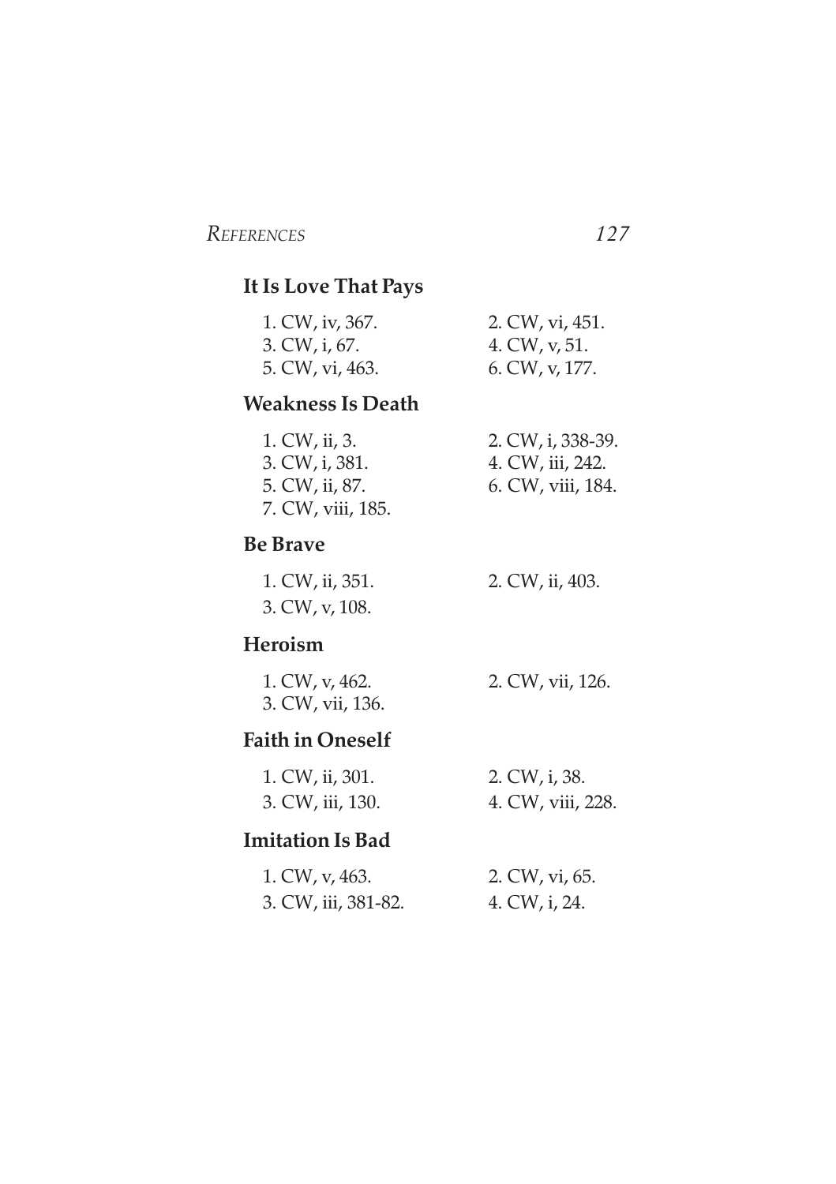## It Is Love That Pays

1. CW, iv, 367.
2. CW, vi, 451.
3. CW, i, 67.
4. CW, v, 51.
5. CW, vi, 463.
6. CW, v, 177.

## Weakness Is Death

1. CW, ii, 3.
2. CW, i, 338-39.
3. CW, i, 381.
4. CW, iii, 242.
5. CW, ii, 87.
6. CW, viii, 184.
7. CW, viii, 185.

## Be Brave

1. CW, ii, 351.
2. CW, ii, 403.
3. CW, v, 108.

## Heroism

1. CW, v, 462.
2. CW, vii, 126.
3. CW, vii, 136.

## Faith in Oneself

1. CW, ii, 301.
2. CW, i, 38.
3. CW, iii, 130.
4. CW, viii, 228.

## Imitation Is Bad

1. CW, v, 463.
2. CW, vi, 65.
3. CW, iii, 381-82.
4. CW, i, 24.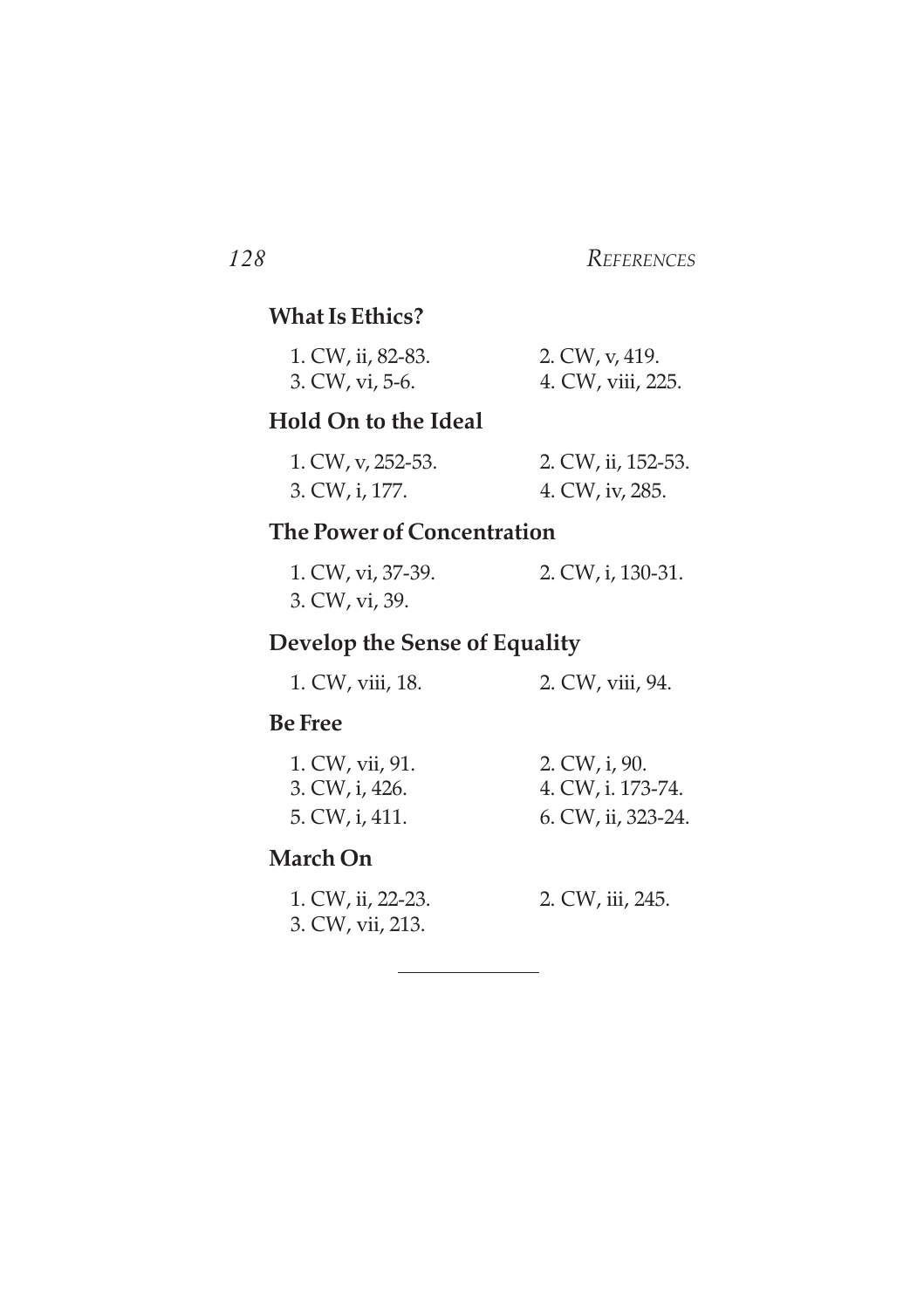### What Is Ethics?

1. CW, ii, 82-83.
2. CW, v, 419.
3. CW, vi, 5-6.
4. CW, viii, 225.

### Hold On to the Ideal

1. CW, v, 252-53.
2. CW, ii, 152-53.
3. CW, i, 177.
4. CW, iv, 285.

### The Power of Concentration

1. CW, vi, 37-39.
2. CW, i, 130-31.
3. CW, vi, 39.

### Develop the Sense of Equality

1. CW, viii, 18.
2. CW, viii, 94.

### Be Free

1. CW, vii, 91.
2. CW, i, 90.
3. CW, i, 426.
4. CW, i. 173-74.
5. CW, i, 411.
6. CW, ii, 323-24.

### March On

1. CW, ii, 22-23.
2. CW, iii, 245.
3. CW, vii, 213.

---